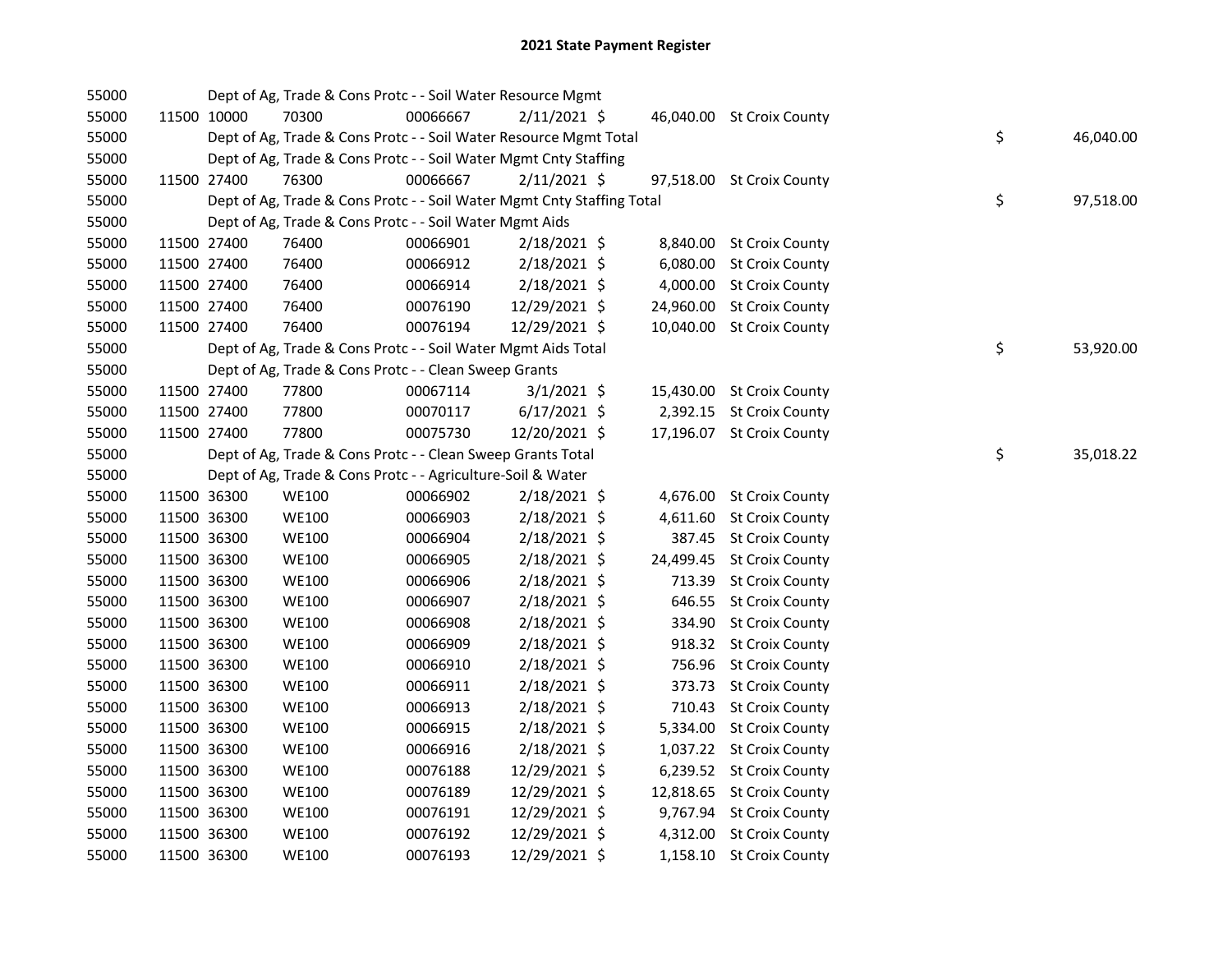# 2021 State Payment Register

| | | | | | | | | |
|---|---|---|---|---|---|---|---|---|
| 55000 | | | Dept of Ag, Trade & Cons Protc - - Soil Water Resource Mgmt | | | | | |
| 55000 | 11500 | 10000 | 70300 | 00066667 | 2/11/2021 | $ 46,040.00 | St Croix County | |
| 55000 | | | Dept of Ag, Trade & Cons Protc - - Soil Water Resource Mgmt Total | | | | | $ 46,040.00 |
| 55000 | | | Dept of Ag, Trade & Cons Protc - - Soil Water Mgmt Cnty Staffing | | | | | |
| 55000 | 11500 | 27400 | 76300 | 00066667 | 2/11/2021 | $ 97,518.00 | St Croix County | |
| 55000 | | | Dept of Ag, Trade & Cons Protc - - Soil Water Mgmt Cnty Staffing Total | | | | | $ 97,518.00 |
| 55000 | | | Dept of Ag, Trade & Cons Protc - - Soil Water Mgmt Aids | | | | | |
| 55000 | 11500 | 27400 | 76400 | 00066901 | 2/18/2021 | $ 8,840.00 | St Croix County | |
| 55000 | 11500 | 27400 | 76400 | 00066912 | 2/18/2021 | $ 6,080.00 | St Croix County | |
| 55000 | 11500 | 27400 | 76400 | 00066914 | 2/18/2021 | $ 4,000.00 | St Croix County | |
| 55000 | 11500 | 27400 | 76400 | 00076190 | 12/29/2021 | $ 24,960.00 | St Croix County | |
| 55000 | 11500 | 27400 | 76400 | 00076194 | 12/29/2021 | $ 10,040.00 | St Croix County | |
| 55000 | | | Dept of Ag, Trade & Cons Protc - - Soil Water Mgmt Aids Total | | | | | $ 53,920.00 |
| 55000 | | | Dept of Ag, Trade & Cons Protc - - Clean Sweep Grants | | | | | |
| 55000 | 11500 | 27400 | 77800 | 00067114 | 3/1/2021 | $ 15,430.00 | St Croix County | |
| 55000 | 11500 | 27400 | 77800 | 00070117 | 6/17/2021 | $ 2,392.15 | St Croix County | |
| 55000 | 11500 | 27400 | 77800 | 00075730 | 12/20/2021 | $ 17,196.07 | St Croix County | |
| 55000 | | | Dept of Ag, Trade & Cons Protc - - Clean Sweep Grants Total | | | | | $ 35,018.22 |
| 55000 | | | Dept of Ag, Trade & Cons Protc - - Agriculture-Soil & Water | | | | | |
| 55000 | 11500 | 36300 | WE100 | 00066902 | 2/18/2021 | $ 4,676.00 | St Croix County | |
| 55000 | 11500 | 36300 | WE100 | 00066903 | 2/18/2021 | $ 4,611.60 | St Croix County | |
| 55000 | 11500 | 36300 | WE100 | 00066904 | 2/18/2021 | $ 387.45 | St Croix County | |
| 55000 | 11500 | 36300 | WE100 | 00066905 | 2/18/2021 | $ 24,499.45 | St Croix County | |
| 55000 | 11500 | 36300 | WE100 | 00066906 | 2/18/2021 | $ 713.39 | St Croix County | |
| 55000 | 11500 | 36300 | WE100 | 00066907 | 2/18/2021 | $ 646.55 | St Croix County | |
| 55000 | 11500 | 36300 | WE100 | 00066908 | 2/18/2021 | $ 334.90 | St Croix County | |
| 55000 | 11500 | 36300 | WE100 | 00066909 | 2/18/2021 | $ 918.32 | St Croix County | |
| 55000 | 11500 | 36300 | WE100 | 00066910 | 2/18/2021 | $ 756.96 | St Croix County | |
| 55000 | 11500 | 36300 | WE100 | 00066911 | 2/18/2021 | $ 373.73 | St Croix County | |
| 55000 | 11500 | 36300 | WE100 | 00066913 | 2/18/2021 | $ 710.43 | St Croix County | |
| 55000 | 11500 | 36300 | WE100 | 00066915 | 2/18/2021 | $ 5,334.00 | St Croix County | |
| 55000 | 11500 | 36300 | WE100 | 00066916 | 2/18/2021 | $ 1,037.22 | St Croix County | |
| 55000 | 11500 | 36300 | WE100 | 00076188 | 12/29/2021 | $ 6,239.52 | St Croix County | |
| 55000 | 11500 | 36300 | WE100 | 00076189 | 12/29/2021 | $ 12,818.65 | St Croix County | |
| 55000 | 11500 | 36300 | WE100 | 00076191 | 12/29/2021 | $ 9,767.94 | St Croix County | |
| 55000 | 11500 | 36300 | WE100 | 00076192 | 12/29/2021 | $ 4,312.00 | St Croix County | |
| 55000 | 11500 | 36300 | WE100 | 00076193 | 12/29/2021 | $ 1,158.10 | St Croix County | |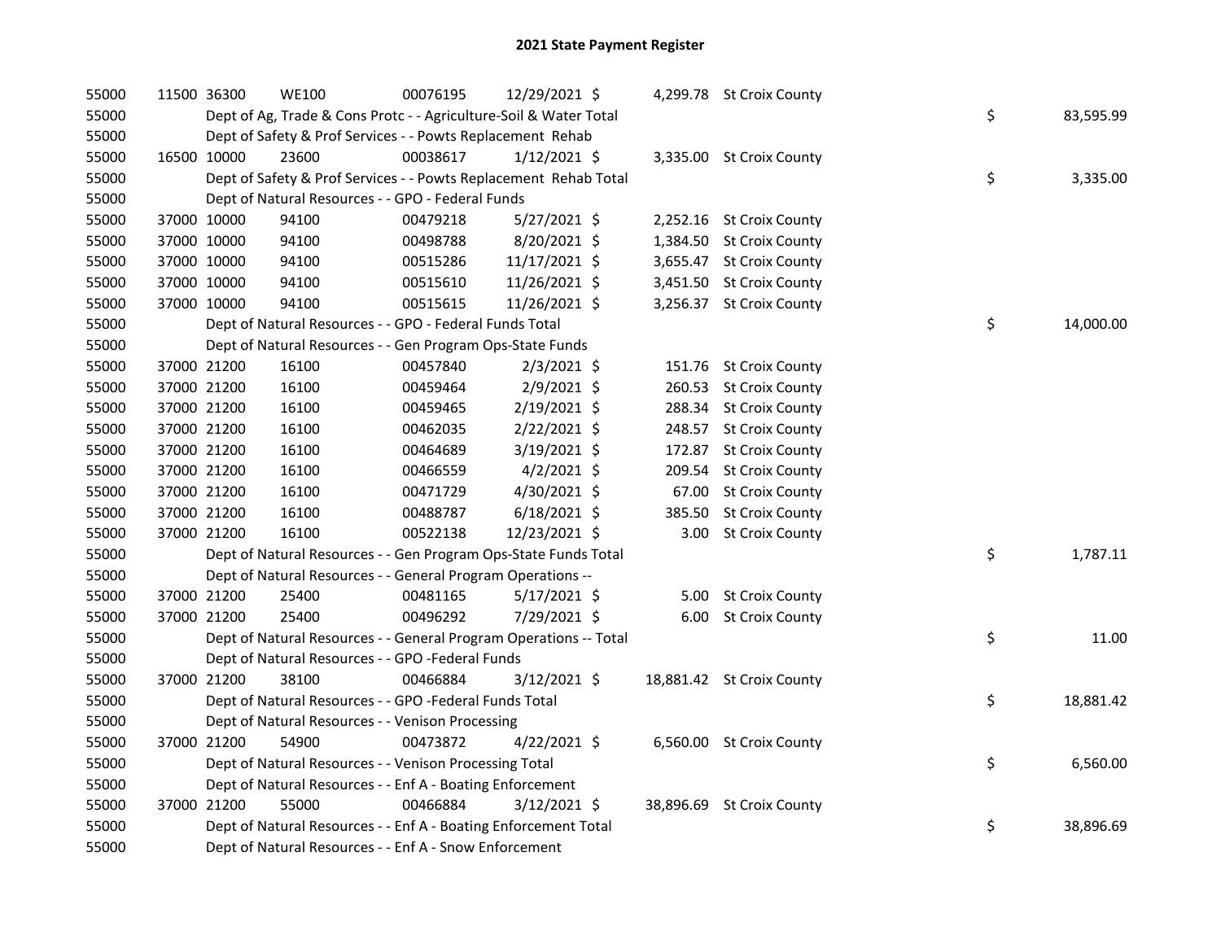## 2021 State Payment Register

| | | | | | | | | | |
|---|---|---|---|---|---|---|---|---|---|
| 55000 | 11500 | 36300 | WE100 | 00076195 | 12/29/2021 | $ 4,299.78 | St Croix County | | |
| 55000 | | Dept of Ag, Trade & Cons Protc - - Agriculture-Soil & Water Total | | | | | | $ | 83,595.99 |
| 55000 | | Dept of Safety & Prof Services - - Powts Replacement Rehab | | | | | | | |
| 55000 | 16500 | 10000 | 23600 | 00038617 | 1/12/2021 | $ 3,335.00 | St Croix County | | |
| 55000 | | Dept of Safety & Prof Services - - Powts Replacement Rehab Total | | | | | | $ | 3,335.00 |
| 55000 | | Dept of Natural Resources - - GPO - Federal Funds | | | | | | | |
| 55000 | 37000 | 10000 | 94100 | 00479218 | 5/27/2021 | $ 2,252.16 | St Croix County | | |
| 55000 | 37000 | 10000 | 94100 | 00498788 | 8/20/2021 | $ 1,384.50 | St Croix County | | |
| 55000 | 37000 | 10000 | 94100 | 00515286 | 11/17/2021 | $ 3,655.47 | St Croix County | | |
| 55000 | 37000 | 10000 | 94100 | 00515610 | 11/26/2021 | $ 3,451.50 | St Croix County | | |
| 55000 | 37000 | 10000 | 94100 | 00515615 | 11/26/2021 | $ 3,256.37 | St Croix County | | |
| 55000 | | Dept of Natural Resources - - GPO - Federal Funds Total | | | | | | $ | 14,000.00 |
| 55000 | | Dept of Natural Resources - - Gen Program Ops-State Funds | | | | | | | |
| 55000 | 37000 | 21200 | 16100 | 00457840 | 2/3/2021 | $ 151.76 | St Croix County | | |
| 55000 | 37000 | 21200 | 16100 | 00459464 | 2/9/2021 | $ 260.53 | St Croix County | | |
| 55000 | 37000 | 21200 | 16100 | 00459465 | 2/19/2021 | $ 288.34 | St Croix County | | |
| 55000 | 37000 | 21200 | 16100 | 00462035 | 2/22/2021 | $ 248.57 | St Croix County | | |
| 55000 | 37000 | 21200 | 16100 | 00464689 | 3/19/2021 | $ 172.87 | St Croix County | | |
| 55000 | 37000 | 21200 | 16100 | 00466559 | 4/2/2021 | $ 209.54 | St Croix County | | |
| 55000 | 37000 | 21200 | 16100 | 00471729 | 4/30/2021 | $ 67.00 | St Croix County | | |
| 55000 | 37000 | 21200 | 16100 | 00488787 | 6/18/2021 | $ 385.50 | St Croix County | | |
| 55000 | 37000 | 21200 | 16100 | 00522138 | 12/23/2021 | $ 3.00 | St Croix County | | |
| 55000 | | Dept of Natural Resources - - Gen Program Ops-State Funds Total | | | | | | $ | 1,787.11 |
| 55000 | | Dept of Natural Resources - - General Program Operations -- | | | | | | | |
| 55000 | 37000 | 21200 | 25400 | 00481165 | 5/17/2021 | $ 5.00 | St Croix County | | |
| 55000 | 37000 | 21200 | 25400 | 00496292 | 7/29/2021 | $ 6.00 | St Croix County | | |
| 55000 | | Dept of Natural Resources - - General Program Operations -- Total | | | | | | $ | 11.00 |
| 55000 | | Dept of Natural Resources - - GPO -Federal Funds | | | | | | | |
| 55000 | 37000 | 21200 | 38100 | 00466884 | 3/12/2021 | $ 18,881.42 | St Croix County | | |
| 55000 | | Dept of Natural Resources - - GPO -Federal Funds Total | | | | | | $ | 18,881.42 |
| 55000 | | Dept of Natural Resources - - Venison Processing | | | | | | | |
| 55000 | 37000 | 21200 | 54900 | 00473872 | 4/22/2021 | $ 6,560.00 | St Croix County | | |
| 55000 | | Dept of Natural Resources - - Venison Processing Total | | | | | | $ | 6,560.00 |
| 55000 | | Dept of Natural Resources - - Enf A - Boating Enforcement | | | | | | | |
| 55000 | 37000 | 21200 | 55000 | 00466884 | 3/12/2021 | $ 38,896.69 | St Croix County | | |
| 55000 | | Dept of Natural Resources - - Enf A - Boating Enforcement Total | | | | | | $ | 38,896.69 |
| 55000 | | Dept of Natural Resources - - Enf A - Snow Enforcement | | | | | | | |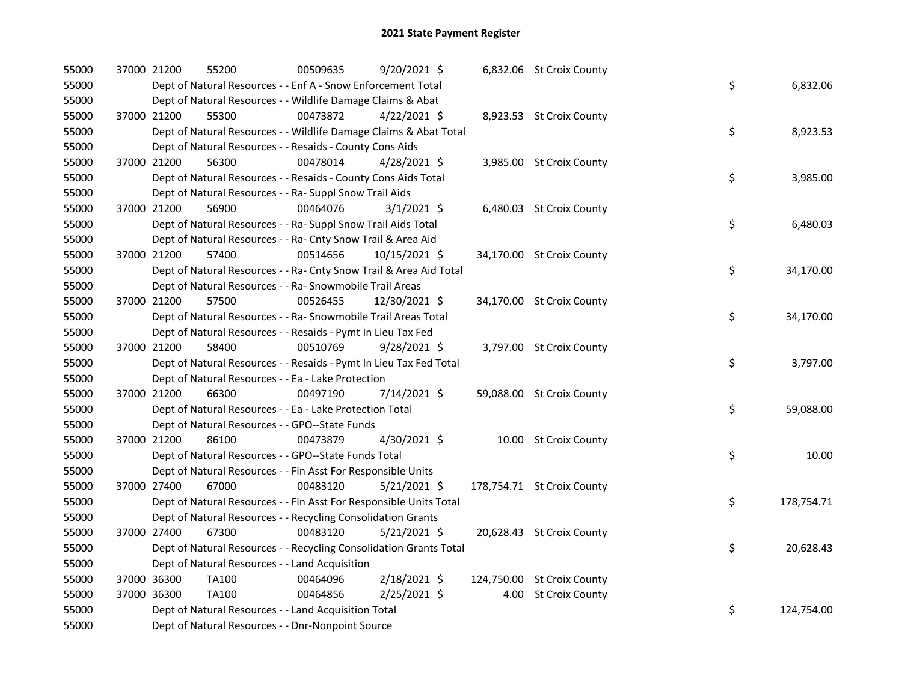# 2021 State Payment Register

| | | | | | | | | |
|---|---|---|---|---|---|---|---|---|
| 55000 | 37000 | 21200 | 55200 | 00509635 | 9/20/2021 $ | 6,832.06 | St Croix County | |
| 55000 | | Dept of Natural Resources - - Enf A - Snow Enforcement Total | | | | | | $ 6,832.06 |
| 55000 | | Dept of Natural Resources - - Wildlife Damage Claims & Abat | | | | | | |
| 55000 | 37000 | 21200 | 55300 | 00473872 | 4/22/2021 $ | 8,923.53 | St Croix County | |
| 55000 | | Dept of Natural Resources - - Wildlife Damage Claims & Abat Total | | | | | | $ 8,923.53 |
| 55000 | | Dept of Natural Resources - - Resaids - County Cons Aids | | | | | | |
| 55000 | 37000 | 21200 | 56300 | 00478014 | 4/28/2021 $ | 3,985.00 | St Croix County | |
| 55000 | | Dept of Natural Resources - - Resaids - County Cons Aids Total | | | | | | $ 3,985.00 |
| 55000 | | Dept of Natural Resources - - Ra- Suppl Snow Trail Aids | | | | | | |
| 55000 | 37000 | 21200 | 56900 | 00464076 | 3/1/2021 $ | 6,480.03 | St Croix County | |
| 55000 | | Dept of Natural Resources - - Ra- Suppl Snow Trail Aids Total | | | | | | $ 6,480.03 |
| 55000 | | Dept of Natural Resources - - Ra- Cnty Snow Trail & Area Aid | | | | | | |
| 55000 | 37000 | 21200 | 57400 | 00514656 | 10/15/2021 $ | 34,170.00 | St Croix County | |
| 55000 | | Dept of Natural Resources - - Ra- Cnty Snow Trail & Area Aid Total | | | | | | $ 34,170.00 |
| 55000 | | Dept of Natural Resources - - Ra- Snowmobile Trail Areas | | | | | | |
| 55000 | 37000 | 21200 | 57500 | 00526455 | 12/30/2021 $ | 34,170.00 | St Croix County | |
| 55000 | | Dept of Natural Resources - - Ra- Snowmobile Trail Areas Total | | | | | | $ 34,170.00 |
| 55000 | | Dept of Natural Resources - - Resaids - Pymt In Lieu Tax Fed | | | | | | |
| 55000 | 37000 | 21200 | 58400 | 00510769 | 9/28/2021 $ | 3,797.00 | St Croix County | |
| 55000 | | Dept of Natural Resources - - Resaids - Pymt In Lieu Tax Fed Total | | | | | | $ 3,797.00 |
| 55000 | | Dept of Natural Resources - - Ea - Lake Protection | | | | | | |
| 55000 | 37000 | 21200 | 66300 | 00497190 | 7/14/2021 $ | 59,088.00 | St Croix County | |
| 55000 | | Dept of Natural Resources - - Ea - Lake Protection Total | | | | | | $ 59,088.00 |
| 55000 | | Dept of Natural Resources - - GPO--State Funds | | | | | | |
| 55000 | 37000 | 21200 | 86100 | 00473879 | 4/30/2021 $ | 10.00 | St Croix County | |
| 55000 | | Dept of Natural Resources - - GPO--State Funds Total | | | | | | $ 10.00 |
| 55000 | | Dept of Natural Resources - - Fin Asst For Responsible Units | | | | | | |
| 55000 | 37000 | 27400 | 67000 | 00483120 | 5/21/2021 $ | 178,754.71 | St Croix County | |
| 55000 | | Dept of Natural Resources - - Fin Asst For Responsible Units Total | | | | | | $ 178,754.71 |
| 55000 | | Dept of Natural Resources - - Recycling Consolidation Grants | | | | | | |
| 55000 | 37000 | 27400 | 67300 | 00483120 | 5/21/2021 $ | 20,628.43 | St Croix County | |
| 55000 | | Dept of Natural Resources - - Recycling Consolidation Grants Total | | | | | | $ 20,628.43 |
| 55000 | | Dept of Natural Resources - - Land Acquisition | | | | | | |
| 55000 | 37000 | 36300 | TA100 | 00464096 | 2/18/2021 $ | 124,750.00 | St Croix County | |
| 55000 | 37000 | 36300 | TA100 | 00464856 | 2/25/2021 $ | 4.00 | St Croix County | |
| 55000 | | Dept of Natural Resources - - Land Acquisition Total | | | | | | $ 124,754.00 |
| 55000 | | Dept of Natural Resources - - Dnr-Nonpoint Source | | | | | | |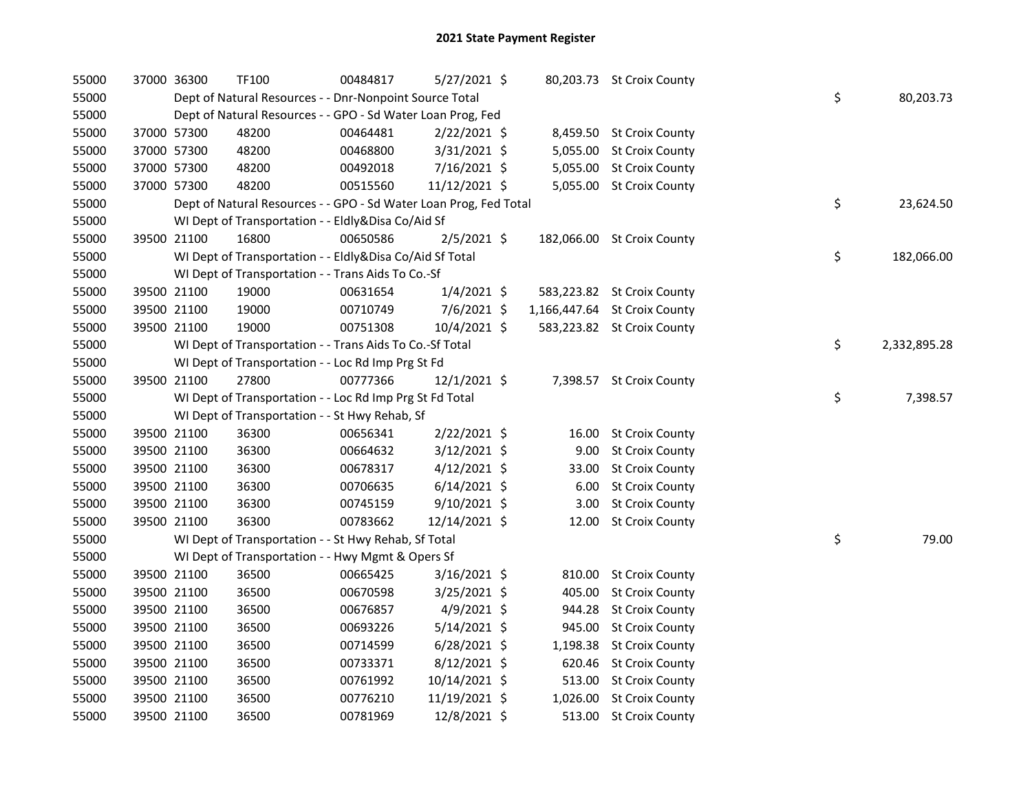# 2021 State Payment Register

| | | | | | | | | | |
|---|---|---|---|---|---|---|---|---|---|
| 55000 | 37000 | 36300 | TF100 | 00484817 | 5/27/2021 | $ 80,203.73 | St Croix County | | |
| 55000 | | Dept of Natural Resources - - Dnr-Nonpoint Source Total | | | | | | $ | 80,203.73 |
| 55000 | | Dept of Natural Resources - - GPO - Sd Water Loan Prog, Fed | | | | | | | |
| 55000 | 37000 | 57300 | 48200 | 00464481 | 2/22/2021 | $ 8,459.50 | St Croix County | | |
| 55000 | 37000 | 57300 | 48200 | 00468800 | 3/31/2021 | $ 5,055.00 | St Croix County | | |
| 55000 | 37000 | 57300 | 48200 | 00492018 | 7/16/2021 | $ 5,055.00 | St Croix County | | |
| 55000 | 37000 | 57300 | 48200 | 00515560 | 11/12/2021 | $ 5,055.00 | St Croix County | | |
| 55000 | | Dept of Natural Resources - - GPO - Sd Water Loan Prog, Fed Total | | | | | | $ | 23,624.50 |
| 55000 | | WI Dept of Transportation - - Eldly&Disa Co/Aid Sf | | | | | | | |
| 55000 | 39500 | 21100 | 16800 | 00650586 | 2/5/2021 | $ 182,066.00 | St Croix County | | |
| 55000 | | WI Dept of Transportation - - Eldly&Disa Co/Aid Sf Total | | | | | | $ | 182,066.00 |
| 55000 | | WI Dept of Transportation - - Trans Aids To Co.-Sf | | | | | | | |
| 55000 | 39500 | 21100 | 19000 | 00631654 | 1/4/2021 | $ 583,223.82 | St Croix County | | |
| 55000 | 39500 | 21100 | 19000 | 00710749 | 7/6/2021 | $ 1,166,447.64 | St Croix County | | |
| 55000 | 39500 | 21100 | 19000 | 00751308 | 10/4/2021 | $ 583,223.82 | St Croix County | | |
| 55000 | | WI Dept of Transportation - - Trans Aids To Co.-Sf Total | | | | | | $ | 2,332,895.28 |
| 55000 | | WI Dept of Transportation - - Loc Rd Imp Prg St Fd | | | | | | | |
| 55000 | 39500 | 21100 | 27800 | 00777366 | 12/1/2021 | $ 7,398.57 | St Croix County | | |
| 55000 | | WI Dept of Transportation - - Loc Rd Imp Prg St Fd Total | | | | | | $ | 7,398.57 |
| 55000 | | WI Dept of Transportation - - St Hwy Rehab, Sf | | | | | | | |
| 55000 | 39500 | 21100 | 36300 | 00656341 | 2/22/2021 | $ 16.00 | St Croix County | | |
| 55000 | 39500 | 21100 | 36300 | 00664632 | 3/12/2021 | $ 9.00 | St Croix County | | |
| 55000 | 39500 | 21100 | 36300 | 00678317 | 4/12/2021 | $ 33.00 | St Croix County | | |
| 55000 | 39500 | 21100 | 36300 | 00706635 | 6/14/2021 | $ 6.00 | St Croix County | | |
| 55000 | 39500 | 21100 | 36300 | 00745159 | 9/10/2021 | $ 3.00 | St Croix County | | |
| 55000 | 39500 | 21100 | 36300 | 00783662 | 12/14/2021 | $ 12.00 | St Croix County | | |
| 55000 | | WI Dept of Transportation - - St Hwy Rehab, Sf Total | | | | | | $ | 79.00 |
| 55000 | | WI Dept of Transportation - - Hwy Mgmt & Opers Sf | | | | | | | |
| 55000 | 39500 | 21100 | 36500 | 00665425 | 3/16/2021 | $ 810.00 | St Croix County | | |
| 55000 | 39500 | 21100 | 36500 | 00670598 | 3/25/2021 | $ 405.00 | St Croix County | | |
| 55000 | 39500 | 21100 | 36500 | 00676857 | 4/9/2021 | $ 944.28 | St Croix County | | |
| 55000 | 39500 | 21100 | 36500 | 00693226 | 5/14/2021 | $ 945.00 | St Croix County | | |
| 55000 | 39500 | 21100 | 36500 | 00714599 | 6/28/2021 | $ 1,198.38 | St Croix County | | |
| 55000 | 39500 | 21100 | 36500 | 00733371 | 8/12/2021 | $ 620.46 | St Croix County | | |
| 55000 | 39500 | 21100 | 36500 | 00761992 | 10/14/2021 | $ 513.00 | St Croix County | | |
| 55000 | 39500 | 21100 | 36500 | 00776210 | 11/19/2021 | $ 1,026.00 | St Croix County | | |
| 55000 | 39500 | 21100 | 36500 | 00781969 | 12/8/2021 | $ 513.00 | St Croix County | | |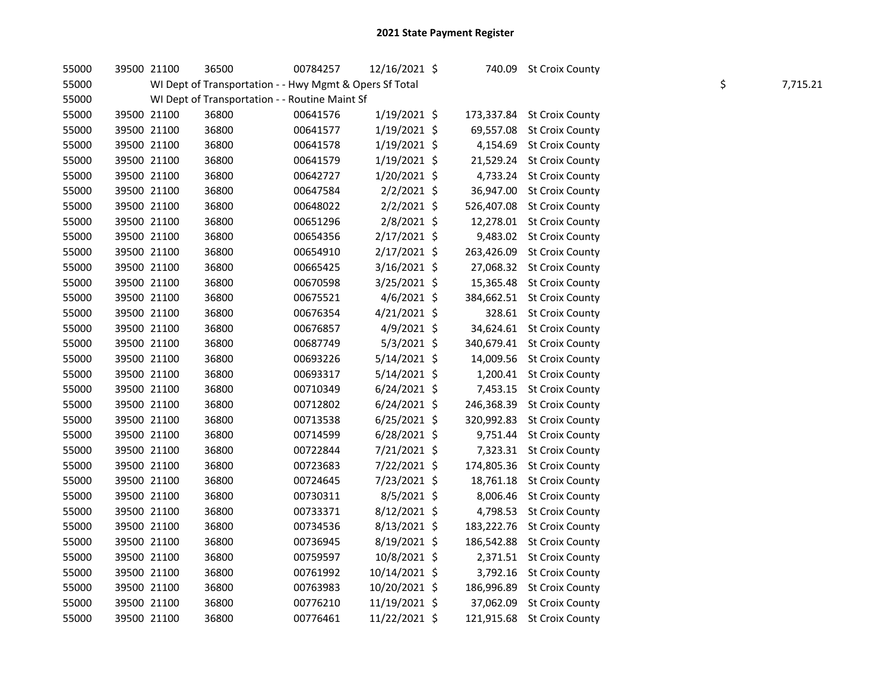# 2021 State Payment Register

| | | | | | | | | |
|---|---|---|---|---|---|---|---|---|
| 55000 | 39500 | 21100 | 36500 | 00784257 | 12/16/2021 | $ 740.09 | St Croix County | |
| 55000 | | WI Dept of Transportation - - Hwy Mgmt & Opers Sf Total | | | | | | $ 7,715.21 |
| 55000 | | WI Dept of Transportation - - Routine Maint Sf | | | | | | |
| 55000 | 39500 | 21100 | 36800 | 00641576 | 1/19/2021 | $ 173,337.84 | St Croix County | |
| 55000 | 39500 | 21100 | 36800 | 00641577 | 1/19/2021 | $ 69,557.08 | St Croix County | |
| 55000 | 39500 | 21100 | 36800 | 00641578 | 1/19/2021 | $ 4,154.69 | St Croix County | |
| 55000 | 39500 | 21100 | 36800 | 00641579 | 1/19/2021 | $ 21,529.24 | St Croix County | |
| 55000 | 39500 | 21100 | 36800 | 00642727 | 1/20/2021 | $ 4,733.24 | St Croix County | |
| 55000 | 39500 | 21100 | 36800 | 00647584 | 2/2/2021 | $ 36,947.00 | St Croix County | |
| 55000 | 39500 | 21100 | 36800 | 00648022 | 2/2/2021 | $ 526,407.08 | St Croix County | |
| 55000 | 39500 | 21100 | 36800 | 00651296 | 2/8/2021 | $ 12,278.01 | St Croix County | |
| 55000 | 39500 | 21100 | 36800 | 00654356 | 2/17/2021 | $ 9,483.02 | St Croix County | |
| 55000 | 39500 | 21100 | 36800 | 00654910 | 2/17/2021 | $ 263,426.09 | St Croix County | |
| 55000 | 39500 | 21100 | 36800 | 00665425 | 3/16/2021 | $ 27,068.32 | St Croix County | |
| 55000 | 39500 | 21100 | 36800 | 00670598 | 3/25/2021 | $ 15,365.48 | St Croix County | |
| 55000 | 39500 | 21100 | 36800 | 00675521 | 4/6/2021 | $ 384,662.51 | St Croix County | |
| 55000 | 39500 | 21100 | 36800 | 00676354 | 4/21/2021 | $ 328.61 | St Croix County | |
| 55000 | 39500 | 21100 | 36800 | 00676857 | 4/9/2021 | $ 34,624.61 | St Croix County | |
| 55000 | 39500 | 21100 | 36800 | 00687749 | 5/3/2021 | $ 340,679.41 | St Croix County | |
| 55000 | 39500 | 21100 | 36800 | 00693226 | 5/14/2021 | $ 14,009.56 | St Croix County | |
| 55000 | 39500 | 21100 | 36800 | 00693317 | 5/14/2021 | $ 1,200.41 | St Croix County | |
| 55000 | 39500 | 21100 | 36800 | 00710349 | 6/24/2021 | $ 7,453.15 | St Croix County | |
| 55000 | 39500 | 21100 | 36800 | 00712802 | 6/24/2021 | $ 246,368.39 | St Croix County | |
| 55000 | 39500 | 21100 | 36800 | 00713538 | 6/25/2021 | $ 320,992.83 | St Croix County | |
| 55000 | 39500 | 21100 | 36800 | 00714599 | 6/28/2021 | $ 9,751.44 | St Croix County | |
| 55000 | 39500 | 21100 | 36800 | 00722844 | 7/21/2021 | $ 7,323.31 | St Croix County | |
| 55000 | 39500 | 21100 | 36800 | 00723683 | 7/22/2021 | $ 174,805.36 | St Croix County | |
| 55000 | 39500 | 21100 | 36800 | 00724645 | 7/23/2021 | $ 18,761.18 | St Croix County | |
| 55000 | 39500 | 21100 | 36800 | 00730311 | 8/5/2021 | $ 8,006.46 | St Croix County | |
| 55000 | 39500 | 21100 | 36800 | 00733371 | 8/12/2021 | $ 4,798.53 | St Croix County | |
| 55000 | 39500 | 21100 | 36800 | 00734536 | 8/13/2021 | $ 183,222.76 | St Croix County | |
| 55000 | 39500 | 21100 | 36800 | 00736945 | 8/19/2021 | $ 186,542.88 | St Croix County | |
| 55000 | 39500 | 21100 | 36800 | 00759597 | 10/8/2021 | $ 2,371.51 | St Croix County | |
| 55000 | 39500 | 21100 | 36800 | 00761992 | 10/14/2021 | $ 3,792.16 | St Croix County | |
| 55000 | 39500 | 21100 | 36800 | 00763983 | 10/20/2021 | $ 186,996.89 | St Croix County | |
| 55000 | 39500 | 21100 | 36800 | 00776210 | 11/19/2021 | $ 37,062.09 | St Croix County | |
| 55000 | 39500 | 21100 | 36800 | 00776461 | 11/22/2021 | $ 121,915.68 | St Croix County | |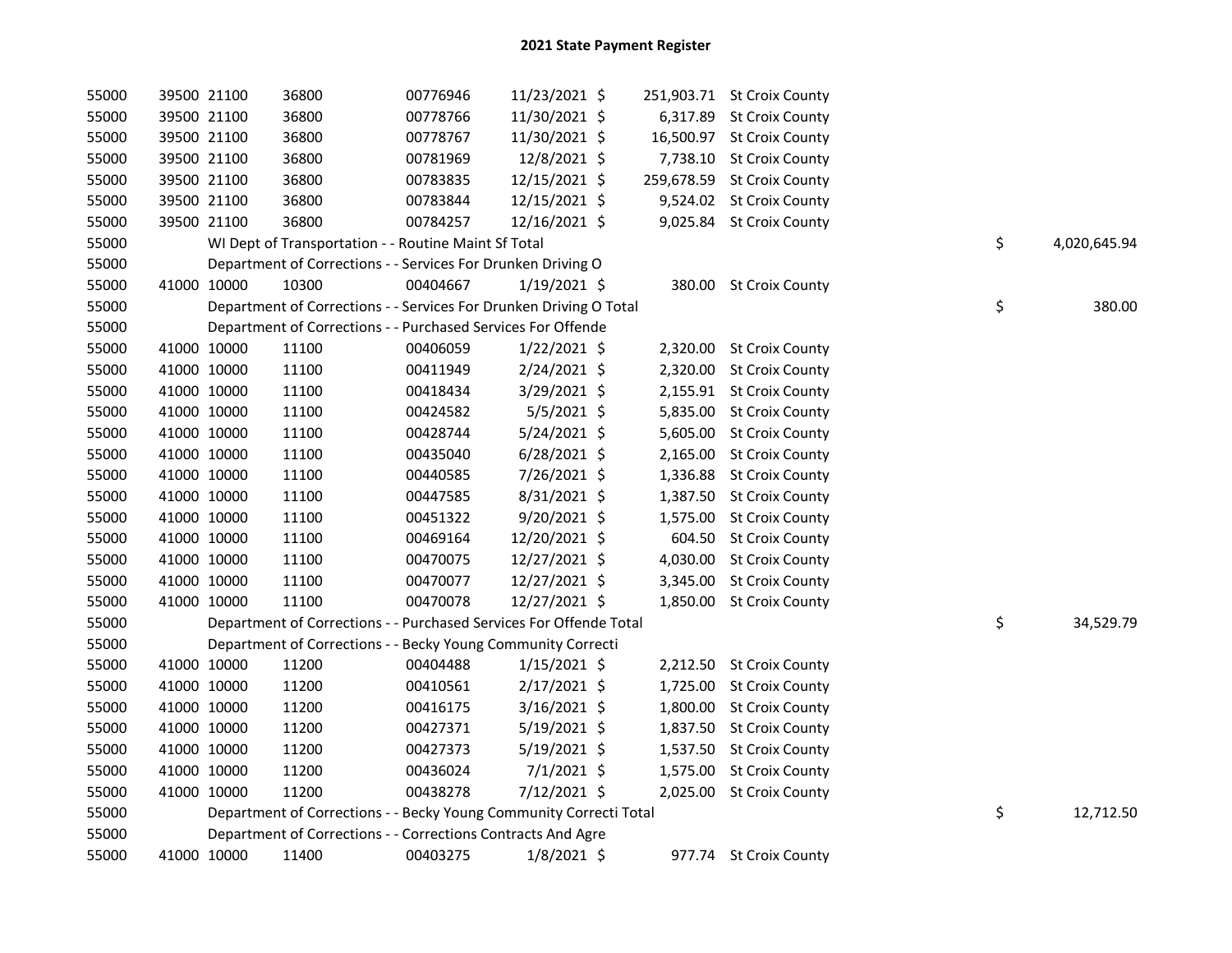# 2021 State Payment Register

| | | | | | | | | | |
|---|---|---|---|---|---|---|---|---|---|
| 55000 | 39500 | 21100 | 36800 | 00776946 | 11/23/2021 | $ | 251,903.71 | St Croix County | | |
| 55000 | 39500 | 21100 | 36800 | 00778766 | 11/30/2021 | $ | 6,317.89 | St Croix County | | |
| 55000 | 39500 | 21100 | 36800 | 00778767 | 11/30/2021 | $ | 16,500.97 | St Croix County | | |
| 55000 | 39500 | 21100 | 36800 | 00781969 | 12/8/2021 | $ | 7,738.10 | St Croix County | | |
| 55000 | 39500 | 21100 | 36800 | 00783835 | 12/15/2021 | $ | 259,678.59 | St Croix County | | |
| 55000 | 39500 | 21100 | 36800 | 00783844 | 12/15/2021 | $ | 9,524.02 | St Croix County | | |
| 55000 | 39500 | 21100 | 36800 | 00784257 | 12/16/2021 | $ | 9,025.84 | St Croix County | | |
| 55000 | WI Dept of Transportation - - Routine Maint Sf Total | | | | | | | | $ | 4,020,645.94 |
| 55000 | Department of Corrections - - Services For Drunken Driving O | | | | | | | | | |
| 55000 | 41000 | 10000 | 10300 | 00404667 | 1/19/2021 | $ | 380.00 | St Croix County | | |
| 55000 | Department of Corrections - - Services For Drunken Driving O Total | | | | | | | | $ | 380.00 |
| 55000 | Department of Corrections - - Purchased Services For Offende | | | | | | | | | |
| 55000 | 41000 | 10000 | 11100 | 00406059 | 1/22/2021 | $ | 2,320.00 | St Croix County | | |
| 55000 | 41000 | 10000 | 11100 | 00411949 | 2/24/2021 | $ | 2,320.00 | St Croix County | | |
| 55000 | 41000 | 10000 | 11100 | 00418434 | 3/29/2021 | $ | 2,155.91 | St Croix County | | |
| 55000 | 41000 | 10000 | 11100 | 00424582 | 5/5/2021 | $ | 5,835.00 | St Croix County | | |
| 55000 | 41000 | 10000 | 11100 | 00428744 | 5/24/2021 | $ | 5,605.00 | St Croix County | | |
| 55000 | 41000 | 10000 | 11100 | 00435040 | 6/28/2021 | $ | 2,165.00 | St Croix County | | |
| 55000 | 41000 | 10000 | 11100 | 00440585 | 7/26/2021 | $ | 1,336.88 | St Croix County | | |
| 55000 | 41000 | 10000 | 11100 | 00447585 | 8/31/2021 | $ | 1,387.50 | St Croix County | | |
| 55000 | 41000 | 10000 | 11100 | 00451322 | 9/20/2021 | $ | 1,575.00 | St Croix County | | |
| 55000 | 41000 | 10000 | 11100 | 00469164 | 12/20/2021 | $ | 604.50 | St Croix County | | |
| 55000 | 41000 | 10000 | 11100 | 00470075 | 12/27/2021 | $ | 4,030.00 | St Croix County | | |
| 55000 | 41000 | 10000 | 11100 | 00470077 | 12/27/2021 | $ | 3,345.00 | St Croix County | | |
| 55000 | 41000 | 10000 | 11100 | 00470078 | 12/27/2021 | $ | 1,850.00 | St Croix County | | |
| 55000 | Department of Corrections - - Purchased Services For Offende Total | | | | | | | | $ | 34,529.79 |
| 55000 | Department of Corrections - - Becky Young Community Correcti | | | | | | | | | |
| 55000 | 41000 | 10000 | 11200 | 00404488 | 1/15/2021 | $ | 2,212.50 | St Croix County | | |
| 55000 | 41000 | 10000 | 11200 | 00410561 | 2/17/2021 | $ | 1,725.00 | St Croix County | | |
| 55000 | 41000 | 10000 | 11200 | 00416175 | 3/16/2021 | $ | 1,800.00 | St Croix County | | |
| 55000 | 41000 | 10000 | 11200 | 00427371 | 5/19/2021 | $ | 1,837.50 | St Croix County | | |
| 55000 | 41000 | 10000 | 11200 | 00427373 | 5/19/2021 | $ | 1,537.50 | St Croix County | | |
| 55000 | 41000 | 10000 | 11200 | 00436024 | 7/1/2021 | $ | 1,575.00 | St Croix County | | |
| 55000 | 41000 | 10000 | 11200 | 00438278 | 7/12/2021 | $ | 2,025.00 | St Croix County | | |
| 55000 | Department of Corrections - - Becky Young Community Correcti Total | | | | | | | | $ | 12,712.50 |
| 55000 | Department of Corrections - - Corrections Contracts And Agre | | | | | | | | | |
| 55000 | 41000 | 10000 | 11400 | 00403275 | 1/8/2021 | $ | 977.74 | St Croix County | | |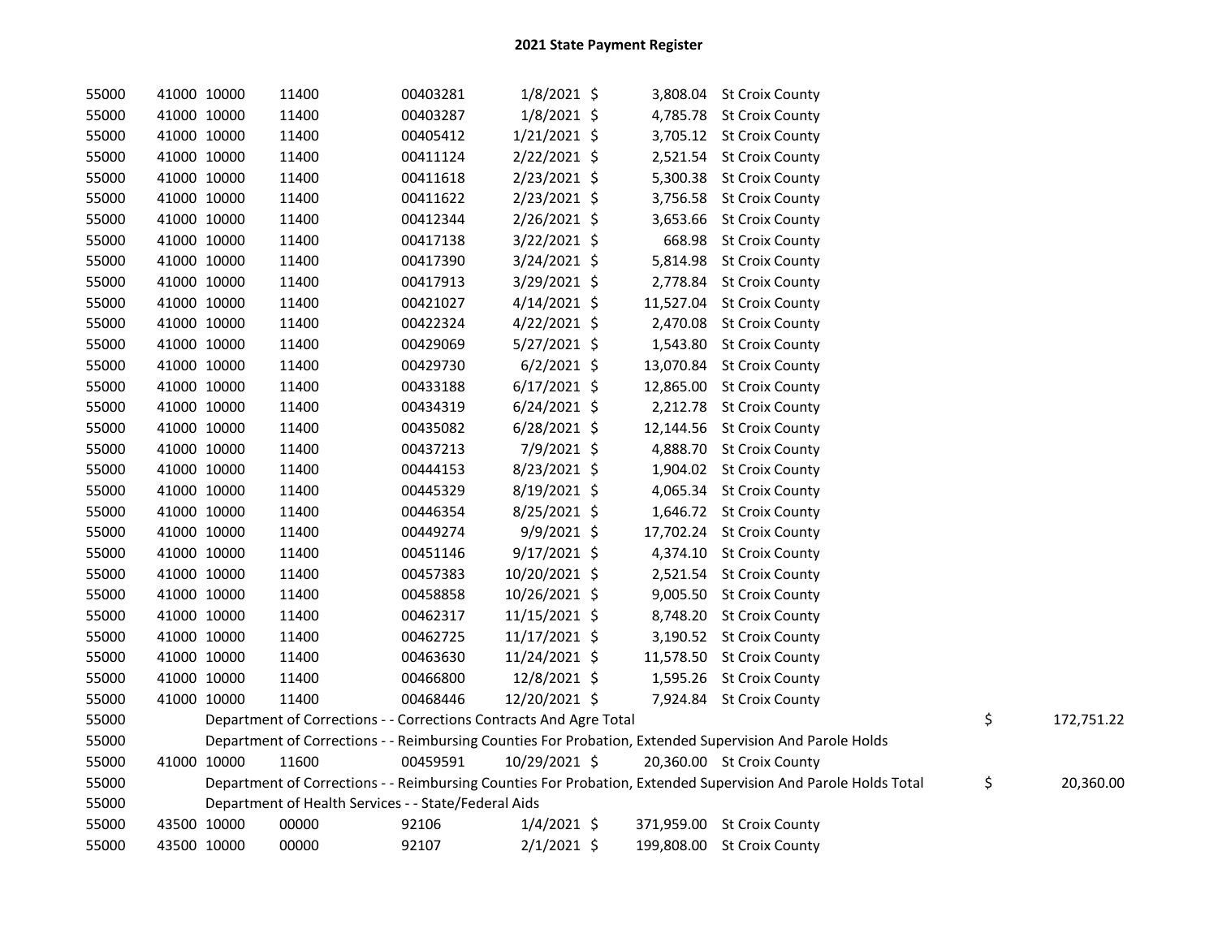# 2021 State Payment Register

| | | | | | | | | | |
|---|---|---|---|---|---|---|---|---|---|
| 55000 | 41000 | 10000 | 11400 | 00403281 | 1/8/2021 | $ 3,808.04 | St Croix County | | |
| 55000 | 41000 | 10000 | 11400 | 00403287 | 1/8/2021 | $ 4,785.78 | St Croix County | | |
| 55000 | 41000 | 10000 | 11400 | 00405412 | 1/21/2021 | $ 3,705.12 | St Croix County | | |
| 55000 | 41000 | 10000 | 11400 | 00411124 | 2/22/2021 | $ 2,521.54 | St Croix County | | |
| 55000 | 41000 | 10000 | 11400 | 00411618 | 2/23/2021 | $ 5,300.38 | St Croix County | | |
| 55000 | 41000 | 10000 | 11400 | 00411622 | 2/23/2021 | $ 3,756.58 | St Croix County | | |
| 55000 | 41000 | 10000 | 11400 | 00412344 | 2/26/2021 | $ 3,653.66 | St Croix County | | |
| 55000 | 41000 | 10000 | 11400 | 00417138 | 3/22/2021 | $ 668.98 | St Croix County | | |
| 55000 | 41000 | 10000 | 11400 | 00417390 | 3/24/2021 | $ 5,814.98 | St Croix County | | |
| 55000 | 41000 | 10000 | 11400 | 00417913 | 3/29/2021 | $ 2,778.84 | St Croix County | | |
| 55000 | 41000 | 10000 | 11400 | 00421027 | 4/14/2021 | $ 11,527.04 | St Croix County | | |
| 55000 | 41000 | 10000 | 11400 | 00422324 | 4/22/2021 | $ 2,470.08 | St Croix County | | |
| 55000 | 41000 | 10000 | 11400 | 00429069 | 5/27/2021 | $ 1,543.80 | St Croix County | | |
| 55000 | 41000 | 10000 | 11400 | 00429730 | 6/2/2021 | $ 13,070.84 | St Croix County | | |
| 55000 | 41000 | 10000 | 11400 | 00433188 | 6/17/2021 | $ 12,865.00 | St Croix County | | |
| 55000 | 41000 | 10000 | 11400 | 00434319 | 6/24/2021 | $ 2,212.78 | St Croix County | | |
| 55000 | 41000 | 10000 | 11400 | 00435082 | 6/28/2021 | $ 12,144.56 | St Croix County | | |
| 55000 | 41000 | 10000 | 11400 | 00437213 | 7/9/2021 | $ 4,888.70 | St Croix County | | |
| 55000 | 41000 | 10000 | 11400 | 00444153 | 8/23/2021 | $ 1,904.02 | St Croix County | | |
| 55000 | 41000 | 10000 | 11400 | 00445329 | 8/19/2021 | $ 4,065.34 | St Croix County | | |
| 55000 | 41000 | 10000 | 11400 | 00446354 | 8/25/2021 | $ 1,646.72 | St Croix County | | |
| 55000 | 41000 | 10000 | 11400 | 00449274 | 9/9/2021 | $ 17,702.24 | St Croix County | | |
| 55000 | 41000 | 10000 | 11400 | 00451146 | 9/17/2021 | $ 4,374.10 | St Croix County | | |
| 55000 | 41000 | 10000 | 11400 | 00457383 | 10/20/2021 | $ 2,521.54 | St Croix County | | |
| 55000 | 41000 | 10000 | 11400 | 00458858 | 10/26/2021 | $ 9,005.50 | St Croix County | | |
| 55000 | 41000 | 10000 | 11400 | 00462317 | 11/15/2021 | $ 8,748.20 | St Croix County | | |
| 55000 | 41000 | 10000 | 11400 | 00462725 | 11/17/2021 | $ 3,190.52 | St Croix County | | |
| 55000 | 41000 | 10000 | 11400 | 00463630 | 11/24/2021 | $ 11,578.50 | St Croix County | | |
| 55000 | 41000 | 10000 | 11400 | 00466800 | 12/8/2021 | $ 1,595.26 | St Croix County | | |
| 55000 | 41000 | 10000 | 11400 | 00468446 | 12/20/2021 | $ 7,924.84 | St Croix County | | |
| 55000 | | Department of Corrections - - Corrections Contracts And Agre Total | | | | | | $ | 172,751.22 |
| 55000 | | Department of Corrections - - Reimbursing Counties For Probation, Extended Supervision And Parole Holds | | | | | | | |
| 55000 | 41000 | 10000 | 11600 | 00459591 | 10/29/2021 | $ 20,360.00 | St Croix County | | |
| 55000 | | Department of Corrections - - Reimbursing Counties For Probation, Extended Supervision And Parole Holds Total | | | | | | $ | 20,360.00 |
| 55000 | | Department of Health Services - - State/Federal Aids | | | | | | | |
| 55000 | 43500 | 10000 | 00000 | 92106 | 1/4/2021 | $ 371,959.00 | St Croix County | | |
| 55000 | 43500 | 10000 | 00000 | 92107 | 2/1/2021 | $ 199,808.00 | St Croix County | | |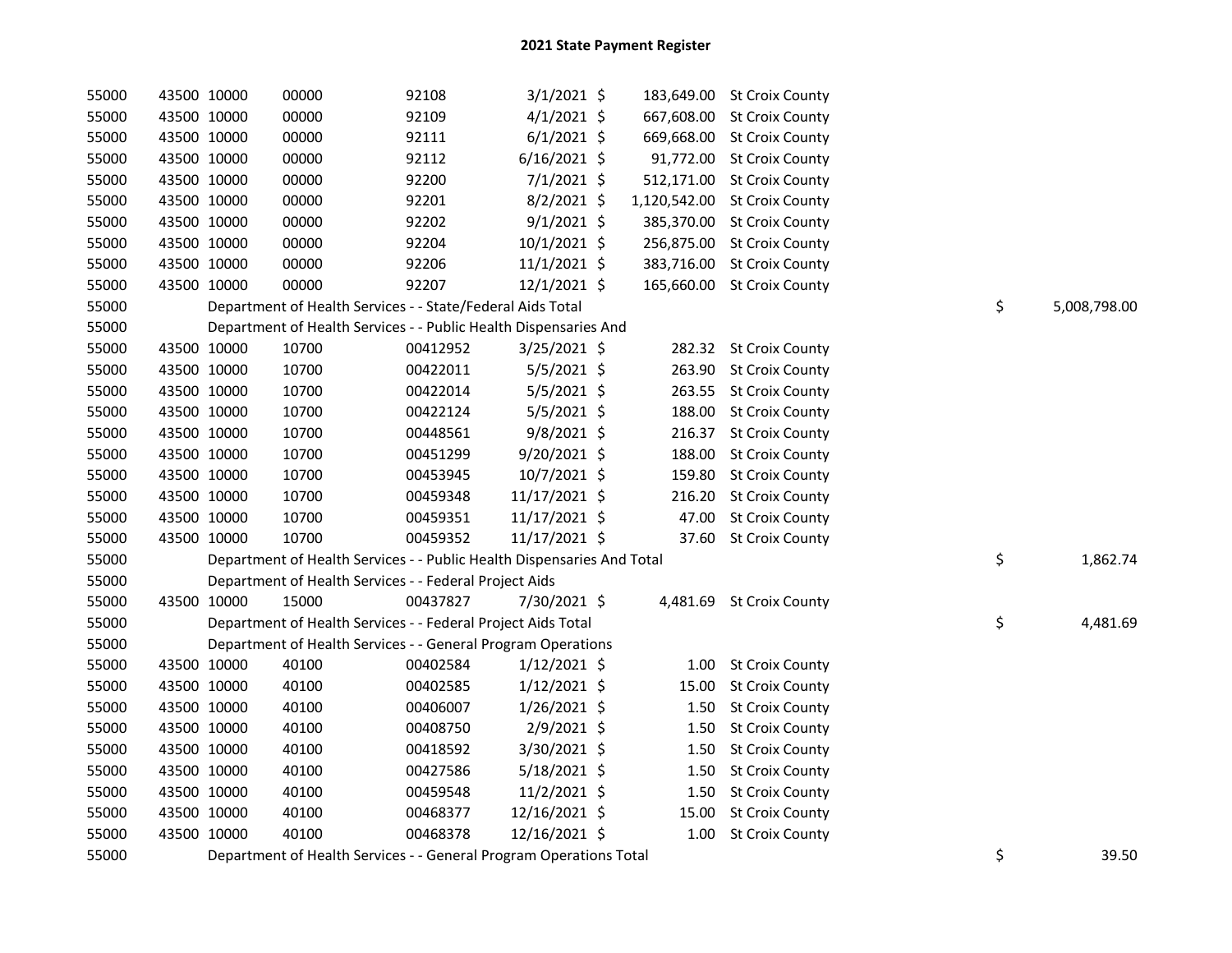# 2021 State Payment Register

| | | | | | | | | | |
|---|---|---|---|---|---|---|---|---|---|
| 55000 | 43500 | 10000 | 00000 | 92108 | 3/1/2021 | $ 183,649.00 | St Croix County | | |
| 55000 | 43500 | 10000 | 00000 | 92109 | 4/1/2021 | $ 667,608.00 | St Croix County | | |
| 55000 | 43500 | 10000 | 00000 | 92111 | 6/1/2021 | $ 669,668.00 | St Croix County | | |
| 55000 | 43500 | 10000 | 00000 | 92112 | 6/16/2021 | $ 91,772.00 | St Croix County | | |
| 55000 | 43500 | 10000 | 00000 | 92200 | 7/1/2021 | $ 512,171.00 | St Croix County | | |
| 55000 | 43500 | 10000 | 00000 | 92201 | 8/2/2021 | $ 1,120,542.00 | St Croix County | | |
| 55000 | 43500 | 10000 | 00000 | 92202 | 9/1/2021 | $ 385,370.00 | St Croix County | | |
| 55000 | 43500 | 10000 | 00000 | 92204 | 10/1/2021 | $ 256,875.00 | St Croix County | | |
| 55000 | 43500 | 10000 | 00000 | 92206 | 11/1/2021 | $ 383,716.00 | St Croix County | | |
| 55000 | 43500 | 10000 | 00000 | 92207 | 12/1/2021 | $ 165,660.00 | St Croix County | | |
| 55000 | Department of Health Services - - State/Federal Aids Total | | | | | | | $ | 5,008,798.00 |
| 55000 | Department of Health Services - - Public Health Dispensaries And | | | | | | | | |
| 55000 | 43500 | 10000 | 10700 | 00412952 | 3/25/2021 | $ 282.32 | St Croix County | | |
| 55000 | 43500 | 10000 | 10700 | 00422011 | 5/5/2021 | $ 263.90 | St Croix County | | |
| 55000 | 43500 | 10000 | 10700 | 00422014 | 5/5/2021 | $ 263.55 | St Croix County | | |
| 55000 | 43500 | 10000 | 10700 | 00422124 | 5/5/2021 | $ 188.00 | St Croix County | | |
| 55000 | 43500 | 10000 | 10700 | 00448561 | 9/8/2021 | $ 216.37 | St Croix County | | |
| 55000 | 43500 | 10000 | 10700 | 00451299 | 9/20/2021 | $ 188.00 | St Croix County | | |
| 55000 | 43500 | 10000 | 10700 | 00453945 | 10/7/2021 | $ 159.80 | St Croix County | | |
| 55000 | 43500 | 10000 | 10700 | 00459348 | 11/17/2021 | $ 216.20 | St Croix County | | |
| 55000 | 43500 | 10000 | 10700 | 00459351 | 11/17/2021 | $ 47.00 | St Croix County | | |
| 55000 | 43500 | 10000 | 10700 | 00459352 | 11/17/2021 | $ 37.60 | St Croix County | | |
| 55000 | Department of Health Services - - Public Health Dispensaries And Total | | | | | | | $ | 1,862.74 |
| 55000 | Department of Health Services - - Federal Project Aids | | | | | | | | |
| 55000 | 43500 | 10000 | 15000 | 00437827 | 7/30/2021 | $ 4,481.69 | St Croix County | | |
| 55000 | Department of Health Services - - Federal Project Aids Total | | | | | | | $ | 4,481.69 |
| 55000 | Department of Health Services - - General Program Operations | | | | | | | | |
| 55000 | 43500 | 10000 | 40100 | 00402584 | 1/12/2021 | $ 1.00 | St Croix County | | |
| 55000 | 43500 | 10000 | 40100 | 00402585 | 1/12/2021 | $ 15.00 | St Croix County | | |
| 55000 | 43500 | 10000 | 40100 | 00406007 | 1/26/2021 | $ 1.50 | St Croix County | | |
| 55000 | 43500 | 10000 | 40100 | 00408750 | 2/9/2021 | $ 1.50 | St Croix County | | |
| 55000 | 43500 | 10000 | 40100 | 00418592 | 3/30/2021 | $ 1.50 | St Croix County | | |
| 55000 | 43500 | 10000 | 40100 | 00427586 | 5/18/2021 | $ 1.50 | St Croix County | | |
| 55000 | 43500 | 10000 | 40100 | 00459548 | 11/2/2021 | $ 1.50 | St Croix County | | |
| 55000 | 43500 | 10000 | 40100 | 00468377 | 12/16/2021 | $ 15.00 | St Croix County | | |
| 55000 | 43500 | 10000 | 40100 | 00468378 | 12/16/2021 | $ 1.00 | St Croix County | | |
| 55000 | Department of Health Services - - General Program Operations Total | | | | | | | $ | 39.50 |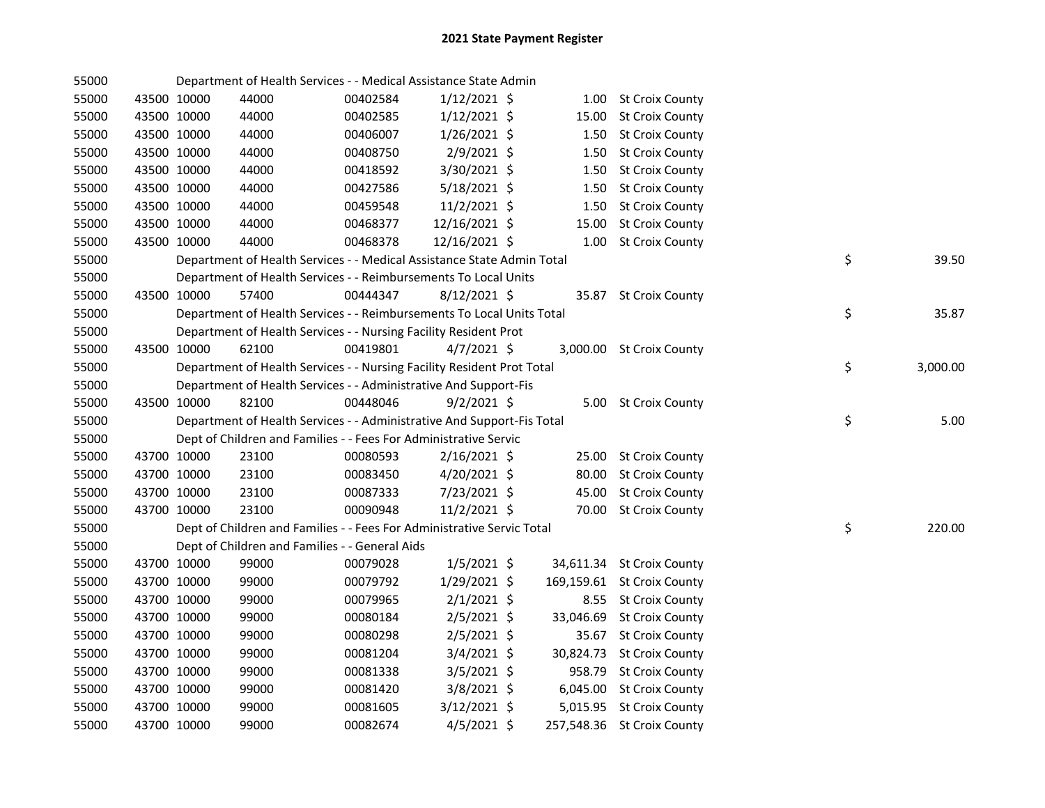# 2021 State Payment Register

| | | | | | | | | |
|---|---|---|---|---|---|---|---|---|
| 55000 | | | Department of Health Services - - Medical Assistance State Admin | | | | | |
| 55000 | 43500 | 10000 | 44000 | 00402584 | 1/12/2021 | $ 1.00 | St Croix County | |
| 55000 | 43500 | 10000 | 44000 | 00402585 | 1/12/2021 | $ 15.00 | St Croix County | |
| 55000 | 43500 | 10000 | 44000 | 00406007 | 1/26/2021 | $ 1.50 | St Croix County | |
| 55000 | 43500 | 10000 | 44000 | 00408750 | 2/9/2021 | $ 1.50 | St Croix County | |
| 55000 | 43500 | 10000 | 44000 | 00418592 | 3/30/2021 | $ 1.50 | St Croix County | |
| 55000 | 43500 | 10000 | 44000 | 00427586 | 5/18/2021 | $ 1.50 | St Croix County | |
| 55000 | 43500 | 10000 | 44000 | 00459548 | 11/2/2021 | $ 1.50 | St Croix County | |
| 55000 | 43500 | 10000 | 44000 | 00468377 | 12/16/2021 | $ 15.00 | St Croix County | |
| 55000 | 43500 | 10000 | 44000 | 00468378 | 12/16/2021 | $ 1.00 | St Croix County | |
| 55000 | | | Department of Health Services - - Medical Assistance State Admin Total | | | | | $ 39.50 |
| 55000 | | | Department of Health Services - - Reimbursements To Local Units | | | | | |
| 55000 | 43500 | 10000 | 57400 | 00444347 | 8/12/2021 | $ 35.87 | St Croix County | |
| 55000 | | | Department of Health Services - - Reimbursements To Local Units Total | | | | | $ 35.87 |
| 55000 | | | Department of Health Services - - Nursing Facility Resident Prot | | | | | |
| 55000 | 43500 | 10000 | 62100 | 00419801 | 4/7/2021 | $ 3,000.00 | St Croix County | |
| 55000 | | | Department of Health Services - - Nursing Facility Resident Prot Total | | | | | $ 3,000.00 |
| 55000 | | | Department of Health Services - - Administrative And Support-Fis | | | | | |
| 55000 | 43500 | 10000 | 82100 | 00448046 | 9/2/2021 | $ 5.00 | St Croix County | |
| 55000 | | | Department of Health Services - - Administrative And Support-Fis Total | | | | | $ 5.00 |
| 55000 | | | Dept of Children and Families - - Fees For Administrative Servic | | | | | |
| 55000 | 43700 | 10000 | 23100 | 00080593 | 2/16/2021 | $ 25.00 | St Croix County | |
| 55000 | 43700 | 10000 | 23100 | 00083450 | 4/20/2021 | $ 80.00 | St Croix County | |
| 55000 | 43700 | 10000 | 23100 | 00087333 | 7/23/2021 | $ 45.00 | St Croix County | |
| 55000 | 43700 | 10000 | 23100 | 00090948 | 11/2/2021 | $ 70.00 | St Croix County | |
| 55000 | | | Dept of Children and Families - - Fees For Administrative Servic Total | | | | | $ 220.00 |
| 55000 | | | Dept of Children and Families - - General Aids | | | | | |
| 55000 | 43700 | 10000 | 99000 | 00079028 | 1/5/2021 | $ 34,611.34 | St Croix County | |
| 55000 | 43700 | 10000 | 99000 | 00079792 | 1/29/2021 | $ 169,159.61 | St Croix County | |
| 55000 | 43700 | 10000 | 99000 | 00079965 | 2/1/2021 | $ 8.55 | St Croix County | |
| 55000 | 43700 | 10000 | 99000 | 00080184 | 2/5/2021 | $ 33,046.69 | St Croix County | |
| 55000 | 43700 | 10000 | 99000 | 00080298 | 2/5/2021 | $ 35.67 | St Croix County | |
| 55000 | 43700 | 10000 | 99000 | 00081204 | 3/4/2021 | $ 30,824.73 | St Croix County | |
| 55000 | 43700 | 10000 | 99000 | 00081338 | 3/5/2021 | $ 958.79 | St Croix County | |
| 55000 | 43700 | 10000 | 99000 | 00081420 | 3/8/2021 | $ 6,045.00 | St Croix County | |
| 55000 | 43700 | 10000 | 99000 | 00081605 | 3/12/2021 | $ 5,015.95 | St Croix County | |
| 55000 | 43700 | 10000 | 99000 | 00082674 | 4/5/2021 | $ 257,548.36 | St Croix County | |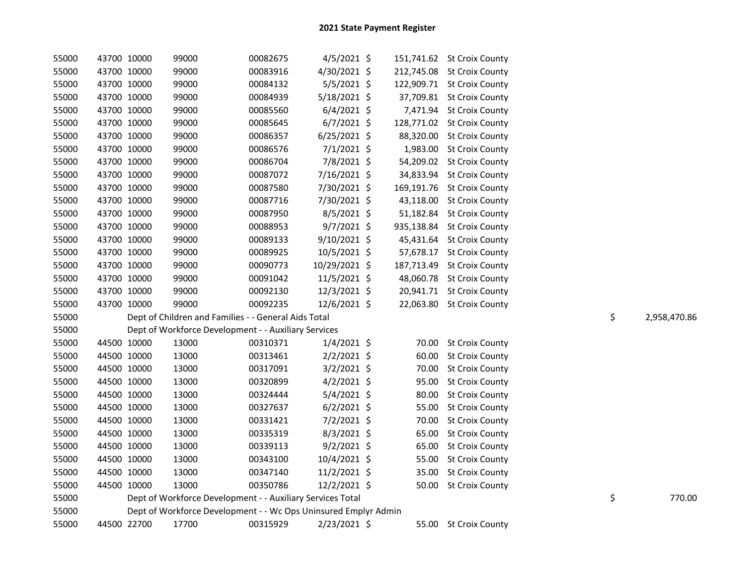## 2021 State Payment Register

| | | | | | | | | | |
|---|---|---|---|---|---|---|---|---|---|
| 55000 | 43700 | 10000 | 99000 | 00082675 | 4/5/2021 | $ | 151,741.62 | St Croix County | |
| 55000 | 43700 | 10000 | 99000 | 00083916 | 4/30/2021 | $ | 212,745.08 | St Croix County | |
| 55000 | 43700 | 10000 | 99000 | 00084132 | 5/5/2021 | $ | 122,909.71 | St Croix County | |
| 55000 | 43700 | 10000 | 99000 | 00084939 | 5/18/2021 | $ | 37,709.81 | St Croix County | |
| 55000 | 43700 | 10000 | 99000 | 00085560 | 6/4/2021 | $ | 7,471.94 | St Croix County | |
| 55000 | 43700 | 10000 | 99000 | 00085645 | 6/7/2021 | $ | 128,771.02 | St Croix County | |
| 55000 | 43700 | 10000 | 99000 | 00086357 | 6/25/2021 | $ | 88,320.00 | St Croix County | |
| 55000 | 43700 | 10000 | 99000 | 00086576 | 7/1/2021 | $ | 1,983.00 | St Croix County | |
| 55000 | 43700 | 10000 | 99000 | 00086704 | 7/8/2021 | $ | 54,209.02 | St Croix County | |
| 55000 | 43700 | 10000 | 99000 | 00087072 | 7/16/2021 | $ | 34,833.94 | St Croix County | |
| 55000 | 43700 | 10000 | 99000 | 00087580 | 7/30/2021 | $ | 169,191.76 | St Croix County | |
| 55000 | 43700 | 10000 | 99000 | 00087716 | 7/30/2021 | $ | 43,118.00 | St Croix County | |
| 55000 | 43700 | 10000 | 99000 | 00087950 | 8/5/2021 | $ | 51,182.84 | St Croix County | |
| 55000 | 43700 | 10000 | 99000 | 00088953 | 9/7/2021 | $ | 935,138.84 | St Croix County | |
| 55000 | 43700 | 10000 | 99000 | 00089133 | 9/10/2021 | $ | 45,431.64 | St Croix County | |
| 55000 | 43700 | 10000 | 99000 | 00089925 | 10/5/2021 | $ | 57,678.17 | St Croix County | |
| 55000 | 43700 | 10000 | 99000 | 00090773 | 10/29/2021 | $ | 187,713.49 | St Croix County | |
| 55000 | 43700 | 10000 | 99000 | 00091042 | 11/5/2021 | $ | 48,060.78 | St Croix County | |
| 55000 | 43700 | 10000 | 99000 | 00092130 | 12/3/2021 | $ | 20,941.71 | St Croix County | |
| 55000 | 43700 | 10000 | 99000 | 00092235 | 12/6/2021 | $ | 22,063.80 | St Croix County | |
| 55000 | Dept of Children and Families - - General Aids Total | | | | | | | | $ 2,958,470.86 |
| 55000 | Dept of Workforce Development - - Auxiliary Services | | | | | | | | |
| 55000 | 44500 | 10000 | 13000 | 00310371 | 1/4/2021 | $ | 70.00 | St Croix County | |
| 55000 | 44500 | 10000 | 13000 | 00313461 | 2/2/2021 | $ | 60.00 | St Croix County | |
| 55000 | 44500 | 10000 | 13000 | 00317091 | 3/2/2021 | $ | 70.00 | St Croix County | |
| 55000 | 44500 | 10000 | 13000 | 00320899 | 4/2/2021 | $ | 95.00 | St Croix County | |
| 55000 | 44500 | 10000 | 13000 | 00324444 | 5/4/2021 | $ | 80.00 | St Croix County | |
| 55000 | 44500 | 10000 | 13000 | 00327637 | 6/2/2021 | $ | 55.00 | St Croix County | |
| 55000 | 44500 | 10000 | 13000 | 00331421 | 7/2/2021 | $ | 70.00 | St Croix County | |
| 55000 | 44500 | 10000 | 13000 | 00335319 | 8/3/2021 | $ | 65.00 | St Croix County | |
| 55000 | 44500 | 10000 | 13000 | 00339113 | 9/2/2021 | $ | 65.00 | St Croix County | |
| 55000 | 44500 | 10000 | 13000 | 00343100 | 10/4/2021 | $ | 55.00 | St Croix County | |
| 55000 | 44500 | 10000 | 13000 | 00347140 | 11/2/2021 | $ | 35.00 | St Croix County | |
| 55000 | 44500 | 10000 | 13000 | 00350786 | 12/2/2021 | $ | 50.00 | St Croix County | |
| 55000 | Dept of Workforce Development - - Auxiliary Services Total | | | | | | | | $ 770.00 |
| 55000 | Dept of Workforce Development - - Wc Ops Uninsured Emplyr Admin | | | | | | | | |
| 55000 | 44500 | 22700 | 17700 | 00315929 | 2/23/2021 | $ | 55.00 | St Croix County | |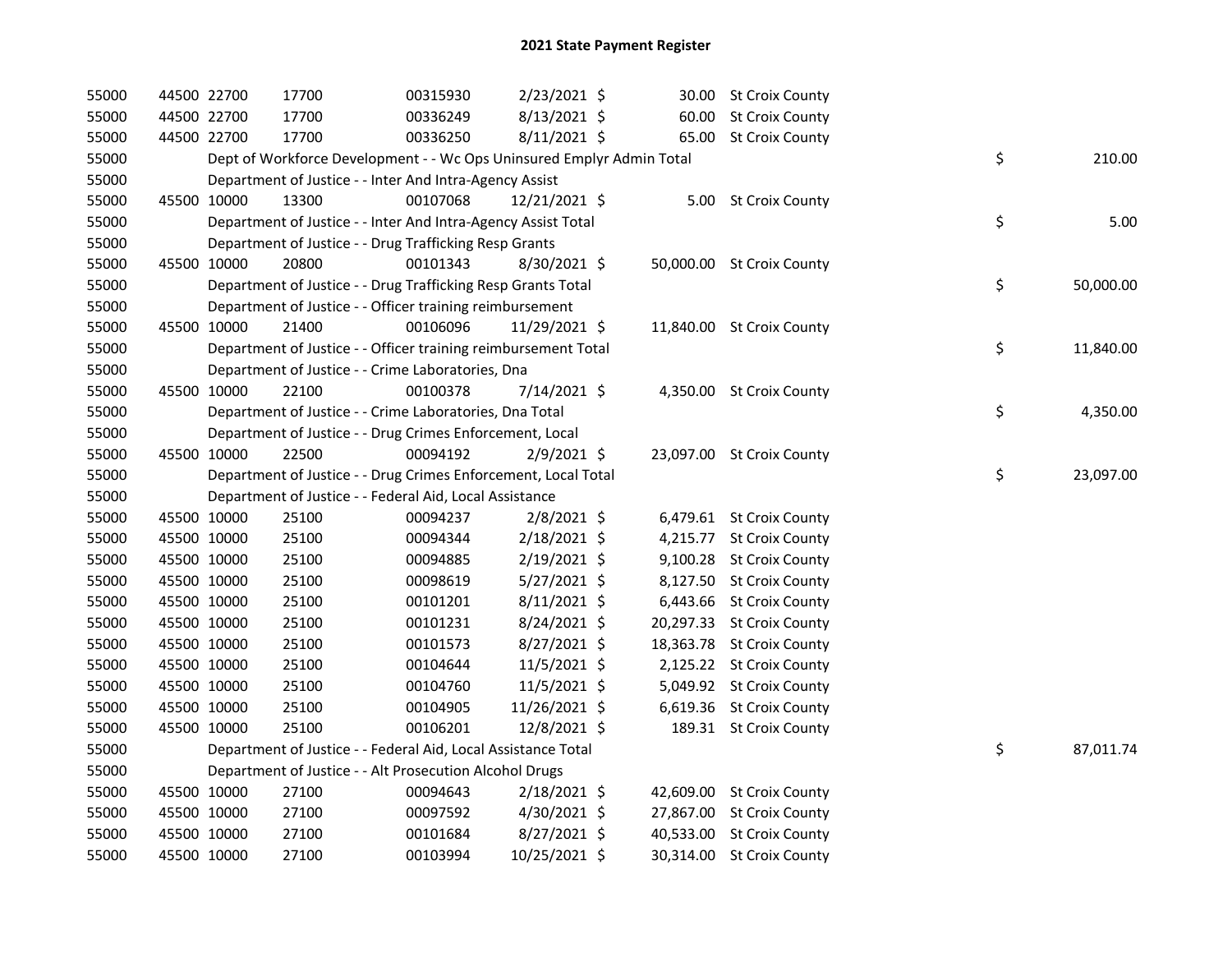# 2021 State Payment Register

| | | | | | | | | | |
|---|---|---|---|---|---|---|---|---|---|
| 55000 | 44500 | 22700 | 17700 | 00315930 | 2/23/2021 | $ 30.00 | St Croix County | | |
| 55000 | 44500 | 22700 | 17700 | 00336249 | 8/13/2021 | $ 60.00 | St Croix County | | |
| 55000 | 44500 | 22700 | 17700 | 00336250 | 8/11/2021 | $ 65.00 | St Croix County | | |
| 55000 | | Dept of Workforce Development - - Wc Ops Uninsured Emplyr Admin Total | | | | | | $ | 210.00 |
| 55000 | | Department of Justice - - Inter And Intra-Agency Assist | | | | | | | |
| 55000 | 45500 | 10000 | 13300 | 00107068 | 12/21/2021 | $ 5.00 | St Croix County | | |
| 55000 | | Department of Justice - - Inter And Intra-Agency Assist Total | | | | | | $ | 5.00 |
| 55000 | | Department of Justice - - Drug Trafficking Resp Grants | | | | | | | |
| 55000 | 45500 | 10000 | 20800 | 00101343 | 8/30/2021 | $ 50,000.00 | St Croix County | | |
| 55000 | | Department of Justice - - Drug Trafficking Resp Grants Total | | | | | | $ | 50,000.00 |
| 55000 | | Department of Justice - - Officer training reimbursement | | | | | | | |
| 55000 | 45500 | 10000 | 21400 | 00106096 | 11/29/2021 | $ 11,840.00 | St Croix County | | |
| 55000 | | Department of Justice - - Officer training reimbursement Total | | | | | | $ | 11,840.00 |
| 55000 | | Department of Justice - - Crime Laboratories, Dna | | | | | | | |
| 55000 | 45500 | 10000 | 22100 | 00100378 | 7/14/2021 | $ 4,350.00 | St Croix County | | |
| 55000 | | Department of Justice - - Crime Laboratories, Dna Total | | | | | | $ | 4,350.00 |
| 55000 | | Department of Justice - - Drug Crimes Enforcement, Local | | | | | | | |
| 55000 | 45500 | 10000 | 22500 | 00094192 | 2/9/2021 | $ 23,097.00 | St Croix County | | |
| 55000 | | Department of Justice - - Drug Crimes Enforcement, Local Total | | | | | | $ | 23,097.00 |
| 55000 | | Department of Justice - - Federal Aid, Local Assistance | | | | | | | |
| 55000 | 45500 | 10000 | 25100 | 00094237 | 2/8/2021 | $ 6,479.61 | St Croix County | | |
| 55000 | 45500 | 10000 | 25100 | 00094344 | 2/18/2021 | $ 4,215.77 | St Croix County | | |
| 55000 | 45500 | 10000 | 25100 | 00094885 | 2/19/2021 | $ 9,100.28 | St Croix County | | |
| 55000 | 45500 | 10000 | 25100 | 00098619 | 5/27/2021 | $ 8,127.50 | St Croix County | | |
| 55000 | 45500 | 10000 | 25100 | 00101201 | 8/11/2021 | $ 6,443.66 | St Croix County | | |
| 55000 | 45500 | 10000 | 25100 | 00101231 | 8/24/2021 | $ 20,297.33 | St Croix County | | |
| 55000 | 45500 | 10000 | 25100 | 00101573 | 8/27/2021 | $ 18,363.78 | St Croix County | | |
| 55000 | 45500 | 10000 | 25100 | 00104644 | 11/5/2021 | $ 2,125.22 | St Croix County | | |
| 55000 | 45500 | 10000 | 25100 | 00104760 | 11/5/2021 | $ 5,049.92 | St Croix County | | |
| 55000 | 45500 | 10000 | 25100 | 00104905 | 11/26/2021 | $ 6,619.36 | St Croix County | | |
| 55000 | 45500 | 10000 | 25100 | 00106201 | 12/8/2021 | $ 189.31 | St Croix County | | |
| 55000 | | Department of Justice - - Federal Aid, Local Assistance Total | | | | | | $ | 87,011.74 |
| 55000 | | Department of Justice - - Alt Prosecution Alcohol Drugs | | | | | | | |
| 55000 | 45500 | 10000 | 27100 | 00094643 | 2/18/2021 | $ 42,609.00 | St Croix County | | |
| 55000 | 45500 | 10000 | 27100 | 00097592 | 4/30/2021 | $ 27,867.00 | St Croix County | | |
| 55000 | 45500 | 10000 | 27100 | 00101684 | 8/27/2021 | $ 40,533.00 | St Croix County | | |
| 55000 | 45500 | 10000 | 27100 | 00103994 | 10/25/2021 | $ 30,314.00 | St Croix County | | |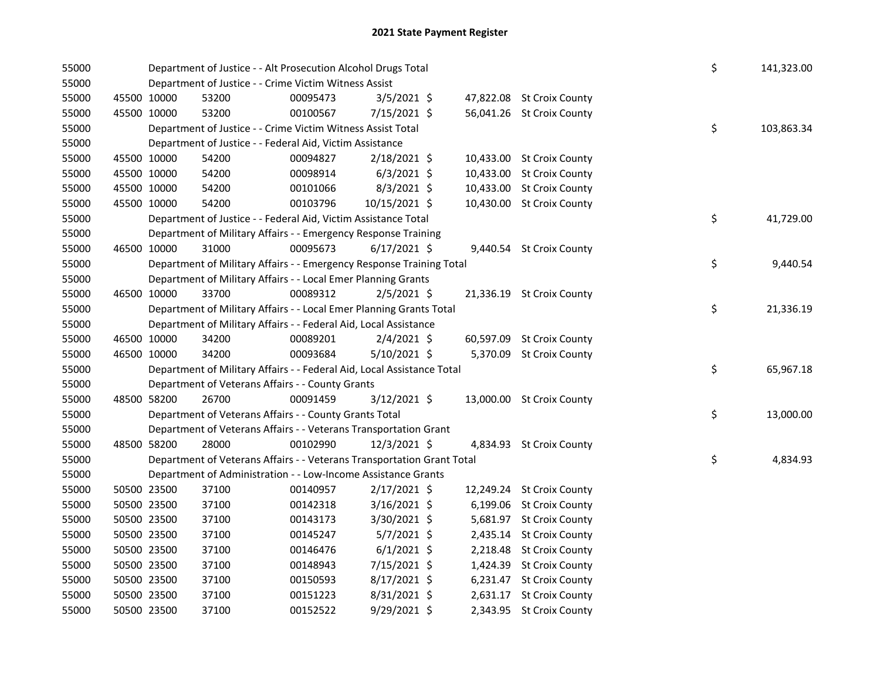# 2021 State Payment Register

| | | | | | | | | | |
|---|---|---|---|---|---|---|---|---|---|
| 55000 | | | Department of Justice - - Alt Prosecution Alcohol Drugs Total | | | | | $ | 141,323.00 |
| 55000 | | | Department of Justice - - Crime Victim Witness Assist | | | | | | |
| 55000 | 45500 | 10000 | 53200 | 00095473 | 3/5/2021 | $ 47,822.08 | St Croix County | | |
| 55000 | 45500 | 10000 | 53200 | 00100567 | 7/15/2021 | $ 56,041.26 | St Croix County | | |
| 55000 | | | Department of Justice - - Crime Victim Witness Assist Total | | | | | $ | 103,863.34 |
| 55000 | | | Department of Justice - - Federal Aid, Victim Assistance | | | | | | |
| 55000 | 45500 | 10000 | 54200 | 00094827 | 2/18/2021 | $ 10,433.00 | St Croix County | | |
| 55000 | 45500 | 10000 | 54200 | 00098914 | 6/3/2021 | $ 10,433.00 | St Croix County | | |
| 55000 | 45500 | 10000 | 54200 | 00101066 | 8/3/2021 | $ 10,433.00 | St Croix County | | |
| 55000 | 45500 | 10000 | 54200 | 00103796 | 10/15/2021 | $ 10,430.00 | St Croix County | | |
| 55000 | | | Department of Justice - - Federal Aid, Victim Assistance Total | | | | | $ | 41,729.00 |
| 55000 | | | Department of Military Affairs - - Emergency Response Training | | | | | | |
| 55000 | 46500 | 10000 | 31000 | 00095673 | 6/17/2021 | $ 9,440.54 | St Croix County | | |
| 55000 | | | Department of Military Affairs - - Emergency Response Training Total | | | | | $ | 9,440.54 |
| 55000 | | | Department of Military Affairs - - Local Emer Planning Grants | | | | | | |
| 55000 | 46500 | 10000 | 33700 | 00089312 | 2/5/2021 | $ 21,336.19 | St Croix County | | |
| 55000 | | | Department of Military Affairs - - Local Emer Planning Grants Total | | | | | $ | 21,336.19 |
| 55000 | | | Department of Military Affairs - - Federal Aid, Local Assistance | | | | | | |
| 55000 | 46500 | 10000 | 34200 | 00089201 | 2/4/2021 | $ 60,597.09 | St Croix County | | |
| 55000 | 46500 | 10000 | 34200 | 00093684 | 5/10/2021 | $ 5,370.09 | St Croix County | | |
| 55000 | | | Department of Military Affairs - - Federal Aid, Local Assistance Total | | | | | $ | 65,967.18 |
| 55000 | | | Department of Veterans Affairs - - County Grants | | | | | | |
| 55000 | 48500 | 58200 | 26700 | 00091459 | 3/12/2021 | $ 13,000.00 | St Croix County | | |
| 55000 | | | Department of Veterans Affairs - - County Grants Total | | | | | $ | 13,000.00 |
| 55000 | | | Department of Veterans Affairs - - Veterans Transportation Grant | | | | | | |
| 55000 | 48500 | 58200 | 28000 | 00102990 | 12/3/2021 | $ 4,834.93 | St Croix County | | |
| 55000 | | | Department of Veterans Affairs - - Veterans Transportation Grant Total | | | | | $ | 4,834.93 |
| 55000 | | | Department of Administration - - Low-Income Assistance Grants | | | | | | |
| 55000 | 50500 | 23500 | 37100 | 00140957 | 2/17/2021 | $ 12,249.24 | St Croix County | | |
| 55000 | 50500 | 23500 | 37100 | 00142318 | 3/16/2021 | $ 6,199.06 | St Croix County | | |
| 55000 | 50500 | 23500 | 37100 | 00143173 | 3/30/2021 | $ 5,681.97 | St Croix County | | |
| 55000 | 50500 | 23500 | 37100 | 00145247 | 5/7/2021 | $ 2,435.14 | St Croix County | | |
| 55000 | 50500 | 23500 | 37100 | 00146476 | 6/1/2021 | $ 2,218.48 | St Croix County | | |
| 55000 | 50500 | 23500 | 37100 | 00148943 | 7/15/2021 | $ 1,424.39 | St Croix County | | |
| 55000 | 50500 | 23500 | 37100 | 00150593 | 8/17/2021 | $ 6,231.47 | St Croix County | | |
| 55000 | 50500 | 23500 | 37100 | 00151223 | 8/31/2021 | $ 2,631.17 | St Croix County | | |
| 55000 | 50500 | 23500 | 37100 | 00152522 | 9/29/2021 | $ 2,343.95 | St Croix County | | |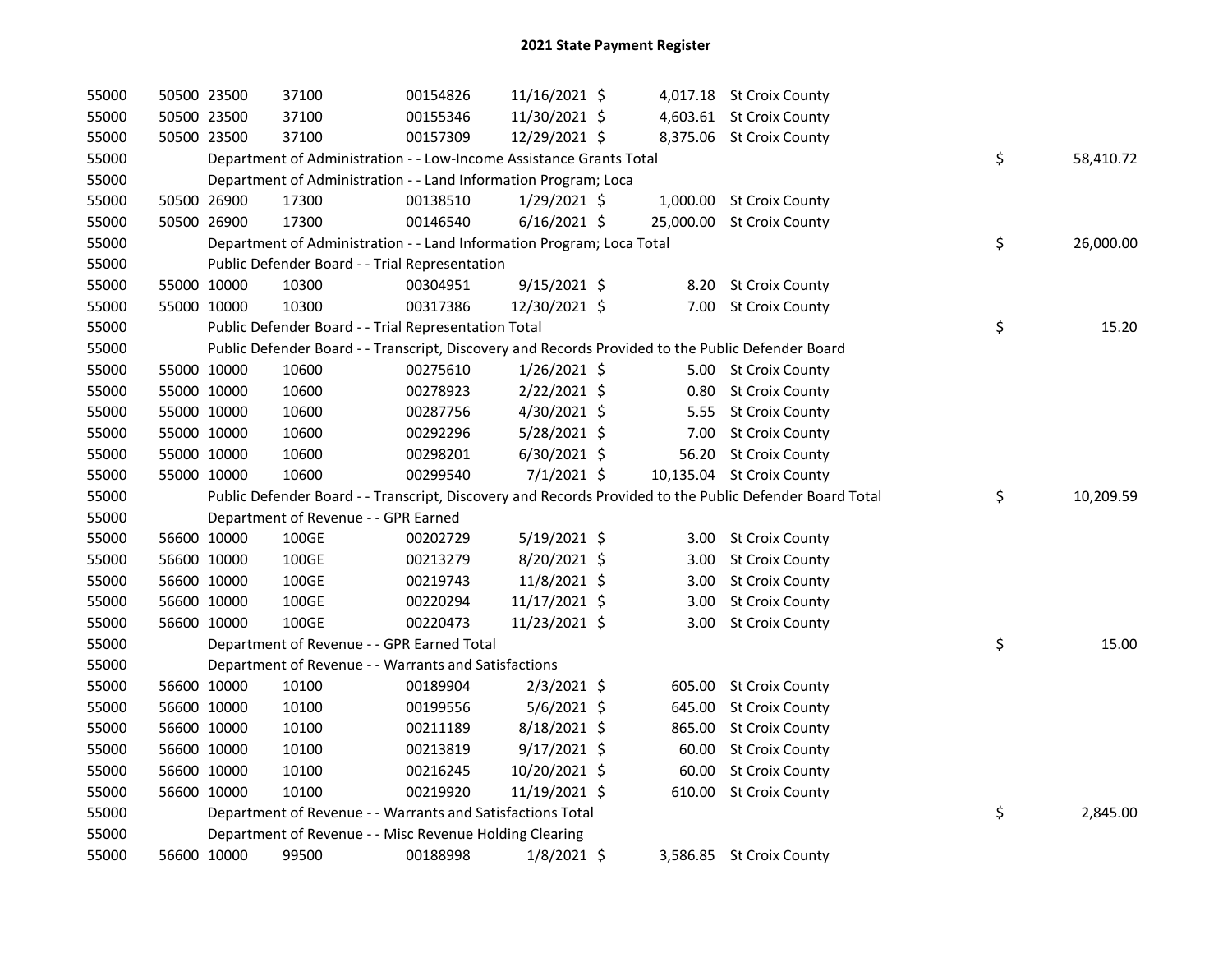# 2021 State Payment Register

| | | | | | | | | | |
|---|---|---|---|---|---|---|---|---|---|
| 55000 | 50500 | 23500 | 37100 | 00154826 | 11/16/2021 | $ 4,017.18 | St Croix County | | |
| 55000 | 50500 | 23500 | 37100 | 00155346 | 11/30/2021 | $ 4,603.61 | St Croix County | | |
| 55000 | 50500 | 23500 | 37100 | 00157309 | 12/29/2021 | $ 8,375.06 | St Croix County | | |
| 55000 | | Department of Administration - - Low-Income Assistance Grants Total | | | | | | $ | 58,410.72 |
| 55000 | | Department of Administration - - Land Information Program; Loca | | | | | | | |
| 55000 | 50500 | 26900 | 17300 | 00138510 | 1/29/2021 | $ 1,000.00 | St Croix County | | |
| 55000 | 50500 | 26900 | 17300 | 00146540 | 6/16/2021 | $ 25,000.00 | St Croix County | | |
| 55000 | | Department of Administration - - Land Information Program; Loca Total | | | | | | $ | 26,000.00 |
| 55000 | | Public Defender Board - - Trial Representation | | | | | | | |
| 55000 | 55000 | 10000 | 10300 | 00304951 | 9/15/2021 | $ 8.20 | St Croix County | | |
| 55000 | 55000 | 10000 | 10300 | 00317386 | 12/30/2021 | $ 7.00 | St Croix County | | |
| 55000 | | Public Defender Board - - Trial Representation Total | | | | | | $ | 15.20 |
| 55000 | | Public Defender Board - - Transcript, Discovery and Records Provided to the Public Defender Board | | | | | | | |
| 55000 | 55000 | 10000 | 10600 | 00275610 | 1/26/2021 | $ 5.00 | St Croix County | | |
| 55000 | 55000 | 10000 | 10600 | 00278923 | 2/22/2021 | $ 0.80 | St Croix County | | |
| 55000 | 55000 | 10000 | 10600 | 00287756 | 4/30/2021 | $ 5.55 | St Croix County | | |
| 55000 | 55000 | 10000 | 10600 | 00292296 | 5/28/2021 | $ 7.00 | St Croix County | | |
| 55000 | 55000 | 10000 | 10600 | 00298201 | 6/30/2021 | $ 56.20 | St Croix County | | |
| 55000 | 55000 | 10000 | 10600 | 00299540 | 7/1/2021 | $ 10,135.04 | St Croix County | | |
| 55000 | | Public Defender Board - - Transcript, Discovery and Records Provided to the Public Defender Board Total | | | | | | $ | 10,209.59 |
| 55000 | | Department of Revenue - - GPR Earned | | | | | | | |
| 55000 | 56600 | 10000 | 100GE | 00202729 | 5/19/2021 | $ 3.00 | St Croix County | | |
| 55000 | 56600 | 10000 | 100GE | 00213279 | 8/20/2021 | $ 3.00 | St Croix County | | |
| 55000 | 56600 | 10000 | 100GE | 00219743 | 11/8/2021 | $ 3.00 | St Croix County | | |
| 55000 | 56600 | 10000 | 100GE | 00220294 | 11/17/2021 | $ 3.00 | St Croix County | | |
| 55000 | 56600 | 10000 | 100GE | 00220473 | 11/23/2021 | $ 3.00 | St Croix County | | |
| 55000 | | Department of Revenue - - GPR Earned Total | | | | | | $ | 15.00 |
| 55000 | | Department of Revenue - - Warrants and Satisfactions | | | | | | | |
| 55000 | 56600 | 10000 | 10100 | 00189904 | 2/3/2021 | $ 605.00 | St Croix County | | |
| 55000 | 56600 | 10000 | 10100 | 00199556 | 5/6/2021 | $ 645.00 | St Croix County | | |
| 55000 | 56600 | 10000 | 10100 | 00211189 | 8/18/2021 | $ 865.00 | St Croix County | | |
| 55000 | 56600 | 10000 | 10100 | 00213819 | 9/17/2021 | $ 60.00 | St Croix County | | |
| 55000 | 56600 | 10000 | 10100 | 00216245 | 10/20/2021 | $ 60.00 | St Croix County | | |
| 55000 | 56600 | 10000 | 10100 | 00219920 | 11/19/2021 | $ 610.00 | St Croix County | | |
| 55000 | | Department of Revenue - - Warrants and Satisfactions Total | | | | | | $ | 2,845.00 |
| 55000 | | Department of Revenue - - Misc Revenue Holding Clearing | | | | | | | |
| 55000 | 56600 | 10000 | 99500 | 00188998 | 1/8/2021 | $ 3,586.85 | St Croix County | | |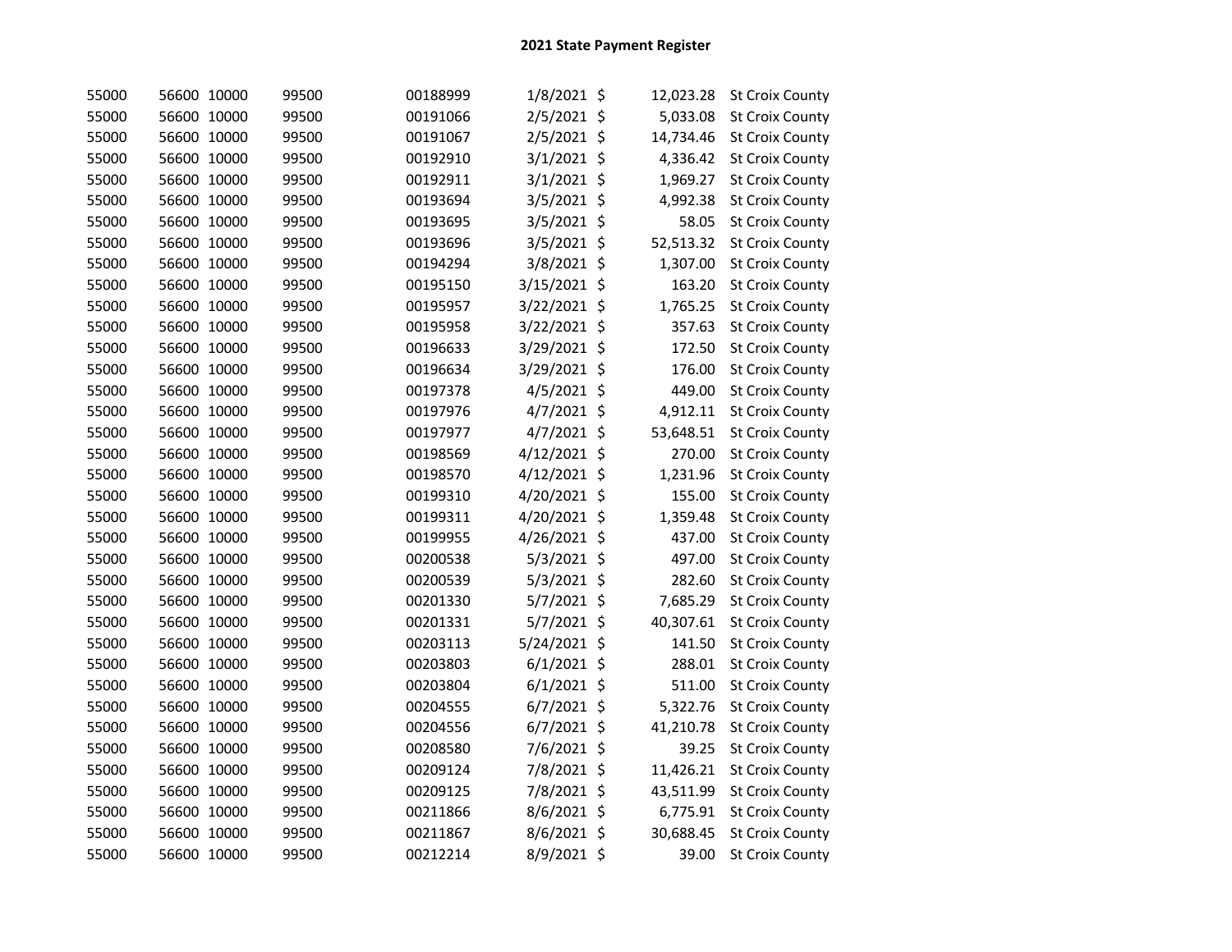## 2021 State Payment Register

| | | | | | | | | |
|---|---|---|---|---|---|---|---|---|
| 55000 | 56600 | 10000 | 99500 | 00188999 | 1/8/2021 | $ | 12,023.28 | St Croix County |
| 55000 | 56600 | 10000 | 99500 | 00191066 | 2/5/2021 | $ | 5,033.08 | St Croix County |
| 55000 | 56600 | 10000 | 99500 | 00191067 | 2/5/2021 | $ | 14,734.46 | St Croix County |
| 55000 | 56600 | 10000 | 99500 | 00192910 | 3/1/2021 | $ | 4,336.42 | St Croix County |
| 55000 | 56600 | 10000 | 99500 | 00192911 | 3/1/2021 | $ | 1,969.27 | St Croix County |
| 55000 | 56600 | 10000 | 99500 | 00193694 | 3/5/2021 | $ | 4,992.38 | St Croix County |
| 55000 | 56600 | 10000 | 99500 | 00193695 | 3/5/2021 | $ | 58.05 | St Croix County |
| 55000 | 56600 | 10000 | 99500 | 00193696 | 3/5/2021 | $ | 52,513.32 | St Croix County |
| 55000 | 56600 | 10000 | 99500 | 00194294 | 3/8/2021 | $ | 1,307.00 | St Croix County |
| 55000 | 56600 | 10000 | 99500 | 00195150 | 3/15/2021 | $ | 163.20 | St Croix County |
| 55000 | 56600 | 10000 | 99500 | 00195957 | 3/22/2021 | $ | 1,765.25 | St Croix County |
| 55000 | 56600 | 10000 | 99500 | 00195958 | 3/22/2021 | $ | 357.63 | St Croix County |
| 55000 | 56600 | 10000 | 99500 | 00196633 | 3/29/2021 | $ | 172.50 | St Croix County |
| 55000 | 56600 | 10000 | 99500 | 00196634 | 3/29/2021 | $ | 176.00 | St Croix County |
| 55000 | 56600 | 10000 | 99500 | 00197378 | 4/5/2021 | $ | 449.00 | St Croix County |
| 55000 | 56600 | 10000 | 99500 | 00197976 | 4/7/2021 | $ | 4,912.11 | St Croix County |
| 55000 | 56600 | 10000 | 99500 | 00197977 | 4/7/2021 | $ | 53,648.51 | St Croix County |
| 55000 | 56600 | 10000 | 99500 | 00198569 | 4/12/2021 | $ | 270.00 | St Croix County |
| 55000 | 56600 | 10000 | 99500 | 00198570 | 4/12/2021 | $ | 1,231.96 | St Croix County |
| 55000 | 56600 | 10000 | 99500 | 00199310 | 4/20/2021 | $ | 155.00 | St Croix County |
| 55000 | 56600 | 10000 | 99500 | 00199311 | 4/20/2021 | $ | 1,359.48 | St Croix County |
| 55000 | 56600 | 10000 | 99500 | 00199955 | 4/26/2021 | $ | 437.00 | St Croix County |
| 55000 | 56600 | 10000 | 99500 | 00200538 | 5/3/2021 | $ | 497.00 | St Croix County |
| 55000 | 56600 | 10000 | 99500 | 00200539 | 5/3/2021 | $ | 282.60 | St Croix County |
| 55000 | 56600 | 10000 | 99500 | 00201330 | 5/7/2021 | $ | 7,685.29 | St Croix County |
| 55000 | 56600 | 10000 | 99500 | 00201331 | 5/7/2021 | $ | 40,307.61 | St Croix County |
| 55000 | 56600 | 10000 | 99500 | 00203113 | 5/24/2021 | $ | 141.50 | St Croix County |
| 55000 | 56600 | 10000 | 99500 | 00203803 | 6/1/2021 | $ | 288.01 | St Croix County |
| 55000 | 56600 | 10000 | 99500 | 00203804 | 6/1/2021 | $ | 511.00 | St Croix County |
| 55000 | 56600 | 10000 | 99500 | 00204555 | 6/7/2021 | $ | 5,322.76 | St Croix County |
| 55000 | 56600 | 10000 | 99500 | 00204556 | 6/7/2021 | $ | 41,210.78 | St Croix County |
| 55000 | 56600 | 10000 | 99500 | 00208580 | 7/6/2021 | $ | 39.25 | St Croix County |
| 55000 | 56600 | 10000 | 99500 | 00209124 | 7/8/2021 | $ | 11,426.21 | St Croix County |
| 55000 | 56600 | 10000 | 99500 | 00209125 | 7/8/2021 | $ | 43,511.99 | St Croix County |
| 55000 | 56600 | 10000 | 99500 | 00211866 | 8/6/2021 | $ | 6,775.91 | St Croix County |
| 55000 | 56600 | 10000 | 99500 | 00211867 | 8/6/2021 | $ | 30,688.45 | St Croix County |
| 55000 | 56600 | 10000 | 99500 | 00212214 | 8/9/2021 | $ | 39.00 | St Croix County |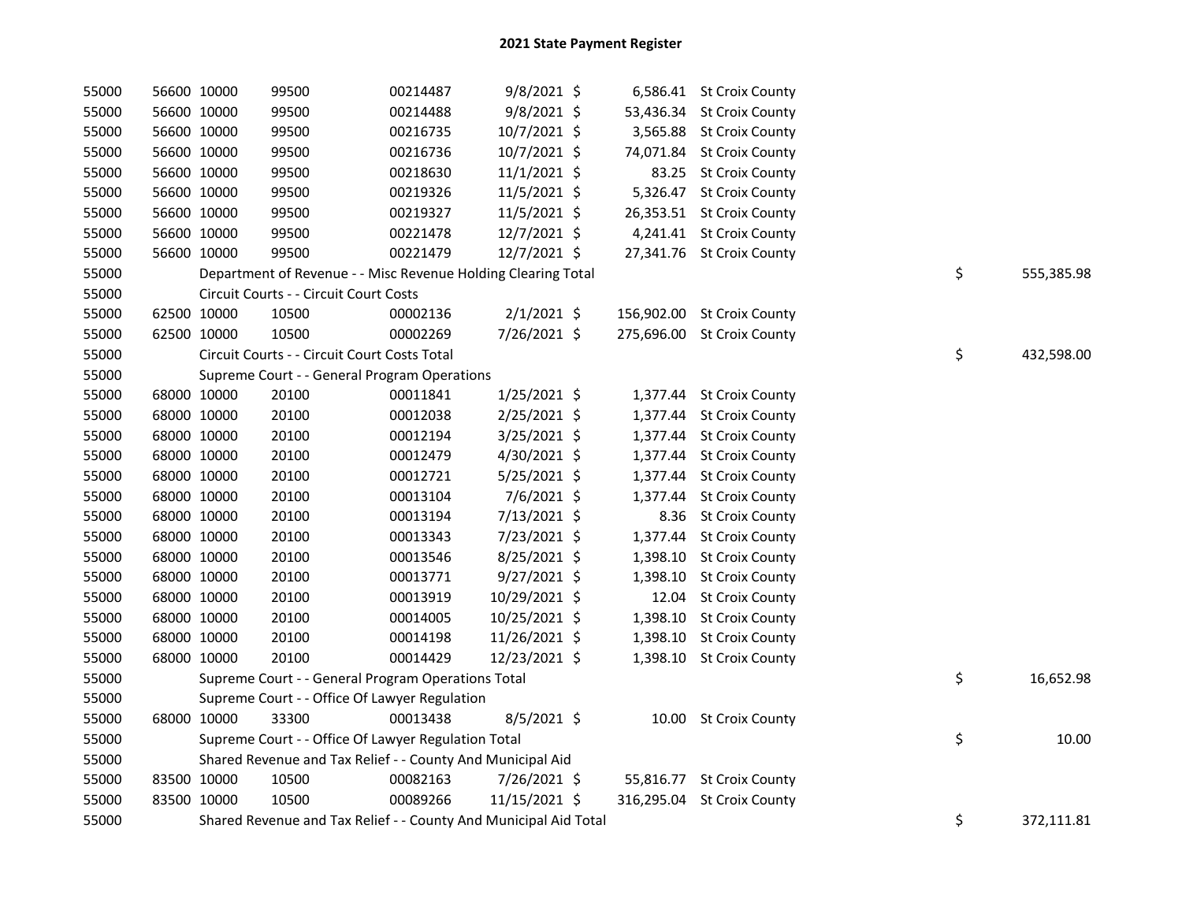# 2021 State Payment Register

| | | | | | | | | | |
|---|---|---|---|---|---|---|---|---|---|
| 55000 | 56600 | 10000 | 99500 | 00214487 | 9/8/2021 | $ 6,586.41 | St Croix County | | |
| 55000 | 56600 | 10000 | 99500 | 00214488 | 9/8/2021 | $ 53,436.34 | St Croix County | | |
| 55000 | 56600 | 10000 | 99500 | 00216735 | 10/7/2021 | $ 3,565.88 | St Croix County | | |
| 55000 | 56600 | 10000 | 99500 | 00216736 | 10/7/2021 | $ 74,071.84 | St Croix County | | |
| 55000 | 56600 | 10000 | 99500 | 00218630 | 11/1/2021 | $ 83.25 | St Croix County | | |
| 55000 | 56600 | 10000 | 99500 | 00219326 | 11/5/2021 | $ 5,326.47 | St Croix County | | |
| 55000 | 56600 | 10000 | 99500 | 00219327 | 11/5/2021 | $ 26,353.51 | St Croix County | | |
| 55000 | 56600 | 10000 | 99500 | 00221478 | 12/7/2021 | $ 4,241.41 | St Croix County | | |
| 55000 | 56600 | 10000 | 99500 | 00221479 | 12/7/2021 | $ 27,341.76 | St Croix County | | |
| 55000 | | Department of Revenue - - Misc Revenue Holding Clearing Total | | | | | | $ | 555,385.98 |
| 55000 | | Circuit Courts - - Circuit Court Costs | | | | | | | |
| 55000 | 62500 | 10000 | 10500 | 00002136 | 2/1/2021 | $ 156,902.00 | St Croix County | | |
| 55000 | 62500 | 10000 | 10500 | 00002269 | 7/26/2021 | $ 275,696.00 | St Croix County | | |
| 55000 | | Circuit Courts - - Circuit Court Costs Total | | | | | | $ | 432,598.00 |
| 55000 | | Supreme Court - - General Program Operations | | | | | | | |
| 55000 | 68000 | 10000 | 20100 | 00011841 | 1/25/2021 | $ 1,377.44 | St Croix County | | |
| 55000 | 68000 | 10000 | 20100 | 00012038 | 2/25/2021 | $ 1,377.44 | St Croix County | | |
| 55000 | 68000 | 10000 | 20100 | 00012194 | 3/25/2021 | $ 1,377.44 | St Croix County | | |
| 55000 | 68000 | 10000 | 20100 | 00012479 | 4/30/2021 | $ 1,377.44 | St Croix County | | |
| 55000 | 68000 | 10000 | 20100 | 00012721 | 5/25/2021 | $ 1,377.44 | St Croix County | | |
| 55000 | 68000 | 10000 | 20100 | 00013104 | 7/6/2021 | $ 1,377.44 | St Croix County | | |
| 55000 | 68000 | 10000 | 20100 | 00013194 | 7/13/2021 | $ 8.36 | St Croix County | | |
| 55000 | 68000 | 10000 | 20100 | 00013343 | 7/23/2021 | $ 1,377.44 | St Croix County | | |
| 55000 | 68000 | 10000 | 20100 | 00013546 | 8/25/2021 | $ 1,398.10 | St Croix County | | |
| 55000 | 68000 | 10000 | 20100 | 00013771 | 9/27/2021 | $ 1,398.10 | St Croix County | | |
| 55000 | 68000 | 10000 | 20100 | 00013919 | 10/29/2021 | $ 12.04 | St Croix County | | |
| 55000 | 68000 | 10000 | 20100 | 00014005 | 10/25/2021 | $ 1,398.10 | St Croix County | | |
| 55000 | 68000 | 10000 | 20100 | 00014198 | 11/26/2021 | $ 1,398.10 | St Croix County | | |
| 55000 | 68000 | 10000 | 20100 | 00014429 | 12/23/2021 | $ 1,398.10 | St Croix County | | |
| 55000 | | Supreme Court - - General Program Operations Total | | | | | | $ | 16,652.98 |
| 55000 | | Supreme Court - - Office Of Lawyer Regulation | | | | | | | |
| 55000 | 68000 | 10000 | 33300 | 00013438 | 8/5/2021 | $ 10.00 | St Croix County | | |
| 55000 | | Supreme Court - - Office Of Lawyer Regulation Total | | | | | | $ | 10.00 |
| 55000 | | Shared Revenue and Tax Relief - - County And Municipal Aid | | | | | | | |
| 55000 | 83500 | 10000 | 10500 | 00082163 | 7/26/2021 | $ 55,816.77 | St Croix County | | |
| 55000 | 83500 | 10000 | 10500 | 00089266 | 11/15/2021 | $ 316,295.04 | St Croix County | | |
| 55000 | | Shared Revenue and Tax Relief - - County And Municipal Aid Total | | | | | | $ | 372,111.81 |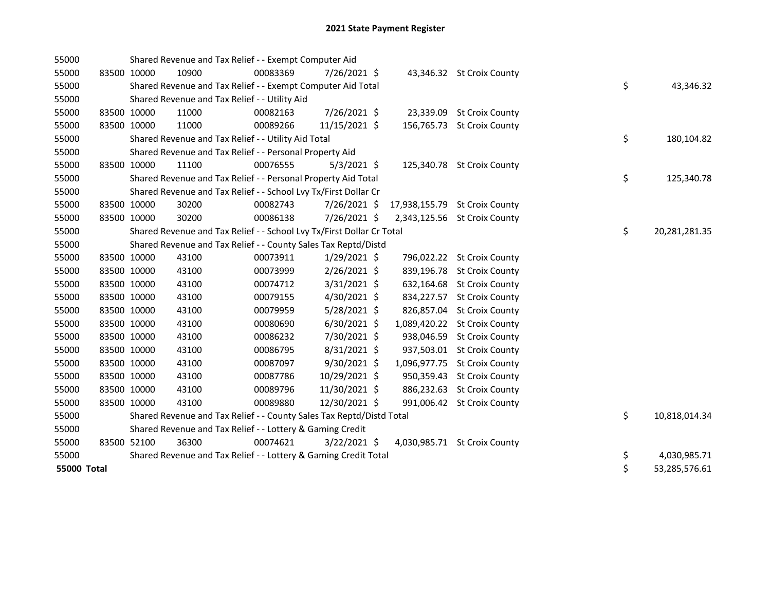# 2021 State Payment Register

| | | | | | | | | |
|---|---|---|---|---|---|---|---|---|
| 55000 | | Shared Revenue and Tax Relief - - Exempt Computer Aid | | | | | | |
| 55000 | 83500 10000 | 10900 | 00083369 | 7/26/2021 | $ 43,346.32 | St Croix County | | |
| 55000 | | Shared Revenue and Tax Relief - - Exempt Computer Aid Total | | | | | $ | 43,346.32 |
| 55000 | | Shared Revenue and Tax Relief - - Utility Aid | | | | | | |
| 55000 | 83500 10000 | 11000 | 00082163 | 7/26/2021 | $ 23,339.09 | St Croix County | | |
| 55000 | 83500 10000 | 11000 | 00089266 | 11/15/2021 | $ 156,765.73 | St Croix County | | |
| 55000 | | Shared Revenue and Tax Relief - - Utility Aid Total | | | | | $ | 180,104.82 |
| 55000 | | Shared Revenue and Tax Relief - - Personal Property Aid | | | | | | |
| 55000 | 83500 10000 | 11100 | 00076555 | 5/3/2021 | $ 125,340.78 | St Croix County | | |
| 55000 | | Shared Revenue and Tax Relief - - Personal Property Aid Total | | | | | $ | 125,340.78 |
| 55000 | | Shared Revenue and Tax Relief - - School Lvy Tx/First Dollar Cr | | | | | | |
| 55000 | 83500 10000 | 30200 | 00082743 | 7/26/2021 | $ 17,938,155.79 | St Croix County | | |
| 55000 | 83500 10000 | 30200 | 00086138 | 7/26/2021 | $ 2,343,125.56 | St Croix County | | |
| 55000 | | Shared Revenue and Tax Relief - - School Lvy Tx/First Dollar Cr Total | | | | | $ | 20,281,281.35 |
| 55000 | | Shared Revenue and Tax Relief - - County Sales Tax Reptd/Distd | | | | | | |
| 55000 | 83500 10000 | 43100 | 00073911 | 1/29/2021 | $ 796,022.22 | St Croix County | | |
| 55000 | 83500 10000 | 43100 | 00073999 | 2/26/2021 | $ 839,196.78 | St Croix County | | |
| 55000 | 83500 10000 | 43100 | 00074712 | 3/31/2021 | $ 632,164.68 | St Croix County | | |
| 55000 | 83500 10000 | 43100 | 00079155 | 4/30/2021 | $ 834,227.57 | St Croix County | | |
| 55000 | 83500 10000 | 43100 | 00079959 | 5/28/2021 | $ 826,857.04 | St Croix County | | |
| 55000 | 83500 10000 | 43100 | 00080690 | 6/30/2021 | $ 1,089,420.22 | St Croix County | | |
| 55000 | 83500 10000 | 43100 | 00086232 | 7/30/2021 | $ 938,046.59 | St Croix County | | |
| 55000 | 83500 10000 | 43100 | 00086795 | 8/31/2021 | $ 937,503.01 | St Croix County | | |
| 55000 | 83500 10000 | 43100 | 00087097 | 9/30/2021 | $ 1,096,977.75 | St Croix County | | |
| 55000 | 83500 10000 | 43100 | 00087786 | 10/29/2021 | $ 950,359.43 | St Croix County | | |
| 55000 | 83500 10000 | 43100 | 00089796 | 11/30/2021 | $ 886,232.63 | St Croix County | | |
| 55000 | 83500 10000 | 43100 | 00089880 | 12/30/2021 | $ 991,006.42 | St Croix County | | |
| 55000 | | Shared Revenue and Tax Relief - - County Sales Tax Reptd/Distd Total | | | | | $ | 10,818,014.34 |
| 55000 | | Shared Revenue and Tax Relief - - Lottery & Gaming Credit | | | | | | |
| 55000 | 83500 52100 | 36300 | 00074621 | 3/22/2021 | $ 4,030,985.71 | St Croix County | | |
| 55000 | | Shared Revenue and Tax Relief - - Lottery & Gaming Credit Total | | | | | $ | 4,030,985.71 |
| **55000 Total** | | | | | | | $ | 53,285,576.61 |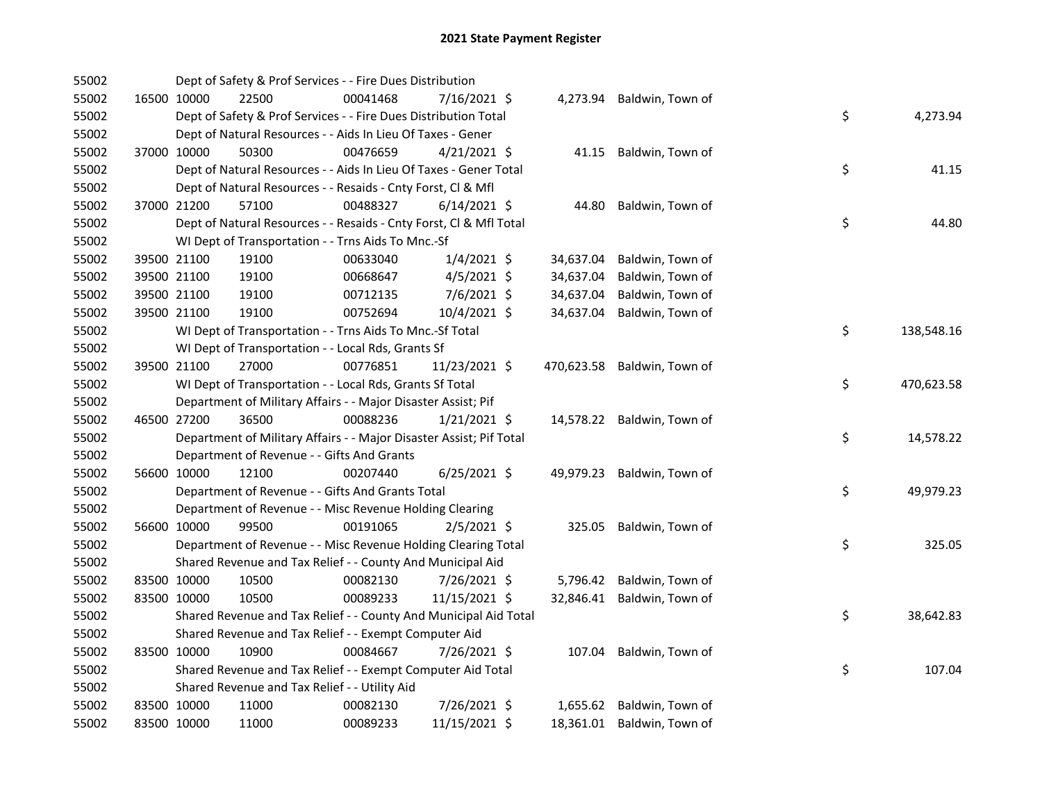# 2021 State Payment Register

| | | | | | | | | | |
|---|---|---|---|---|---|---|---|---|---|
| 55002 | | | Dept of Safety & Prof Services - - Fire Dues Distribution | | | | | | |
| 55002 | 16500 | 10000 | 22500 | 00041468 | 7/16/2021 | $ 4,273.94 | Baldwin, Town of | | |
| 55002 | | | Dept of Safety & Prof Services - - Fire Dues Distribution Total | | | | | $ | 4,273.94 |
| 55002 | | | Dept of Natural Resources - - Aids In Lieu Of Taxes - Gener | | | | | | |
| 55002 | 37000 | 10000 | 50300 | 00476659 | 4/21/2021 | $ 41.15 | Baldwin, Town of | | |
| 55002 | | | Dept of Natural Resources - - Aids In Lieu Of Taxes - Gener Total | | | | | $ | 41.15 |
| 55002 | | | Dept of Natural Resources - - Resaids - Cnty Forst, Cl & Mfl | | | | | | |
| 55002 | 37000 | 21200 | 57100 | 00488327 | 6/14/2021 | $ 44.80 | Baldwin, Town of | | |
| 55002 | | | Dept of Natural Resources - - Resaids - Cnty Forst, Cl & Mfl Total | | | | | $ | 44.80 |
| 55002 | | | WI Dept of Transportation - - Trns Aids To Mnc.-Sf | | | | | | |
| 55002 | 39500 | 21100 | 19100 | 00633040 | 1/4/2021 | $ 34,637.04 | Baldwin, Town of | | |
| 55002 | 39500 | 21100 | 19100 | 00668647 | 4/5/2021 | $ 34,637.04 | Baldwin, Town of | | |
| 55002 | 39500 | 21100 | 19100 | 00712135 | 7/6/2021 | $ 34,637.04 | Baldwin, Town of | | |
| 55002 | 39500 | 21100 | 19100 | 00752694 | 10/4/2021 | $ 34,637.04 | Baldwin, Town of | | |
| 55002 | | | WI Dept of Transportation - - Trns Aids To Mnc.-Sf Total | | | | | $ | 138,548.16 |
| 55002 | | | WI Dept of Transportation - - Local Rds, Grants Sf | | | | | | |
| 55002 | 39500 | 21100 | 27000 | 00776851 | 11/23/2021 | $ 470,623.58 | Baldwin, Town of | | |
| 55002 | | | WI Dept of Transportation - - Local Rds, Grants Sf Total | | | | | $ | 470,623.58 |
| 55002 | | | Department of Military Affairs - - Major Disaster Assist; Pif | | | | | | |
| 55002 | 46500 | 27200 | 36500 | 00088236 | 1/21/2021 | $ 14,578.22 | Baldwin, Town of | | |
| 55002 | | | Department of Military Affairs - - Major Disaster Assist; Pif Total | | | | | $ | 14,578.22 |
| 55002 | | | Department of Revenue - - Gifts And Grants | | | | | | |
| 55002 | 56600 | 10000 | 12100 | 00207440 | 6/25/2021 | $ 49,979.23 | Baldwin, Town of | | |
| 55002 | | | Department of Revenue - - Gifts And Grants Total | | | | | $ | 49,979.23 |
| 55002 | | | Department of Revenue - - Misc Revenue Holding Clearing | | | | | | |
| 55002 | 56600 | 10000 | 99500 | 00191065 | 2/5/2021 | $ 325.05 | Baldwin, Town of | | |
| 55002 | | | Department of Revenue - - Misc Revenue Holding Clearing Total | | | | | $ | 325.05 |
| 55002 | | | Shared Revenue and Tax Relief - - County And Municipal Aid | | | | | | |
| 55002 | 83500 | 10000 | 10500 | 00082130 | 7/26/2021 | $ 5,796.42 | Baldwin, Town of | | |
| 55002 | 83500 | 10000 | 10500 | 00089233 | 11/15/2021 | $ 32,846.41 | Baldwin, Town of | | |
| 55002 | | | Shared Revenue and Tax Relief - - County And Municipal Aid Total | | | | | $ | 38,642.83 |
| 55002 | | | Shared Revenue and Tax Relief - - Exempt Computer Aid | | | | | | |
| 55002 | 83500 | 10000 | 10900 | 00084667 | 7/26/2021 | $ 107.04 | Baldwin, Town of | | |
| 55002 | | | Shared Revenue and Tax Relief - - Exempt Computer Aid Total | | | | | $ | 107.04 |
| 55002 | | | Shared Revenue and Tax Relief - - Utility Aid | | | | | | |
| 55002 | 83500 | 10000 | 11000 | 00082130 | 7/26/2021 | $ 1,655.62 | Baldwin, Town of | | |
| 55002 | 83500 | 10000 | 11000 | 00089233 | 11/15/2021 | $ 18,361.01 | Baldwin, Town of | | |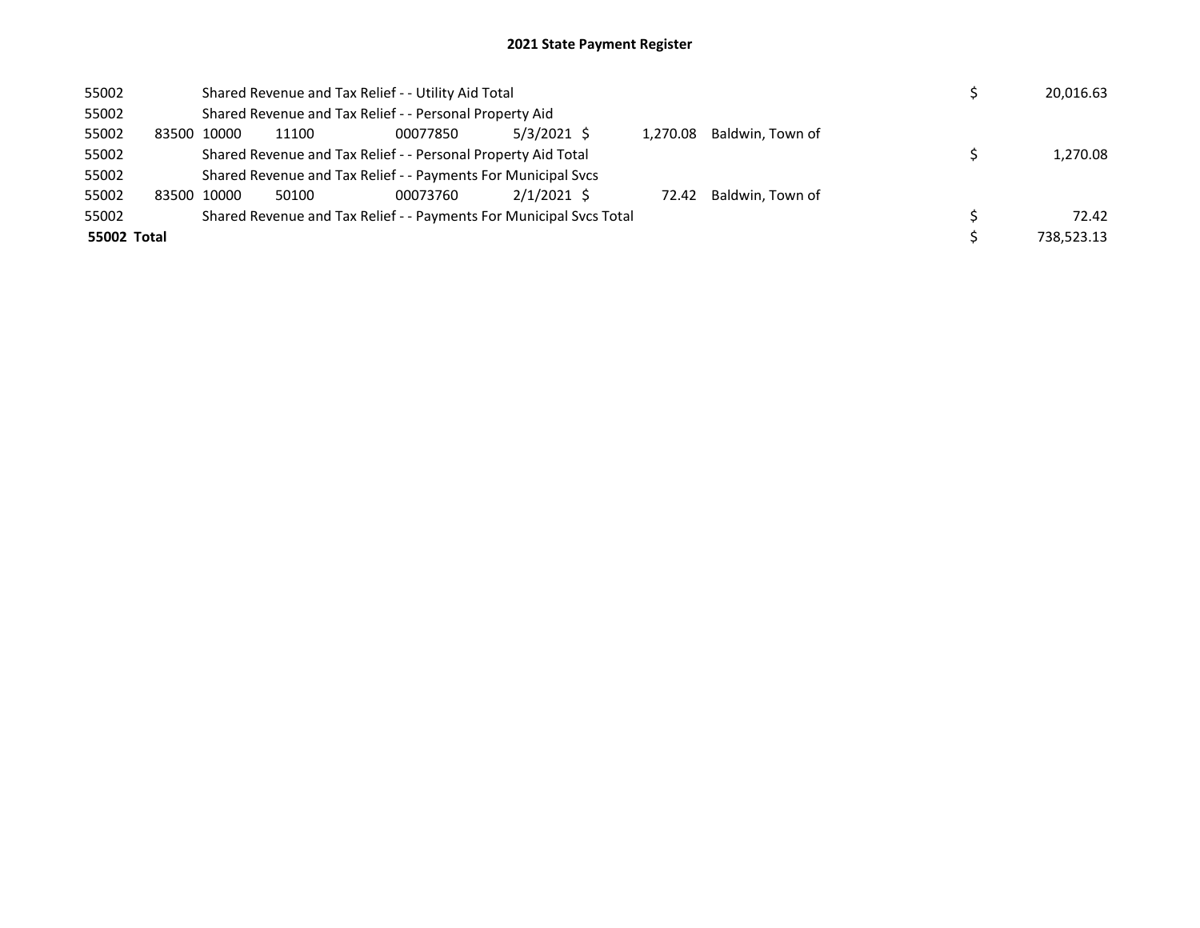# 2021 State Payment Register

| | | | | | | | | | | |
|---|---|---|---|---|---|---|---|---|---|---|
| 55002 | | Shared Revenue and Tax Relief - - Utility Aid Total | | | | | | | $ | 20,016.63 |
| 55002 | | Shared Revenue and Tax Relief - - Personal Property Aid | | | | | | | | |
| 55002 | 83500 | 10000 | 11100 | 00077850 | 5/3/2021 | $ | 1,270.08 | Baldwin, Town of | | |
| 55002 | | Shared Revenue and Tax Relief - - Personal Property Aid Total | | | | | | | $ | 1,270.08 |
| 55002 | | Shared Revenue and Tax Relief - - Payments For Municipal Svcs | | | | | | | | |
| 55002 | 83500 | 10000 | 50100 | 00073760 | 2/1/2021 | $ | 72.42 | Baldwin, Town of | | |
| 55002 | | Shared Revenue and Tax Relief - - Payments For Municipal Svcs Total | | | | | | | $ | 72.42 |
| **55002 Total** | | | | | | | | | $ | 738,523.13 |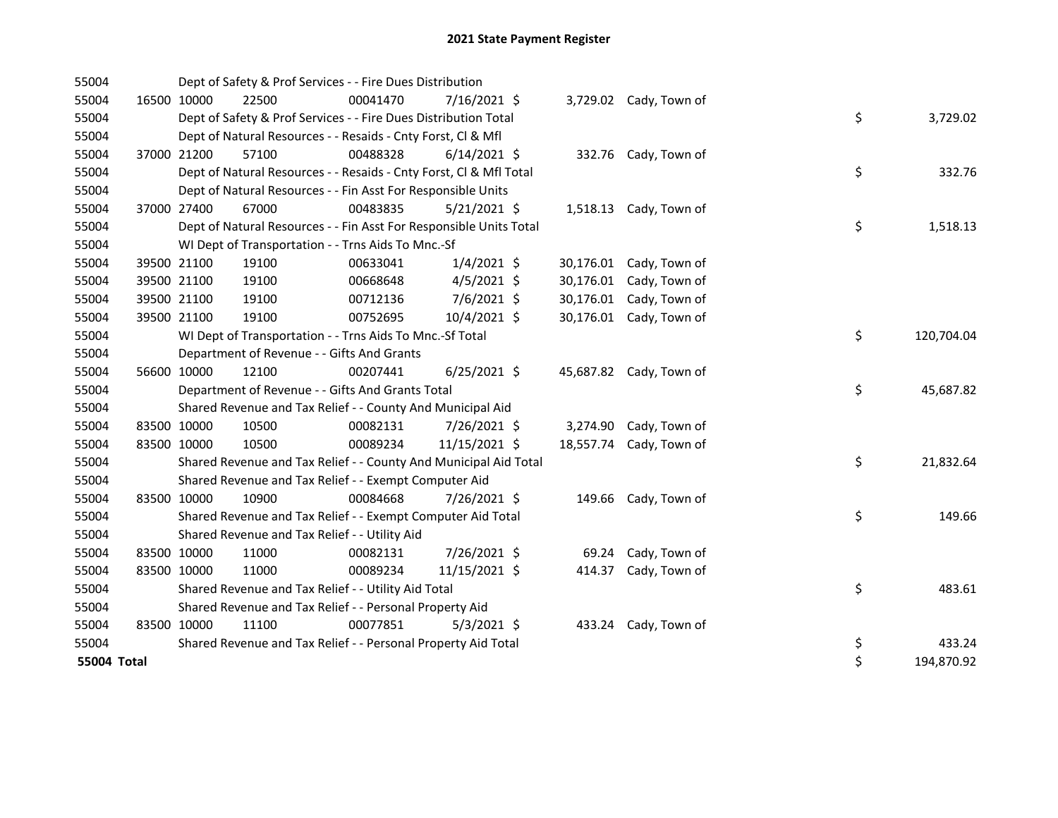# 2021 State Payment Register

| | | | | | | | | | |
|---|---|---|---|---|---|---|---|---|---|
| 55004 | | | Dept of Safety & Prof Services - - Fire Dues Distribution | | | | | | |
| 55004 | 16500 | 10000 | 22500 | 00041470 | 7/16/2021 | $ 3,729.02 | Cady, Town of | | |
| 55004 | | | Dept of Safety & Prof Services - - Fire Dues Distribution Total | | | | | $ | 3,729.02 |
| 55004 | | | Dept of Natural Resources - - Resaids - Cnty Forst, Cl & Mfl | | | | | | |
| 55004 | 37000 | 21200 | 57100 | 00488328 | 6/14/2021 | $ 332.76 | Cady, Town of | | |
| 55004 | | | Dept of Natural Resources - - Resaids - Cnty Forst, Cl & Mfl Total | | | | | $ | 332.76 |
| 55004 | | | Dept of Natural Resources - - Fin Asst For Responsible Units | | | | | | |
| 55004 | 37000 | 27400 | 67000 | 00483835 | 5/21/2021 | $ 1,518.13 | Cady, Town of | | |
| 55004 | | | Dept of Natural Resources - - Fin Asst For Responsible Units Total | | | | | $ | 1,518.13 |
| 55004 | | | WI Dept of Transportation - - Trns Aids To Mnc.-Sf | | | | | | |
| 55004 | 39500 | 21100 | 19100 | 00633041 | 1/4/2021 | $ 30,176.01 | Cady, Town of | | |
| 55004 | 39500 | 21100 | 19100 | 00668648 | 4/5/2021 | $ 30,176.01 | Cady, Town of | | |
| 55004 | 39500 | 21100 | 19100 | 00712136 | 7/6/2021 | $ 30,176.01 | Cady, Town of | | |
| 55004 | 39500 | 21100 | 19100 | 00752695 | 10/4/2021 | $ 30,176.01 | Cady, Town of | | |
| 55004 | | | WI Dept of Transportation - - Trns Aids To Mnc.-Sf Total | | | | | $ | 120,704.04 |
| 55004 | | | Department of Revenue - - Gifts And Grants | | | | | | |
| 55004 | 56600 | 10000 | 12100 | 00207441 | 6/25/2021 | $ 45,687.82 | Cady, Town of | | |
| 55004 | | | Department of Revenue - - Gifts And Grants Total | | | | | $ | 45,687.82 |
| 55004 | | | Shared Revenue and Tax Relief - - County And Municipal Aid | | | | | | |
| 55004 | 83500 | 10000 | 10500 | 00082131 | 7/26/2021 | $ 3,274.90 | Cady, Town of | | |
| 55004 | 83500 | 10000 | 10500 | 00089234 | 11/15/2021 | $ 18,557.74 | Cady, Town of | | |
| 55004 | | | Shared Revenue and Tax Relief - - County And Municipal Aid Total | | | | | $ | 21,832.64 |
| 55004 | | | Shared Revenue and Tax Relief - - Exempt Computer Aid | | | | | | |
| 55004 | 83500 | 10000 | 10900 | 00084668 | 7/26/2021 | $ 149.66 | Cady, Town of | | |
| 55004 | | | Shared Revenue and Tax Relief - - Exempt Computer Aid Total | | | | | $ | 149.66 |
| 55004 | | | Shared Revenue and Tax Relief - - Utility Aid | | | | | | |
| 55004 | 83500 | 10000 | 11000 | 00082131 | 7/26/2021 | $ 69.24 | Cady, Town of | | |
| 55004 | 83500 | 10000 | 11000 | 00089234 | 11/15/2021 | $ 414.37 | Cady, Town of | | |
| 55004 | | | Shared Revenue and Tax Relief - - Utility Aid Total | | | | | $ | 483.61 |
| 55004 | | | Shared Revenue and Tax Relief - - Personal Property Aid | | | | | | |
| 55004 | 83500 | 10000 | 11100 | 00077851 | 5/3/2021 | $ 433.24 | Cady, Town of | | |
| 55004 | | | Shared Revenue and Tax Relief - - Personal Property Aid Total | | | | | $ | 433.24 |
| **55004 Total** | | | | | | | | $ | 194,870.92 |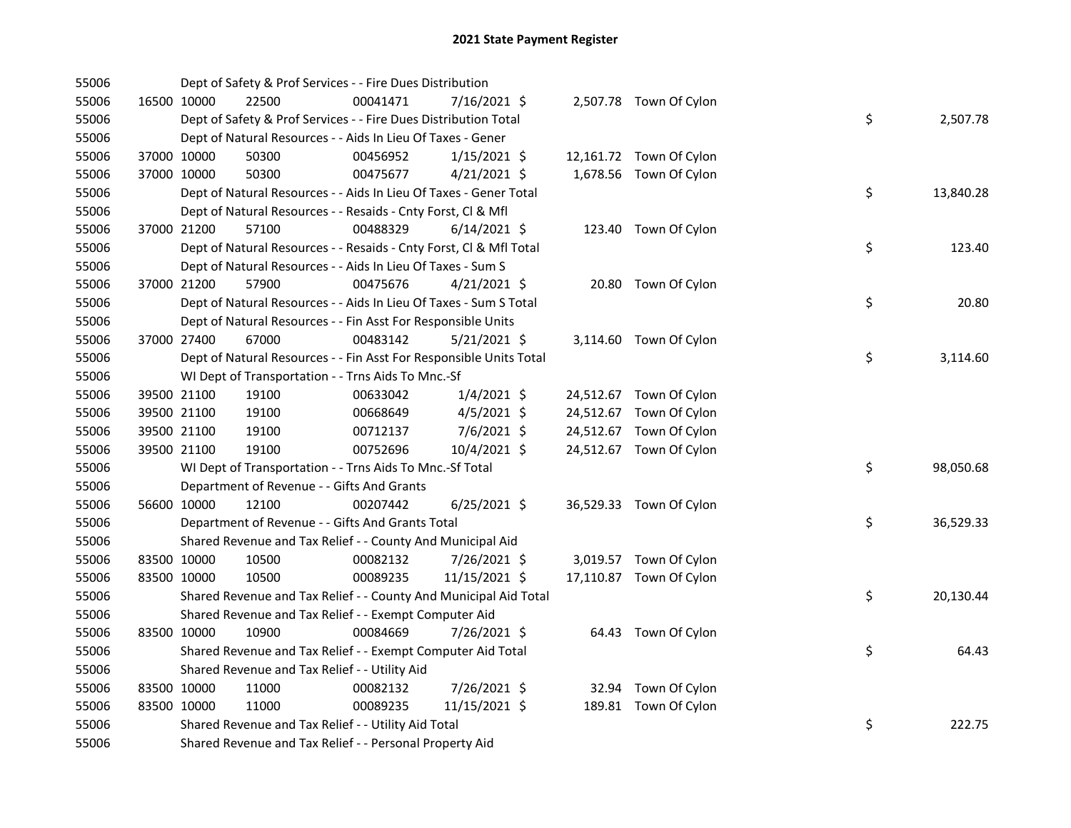## 2021 State Payment Register

| | | | | | | | | |
|---|---|---|---|---|---|---|---|---|
| 55006 | | Dept of Safety & Prof Services - - Fire Dues Distribution | | | | | | |
| 55006 | 16500 | 10000 | 22500 | 00041471 | 7/16/2021 $ | 2,507.78 | Town Of Cylon | |
| 55006 | | Dept of Safety & Prof Services - - Fire Dues Distribution Total | | | | | | $ 2,507.78 |
| 55006 | | Dept of Natural Resources - - Aids In Lieu Of Taxes - Gener | | | | | | |
| 55006 | 37000 | 10000 | 50300 | 00456952 | 1/15/2021 $ | 12,161.72 | Town Of Cylon | |
| 55006 | 37000 | 10000 | 50300 | 00475677 | 4/21/2021 $ | 1,678.56 | Town Of Cylon | |
| 55006 | | Dept of Natural Resources - - Aids In Lieu Of Taxes - Gener Total | | | | | | $ 13,840.28 |
| 55006 | | Dept of Natural Resources - - Resaids - Cnty Forst, Cl & Mfl | | | | | | |
| 55006 | 37000 | 21200 | 57100 | 00488329 | 6/14/2021 $ | 123.40 | Town Of Cylon | |
| 55006 | | Dept of Natural Resources - - Resaids - Cnty Forst, Cl & Mfl Total | | | | | | $ 123.40 |
| 55006 | | Dept of Natural Resources - - Aids In Lieu Of Taxes - Sum S | | | | | | |
| 55006 | 37000 | 21200 | 57900 | 00475676 | 4/21/2021 $ | 20.80 | Town Of Cylon | |
| 55006 | | Dept of Natural Resources - - Aids In Lieu Of Taxes - Sum S Total | | | | | | $ 20.80 |
| 55006 | | Dept of Natural Resources - - Fin Asst For Responsible Units | | | | | | |
| 55006 | 37000 | 27400 | 67000 | 00483142 | 5/21/2021 $ | 3,114.60 | Town Of Cylon | |
| 55006 | | Dept of Natural Resources - - Fin Asst For Responsible Units Total | | | | | | $ 3,114.60 |
| 55006 | | WI Dept of Transportation - - Trns Aids To Mnc.-Sf | | | | | | |
| 55006 | 39500 | 21100 | 19100 | 00633042 | 1/4/2021 $ | 24,512.67 | Town Of Cylon | |
| 55006 | 39500 | 21100 | 19100 | 00668649 | 4/5/2021 $ | 24,512.67 | Town Of Cylon | |
| 55006 | 39500 | 21100 | 19100 | 00712137 | 7/6/2021 $ | 24,512.67 | Town Of Cylon | |
| 55006 | 39500 | 21100 | 19100 | 00752696 | 10/4/2021 $ | 24,512.67 | Town Of Cylon | |
| 55006 | | WI Dept of Transportation - - Trns Aids To Mnc.-Sf Total | | | | | | $ 98,050.68 |
| 55006 | | Department of Revenue - - Gifts And Grants | | | | | | |
| 55006 | 56600 | 10000 | 12100 | 00207442 | 6/25/2021 $ | 36,529.33 | Town Of Cylon | |
| 55006 | | Department of Revenue - - Gifts And Grants Total | | | | | | $ 36,529.33 |
| 55006 | | Shared Revenue and Tax Relief - - County And Municipal Aid | | | | | | |
| 55006 | 83500 | 10000 | 10500 | 00082132 | 7/26/2021 $ | 3,019.57 | Town Of Cylon | |
| 55006 | 83500 | 10000 | 10500 | 00089235 | 11/15/2021 $ | 17,110.87 | Town Of Cylon | |
| 55006 | | Shared Revenue and Tax Relief - - County And Municipal Aid Total | | | | | | $ 20,130.44 |
| 55006 | | Shared Revenue and Tax Relief - - Exempt Computer Aid | | | | | | |
| 55006 | 83500 | 10000 | 10900 | 00084669 | 7/26/2021 $ | 64.43 | Town Of Cylon | |
| 55006 | | Shared Revenue and Tax Relief - - Exempt Computer Aid Total | | | | | | $ 64.43 |
| 55006 | | Shared Revenue and Tax Relief - - Utility Aid | | | | | | |
| 55006 | 83500 | 10000 | 11000 | 00082132 | 7/26/2021 $ | 32.94 | Town Of Cylon | |
| 55006 | 83500 | 10000 | 11000 | 00089235 | 11/15/2021 $ | 189.81 | Town Of Cylon | |
| 55006 | | Shared Revenue and Tax Relief - - Utility Aid Total | | | | | | $ 222.75 |
| 55006 | | Shared Revenue and Tax Relief - - Personal Property Aid | | | | | | |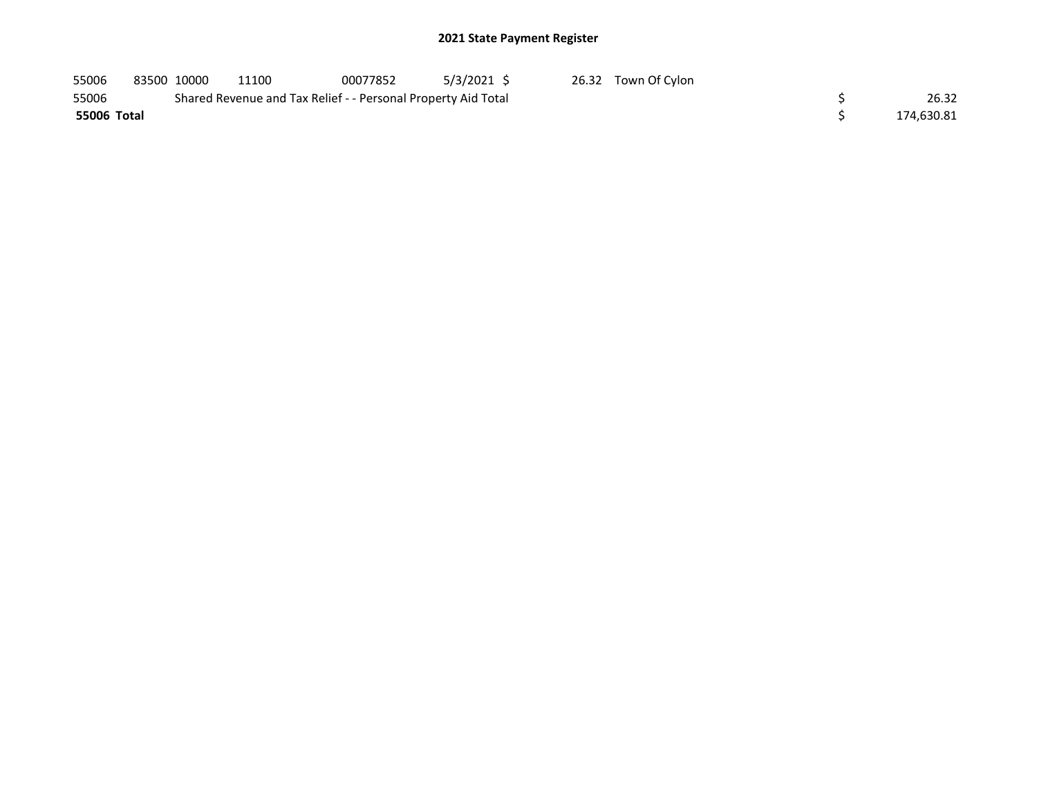## 2021 State Payment Register

| | | | | | | | | | |
|---|---|---|---|---|---|---|---|---|---|
| 55006 | 83500 | 10000 | 11100 | 00077852 | 5/3/2021 | $ 26.32 | Town Of Cylon | | |
| 55006 | | Shared Revenue and Tax Relief - - Personal Property Aid Total | | | | | | $ | 26.32 |
| **55006 Total** | | | | | | | | $ | 174,630.81 |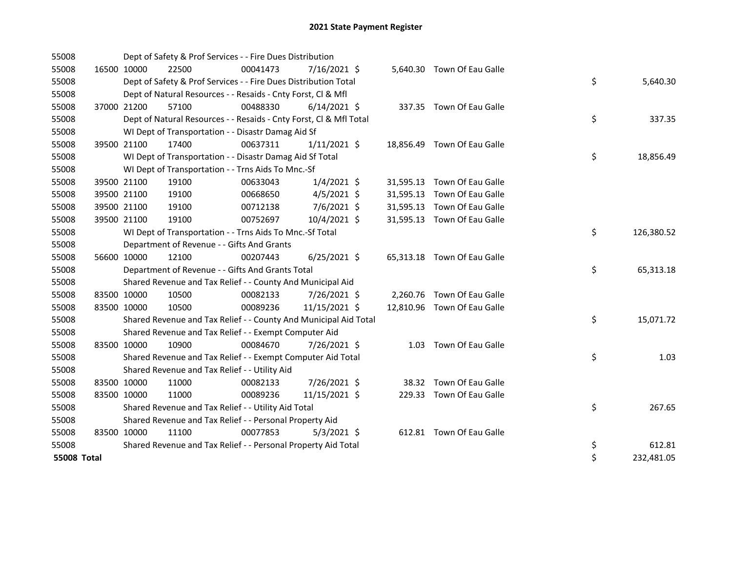# 2021 State Payment Register

| | | | | | | | | | |
|---|---|---|---|---|---|---|---|---|---|
| 55008 | | Dept of Safety & Prof Services - - Fire Dues Distribution | | | | | | | |
| 55008 | 16500 | 10000 | 22500 | 00041473 | 7/16/2021 | $ 5,640.30 | Town Of Eau Galle | | |
| 55008 | | Dept of Safety & Prof Services - - Fire Dues Distribution Total | | | | | | $ | 5,640.30 |
| 55008 | | Dept of Natural Resources - - Resaids - Cnty Forst, Cl & Mfl | | | | | | | |
| 55008 | 37000 | 21200 | 57100 | 00488330 | 6/14/2021 | $ 337.35 | Town Of Eau Galle | | |
| 55008 | | Dept of Natural Resources - - Resaids - Cnty Forst, Cl & Mfl Total | | | | | | $ | 337.35 |
| 55008 | | WI Dept of Transportation - - Disastr Damag Aid Sf | | | | | | | |
| 55008 | 39500 | 21100 | 17400 | 00637311 | 1/11/2021 | $ 18,856.49 | Town Of Eau Galle | | |
| 55008 | | WI Dept of Transportation - - Disastr Damag Aid Sf Total | | | | | | $ | 18,856.49 |
| 55008 | | WI Dept of Transportation - - Trns Aids To Mnc.-Sf | | | | | | | |
| 55008 | 39500 | 21100 | 19100 | 00633043 | 1/4/2021 | $ 31,595.13 | Town Of Eau Galle | | |
| 55008 | 39500 | 21100 | 19100 | 00668650 | 4/5/2021 | $ 31,595.13 | Town Of Eau Galle | | |
| 55008 | 39500 | 21100 | 19100 | 00712138 | 7/6/2021 | $ 31,595.13 | Town Of Eau Galle | | |
| 55008 | 39500 | 21100 | 19100 | 00752697 | 10/4/2021 | $ 31,595.13 | Town Of Eau Galle | | |
| 55008 | | WI Dept of Transportation - - Trns Aids To Mnc.-Sf Total | | | | | | $ | 126,380.52 |
| 55008 | | Department of Revenue - - Gifts And Grants | | | | | | | |
| 55008 | 56600 | 10000 | 12100 | 00207443 | 6/25/2021 | $ 65,313.18 | Town Of Eau Galle | | |
| 55008 | | Department of Revenue - - Gifts And Grants Total | | | | | | $ | 65,313.18 |
| 55008 | | Shared Revenue and Tax Relief - - County And Municipal Aid | | | | | | | |
| 55008 | 83500 | 10000 | 10500 | 00082133 | 7/26/2021 | $ 2,260.76 | Town Of Eau Galle | | |
| 55008 | 83500 | 10000 | 10500 | 00089236 | 11/15/2021 | $ 12,810.96 | Town Of Eau Galle | | |
| 55008 | | Shared Revenue and Tax Relief - - County And Municipal Aid Total | | | | | | $ | 15,071.72 |
| 55008 | | Shared Revenue and Tax Relief - - Exempt Computer Aid | | | | | | | |
| 55008 | 83500 | 10000 | 10900 | 00084670 | 7/26/2021 | $ 1.03 | Town Of Eau Galle | | |
| 55008 | | Shared Revenue and Tax Relief - - Exempt Computer Aid Total | | | | | | $ | 1.03 |
| 55008 | | Shared Revenue and Tax Relief - - Utility Aid | | | | | | | |
| 55008 | 83500 | 10000 | 11000 | 00082133 | 7/26/2021 | $ 38.32 | Town Of Eau Galle | | |
| 55008 | 83500 | 10000 | 11000 | 00089236 | 11/15/2021 | $ 229.33 | Town Of Eau Galle | | |
| 55008 | | Shared Revenue and Tax Relief - - Utility Aid Total | | | | | | $ | 267.65 |
| 55008 | | Shared Revenue and Tax Relief - - Personal Property Aid | | | | | | | |
| 55008 | 83500 | 10000 | 11100 | 00077853 | 5/3/2021 | $ 612.81 | Town Of Eau Galle | | |
| 55008 | | Shared Revenue and Tax Relief - - Personal Property Aid Total | | | | | | $ | 612.81 |
| **55008 Total** | | | | | | | | $ | 232,481.05 |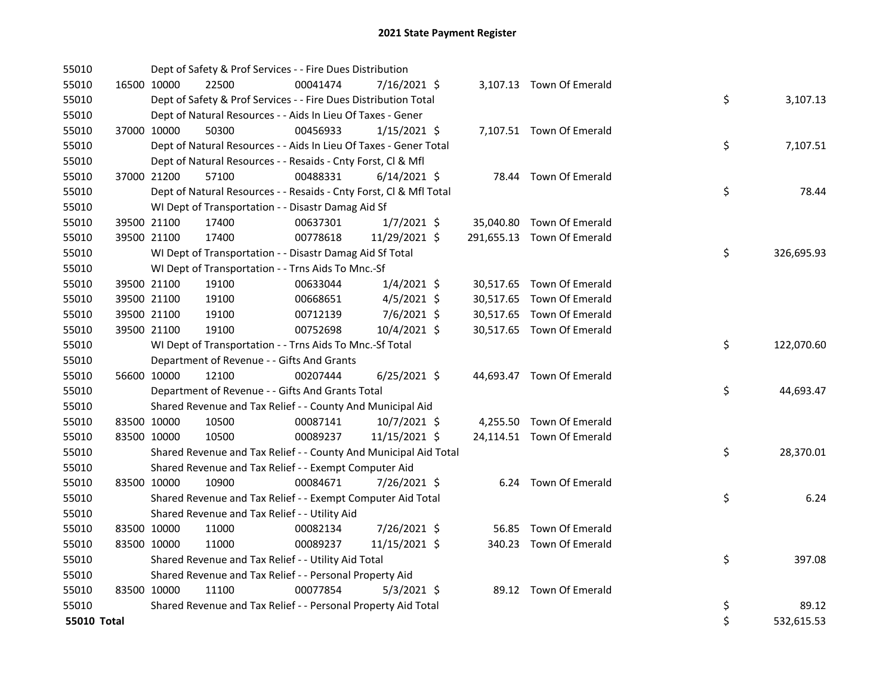# 2021 State Payment Register

| | | | | | | | | | |
|---|---|---|---|---|---|---|---|---|---|
| 55010 | | | Dept of Safety & Prof Services - - Fire Dues Distribution | | | | | | |
| 55010 | 16500 | 10000 | 22500 | 00041474 | 7/16/2021 | $ 3,107.13 | Town Of Emerald | | |
| 55010 | | | Dept of Safety & Prof Services - - Fire Dues Distribution Total | | | | | $ | 3,107.13 |
| 55010 | | | Dept of Natural Resources - - Aids In Lieu Of Taxes - Gener | | | | | | |
| 55010 | 37000 | 10000 | 50300 | 00456933 | 1/15/2021 | $ 7,107.51 | Town Of Emerald | | |
| 55010 | | | Dept of Natural Resources - - Aids In Lieu Of Taxes - Gener Total | | | | | $ | 7,107.51 |
| 55010 | | | Dept of Natural Resources - - Resaids - Cnty Forst, Cl & Mfl | | | | | | |
| 55010 | 37000 | 21200 | 57100 | 00488331 | 6/14/2021 | $ 78.44 | Town Of Emerald | | |
| 55010 | | | Dept of Natural Resources - - Resaids - Cnty Forst, Cl & Mfl Total | | | | | $ | 78.44 |
| 55010 | | | WI Dept of Transportation - - Disastr Damag Aid Sf | | | | | | |
| 55010 | 39500 | 21100 | 17400 | 00637301 | 1/7/2021 | $ 35,040.80 | Town Of Emerald | | |
| 55010 | 39500 | 21100 | 17400 | 00778618 | 11/29/2021 | $ 291,655.13 | Town Of Emerald | | |
| 55010 | | | WI Dept of Transportation - - Disastr Damag Aid Sf Total | | | | | $ | 326,695.93 |
| 55010 | | | WI Dept of Transportation - - Trns Aids To Mnc.-Sf | | | | | | |
| 55010 | 39500 | 21100 | 19100 | 00633044 | 1/4/2021 | $ 30,517.65 | Town Of Emerald | | |
| 55010 | 39500 | 21100 | 19100 | 00668651 | 4/5/2021 | $ 30,517.65 | Town Of Emerald | | |
| 55010 | 39500 | 21100 | 19100 | 00712139 | 7/6/2021 | $ 30,517.65 | Town Of Emerald | | |
| 55010 | 39500 | 21100 | 19100 | 00752698 | 10/4/2021 | $ 30,517.65 | Town Of Emerald | | |
| 55010 | | | WI Dept of Transportation - - Trns Aids To Mnc.-Sf Total | | | | | $ | 122,070.60 |
| 55010 | | | Department of Revenue - - Gifts And Grants | | | | | | |
| 55010 | 56600 | 10000 | 12100 | 00207444 | 6/25/2021 | $ 44,693.47 | Town Of Emerald | | |
| 55010 | | | Department of Revenue - - Gifts And Grants Total | | | | | $ | 44,693.47 |
| 55010 | | | Shared Revenue and Tax Relief - - County And Municipal Aid | | | | | | |
| 55010 | 83500 | 10000 | 10500 | 00087141 | 10/7/2021 | $ 4,255.50 | Town Of Emerald | | |
| 55010 | 83500 | 10000 | 10500 | 00089237 | 11/15/2021 | $ 24,114.51 | Town Of Emerald | | |
| 55010 | | | Shared Revenue and Tax Relief - - County And Municipal Aid Total | | | | | $ | 28,370.01 |
| 55010 | | | Shared Revenue and Tax Relief - - Exempt Computer Aid | | | | | | |
| 55010 | 83500 | 10000 | 10900 | 00084671 | 7/26/2021 | $ 6.24 | Town Of Emerald | | |
| 55010 | | | Shared Revenue and Tax Relief - - Exempt Computer Aid Total | | | | | $ | 6.24 |
| 55010 | | | Shared Revenue and Tax Relief - - Utility Aid | | | | | | |
| 55010 | 83500 | 10000 | 11000 | 00082134 | 7/26/2021 | $ 56.85 | Town Of Emerald | | |
| 55010 | 83500 | 10000 | 11000 | 00089237 | 11/15/2021 | $ 340.23 | Town Of Emerald | | |
| 55010 | | | Shared Revenue and Tax Relief - - Utility Aid Total | | | | | $ | 397.08 |
| 55010 | | | Shared Revenue and Tax Relief - - Personal Property Aid | | | | | | |
| 55010 | 83500 | 10000 | 11100 | 00077854 | 5/3/2021 | $ 89.12 | Town Of Emerald | | |
| 55010 | | | Shared Revenue and Tax Relief - - Personal Property Aid Total | | | | | $ | 89.12 |
| **55010 Total** | | | | | | | | $ | 532,615.53 |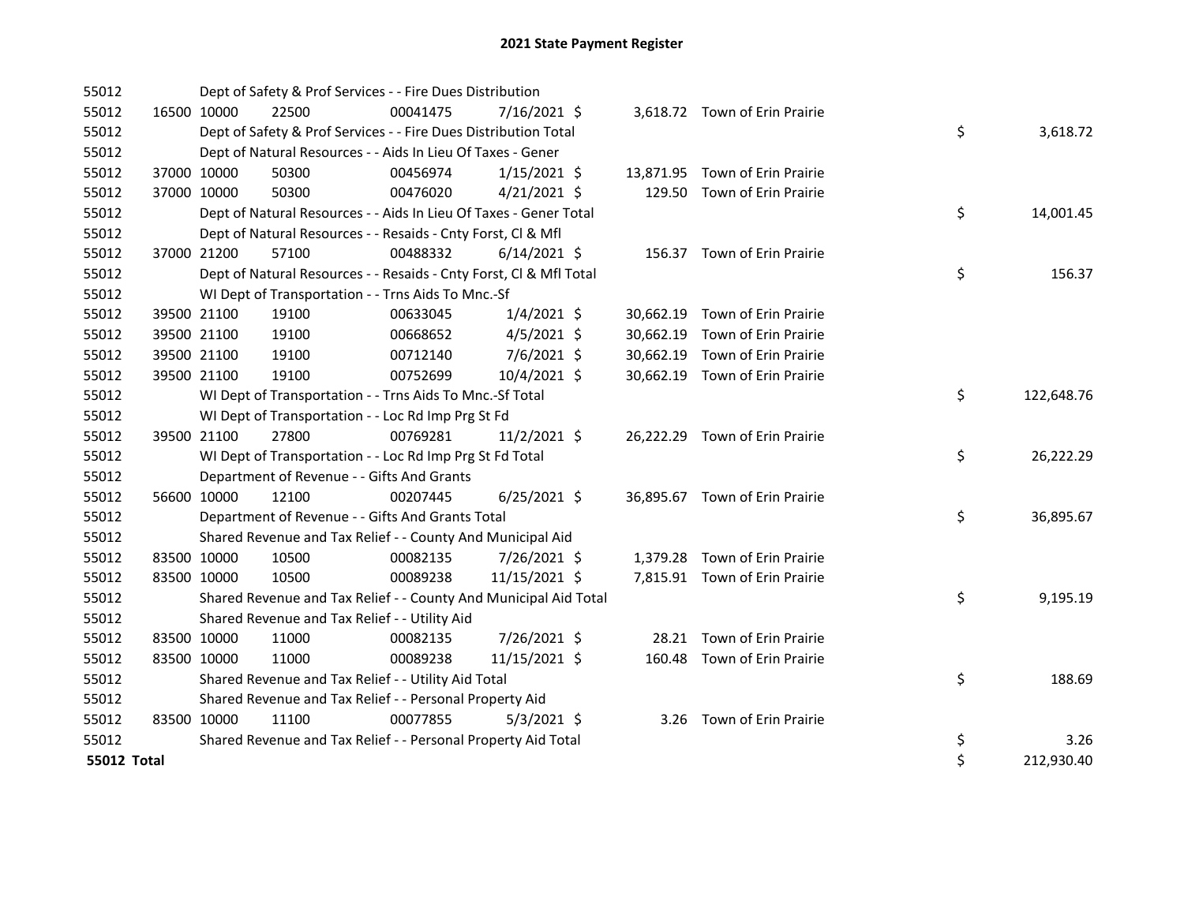# 2021 State Payment Register

| | | | | | | | | | |
|---|---|---|---|---|---|---|---|---|---|
| 55012 | | | Dept of Safety & Prof Services - - Fire Dues Distribution | | | | | | |
| 55012 | 16500 | 10000 | 22500 | 00041475 | 7/16/2021 | $ | 3,618.72 | Town of Erin Prairie | |
| 55012 | | | Dept of Safety & Prof Services - - Fire Dues Distribution Total | | | | | | $ 3,618.72 |
| 55012 | | | Dept of Natural Resources - - Aids In Lieu Of Taxes - Gener | | | | | | |
| 55012 | 37000 | 10000 | 50300 | 00456974 | 1/15/2021 | $ | 13,871.95 | Town of Erin Prairie | |
| 55012 | 37000 | 10000 | 50300 | 00476020 | 4/21/2021 | $ | 129.50 | Town of Erin Prairie | |
| 55012 | | | Dept of Natural Resources - - Aids In Lieu Of Taxes - Gener Total | | | | | | $ 14,001.45 |
| 55012 | | | Dept of Natural Resources - - Resaids - Cnty Forst, Cl & Mfl | | | | | | |
| 55012 | 37000 | 21200 | 57100 | 00488332 | 6/14/2021 | $ | 156.37 | Town of Erin Prairie | |
| 55012 | | | Dept of Natural Resources - - Resaids - Cnty Forst, Cl & Mfl Total | | | | | | $ 156.37 |
| 55012 | | | WI Dept of Transportation - - Trns Aids To Mnc.-Sf | | | | | | |
| 55012 | 39500 | 21100 | 19100 | 00633045 | 1/4/2021 | $ | 30,662.19 | Town of Erin Prairie | |
| 55012 | 39500 | 21100 | 19100 | 00668652 | 4/5/2021 | $ | 30,662.19 | Town of Erin Prairie | |
| 55012 | 39500 | 21100 | 19100 | 00712140 | 7/6/2021 | $ | 30,662.19 | Town of Erin Prairie | |
| 55012 | 39500 | 21100 | 19100 | 00752699 | 10/4/2021 | $ | 30,662.19 | Town of Erin Prairie | |
| 55012 | | | WI Dept of Transportation - - Trns Aids To Mnc.-Sf Total | | | | | | $ 122,648.76 |
| 55012 | | | WI Dept of Transportation - - Loc Rd Imp Prg St Fd | | | | | | |
| 55012 | 39500 | 21100 | 27800 | 00769281 | 11/2/2021 | $ | 26,222.29 | Town of Erin Prairie | |
| 55012 | | | WI Dept of Transportation - - Loc Rd Imp Prg St Fd Total | | | | | | $ 26,222.29 |
| 55012 | | | Department of Revenue - - Gifts And Grants | | | | | | |
| 55012 | 56600 | 10000 | 12100 | 00207445 | 6/25/2021 | $ | 36,895.67 | Town of Erin Prairie | |
| 55012 | | | Department of Revenue - - Gifts And Grants Total | | | | | | $ 36,895.67 |
| 55012 | | | Shared Revenue and Tax Relief - - County And Municipal Aid | | | | | | |
| 55012 | 83500 | 10000 | 10500 | 00082135 | 7/26/2021 | $ | 1,379.28 | Town of Erin Prairie | |
| 55012 | 83500 | 10000 | 10500 | 00089238 | 11/15/2021 | $ | 7,815.91 | Town of Erin Prairie | |
| 55012 | | | Shared Revenue and Tax Relief - - County And Municipal Aid Total | | | | | | $ 9,195.19 |
| 55012 | | | Shared Revenue and Tax Relief - - Utility Aid | | | | | | |
| 55012 | 83500 | 10000 | 11000 | 00082135 | 7/26/2021 | $ | 28.21 | Town of Erin Prairie | |
| 55012 | 83500 | 10000 | 11000 | 00089238 | 11/15/2021 | $ | 160.48 | Town of Erin Prairie | |
| 55012 | | | Shared Revenue and Tax Relief - - Utility Aid Total | | | | | | $ 188.69 |
| 55012 | | | Shared Revenue and Tax Relief - - Personal Property Aid | | | | | | |
| 55012 | 83500 | 10000 | 11100 | 00077855 | 5/3/2021 | $ | 3.26 | Town of Erin Prairie | |
| 55012 | | | Shared Revenue and Tax Relief - - Personal Property Aid Total | | | | | | $ 3.26 |
| **55012 Total** | | | | | | | | | $ 212,930.40 |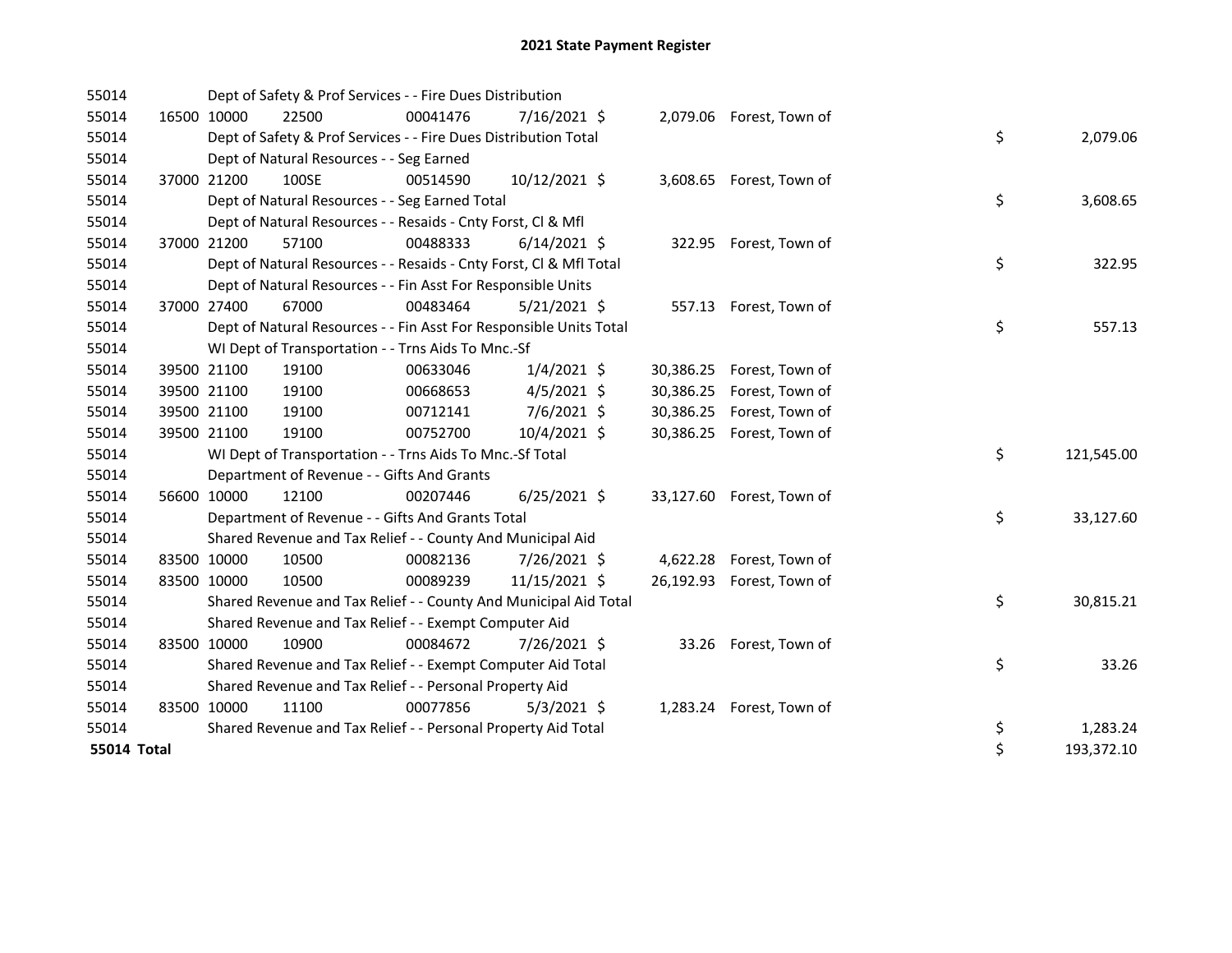# 2021 State Payment Register

| | | | | | | | | |
|---|---|---|---|---|---|---|---|---|
| 55014 | | | Dept of Safety & Prof Services - - Fire Dues Distribution | | | | | |
| 55014 | 16500 | 10000 | 22500 | 00041476 | 7/16/2021 $ | 2,079.06 | Forest, Town of | |
| 55014 | | | Dept of Safety & Prof Services - - Fire Dues Distribution Total | | | | | $ 2,079.06 |
| 55014 | | | Dept of Natural Resources - - Seg Earned | | | | | |
| 55014 | 37000 | 21200 | 100SE | 00514590 | 10/12/2021 $ | 3,608.65 | Forest, Town of | |
| 55014 | | | Dept of Natural Resources - - Seg Earned Total | | | | | $ 3,608.65 |
| 55014 | | | Dept of Natural Resources - - Resaids - Cnty Forst, Cl & Mfl | | | | | |
| 55014 | 37000 | 21200 | 57100 | 00488333 | 6/14/2021 $ | 322.95 | Forest, Town of | |
| 55014 | | | Dept of Natural Resources - - Resaids - Cnty Forst, Cl & Mfl Total | | | | | $ 322.95 |
| 55014 | | | Dept of Natural Resources - - Fin Asst For Responsible Units | | | | | |
| 55014 | 37000 | 27400 | 67000 | 00483464 | 5/21/2021 $ | 557.13 | Forest, Town of | |
| 55014 | | | Dept of Natural Resources - - Fin Asst For Responsible Units Total | | | | | $ 557.13 |
| 55014 | | | WI Dept of Transportation - - Trns Aids To Mnc.-Sf | | | | | |
| 55014 | 39500 | 21100 | 19100 | 00633046 | 1/4/2021 $ | 30,386.25 | Forest, Town of | |
| 55014 | 39500 | 21100 | 19100 | 00668653 | 4/5/2021 $ | 30,386.25 | Forest, Town of | |
| 55014 | 39500 | 21100 | 19100 | 00712141 | 7/6/2021 $ | 30,386.25 | Forest, Town of | |
| 55014 | 39500 | 21100 | 19100 | 00752700 | 10/4/2021 $ | 30,386.25 | Forest, Town of | |
| 55014 | | | WI Dept of Transportation - - Trns Aids To Mnc.-Sf Total | | | | | $ 121,545.00 |
| 55014 | | | Department of Revenue - - Gifts And Grants | | | | | |
| 55014 | 56600 | 10000 | 12100 | 00207446 | 6/25/2021 $ | 33,127.60 | Forest, Town of | |
| 55014 | | | Department of Revenue - - Gifts And Grants Total | | | | | $ 33,127.60 |
| 55014 | | | Shared Revenue and Tax Relief - - County And Municipal Aid | | | | | |
| 55014 | 83500 | 10000 | 10500 | 00082136 | 7/26/2021 $ | 4,622.28 | Forest, Town of | |
| 55014 | 83500 | 10000 | 10500 | 00089239 | 11/15/2021 $ | 26,192.93 | Forest, Town of | |
| 55014 | | | Shared Revenue and Tax Relief - - County And Municipal Aid Total | | | | | $ 30,815.21 |
| 55014 | | | Shared Revenue and Tax Relief - - Exempt Computer Aid | | | | | |
| 55014 | 83500 | 10000 | 10900 | 00084672 | 7/26/2021 $ | 33.26 | Forest, Town of | |
| 55014 | | | Shared Revenue and Tax Relief - - Exempt Computer Aid Total | | | | | $ 33.26 |
| 55014 | | | Shared Revenue and Tax Relief - - Personal Property Aid | | | | | |
| 55014 | 83500 | 10000 | 11100 | 00077856 | 5/3/2021 $ | 1,283.24 | Forest, Town of | |
| 55014 | | | Shared Revenue and Tax Relief - - Personal Property Aid Total | | | | | $ 1,283.24 |
| **55014 Total** | | | | | | | | $ 193,372.10 |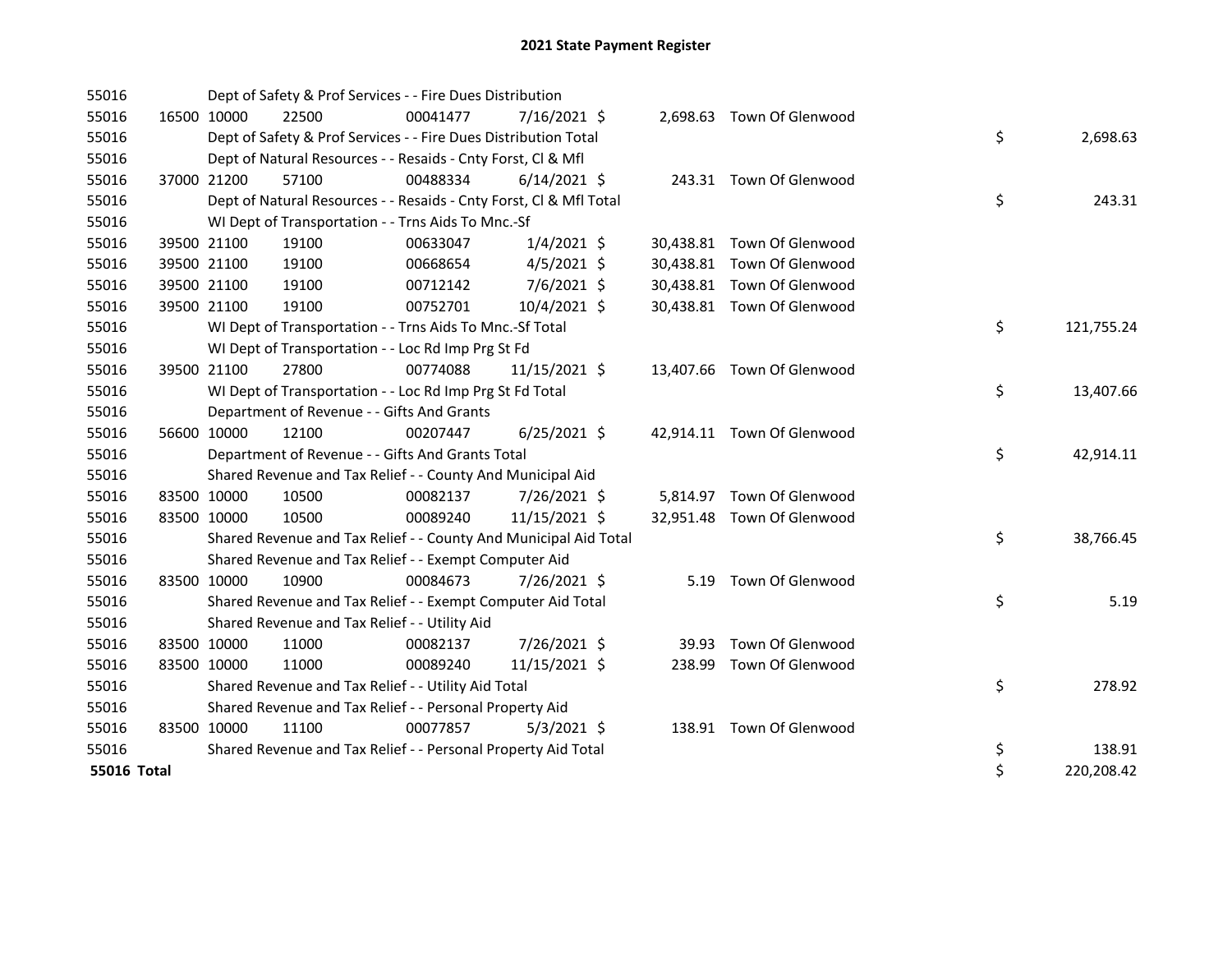# 2021 State Payment Register

| | | | | | | | | | |
|---|---|---|---|---|---|---|---|---|---|
| 55016 | | | Dept of Safety & Prof Services - - Fire Dues Distribution | | | | | | |
| 55016 | 16500 | 10000 | 22500 | 00041477 | 7/16/2021 | $ 2,698.63 | Town Of Glenwood | | |
| 55016 | | | Dept of Safety & Prof Services - - Fire Dues Distribution Total | | | | | $ | 2,698.63 |
| 55016 | | | Dept of Natural Resources - - Resaids - Cnty Forst, Cl & Mfl | | | | | | |
| 55016 | 37000 | 21200 | 57100 | 00488334 | 6/14/2021 | $ 243.31 | Town Of Glenwood | | |
| 55016 | | | Dept of Natural Resources - - Resaids - Cnty Forst, Cl & Mfl Total | | | | | $ | 243.31 |
| 55016 | | | WI Dept of Transportation - - Trns Aids To Mnc.-Sf | | | | | | |
| 55016 | 39500 | 21100 | 19100 | 00633047 | 1/4/2021 | $ 30,438.81 | Town Of Glenwood | | |
| 55016 | 39500 | 21100 | 19100 | 00668654 | 4/5/2021 | $ 30,438.81 | Town Of Glenwood | | |
| 55016 | 39500 | 21100 | 19100 | 00712142 | 7/6/2021 | $ 30,438.81 | Town Of Glenwood | | |
| 55016 | 39500 | 21100 | 19100 | 00752701 | 10/4/2021 | $ 30,438.81 | Town Of Glenwood | | |
| 55016 | | | WI Dept of Transportation - - Trns Aids To Mnc.-Sf Total | | | | | $ | 121,755.24 |
| 55016 | | | WI Dept of Transportation - - Loc Rd Imp Prg St Fd | | | | | | |
| 55016 | 39500 | 21100 | 27800 | 00774088 | 11/15/2021 | $ 13,407.66 | Town Of Glenwood | | |
| 55016 | | | WI Dept of Transportation - - Loc Rd Imp Prg St Fd Total | | | | | $ | 13,407.66 |
| 55016 | | | Department of Revenue - - Gifts And Grants | | | | | | |
| 55016 | 56600 | 10000 | 12100 | 00207447 | 6/25/2021 | $ 42,914.11 | Town Of Glenwood | | |
| 55016 | | | Department of Revenue - - Gifts And Grants Total | | | | | $ | 42,914.11 |
| 55016 | | | Shared Revenue and Tax Relief - - County And Municipal Aid | | | | | | |
| 55016 | 83500 | 10000 | 10500 | 00082137 | 7/26/2021 | $ 5,814.97 | Town Of Glenwood | | |
| 55016 | 83500 | 10000 | 10500 | 00089240 | 11/15/2021 | $ 32,951.48 | Town Of Glenwood | | |
| 55016 | | | Shared Revenue and Tax Relief - - County And Municipal Aid Total | | | | | $ | 38,766.45 |
| 55016 | | | Shared Revenue and Tax Relief - - Exempt Computer Aid | | | | | | |
| 55016 | 83500 | 10000 | 10900 | 00084673 | 7/26/2021 | $ 5.19 | Town Of Glenwood | | |
| 55016 | | | Shared Revenue and Tax Relief - - Exempt Computer Aid Total | | | | | $ | 5.19 |
| 55016 | | | Shared Revenue and Tax Relief - - Utility Aid | | | | | | |
| 55016 | 83500 | 10000 | 11000 | 00082137 | 7/26/2021 | $ 39.93 | Town Of Glenwood | | |
| 55016 | 83500 | 10000 | 11000 | 00089240 | 11/15/2021 | $ 238.99 | Town Of Glenwood | | |
| 55016 | | | Shared Revenue and Tax Relief - - Utility Aid Total | | | | | $ | 278.92 |
| 55016 | | | Shared Revenue and Tax Relief - - Personal Property Aid | | | | | | |
| 55016 | 83500 | 10000 | 11100 | 00077857 | 5/3/2021 | $ 138.91 | Town Of Glenwood | | |
| 55016 | | | Shared Revenue and Tax Relief - - Personal Property Aid Total | | | | | $ | 138.91 |
| **55016 Total** | | | | | | | | $ | 220,208.42 |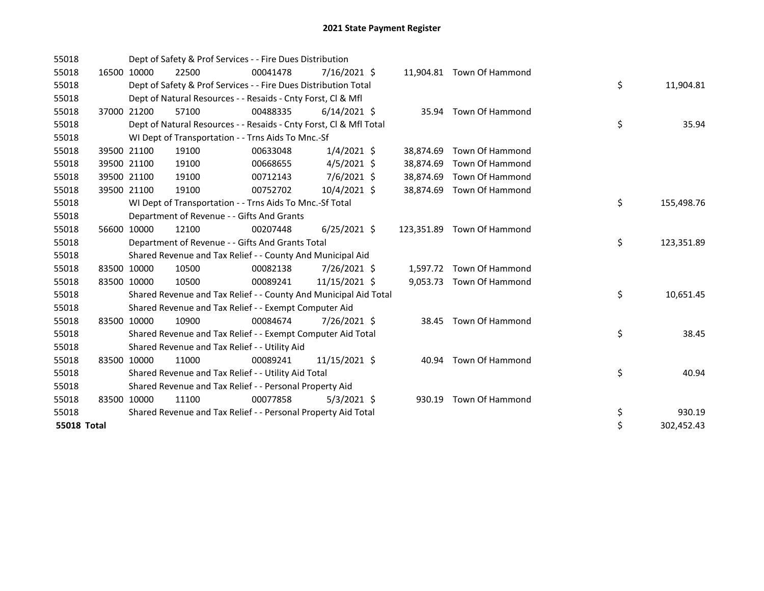# 2021 State Payment Register

| | | | | | | | | | |
|---|---|---|---|---|---|---|---|---|---|
| 55018 | | | Dept of Safety & Prof Services - - Fire Dues Distribution | | | | | | |
| 55018 | 16500 | 10000 | 22500 | 00041478 | 7/16/2021 | $ 11,904.81 | Town Of Hammond | | |
| 55018 | | | Dept of Safety & Prof Services - - Fire Dues Distribution Total | | | | | $ | 11,904.81 |
| 55018 | | | Dept of Natural Resources - - Resaids - Cnty Forst, Cl & Mfl | | | | | | |
| 55018 | 37000 | 21200 | 57100 | 00488335 | 6/14/2021 | $ 35.94 | Town Of Hammond | | |
| 55018 | | | Dept of Natural Resources - - Resaids - Cnty Forst, Cl & Mfl Total | | | | | $ | 35.94 |
| 55018 | | | WI Dept of Transportation - - Trns Aids To Mnc.-Sf | | | | | | |
| 55018 | 39500 | 21100 | 19100 | 00633048 | 1/4/2021 | $ 38,874.69 | Town Of Hammond | | |
| 55018 | 39500 | 21100 | 19100 | 00668655 | 4/5/2021 | $ 38,874.69 | Town Of Hammond | | |
| 55018 | 39500 | 21100 | 19100 | 00712143 | 7/6/2021 | $ 38,874.69 | Town Of Hammond | | |
| 55018 | 39500 | 21100 | 19100 | 00752702 | 10/4/2021 | $ 38,874.69 | Town Of Hammond | | |
| 55018 | | | WI Dept of Transportation - - Trns Aids To Mnc.-Sf Total | | | | | $ | 155,498.76 |
| 55018 | | | Department of Revenue - - Gifts And Grants | | | | | | |
| 55018 | 56600 | 10000 | 12100 | 00207448 | 6/25/2021 | $ 123,351.89 | Town Of Hammond | | |
| 55018 | | | Department of Revenue - - Gifts And Grants Total | | | | | $ | 123,351.89 |
| 55018 | | | Shared Revenue and Tax Relief - - County And Municipal Aid | | | | | | |
| 55018 | 83500 | 10000 | 10500 | 00082138 | 7/26/2021 | $ 1,597.72 | Town Of Hammond | | |
| 55018 | 83500 | 10000 | 10500 | 00089241 | 11/15/2021 | $ 9,053.73 | Town Of Hammond | | |
| 55018 | | | Shared Revenue and Tax Relief - - County And Municipal Aid Total | | | | | $ | 10,651.45 |
| 55018 | | | Shared Revenue and Tax Relief - - Exempt Computer Aid | | | | | | |
| 55018 | 83500 | 10000 | 10900 | 00084674 | 7/26/2021 | $ 38.45 | Town Of Hammond | | |
| 55018 | | | Shared Revenue and Tax Relief - - Exempt Computer Aid Total | | | | | $ | 38.45 |
| 55018 | | | Shared Revenue and Tax Relief - - Utility Aid | | | | | | |
| 55018 | 83500 | 10000 | 11000 | 00089241 | 11/15/2021 | $ 40.94 | Town Of Hammond | | |
| 55018 | | | Shared Revenue and Tax Relief - - Utility Aid Total | | | | | $ | 40.94 |
| 55018 | | | Shared Revenue and Tax Relief - - Personal Property Aid | | | | | | |
| 55018 | 83500 | 10000 | 11100 | 00077858 | 5/3/2021 | $ 930.19 | Town Of Hammond | | |
| 55018 | | | Shared Revenue and Tax Relief - - Personal Property Aid Total | | | | | $ | 930.19 |
| **55018 Total** | | | | | | | | $ | 302,452.43 |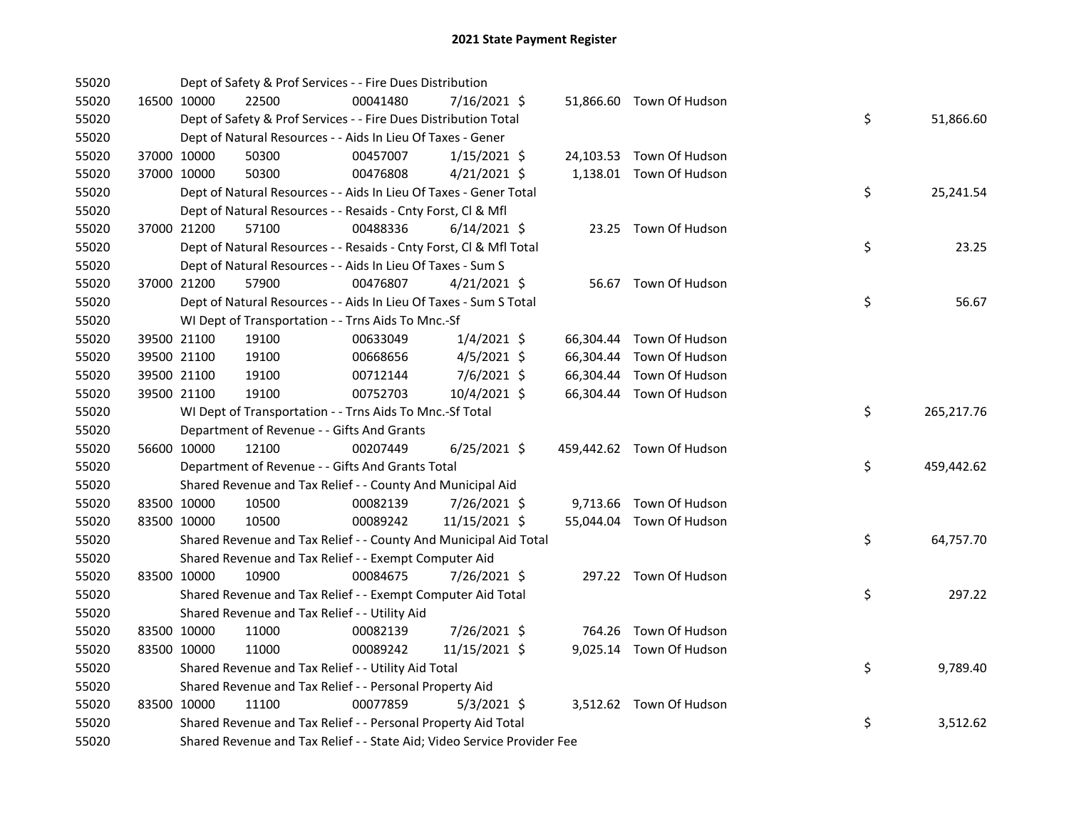# 2021 State Payment Register

| | | | | | | | | | |
|---|---|---|---|---|---|---|---|---|---|
| 55020 | | | Dept of Safety & Prof Services - - Fire Dues Distribution | | | | | | |
| 55020 | 16500 | 10000 | 22500 | 00041480 | 7/16/2021 | $ 51,866.60 | Town Of Hudson | | |
| 55020 | | | Dept of Safety & Prof Services - - Fire Dues Distribution Total | | | | | $ | 51,866.60 |
| 55020 | | | Dept of Natural Resources - - Aids In Lieu Of Taxes - Gener | | | | | | |
| 55020 | 37000 | 10000 | 50300 | 00457007 | 1/15/2021 | $ 24,103.53 | Town Of Hudson | | |
| 55020 | 37000 | 10000 | 50300 | 00476808 | 4/21/2021 | $ 1,138.01 | Town Of Hudson | | |
| 55020 | | | Dept of Natural Resources - - Aids In Lieu Of Taxes - Gener Total | | | | | $ | 25,241.54 |
| 55020 | | | Dept of Natural Resources - - Resaids - Cnty Forst, Cl & Mfl | | | | | | |
| 55020 | 37000 | 21200 | 57100 | 00488336 | 6/14/2021 | $ 23.25 | Town Of Hudson | | |
| 55020 | | | Dept of Natural Resources - - Resaids - Cnty Forst, Cl & Mfl Total | | | | | $ | 23.25 |
| 55020 | | | Dept of Natural Resources - - Aids In Lieu Of Taxes - Sum S | | | | | | |
| 55020 | 37000 | 21200 | 57900 | 00476807 | 4/21/2021 | $ 56.67 | Town Of Hudson | | |
| 55020 | | | Dept of Natural Resources - - Aids In Lieu Of Taxes - Sum S Total | | | | | $ | 56.67 |
| 55020 | | | WI Dept of Transportation - - Trns Aids To Mnc.-Sf | | | | | | |
| 55020 | 39500 | 21100 | 19100 | 00633049 | 1/4/2021 | $ 66,304.44 | Town Of Hudson | | |
| 55020 | 39500 | 21100 | 19100 | 00668656 | 4/5/2021 | $ 66,304.44 | Town Of Hudson | | |
| 55020 | 39500 | 21100 | 19100 | 00712144 | 7/6/2021 | $ 66,304.44 | Town Of Hudson | | |
| 55020 | 39500 | 21100 | 19100 | 00752703 | 10/4/2021 | $ 66,304.44 | Town Of Hudson | | |
| 55020 | | | WI Dept of Transportation - - Trns Aids To Mnc.-Sf Total | | | | | $ | 265,217.76 |
| 55020 | | | Department of Revenue - - Gifts And Grants | | | | | | |
| 55020 | 56600 | 10000 | 12100 | 00207449 | 6/25/2021 | $ 459,442.62 | Town Of Hudson | | |
| 55020 | | | Department of Revenue - - Gifts And Grants Total | | | | | $ | 459,442.62 |
| 55020 | | | Shared Revenue and Tax Relief - - County And Municipal Aid | | | | | | |
| 55020 | 83500 | 10000 | 10500 | 00082139 | 7/26/2021 | $ 9,713.66 | Town Of Hudson | | |
| 55020 | 83500 | 10000 | 10500 | 00089242 | 11/15/2021 | $ 55,044.04 | Town Of Hudson | | |
| 55020 | | | Shared Revenue and Tax Relief - - County And Municipal Aid Total | | | | | $ | 64,757.70 |
| 55020 | | | Shared Revenue and Tax Relief - - Exempt Computer Aid | | | | | | |
| 55020 | 83500 | 10000 | 10900 | 00084675 | 7/26/2021 | $ 297.22 | Town Of Hudson | | |
| 55020 | | | Shared Revenue and Tax Relief - - Exempt Computer Aid Total | | | | | $ | 297.22 |
| 55020 | | | Shared Revenue and Tax Relief - - Utility Aid | | | | | | |
| 55020 | 83500 | 10000 | 11000 | 00082139 | 7/26/2021 | $ 764.26 | Town Of Hudson | | |
| 55020 | 83500 | 10000 | 11000 | 00089242 | 11/15/2021 | $ 9,025.14 | Town Of Hudson | | |
| 55020 | | | Shared Revenue and Tax Relief - - Utility Aid Total | | | | | $ | 9,789.40 |
| 55020 | | | Shared Revenue and Tax Relief - - Personal Property Aid | | | | | | |
| 55020 | 83500 | 10000 | 11100 | 00077859 | 5/3/2021 | $ 3,512.62 | Town Of Hudson | | |
| 55020 | | | Shared Revenue and Tax Relief - - Personal Property Aid Total | | | | | $ | 3,512.62 |
| 55020 | | | Shared Revenue and Tax Relief - - State Aid; Video Service Provider Fee | | | | | | |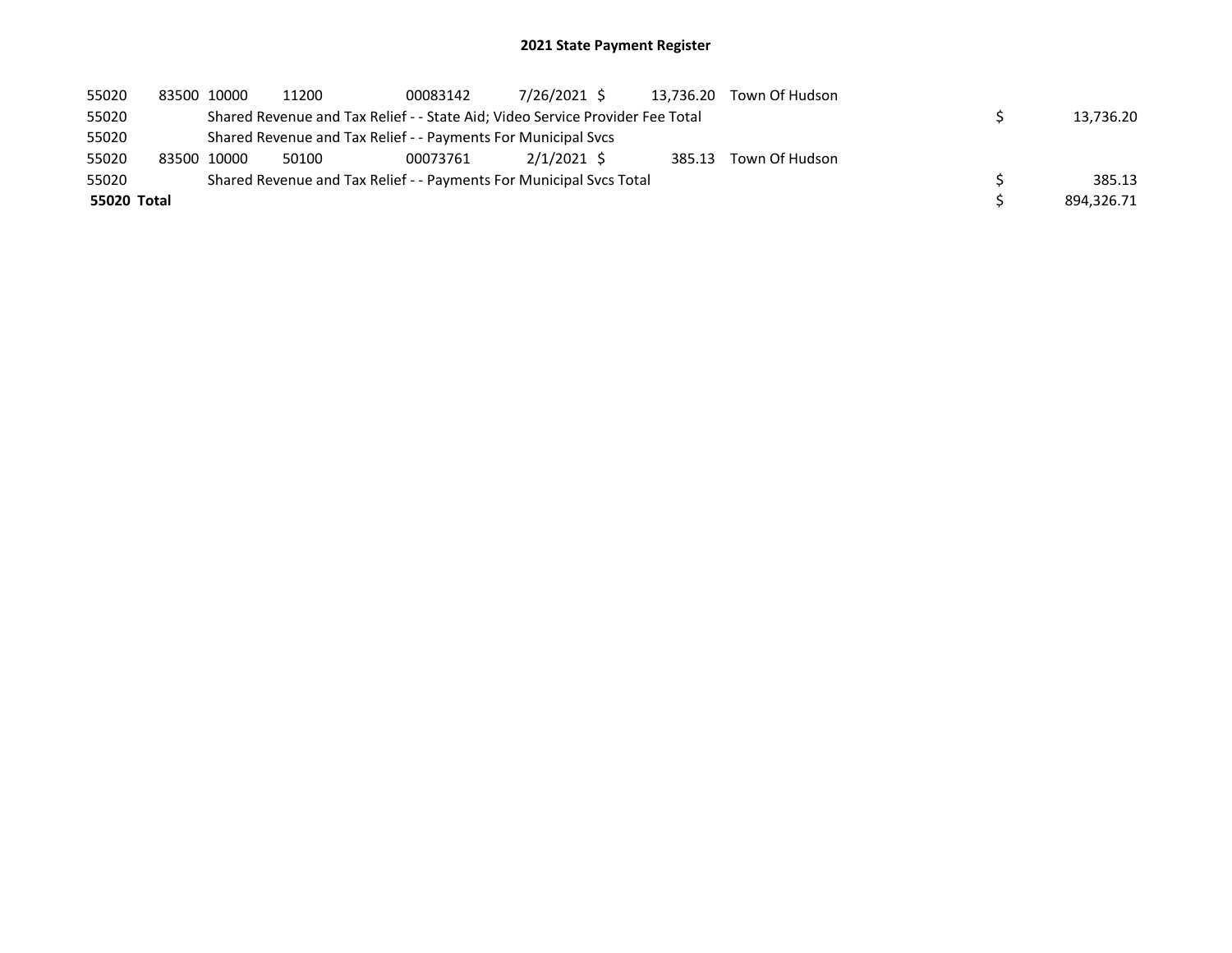# 2021 State Payment Register

| | | | | | | | | | |
|---|---|---|---|---|---|---|---|---|---|
| 55020 | 83500 | 10000 | 11200 | 00083142 | 7/26/2021 | $ 13,736.20 | Town Of Hudson | | |
| 55020 | | Shared Revenue and Tax Relief - - State Aid; Video Service Provider Fee Total | | | | | | $ | 13,736.20 |
| 55020 | | Shared Revenue and Tax Relief - - Payments For Municipal Svcs | | | | | | | |
| 55020 | 83500 | 10000 | 50100 | 00073761 | 2/1/2021 | $ 385.13 | Town Of Hudson | | |
| 55020 | | Shared Revenue and Tax Relief - - Payments For Municipal Svcs Total | | | | | | $ | 385.13 |
| **55020 Total** | | | | | | | | $ | 894,326.71 |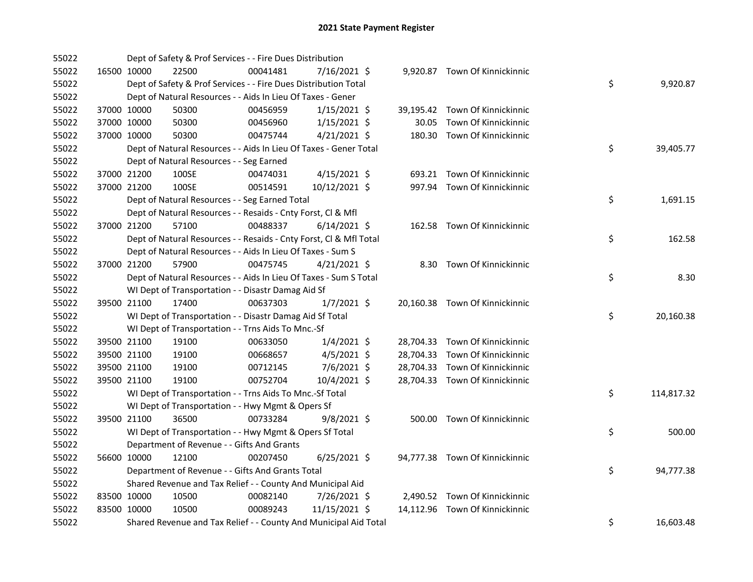# 2021 State Payment Register

| | | | | | | | | | |
|---|---|---|---|---|---|---|---|---|---|
| 55022 | | Dept of Safety & Prof Services - - Fire Dues Distribution | | | | | | | |
| 55022 | 16500 | 10000 | 22500 | 00041481 | 7/16/2021 | $ 9,920.87 | Town Of Kinnickinnic | | |
| 55022 | | Dept of Safety & Prof Services - - Fire Dues Distribution Total | | | | | | $ | 9,920.87 |
| 55022 | | Dept of Natural Resources - - Aids In Lieu Of Taxes - Gener | | | | | | | |
| 55022 | 37000 | 10000 | 50300 | 00456959 | 1/15/2021 | $ 39,195.42 | Town Of Kinnickinnic | | |
| 55022 | 37000 | 10000 | 50300 | 00456960 | 1/15/2021 | $ 30.05 | Town Of Kinnickinnic | | |
| 55022 | 37000 | 10000 | 50300 | 00475744 | 4/21/2021 | $ 180.30 | Town Of Kinnickinnic | | |
| 55022 | | Dept of Natural Resources - - Aids In Lieu Of Taxes - Gener Total | | | | | | $ | 39,405.77 |
| 55022 | | Dept of Natural Resources - - Seg Earned | | | | | | | |
| 55022 | 37000 | 21200 | 100SE | 00474031 | 4/15/2021 | $ 693.21 | Town Of Kinnickinnic | | |
| 55022 | 37000 | 21200 | 100SE | 00514591 | 10/12/2021 | $ 997.94 | Town Of Kinnickinnic | | |
| 55022 | | Dept of Natural Resources - - Seg Earned Total | | | | | | $ | 1,691.15 |
| 55022 | | Dept of Natural Resources - - Resaids - Cnty Forst, Cl & Mfl | | | | | | | |
| 55022 | 37000 | 21200 | 57100 | 00488337 | 6/14/2021 | $ 162.58 | Town Of Kinnickinnic | | |
| 55022 | | Dept of Natural Resources - - Resaids - Cnty Forst, Cl & Mfl Total | | | | | | $ | 162.58 |
| 55022 | | Dept of Natural Resources - - Aids In Lieu Of Taxes - Sum S | | | | | | | |
| 55022 | 37000 | 21200 | 57900 | 00475745 | 4/21/2021 | $ 8.30 | Town Of Kinnickinnic | | |
| 55022 | | Dept of Natural Resources - - Aids In Lieu Of Taxes - Sum S Total | | | | | | $ | 8.30 |
| 55022 | | WI Dept of Transportation - - Disastr Damag Aid Sf | | | | | | | |
| 55022 | 39500 | 21100 | 17400 | 00637303 | 1/7/2021 | $ 20,160.38 | Town Of Kinnickinnic | | |
| 55022 | | WI Dept of Transportation - - Disastr Damag Aid Sf Total | | | | | | $ | 20,160.38 |
| 55022 | | WI Dept of Transportation - - Trns Aids To Mnc.-Sf | | | | | | | |
| 55022 | 39500 | 21100 | 19100 | 00633050 | 1/4/2021 | $ 28,704.33 | Town Of Kinnickinnic | | |
| 55022 | 39500 | 21100 | 19100 | 00668657 | 4/5/2021 | $ 28,704.33 | Town Of Kinnickinnic | | |
| 55022 | 39500 | 21100 | 19100 | 00712145 | 7/6/2021 | $ 28,704.33 | Town Of Kinnickinnic | | |
| 55022 | 39500 | 21100 | 19100 | 00752704 | 10/4/2021 | $ 28,704.33 | Town Of Kinnickinnic | | |
| 55022 | | WI Dept of Transportation - - Trns Aids To Mnc.-Sf Total | | | | | | $ | 114,817.32 |
| 55022 | | WI Dept of Transportation - - Hwy Mgmt & Opers Sf | | | | | | | |
| 55022 | 39500 | 21100 | 36500 | 00733284 | 9/8/2021 | $ 500.00 | Town Of Kinnickinnic | | |
| 55022 | | WI Dept of Transportation - - Hwy Mgmt & Opers Sf Total | | | | | | $ | 500.00 |
| 55022 | | Department of Revenue - - Gifts And Grants | | | | | | | |
| 55022 | 56600 | 10000 | 12100 | 00207450 | 6/25/2021 | $ 94,777.38 | Town Of Kinnickinnic | | |
| 55022 | | Department of Revenue - - Gifts And Grants Total | | | | | | $ | 94,777.38 |
| 55022 | | Shared Revenue and Tax Relief - - County And Municipal Aid | | | | | | | |
| 55022 | 83500 | 10000 | 10500 | 00082140 | 7/26/2021 | $ 2,490.52 | Town Of Kinnickinnic | | |
| 55022 | 83500 | 10000 | 10500 | 00089243 | 11/15/2021 | $ 14,112.96 | Town Of Kinnickinnic | | |
| 55022 | | Shared Revenue and Tax Relief - - County And Municipal Aid Total | | | | | | $ | 16,603.48 |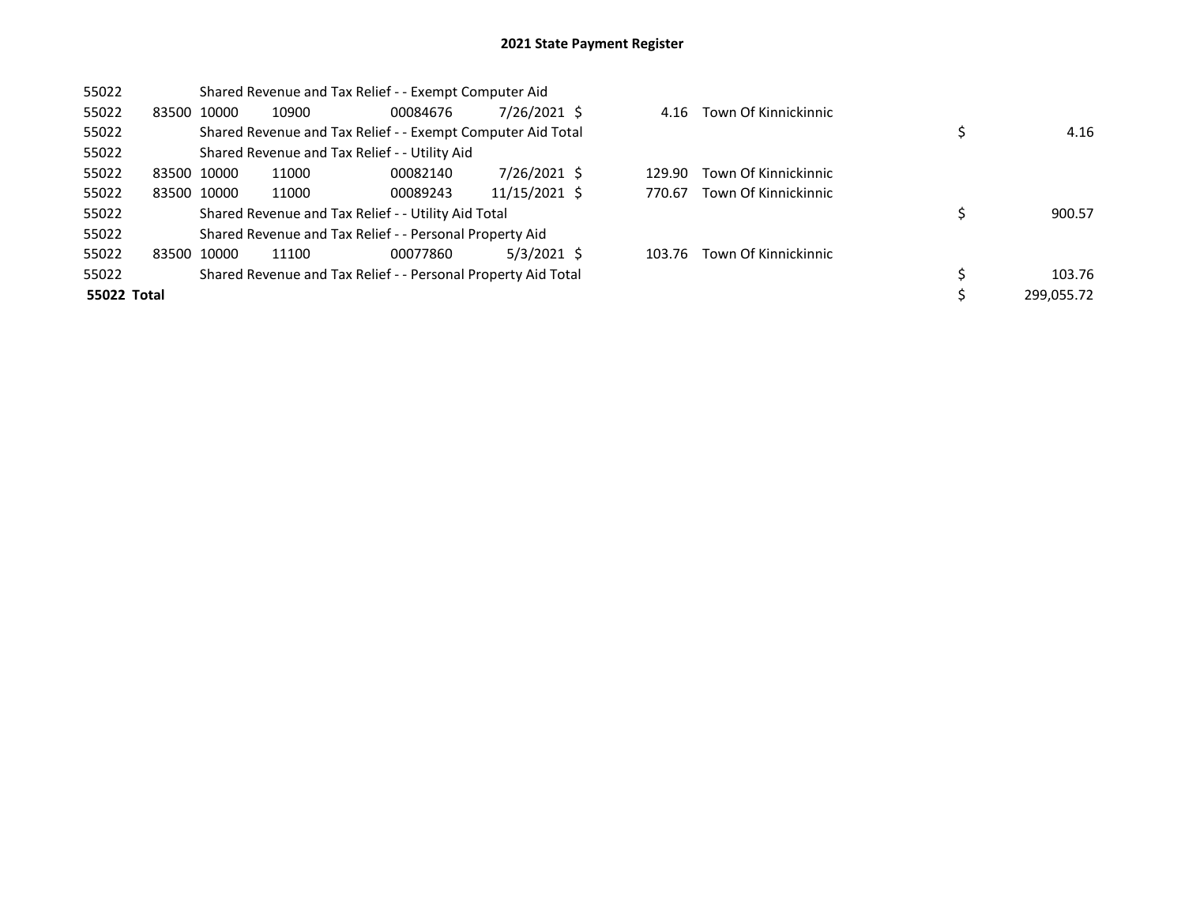# 2021 State Payment Register

| | | | | | | | | | |
|---|---|---|---|---|---|---|---|---|---|
| 55022 | | | Shared Revenue and Tax Relief - - Exempt Computer Aid | | | | | | |
| 55022 | 83500 | 10000 | 10900 | 00084676 | 7/26/2021 | $ 4.16 | Town Of Kinnickinnic | | |
| 55022 | | | Shared Revenue and Tax Relief - - Exempt Computer Aid Total | | | | | $ | 4.16 |
| 55022 | | | Shared Revenue and Tax Relief - - Utility Aid | | | | | | |
| 55022 | 83500 | 10000 | 11000 | 00082140 | 7/26/2021 | $ 129.90 | Town Of Kinnickinnic | | |
| 55022 | 83500 | 10000 | 11000 | 00089243 | 11/15/2021 | $ 770.67 | Town Of Kinnickinnic | | |
| 55022 | | | Shared Revenue and Tax Relief - - Utility Aid Total | | | | | $ | 900.57 |
| 55022 | | | Shared Revenue and Tax Relief - - Personal Property Aid | | | | | | |
| 55022 | 83500 | 10000 | 11100 | 00077860 | 5/3/2021 | $ 103.76 | Town Of Kinnickinnic | | |
| 55022 | | | Shared Revenue and Tax Relief - - Personal Property Aid Total | | | | | $ | 103.76 |
| **55022 Total** | | | | | | | | $ | 299,055.72 |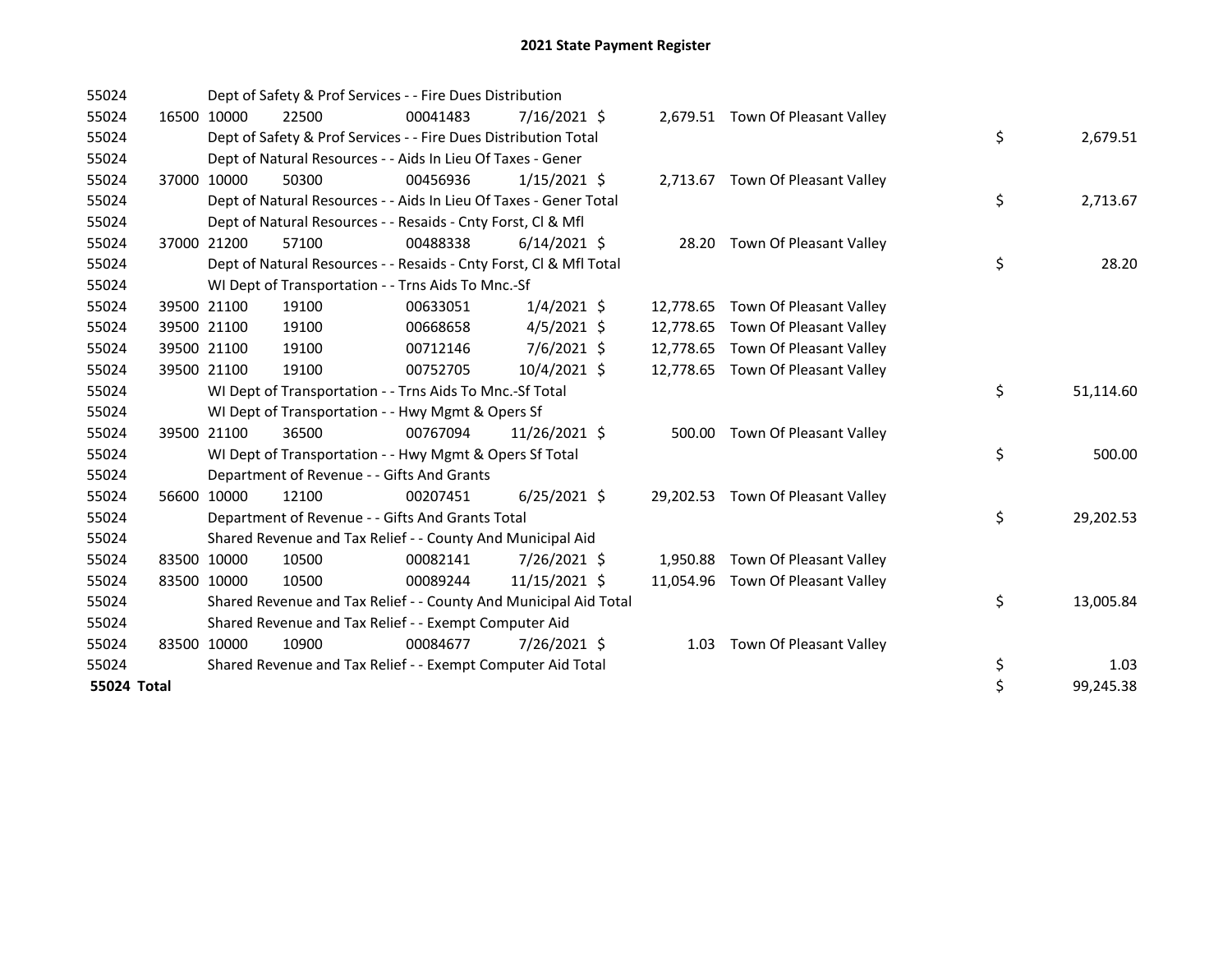# 2021 State Payment Register

| | | | | | | | | | |
|---|---|---|---|---|---|---|---|---|---|
| 55024 | | Dept of Safety & Prof Services - - Fire Dues Distribution | | | | | | | |
| 55024 | 16500 | 10000 | 22500 | 00041483 | 7/16/2021 | $ 2,679.51 | Town Of Pleasant Valley | | |
| 55024 | | Dept of Safety & Prof Services - - Fire Dues Distribution Total | | | | | | $ | 2,679.51 |
| 55024 | | Dept of Natural Resources - - Aids In Lieu Of Taxes - Gener | | | | | | | |
| 55024 | 37000 | 10000 | 50300 | 00456936 | 1/15/2021 | $ 2,713.67 | Town Of Pleasant Valley | | |
| 55024 | | Dept of Natural Resources - - Aids In Lieu Of Taxes - Gener Total | | | | | | $ | 2,713.67 |
| 55024 | | Dept of Natural Resources - - Resaids - Cnty Forst, Cl & Mfl | | | | | | | |
| 55024 | 37000 | 21200 | 57100 | 00488338 | 6/14/2021 | $ 28.20 | Town Of Pleasant Valley | | |
| 55024 | | Dept of Natural Resources - - Resaids - Cnty Forst, Cl & Mfl Total | | | | | | $ | 28.20 |
| 55024 | | WI Dept of Transportation - - Trns Aids To Mnc.-Sf | | | | | | | |
| 55024 | 39500 | 21100 | 19100 | 00633051 | 1/4/2021 | $ 12,778.65 | Town Of Pleasant Valley | | |
| 55024 | 39500 | 21100 | 19100 | 00668658 | 4/5/2021 | $ 12,778.65 | Town Of Pleasant Valley | | |
| 55024 | 39500 | 21100 | 19100 | 00712146 | 7/6/2021 | $ 12,778.65 | Town Of Pleasant Valley | | |
| 55024 | 39500 | 21100 | 19100 | 00752705 | 10/4/2021 | $ 12,778.65 | Town Of Pleasant Valley | | |
| 55024 | | WI Dept of Transportation - - Trns Aids To Mnc.-Sf Total | | | | | | $ | 51,114.60 |
| 55024 | | WI Dept of Transportation - - Hwy Mgmt & Opers Sf | | | | | | | |
| 55024 | 39500 | 21100 | 36500 | 00767094 | 11/26/2021 | $ 500.00 | Town Of Pleasant Valley | | |
| 55024 | | WI Dept of Transportation - - Hwy Mgmt & Opers Sf Total | | | | | | $ | 500.00 |
| 55024 | | Department of Revenue - - Gifts And Grants | | | | | | | |
| 55024 | 56600 | 10000 | 12100 | 00207451 | 6/25/2021 | $ 29,202.53 | Town Of Pleasant Valley | | |
| 55024 | | Department of Revenue - - Gifts And Grants Total | | | | | | $ | 29,202.53 |
| 55024 | | Shared Revenue and Tax Relief - - County And Municipal Aid | | | | | | | |
| 55024 | 83500 | 10000 | 10500 | 00082141 | 7/26/2021 | $ 1,950.88 | Town Of Pleasant Valley | | |
| 55024 | 83500 | 10000 | 10500 | 00089244 | 11/15/2021 | $ 11,054.96 | Town Of Pleasant Valley | | |
| 55024 | | Shared Revenue and Tax Relief - - County And Municipal Aid Total | | | | | | $ | 13,005.84 |
| 55024 | | Shared Revenue and Tax Relief - - Exempt Computer Aid | | | | | | | |
| 55024 | 83500 | 10000 | 10900 | 00084677 | 7/26/2021 | $ 1.03 | Town Of Pleasant Valley | | |
| 55024 | | Shared Revenue and Tax Relief - - Exempt Computer Aid Total | | | | | | $ | 1.03 |
| **55024 Total** | | | | | | | | $ | 99,245.38 |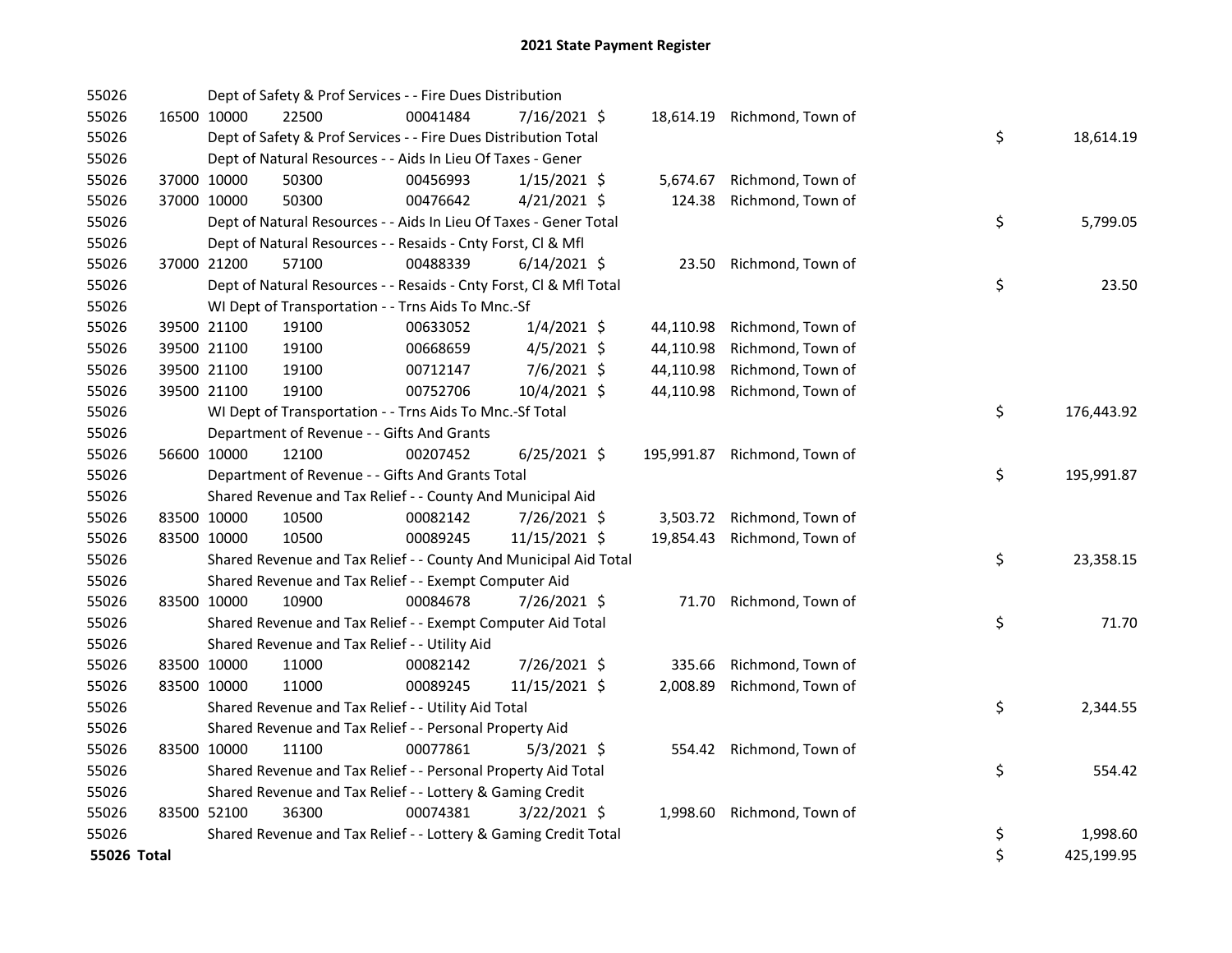# 2021 State Payment Register

| | | | | | | | | | |
|---|---|---|---|---|---|---|---|---|---|
| 55026 | | Dept of Safety & Prof Services - - Fire Dues Distribution | | | | | | | |
| 55026 | 16500 | 10000 | 22500 | 00041484 | 7/16/2021 | $ 18,614.19 | Richmond, Town of | | |
| 55026 | | Dept of Safety & Prof Services - - Fire Dues Distribution Total | | | | | | $ | 18,614.19 |
| 55026 | | Dept of Natural Resources - - Aids In Lieu Of Taxes - Gener | | | | | | | |
| 55026 | 37000 | 10000 | 50300 | 00456993 | 1/15/2021 | $ 5,674.67 | Richmond, Town of | | |
| 55026 | 37000 | 10000 | 50300 | 00476642 | 4/21/2021 | $ 124.38 | Richmond, Town of | | |
| 55026 | | Dept of Natural Resources - - Aids In Lieu Of Taxes - Gener Total | | | | | | $ | 5,799.05 |
| 55026 | | Dept of Natural Resources - - Resaids - Cnty Forst, Cl & Mfl | | | | | | | |
| 55026 | 37000 | 21200 | 57100 | 00488339 | 6/14/2021 | $ 23.50 | Richmond, Town of | | |
| 55026 | | Dept of Natural Resources - - Resaids - Cnty Forst, Cl & Mfl Total | | | | | | $ | 23.50 |
| 55026 | | WI Dept of Transportation - - Trns Aids To Mnc.-Sf | | | | | | | |
| 55026 | 39500 | 21100 | 19100 | 00633052 | 1/4/2021 | $ 44,110.98 | Richmond, Town of | | |
| 55026 | 39500 | 21100 | 19100 | 00668659 | 4/5/2021 | $ 44,110.98 | Richmond, Town of | | |
| 55026 | 39500 | 21100 | 19100 | 00712147 | 7/6/2021 | $ 44,110.98 | Richmond, Town of | | |
| 55026 | 39500 | 21100 | 19100 | 00752706 | 10/4/2021 | $ 44,110.98 | Richmond, Town of | | |
| 55026 | | WI Dept of Transportation - - Trns Aids To Mnc.-Sf Total | | | | | | $ | 176,443.92 |
| 55026 | | Department of Revenue - - Gifts And Grants | | | | | | | |
| 55026 | 56600 | 10000 | 12100 | 00207452 | 6/25/2021 | $ 195,991.87 | Richmond, Town of | | |
| 55026 | | Department of Revenue - - Gifts And Grants Total | | | | | | $ | 195,991.87 |
| 55026 | | Shared Revenue and Tax Relief - - County And Municipal Aid | | | | | | | |
| 55026 | 83500 | 10000 | 10500 | 00082142 | 7/26/2021 | $ 3,503.72 | Richmond, Town of | | |
| 55026 | 83500 | 10000 | 10500 | 00089245 | 11/15/2021 | $ 19,854.43 | Richmond, Town of | | |
| 55026 | | Shared Revenue and Tax Relief - - County And Municipal Aid Total | | | | | | $ | 23,358.15 |
| 55026 | | Shared Revenue and Tax Relief - - Exempt Computer Aid | | | | | | | |
| 55026 | 83500 | 10000 | 10900 | 00084678 | 7/26/2021 | $ 71.70 | Richmond, Town of | | |
| 55026 | | Shared Revenue and Tax Relief - - Exempt Computer Aid Total | | | | | | $ | 71.70 |
| 55026 | | Shared Revenue and Tax Relief - - Utility Aid | | | | | | | |
| 55026 | 83500 | 10000 | 11000 | 00082142 | 7/26/2021 | $ 335.66 | Richmond, Town of | | |
| 55026 | 83500 | 10000 | 11000 | 00089245 | 11/15/2021 | $ 2,008.89 | Richmond, Town of | | |
| 55026 | | Shared Revenue and Tax Relief - - Utility Aid Total | | | | | | $ | 2,344.55 |
| 55026 | | Shared Revenue and Tax Relief - - Personal Property Aid | | | | | | | |
| 55026 | 83500 | 10000 | 11100 | 00077861 | 5/3/2021 | $ 554.42 | Richmond, Town of | | |
| 55026 | | Shared Revenue and Tax Relief - - Personal Property Aid Total | | | | | | $ | 554.42 |
| 55026 | | Shared Revenue and Tax Relief - - Lottery & Gaming Credit | | | | | | | |
| 55026 | 83500 | 52100 | 36300 | 00074381 | 3/22/2021 | $ 1,998.60 | Richmond, Town of | | |
| 55026 | | Shared Revenue and Tax Relief - - Lottery & Gaming Credit Total | | | | | | $ | 1,998.60 |
| **55026 Total** | | | | | | | | $ | 425,199.95 |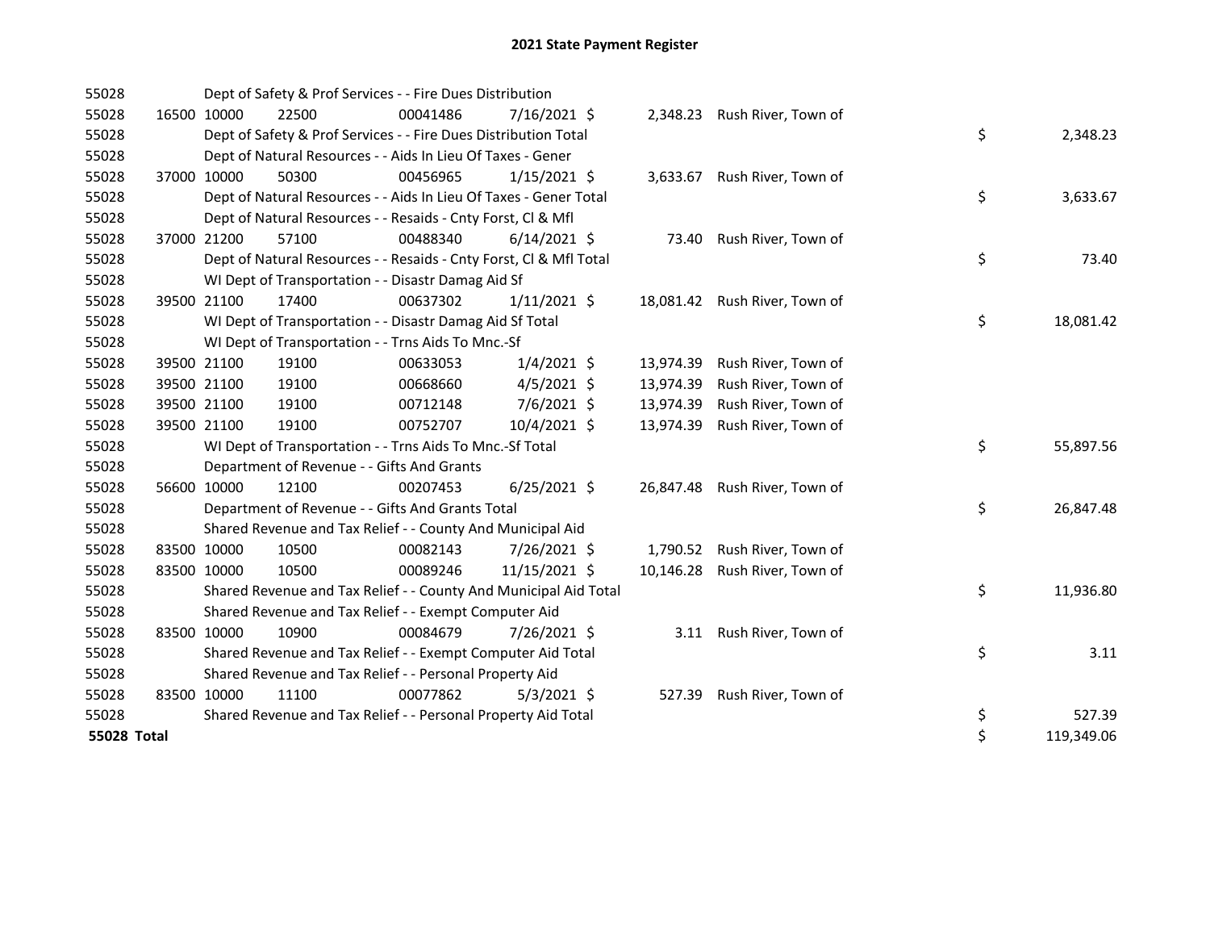# 2021 State Payment Register

| | | | | | | | | | |
|---|---|---|---|---|---|---|---|---|---|
| 55028 | | Dept of Safety & Prof Services - - Fire Dues Distribution | | | | | | | |
| 55028 | 16500 | 10000 | 22500 | 00041486 | 7/16/2021 | $ 2,348.23 | Rush River, Town of | | |
| 55028 | | Dept of Safety & Prof Services - - Fire Dues Distribution Total | | | | | | $ | 2,348.23 |
| 55028 | | Dept of Natural Resources - - Aids In Lieu Of Taxes - Gener | | | | | | | |
| 55028 | 37000 | 10000 | 50300 | 00456965 | 1/15/2021 | $ 3,633.67 | Rush River, Town of | | |
| 55028 | | Dept of Natural Resources - - Aids In Lieu Of Taxes - Gener Total | | | | | | $ | 3,633.67 |
| 55028 | | Dept of Natural Resources - - Resaids - Cnty Forst, Cl & Mfl | | | | | | | |
| 55028 | 37000 | 21200 | 57100 | 00488340 | 6/14/2021 | $ 73.40 | Rush River, Town of | | |
| 55028 | | Dept of Natural Resources - - Resaids - Cnty Forst, Cl & Mfl Total | | | | | | $ | 73.40 |
| 55028 | | WI Dept of Transportation - - Disastr Damag Aid Sf | | | | | | | |
| 55028 | 39500 | 21100 | 17400 | 00637302 | 1/11/2021 | $ 18,081.42 | Rush River, Town of | | |
| 55028 | | WI Dept of Transportation - - Disastr Damag Aid Sf Total | | | | | | $ | 18,081.42 |
| 55028 | | WI Dept of Transportation - - Trns Aids To Mnc.-Sf | | | | | | | |
| 55028 | 39500 | 21100 | 19100 | 00633053 | 1/4/2021 | $ 13,974.39 | Rush River, Town of | | |
| 55028 | 39500 | 21100 | 19100 | 00668660 | 4/5/2021 | $ 13,974.39 | Rush River, Town of | | |
| 55028 | 39500 | 21100 | 19100 | 00712148 | 7/6/2021 | $ 13,974.39 | Rush River, Town of | | |
| 55028 | 39500 | 21100 | 19100 | 00752707 | 10/4/2021 | $ 13,974.39 | Rush River, Town of | | |
| 55028 | | WI Dept of Transportation - - Trns Aids To Mnc.-Sf Total | | | | | | $ | 55,897.56 |
| 55028 | | Department of Revenue - - Gifts And Grants | | | | | | | |
| 55028 | 56600 | 10000 | 12100 | 00207453 | 6/25/2021 | $ 26,847.48 | Rush River, Town of | | |
| 55028 | | Department of Revenue - - Gifts And Grants Total | | | | | | $ | 26,847.48 |
| 55028 | | Shared Revenue and Tax Relief - - County And Municipal Aid | | | | | | | |
| 55028 | 83500 | 10000 | 10500 | 00082143 | 7/26/2021 | $ 1,790.52 | Rush River, Town of | | |
| 55028 | 83500 | 10000 | 10500 | 00089246 | 11/15/2021 | $ 10,146.28 | Rush River, Town of | | |
| 55028 | | Shared Revenue and Tax Relief - - County And Municipal Aid Total | | | | | | $ | 11,936.80 |
| 55028 | | Shared Revenue and Tax Relief - - Exempt Computer Aid | | | | | | | |
| 55028 | 83500 | 10000 | 10900 | 00084679 | 7/26/2021 | $ 3.11 | Rush River, Town of | | |
| 55028 | | Shared Revenue and Tax Relief - - Exempt Computer Aid Total | | | | | | $ | 3.11 |
| 55028 | | Shared Revenue and Tax Relief - - Personal Property Aid | | | | | | | |
| 55028 | 83500 | 10000 | 11100 | 00077862 | 5/3/2021 | $ 527.39 | Rush River, Town of | | |
| 55028 | | Shared Revenue and Tax Relief - - Personal Property Aid Total | | | | | | $ | 527.39 |
| **55028 Total** | | | | | | | | $ | 119,349.06 |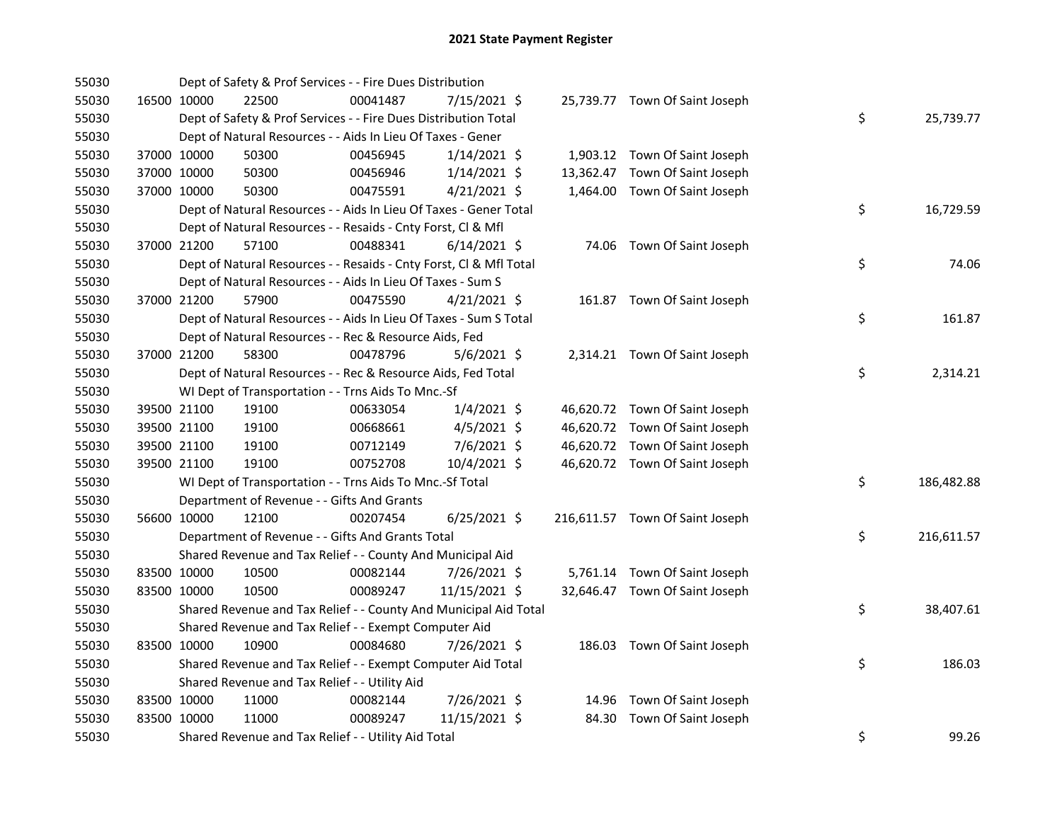# 2021 State Payment Register

| | | | | | | | | | |
|---|---|---|---|---|---|---|---|---|---|
| 55030 | | | Dept of Safety & Prof Services - - Fire Dues Distribution | | | | | | |
| 55030 | 16500 | 10000 | 22500 | 00041487 | 7/15/2021 | $ 25,739.77 | Town Of Saint Joseph | | |
| 55030 | | | Dept of Safety & Prof Services - - Fire Dues Distribution Total | | | | | $ | 25,739.77 |
| 55030 | | | Dept of Natural Resources - - Aids In Lieu Of Taxes - Gener | | | | | | |
| 55030 | 37000 | 10000 | 50300 | 00456945 | 1/14/2021 | $ 1,903.12 | Town Of Saint Joseph | | |
| 55030 | 37000 | 10000 | 50300 | 00456946 | 1/14/2021 | $ 13,362.47 | Town Of Saint Joseph | | |
| 55030 | 37000 | 10000 | 50300 | 00475591 | 4/21/2021 | $ 1,464.00 | Town Of Saint Joseph | | |
| 55030 | | | Dept of Natural Resources - - Aids In Lieu Of Taxes - Gener Total | | | | | $ | 16,729.59 |
| 55030 | | | Dept of Natural Resources - - Resaids - Cnty Forst, Cl & Mfl | | | | | | |
| 55030 | 37000 | 21200 | 57100 | 00488341 | 6/14/2021 | $ 74.06 | Town Of Saint Joseph | | |
| 55030 | | | Dept of Natural Resources - - Resaids - Cnty Forst, Cl & Mfl Total | | | | | $ | 74.06 |
| 55030 | | | Dept of Natural Resources - - Aids In Lieu Of Taxes - Sum S | | | | | | |
| 55030 | 37000 | 21200 | 57900 | 00475590 | 4/21/2021 | $ 161.87 | Town Of Saint Joseph | | |
| 55030 | | | Dept of Natural Resources - - Aids In Lieu Of Taxes - Sum S Total | | | | | $ | 161.87 |
| 55030 | | | Dept of Natural Resources - - Rec & Resource Aids, Fed | | | | | | |
| 55030 | 37000 | 21200 | 58300 | 00478796 | 5/6/2021 | $ 2,314.21 | Town Of Saint Joseph | | |
| 55030 | | | Dept of Natural Resources - - Rec & Resource Aids, Fed Total | | | | | $ | 2,314.21 |
| 55030 | | | WI Dept of Transportation - - Trns Aids To Mnc.-Sf | | | | | | |
| 55030 | 39500 | 21100 | 19100 | 00633054 | 1/4/2021 | $ 46,620.72 | Town Of Saint Joseph | | |
| 55030 | 39500 | 21100 | 19100 | 00668661 | 4/5/2021 | $ 46,620.72 | Town Of Saint Joseph | | |
| 55030 | 39500 | 21100 | 19100 | 00712149 | 7/6/2021 | $ 46,620.72 | Town Of Saint Joseph | | |
| 55030 | 39500 | 21100 | 19100 | 00752708 | 10/4/2021 | $ 46,620.72 | Town Of Saint Joseph | | |
| 55030 | | | WI Dept of Transportation - - Trns Aids To Mnc.-Sf Total | | | | | $ | 186,482.88 |
| 55030 | | | Department of Revenue - - Gifts And Grants | | | | | | |
| 55030 | 56600 | 10000 | 12100 | 00207454 | 6/25/2021 | $ 216,611.57 | Town Of Saint Joseph | | |
| 55030 | | | Department of Revenue - - Gifts And Grants Total | | | | | $ | 216,611.57 |
| 55030 | | | Shared Revenue and Tax Relief - - County And Municipal Aid | | | | | | |
| 55030 | 83500 | 10000 | 10500 | 00082144 | 7/26/2021 | $ 5,761.14 | Town Of Saint Joseph | | |
| 55030 | 83500 | 10000 | 10500 | 00089247 | 11/15/2021 | $ 32,646.47 | Town Of Saint Joseph | | |
| 55030 | | | Shared Revenue and Tax Relief - - County And Municipal Aid Total | | | | | $ | 38,407.61 |
| 55030 | | | Shared Revenue and Tax Relief - - Exempt Computer Aid | | | | | | |
| 55030 | 83500 | 10000 | 10900 | 00084680 | 7/26/2021 | $ 186.03 | Town Of Saint Joseph | | |
| 55030 | | | Shared Revenue and Tax Relief - - Exempt Computer Aid Total | | | | | $ | 186.03 |
| 55030 | | | Shared Revenue and Tax Relief - - Utility Aid | | | | | | |
| 55030 | 83500 | 10000 | 11000 | 00082144 | 7/26/2021 | $ 14.96 | Town Of Saint Joseph | | |
| 55030 | 83500 | 10000 | 11000 | 00089247 | 11/15/2021 | $ 84.30 | Town Of Saint Joseph | | |
| 55030 | | | Shared Revenue and Tax Relief - - Utility Aid Total | | | | | $ | 99.26 |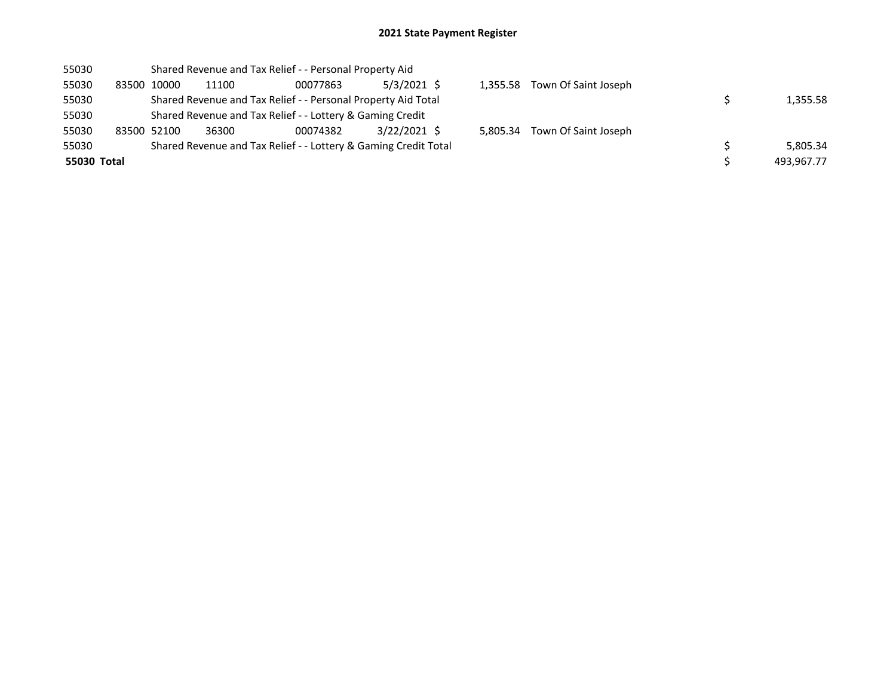# 2021 State Payment Register

| | | | | | | | | | |
|---|---|---|---|---|---|---|---|---|---|
| 55030 | | Shared Revenue and Tax Relief - - Personal Property Aid | | | | | | | |
| 55030 | 83500 | 10000 | 11100 | 00077863 | 5/3/2021 | $ 1,355.58 | Town Of Saint Joseph | | |
| 55030 | | Shared Revenue and Tax Relief - - Personal Property Aid Total | | | | | | $ | 1,355.58 |
| 55030 | | Shared Revenue and Tax Relief - - Lottery & Gaming Credit | | | | | | | |
| 55030 | 83500 | 52100 | 36300 | 00074382 | 3/22/2021 | $ 5,805.34 | Town Of Saint Joseph | | |
| 55030 | | Shared Revenue and Tax Relief - - Lottery & Gaming Credit Total | | | | | | $ | 5,805.34 |
| **55030 Total** | | | | | | | | $ | 493,967.77 |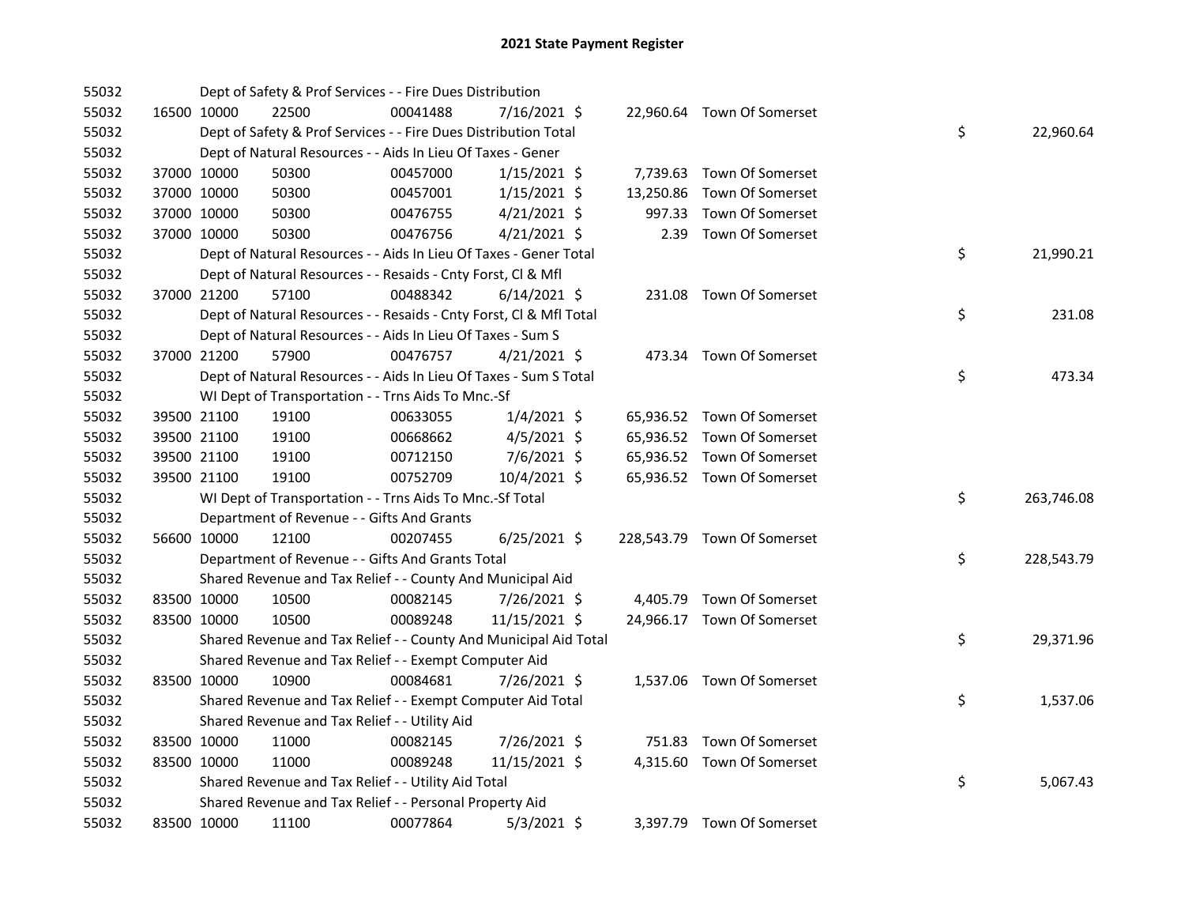# 2021 State Payment Register

| | | | | | | | | | |
|---|---|---|---|---|---|---|---|---|---|
| 55032 | | | Dept of Safety & Prof Services - - Fire Dues Distribution | | | | | | |
| 55032 | 16500 | 10000 | 22500 | 00041488 | 7/16/2021 | $ 22,960.64 | Town Of Somerset | | |
| 55032 | | | Dept of Safety & Prof Services - - Fire Dues Distribution Total | | | | | $ | 22,960.64 |
| 55032 | | | Dept of Natural Resources - - Aids In Lieu Of Taxes - Gener | | | | | | |
| 55032 | 37000 | 10000 | 50300 | 00457000 | 1/15/2021 | $ 7,739.63 | Town Of Somerset | | |
| 55032 | 37000 | 10000 | 50300 | 00457001 | 1/15/2021 | $ 13,250.86 | Town Of Somerset | | |
| 55032 | 37000 | 10000 | 50300 | 00476755 | 4/21/2021 | $ 997.33 | Town Of Somerset | | |
| 55032 | 37000 | 10000 | 50300 | 00476756 | 4/21/2021 | $ 2.39 | Town Of Somerset | | |
| 55032 | | | Dept of Natural Resources - - Aids In Lieu Of Taxes - Gener Total | | | | | $ | 21,990.21 |
| 55032 | | | Dept of Natural Resources - - Resaids - Cnty Forst, Cl & Mfl | | | | | | |
| 55032 | 37000 | 21200 | 57100 | 00488342 | 6/14/2021 | $ 231.08 | Town Of Somerset | | |
| 55032 | | | Dept of Natural Resources - - Resaids - Cnty Forst, Cl & Mfl Total | | | | | $ | 231.08 |
| 55032 | | | Dept of Natural Resources - - Aids In Lieu Of Taxes - Sum S | | | | | | |
| 55032 | 37000 | 21200 | 57900 | 00476757 | 4/21/2021 | $ 473.34 | Town Of Somerset | | |
| 55032 | | | Dept of Natural Resources - - Aids In Lieu Of Taxes - Sum S Total | | | | | $ | 473.34 |
| 55032 | | | WI Dept of Transportation - - Trns Aids To Mnc.-Sf | | | | | | |
| 55032 | 39500 | 21100 | 19100 | 00633055 | 1/4/2021 | $ 65,936.52 | Town Of Somerset | | |
| 55032 | 39500 | 21100 | 19100 | 00668662 | 4/5/2021 | $ 65,936.52 | Town Of Somerset | | |
| 55032 | 39500 | 21100 | 19100 | 00712150 | 7/6/2021 | $ 65,936.52 | Town Of Somerset | | |
| 55032 | 39500 | 21100 | 19100 | 00752709 | 10/4/2021 | $ 65,936.52 | Town Of Somerset | | |
| 55032 | | | WI Dept of Transportation - - Trns Aids To Mnc.-Sf Total | | | | | $ | 263,746.08 |
| 55032 | | | Department of Revenue - - Gifts And Grants | | | | | | |
| 55032 | 56600 | 10000 | 12100 | 00207455 | 6/25/2021 | $ 228,543.79 | Town Of Somerset | | |
| 55032 | | | Department of Revenue - - Gifts And Grants Total | | | | | $ | 228,543.79 |
| 55032 | | | Shared Revenue and Tax Relief - - County And Municipal Aid | | | | | | |
| 55032 | 83500 | 10000 | 10500 | 00082145 | 7/26/2021 | $ 4,405.79 | Town Of Somerset | | |
| 55032 | 83500 | 10000 | 10500 | 00089248 | 11/15/2021 | $ 24,966.17 | Town Of Somerset | | |
| 55032 | | | Shared Revenue and Tax Relief - - County And Municipal Aid Total | | | | | $ | 29,371.96 |
| 55032 | | | Shared Revenue and Tax Relief - - Exempt Computer Aid | | | | | | |
| 55032 | 83500 | 10000 | 10900 | 00084681 | 7/26/2021 | $ 1,537.06 | Town Of Somerset | | |
| 55032 | | | Shared Revenue and Tax Relief - - Exempt Computer Aid Total | | | | | $ | 1,537.06 |
| 55032 | | | Shared Revenue and Tax Relief - - Utility Aid | | | | | | |
| 55032 | 83500 | 10000 | 11000 | 00082145 | 7/26/2021 | $ 751.83 | Town Of Somerset | | |
| 55032 | 83500 | 10000 | 11000 | 00089248 | 11/15/2021 | $ 4,315.60 | Town Of Somerset | | |
| 55032 | | | Shared Revenue and Tax Relief - - Utility Aid Total | | | | | $ | 5,067.43 |
| 55032 | | | Shared Revenue and Tax Relief - - Personal Property Aid | | | | | | |
| 55032 | 83500 | 10000 | 11100 | 00077864 | 5/3/2021 | $ 3,397.79 | Town Of Somerset | | |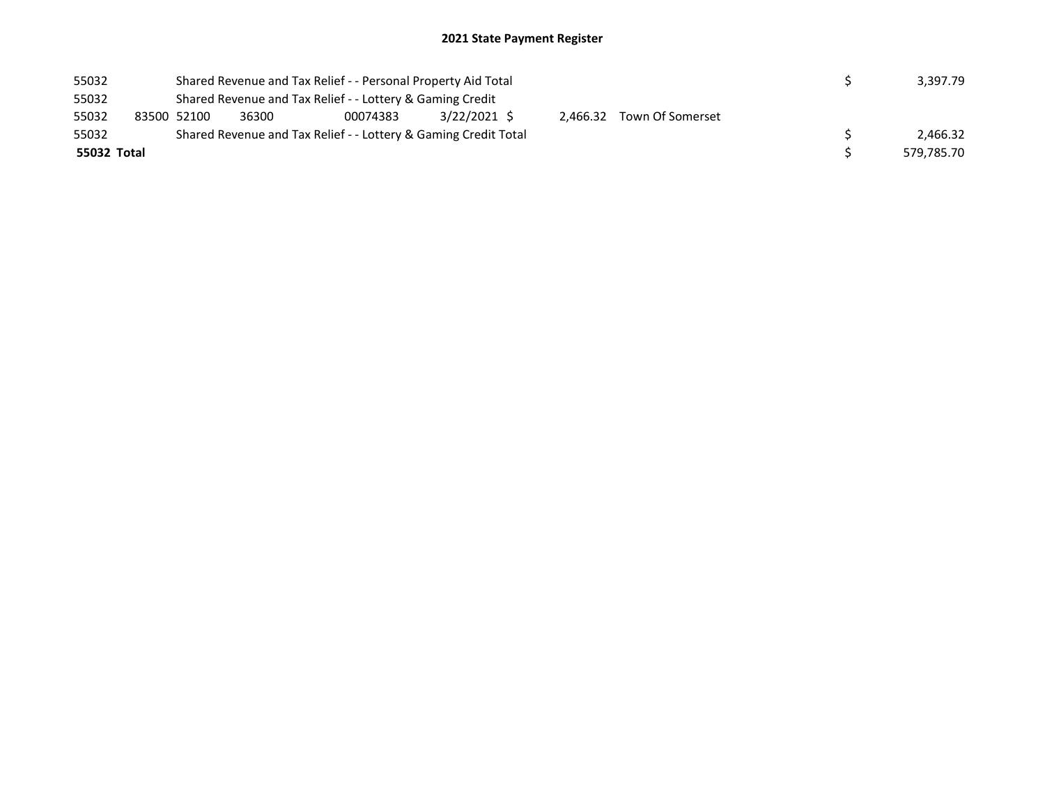# 2021 State Payment Register

| | | | | | | | | | |
|---|---|---|---|---|---|---|---|---|---|
| 55032 | | Shared Revenue and Tax Relief - - Personal Property Aid Total | | | | | | $ | 3,397.79 |
| 55032 | | Shared Revenue and Tax Relief - - Lottery & Gaming Credit | | | | | | | |
| 55032 | 83500 | 52100 | 36300 | 00074383 | 3/22/2021 | $ 2,466.32 | Town Of Somerset | | |
| 55032 | | Shared Revenue and Tax Relief - - Lottery & Gaming Credit Total | | | | | | $ | 2,466.32 |
| **55032 Total** | | | | | | | | $ | 579,785.70 |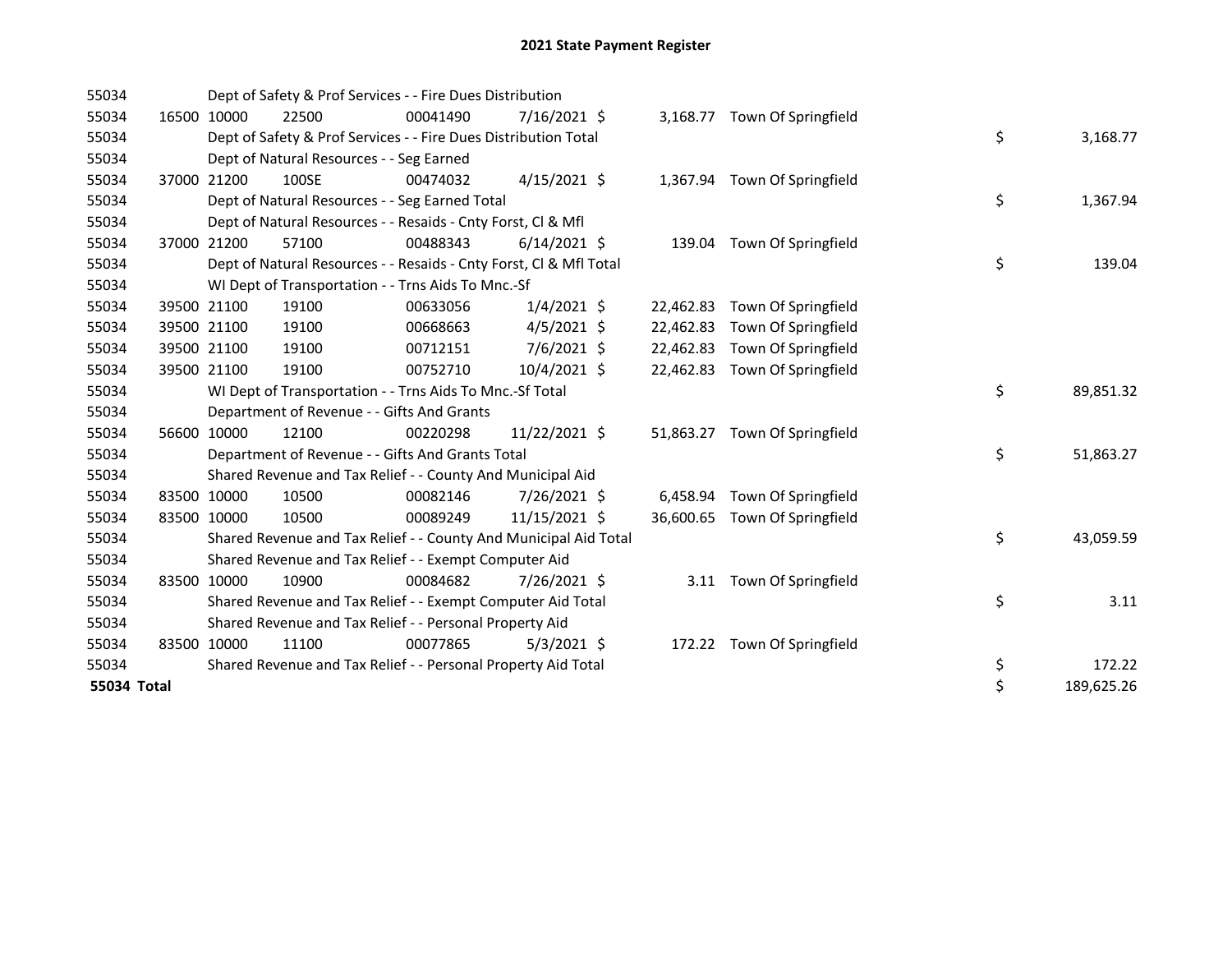# 2021 State Payment Register

| | | | | | | | | | |
|---|---|---|---|---|---|---|---|---|---|
| 55034 | | | Dept of Safety & Prof Services - - Fire Dues Distribution | | | | | | |
| 55034 | 16500 | 10000 | 22500 | 00041490 | 7/16/2021 | $ 3,168.77 | Town Of Springfield | | |
| 55034 | | | Dept of Safety & Prof Services - - Fire Dues Distribution Total | | | | | $ | 3,168.77 |
| 55034 | | | Dept of Natural Resources - - Seg Earned | | | | | | |
| 55034 | 37000 | 21200 | 100SE | 00474032 | 4/15/2021 | $ 1,367.94 | Town Of Springfield | | |
| 55034 | | | Dept of Natural Resources - - Seg Earned Total | | | | | $ | 1,367.94 |
| 55034 | | | Dept of Natural Resources - - Resaids - Cnty Forst, Cl & Mfl | | | | | | |
| 55034 | 37000 | 21200 | 57100 | 00488343 | 6/14/2021 | $ 139.04 | Town Of Springfield | | |
| 55034 | | | Dept of Natural Resources - - Resaids - Cnty Forst, Cl & Mfl Total | | | | | $ | 139.04 |
| 55034 | | | WI Dept of Transportation - - Trns Aids To Mnc.-Sf | | | | | | |
| 55034 | 39500 | 21100 | 19100 | 00633056 | 1/4/2021 | $ 22,462.83 | Town Of Springfield | | |
| 55034 | 39500 | 21100 | 19100 | 00668663 | 4/5/2021 | $ 22,462.83 | Town Of Springfield | | |
| 55034 | 39500 | 21100 | 19100 | 00712151 | 7/6/2021 | $ 22,462.83 | Town Of Springfield | | |
| 55034 | 39500 | 21100 | 19100 | 00752710 | 10/4/2021 | $ 22,462.83 | Town Of Springfield | | |
| 55034 | | | WI Dept of Transportation - - Trns Aids To Mnc.-Sf Total | | | | | $ | 89,851.32 |
| 55034 | | | Department of Revenue - - Gifts And Grants | | | | | | |
| 55034 | 56600 | 10000 | 12100 | 00220298 | 11/22/2021 | $ 51,863.27 | Town Of Springfield | | |
| 55034 | | | Department of Revenue - - Gifts And Grants Total | | | | | $ | 51,863.27 |
| 55034 | | | Shared Revenue and Tax Relief - - County And Municipal Aid | | | | | | |
| 55034 | 83500 | 10000 | 10500 | 00082146 | 7/26/2021 | $ 6,458.94 | Town Of Springfield | | |
| 55034 | 83500 | 10000 | 10500 | 00089249 | 11/15/2021 | $ 36,600.65 | Town Of Springfield | | |
| 55034 | | | Shared Revenue and Tax Relief - - County And Municipal Aid Total | | | | | $ | 43,059.59 |
| 55034 | | | Shared Revenue and Tax Relief - - Exempt Computer Aid | | | | | | |
| 55034 | 83500 | 10000 | 10900 | 00084682 | 7/26/2021 | $ 3.11 | Town Of Springfield | | |
| 55034 | | | Shared Revenue and Tax Relief - - Exempt Computer Aid Total | | | | | $ | 3.11 |
| 55034 | | | Shared Revenue and Tax Relief - - Personal Property Aid | | | | | | |
| 55034 | 83500 | 10000 | 11100 | 00077865 | 5/3/2021 | $ 172.22 | Town Of Springfield | | |
| 55034 | | | Shared Revenue and Tax Relief - - Personal Property Aid Total | | | | | $ | 172.22 |
| **55034 Total** | | | | | | | | $ | 189,625.26 |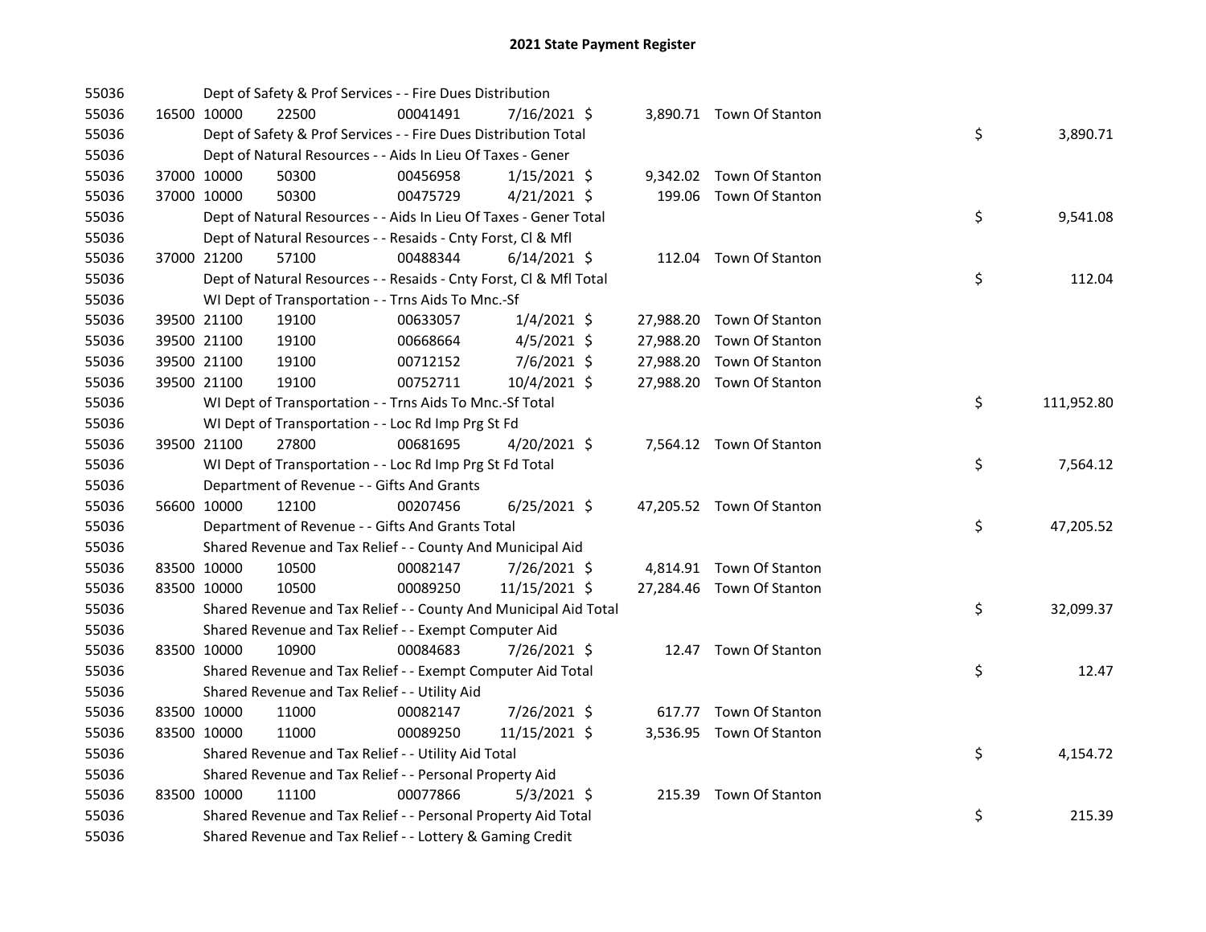# 2021 State Payment Register

| | | | | | | | | | |
|---|---|---|---|---|---|---|---|---|---|
| 55036 | | Dept of Safety & Prof Services - - Fire Dues Distribution | | | | | | | |
| 55036 | 16500 | 10000 | 22500 | 00041491 | 7/16/2021 | $ 3,890.71 | Town Of Stanton | | |
| 55036 | | Dept of Safety & Prof Services - - Fire Dues Distribution Total | | | | | | $ | 3,890.71 |
| 55036 | | Dept of Natural Resources - - Aids In Lieu Of Taxes - Gener | | | | | | | |
| 55036 | 37000 | 10000 | 50300 | 00456958 | 1/15/2021 | $ 9,342.02 | Town Of Stanton | | |
| 55036 | 37000 | 10000 | 50300 | 00475729 | 4/21/2021 | $ 199.06 | Town Of Stanton | | |
| 55036 | | Dept of Natural Resources - - Aids In Lieu Of Taxes - Gener Total | | | | | | $ | 9,541.08 |
| 55036 | | Dept of Natural Resources - - Resaids - Cnty Forst, Cl & Mfl | | | | | | | |
| 55036 | 37000 | 21200 | 57100 | 00488344 | 6/14/2021 | $ 112.04 | Town Of Stanton | | |
| 55036 | | Dept of Natural Resources - - Resaids - Cnty Forst, Cl & Mfl Total | | | | | | $ | 112.04 |
| 55036 | | WI Dept of Transportation - - Trns Aids To Mnc.-Sf | | | | | | | |
| 55036 | 39500 | 21100 | 19100 | 00633057 | 1/4/2021 | $ 27,988.20 | Town Of Stanton | | |
| 55036 | 39500 | 21100 | 19100 | 00668664 | 4/5/2021 | $ 27,988.20 | Town Of Stanton | | |
| 55036 | 39500 | 21100 | 19100 | 00712152 | 7/6/2021 | $ 27,988.20 | Town Of Stanton | | |
| 55036 | 39500 | 21100 | 19100 | 00752711 | 10/4/2021 | $ 27,988.20 | Town Of Stanton | | |
| 55036 | | WI Dept of Transportation - - Trns Aids To Mnc.-Sf Total | | | | | | $ | 111,952.80 |
| 55036 | | WI Dept of Transportation - - Loc Rd Imp Prg St Fd | | | | | | | |
| 55036 | 39500 | 21100 | 27800 | 00681695 | 4/20/2021 | $ 7,564.12 | Town Of Stanton | | |
| 55036 | | WI Dept of Transportation - - Loc Rd Imp Prg St Fd Total | | | | | | $ | 7,564.12 |
| 55036 | | Department of Revenue - - Gifts And Grants | | | | | | | |
| 55036 | 56600 | 10000 | 12100 | 00207456 | 6/25/2021 | $ 47,205.52 | Town Of Stanton | | |
| 55036 | | Department of Revenue - - Gifts And Grants Total | | | | | | $ | 47,205.52 |
| 55036 | | Shared Revenue and Tax Relief - - County And Municipal Aid | | | | | | | |
| 55036 | 83500 | 10000 | 10500 | 00082147 | 7/26/2021 | $ 4,814.91 | Town Of Stanton | | |
| 55036 | 83500 | 10000 | 10500 | 00089250 | 11/15/2021 | $ 27,284.46 | Town Of Stanton | | |
| 55036 | | Shared Revenue and Tax Relief - - County And Municipal Aid Total | | | | | | $ | 32,099.37 |
| 55036 | | Shared Revenue and Tax Relief - - Exempt Computer Aid | | | | | | | |
| 55036 | 83500 | 10000 | 10900 | 00084683 | 7/26/2021 | $ 12.47 | Town Of Stanton | | |
| 55036 | | Shared Revenue and Tax Relief - - Exempt Computer Aid Total | | | | | | $ | 12.47 |
| 55036 | | Shared Revenue and Tax Relief - - Utility Aid | | | | | | | |
| 55036 | 83500 | 10000 | 11000 | 00082147 | 7/26/2021 | $ 617.77 | Town Of Stanton | | |
| 55036 | 83500 | 10000 | 11000 | 00089250 | 11/15/2021 | $ 3,536.95 | Town Of Stanton | | |
| 55036 | | Shared Revenue and Tax Relief - - Utility Aid Total | | | | | | $ | 4,154.72 |
| 55036 | | Shared Revenue and Tax Relief - - Personal Property Aid | | | | | | | |
| 55036 | 83500 | 10000 | 11100 | 00077866 | 5/3/2021 | $ 215.39 | Town Of Stanton | | |
| 55036 | | Shared Revenue and Tax Relief - - Personal Property Aid Total | | | | | | $ | 215.39 |
| 55036 | | Shared Revenue and Tax Relief - - Lottery & Gaming Credit | | | | | | | |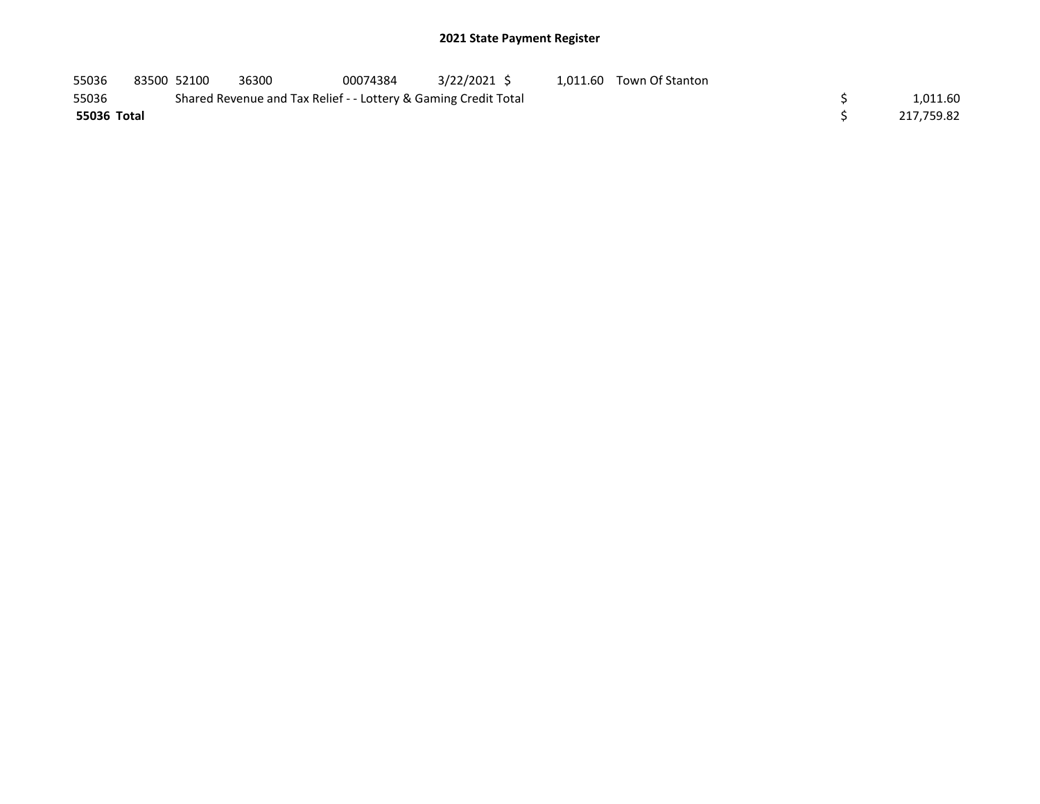## 2021 State Payment Register

| | | | | | | | | | |
|---|---|---|---|---|---|---|---|---|---|
| 55036 | 83500 | 52100 | 36300 | 00074384 | 3/22/2021 | $ 1,011.60 | Town Of Stanton | | |
| 55036 | | Shared Revenue and Tax Relief - - Lottery & Gaming Credit Total | | | | | | $ | 1,011.60 |
| **55036 Total** | | | | | | | | $ | 217,759.82 |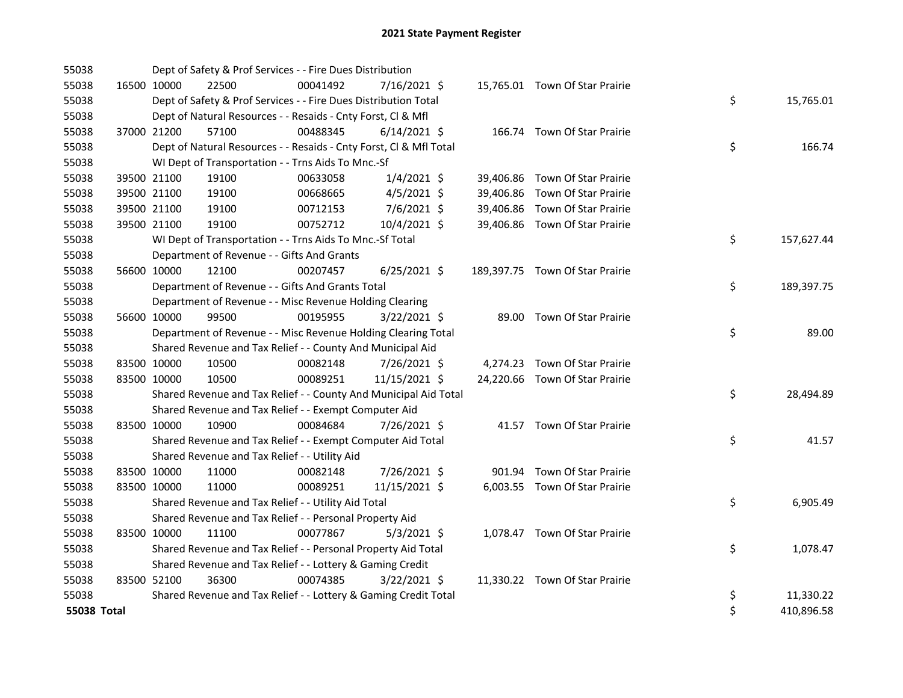# 2021 State Payment Register

| | | | | | | | | |
|---|---|---|---|---|---|---|---|---|
| 55038 | | | Dept of Safety & Prof Services - - Fire Dues Distribution | | | | | |
| 55038 | 16500 | 10000 | 22500 | 00041492 | 7/16/2021 | $ 15,765.01 | Town Of Star Prairie | |
| 55038 | | | Dept of Safety & Prof Services - - Fire Dues Distribution Total | | | | | $ 15,765.01 |
| 55038 | | | Dept of Natural Resources - - Resaids - Cnty Forst, Cl & Mfl | | | | | |
| 55038 | 37000 | 21200 | 57100 | 00488345 | 6/14/2021 | $ 166.74 | Town Of Star Prairie | |
| 55038 | | | Dept of Natural Resources - - Resaids - Cnty Forst, Cl & Mfl Total | | | | | $ 166.74 |
| 55038 | | | WI Dept of Transportation - - Trns Aids To Mnc.-Sf | | | | | |
| 55038 | 39500 | 21100 | 19100 | 00633058 | 1/4/2021 | $ 39,406.86 | Town Of Star Prairie | |
| 55038 | 39500 | 21100 | 19100 | 00668665 | 4/5/2021 | $ 39,406.86 | Town Of Star Prairie | |
| 55038 | 39500 | 21100 | 19100 | 00712153 | 7/6/2021 | $ 39,406.86 | Town Of Star Prairie | |
| 55038 | 39500 | 21100 | 19100 | 00752712 | 10/4/2021 | $ 39,406.86 | Town Of Star Prairie | |
| 55038 | | | WI Dept of Transportation - - Trns Aids To Mnc.-Sf Total | | | | | $ 157,627.44 |
| 55038 | | | Department of Revenue - - Gifts And Grants | | | | | |
| 55038 | 56600 | 10000 | 12100 | 00207457 | 6/25/2021 | $ 189,397.75 | Town Of Star Prairie | |
| 55038 | | | Department of Revenue - - Gifts And Grants Total | | | | | $ 189,397.75 |
| 55038 | | | Department of Revenue - - Misc Revenue Holding Clearing | | | | | |
| 55038 | 56600 | 10000 | 99500 | 00195955 | 3/22/2021 | $ 89.00 | Town Of Star Prairie | |
| 55038 | | | Department of Revenue - - Misc Revenue Holding Clearing Total | | | | | $ 89.00 |
| 55038 | | | Shared Revenue and Tax Relief - - County And Municipal Aid | | | | | |
| 55038 | 83500 | 10000 | 10500 | 00082148 | 7/26/2021 | $ 4,274.23 | Town Of Star Prairie | |
| 55038 | 83500 | 10000 | 10500 | 00089251 | 11/15/2021 | $ 24,220.66 | Town Of Star Prairie | |
| 55038 | | | Shared Revenue and Tax Relief - - County And Municipal Aid Total | | | | | $ 28,494.89 |
| 55038 | | | Shared Revenue and Tax Relief - - Exempt Computer Aid | | | | | |
| 55038 | 83500 | 10000 | 10900 | 00084684 | 7/26/2021 | $ 41.57 | Town Of Star Prairie | |
| 55038 | | | Shared Revenue and Tax Relief - - Exempt Computer Aid Total | | | | | $ 41.57 |
| 55038 | | | Shared Revenue and Tax Relief - - Utility Aid | | | | | |
| 55038 | 83500 | 10000 | 11000 | 00082148 | 7/26/2021 | $ 901.94 | Town Of Star Prairie | |
| 55038 | 83500 | 10000 | 11000 | 00089251 | 11/15/2021 | $ 6,003.55 | Town Of Star Prairie | |
| 55038 | | | Shared Revenue and Tax Relief - - Utility Aid Total | | | | | $ 6,905.49 |
| 55038 | | | Shared Revenue and Tax Relief - - Personal Property Aid | | | | | |
| 55038 | 83500 | 10000 | 11100 | 00077867 | 5/3/2021 | $ 1,078.47 | Town Of Star Prairie | |
| 55038 | | | Shared Revenue and Tax Relief - - Personal Property Aid Total | | | | | $ 1,078.47 |
| 55038 | | | Shared Revenue and Tax Relief - - Lottery & Gaming Credit | | | | | |
| 55038 | 83500 | 52100 | 36300 | 00074385 | 3/22/2021 | $ 11,330.22 | Town Of Star Prairie | |
| 55038 | | | Shared Revenue and Tax Relief - - Lottery & Gaming Credit Total | | | | | $ 11,330.22 |
| **55038 Total** | | | | | | | | $ 410,896.58 |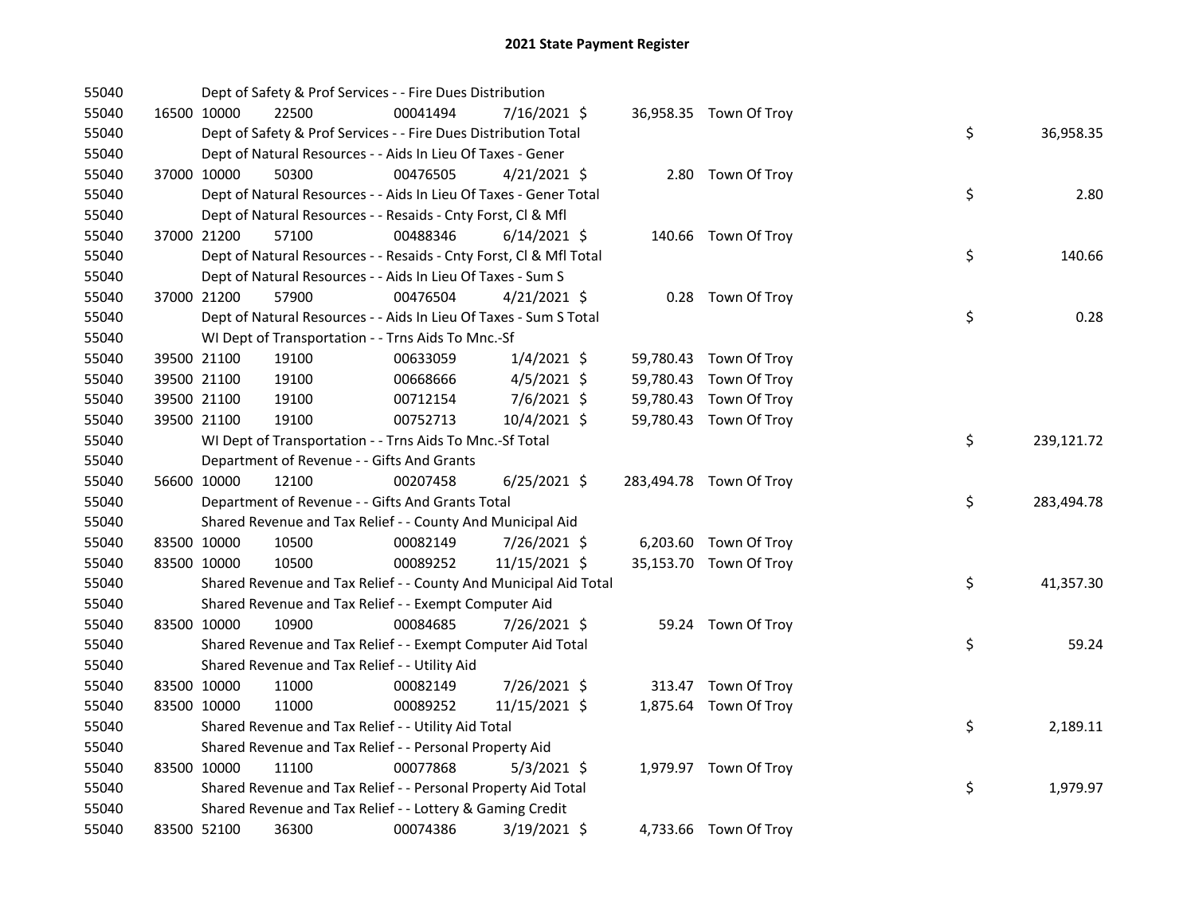# 2021 State Payment Register

| | | | | | | | | | |
|---|---|---|---|---|---|---|---|---|---|
| 55040 | | | Dept of Safety & Prof Services - - Fire Dues Distribution | | | | | | |
| 55040 | 16500 | 10000 | 22500 | 00041494 | 7/16/2021 | $ 36,958.35 | Town Of Troy | | |
| 55040 | | | Dept of Safety & Prof Services - - Fire Dues Distribution Total | | | | | $ | 36,958.35 |
| 55040 | | | Dept of Natural Resources - - Aids In Lieu Of Taxes - Gener | | | | | | |
| 55040 | 37000 | 10000 | 50300 | 00476505 | 4/21/2021 | $ 2.80 | Town Of Troy | | |
| 55040 | | | Dept of Natural Resources - - Aids In Lieu Of Taxes - Gener Total | | | | | $ | 2.80 |
| 55040 | | | Dept of Natural Resources - - Resaids - Cnty Forst, Cl & Mfl | | | | | | |
| 55040 | 37000 | 21200 | 57100 | 00488346 | 6/14/2021 | $ 140.66 | Town Of Troy | | |
| 55040 | | | Dept of Natural Resources - - Resaids - Cnty Forst, Cl & Mfl Total | | | | | $ | 140.66 |
| 55040 | | | Dept of Natural Resources - - Aids In Lieu Of Taxes - Sum S | | | | | | |
| 55040 | 37000 | 21200 | 57900 | 00476504 | 4/21/2021 | $ 0.28 | Town Of Troy | | |
| 55040 | | | Dept of Natural Resources - - Aids In Lieu Of Taxes - Sum S Total | | | | | $ | 0.28 |
| 55040 | | | WI Dept of Transportation - - Trns Aids To Mnc.-Sf | | | | | | |
| 55040 | 39500 | 21100 | 19100 | 00633059 | 1/4/2021 | $ 59,780.43 | Town Of Troy | | |
| 55040 | 39500 | 21100 | 19100 | 00668666 | 4/5/2021 | $ 59,780.43 | Town Of Troy | | |
| 55040 | 39500 | 21100 | 19100 | 00712154 | 7/6/2021 | $ 59,780.43 | Town Of Troy | | |
| 55040 | 39500 | 21100 | 19100 | 00752713 | 10/4/2021 | $ 59,780.43 | Town Of Troy | | |
| 55040 | | | WI Dept of Transportation - - Trns Aids To Mnc.-Sf Total | | | | | $ | 239,121.72 |
| 55040 | | | Department of Revenue - - Gifts And Grants | | | | | | |
| 55040 | 56600 | 10000 | 12100 | 00207458 | 6/25/2021 | $ 283,494.78 | Town Of Troy | | |
| 55040 | | | Department of Revenue - - Gifts And Grants Total | | | | | $ | 283,494.78 |
| 55040 | | | Shared Revenue and Tax Relief - - County And Municipal Aid | | | | | | |
| 55040 | 83500 | 10000 | 10500 | 00082149 | 7/26/2021 | $ 6,203.60 | Town Of Troy | | |
| 55040 | 83500 | 10000 | 10500 | 00089252 | 11/15/2021 | $ 35,153.70 | Town Of Troy | | |
| 55040 | | | Shared Revenue and Tax Relief - - County And Municipal Aid Total | | | | | $ | 41,357.30 |
| 55040 | | | Shared Revenue and Tax Relief - - Exempt Computer Aid | | | | | | |
| 55040 | 83500 | 10000 | 10900 | 00084685 | 7/26/2021 | $ 59.24 | Town Of Troy | | |
| 55040 | | | Shared Revenue and Tax Relief - - Exempt Computer Aid Total | | | | | $ | 59.24 |
| 55040 | | | Shared Revenue and Tax Relief - - Utility Aid | | | | | | |
| 55040 | 83500 | 10000 | 11000 | 00082149 | 7/26/2021 | $ 313.47 | Town Of Troy | | |
| 55040 | 83500 | 10000 | 11000 | 00089252 | 11/15/2021 | $ 1,875.64 | Town Of Troy | | |
| 55040 | | | Shared Revenue and Tax Relief - - Utility Aid Total | | | | | $ | 2,189.11 |
| 55040 | | | Shared Revenue and Tax Relief - - Personal Property Aid | | | | | | |
| 55040 | 83500 | 10000 | 11100 | 00077868 | 5/3/2021 | $ 1,979.97 | Town Of Troy | | |
| 55040 | | | Shared Revenue and Tax Relief - - Personal Property Aid Total | | | | | $ | 1,979.97 |
| 55040 | | | Shared Revenue and Tax Relief - - Lottery & Gaming Credit | | | | | | |
| 55040 | 83500 | 52100 | 36300 | 00074386 | 3/19/2021 | $ 4,733.66 | Town Of Troy | | |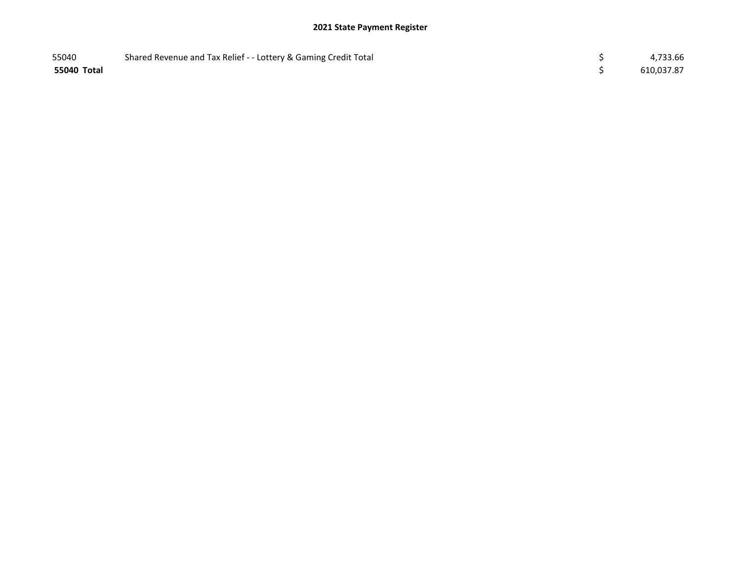# 2021 State Payment Register

| | | | |
|---|---|---|---|
| 55040 | Shared Revenue and Tax Relief - - Lottery & Gaming Credit Total | $ | 4,733.66 |
| **55040 Total** | | $ | 610,037.87 |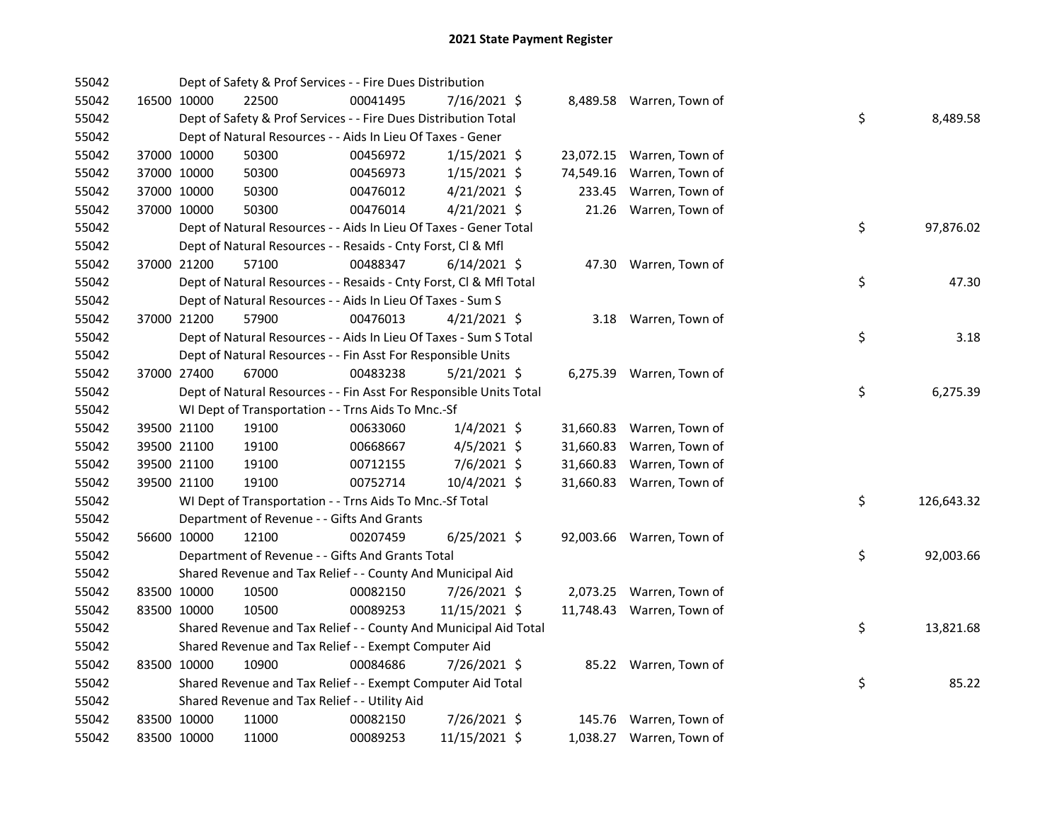# 2021 State Payment Register

| | | | | | | | | | |
|---|---|---|---|---|---|---|---|---|---|
| 55042 | | | Dept of Safety & Prof Services - - Fire Dues Distribution | | | | | | |
| 55042 | 16500 | 10000 | 22500 | 00041495 | 7/16/2021 | $ 8,489.58 | Warren, Town of | | |
| 55042 | | | Dept of Safety & Prof Services - - Fire Dues Distribution Total | | | | | $ | 8,489.58 |
| 55042 | | | Dept of Natural Resources - - Aids In Lieu Of Taxes - Gener | | | | | | |
| 55042 | 37000 | 10000 | 50300 | 00456972 | 1/15/2021 | $ 23,072.15 | Warren, Town of | | |
| 55042 | 37000 | 10000 | 50300 | 00456973 | 1/15/2021 | $ 74,549.16 | Warren, Town of | | |
| 55042 | 37000 | 10000 | 50300 | 00476012 | 4/21/2021 | $ 233.45 | Warren, Town of | | |
| 55042 | 37000 | 10000 | 50300 | 00476014 | 4/21/2021 | $ 21.26 | Warren, Town of | | |
| 55042 | | | Dept of Natural Resources - - Aids In Lieu Of Taxes - Gener Total | | | | | $ | 97,876.02 |
| 55042 | | | Dept of Natural Resources - - Resaids - Cnty Forst, Cl & Mfl | | | | | | |
| 55042 | 37000 | 21200 | 57100 | 00488347 | 6/14/2021 | $ 47.30 | Warren, Town of | | |
| 55042 | | | Dept of Natural Resources - - Resaids - Cnty Forst, Cl & Mfl Total | | | | | $ | 47.30 |
| 55042 | | | Dept of Natural Resources - - Aids In Lieu Of Taxes - Sum S | | | | | | |
| 55042 | 37000 | 21200 | 57900 | 00476013 | 4/21/2021 | $ 3.18 | Warren, Town of | | |
| 55042 | | | Dept of Natural Resources - - Aids In Lieu Of Taxes - Sum S Total | | | | | $ | 3.18 |
| 55042 | | | Dept of Natural Resources - - Fin Asst For Responsible Units | | | | | | |
| 55042 | 37000 | 27400 | 67000 | 00483238 | 5/21/2021 | $ 6,275.39 | Warren, Town of | | |
| 55042 | | | Dept of Natural Resources - - Fin Asst For Responsible Units Total | | | | | $ | 6,275.39 |
| 55042 | | | WI Dept of Transportation - - Trns Aids To Mnc.-Sf | | | | | | |
| 55042 | 39500 | 21100 | 19100 | 00633060 | 1/4/2021 | $ 31,660.83 | Warren, Town of | | |
| 55042 | 39500 | 21100 | 19100 | 00668667 | 4/5/2021 | $ 31,660.83 | Warren, Town of | | |
| 55042 | 39500 | 21100 | 19100 | 00712155 | 7/6/2021 | $ 31,660.83 | Warren, Town of | | |
| 55042 | 39500 | 21100 | 19100 | 00752714 | 10/4/2021 | $ 31,660.83 | Warren, Town of | | |
| 55042 | | | WI Dept of Transportation - - Trns Aids To Mnc.-Sf Total | | | | | $ | 126,643.32 |
| 55042 | | | Department of Revenue - - Gifts And Grants | | | | | | |
| 55042 | 56600 | 10000 | 12100 | 00207459 | 6/25/2021 | $ 92,003.66 | Warren, Town of | | |
| 55042 | | | Department of Revenue - - Gifts And Grants Total | | | | | $ | 92,003.66 |
| 55042 | | | Shared Revenue and Tax Relief - - County And Municipal Aid | | | | | | |
| 55042 | 83500 | 10000 | 10500 | 00082150 | 7/26/2021 | $ 2,073.25 | Warren, Town of | | |
| 55042 | 83500 | 10000 | 10500 | 00089253 | 11/15/2021 | $ 11,748.43 | Warren, Town of | | |
| 55042 | | | Shared Revenue and Tax Relief - - County And Municipal Aid Total | | | | | $ | 13,821.68 |
| 55042 | | | Shared Revenue and Tax Relief - - Exempt Computer Aid | | | | | | |
| 55042 | 83500 | 10000 | 10900 | 00084686 | 7/26/2021 | $ 85.22 | Warren, Town of | | |
| 55042 | | | Shared Revenue and Tax Relief - - Exempt Computer Aid Total | | | | | $ | 85.22 |
| 55042 | | | Shared Revenue and Tax Relief - - Utility Aid | | | | | | |
| 55042 | 83500 | 10000 | 11000 | 00082150 | 7/26/2021 | $ 145.76 | Warren, Town of | | |
| 55042 | 83500 | 10000 | 11000 | 00089253 | 11/15/2021 | $ 1,038.27 | Warren, Town of | | |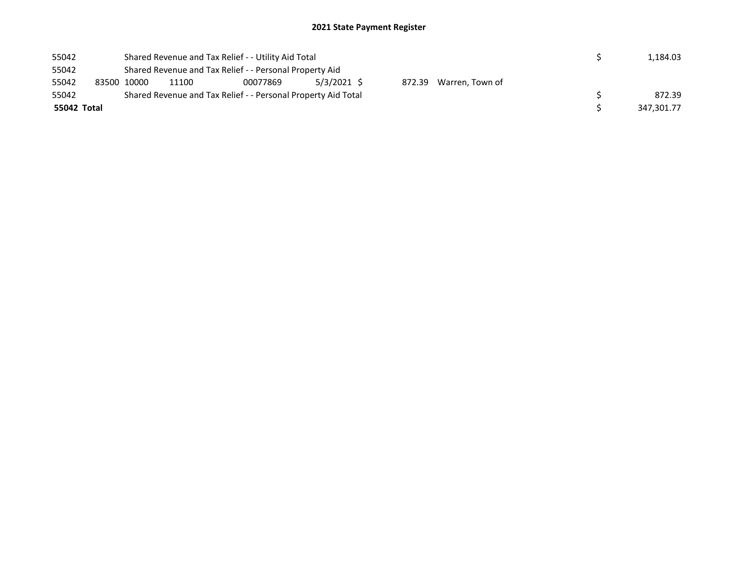## 2021 State Payment Register

| | | | | | | | | | | |
|---|---|---|---|---|---|---|---|---|---|---|
| 55042 | | Shared Revenue and Tax Relief - - Utility Aid Total | | | | | | | $ | 1,184.03 |
| 55042 | | Shared Revenue and Tax Relief - - Personal Property Aid | | | | | | | | |
| 55042 | 83500 | 10000 | 11100 | 00077869 | 5/3/2021 | $ | 872.39 | Warren, Town of | | |
| 55042 | | Shared Revenue and Tax Relief - - Personal Property Aid Total | | | | | | | $ | 872.39 |
| **55042 Total** | | | | | | | | | $ | 347,301.77 |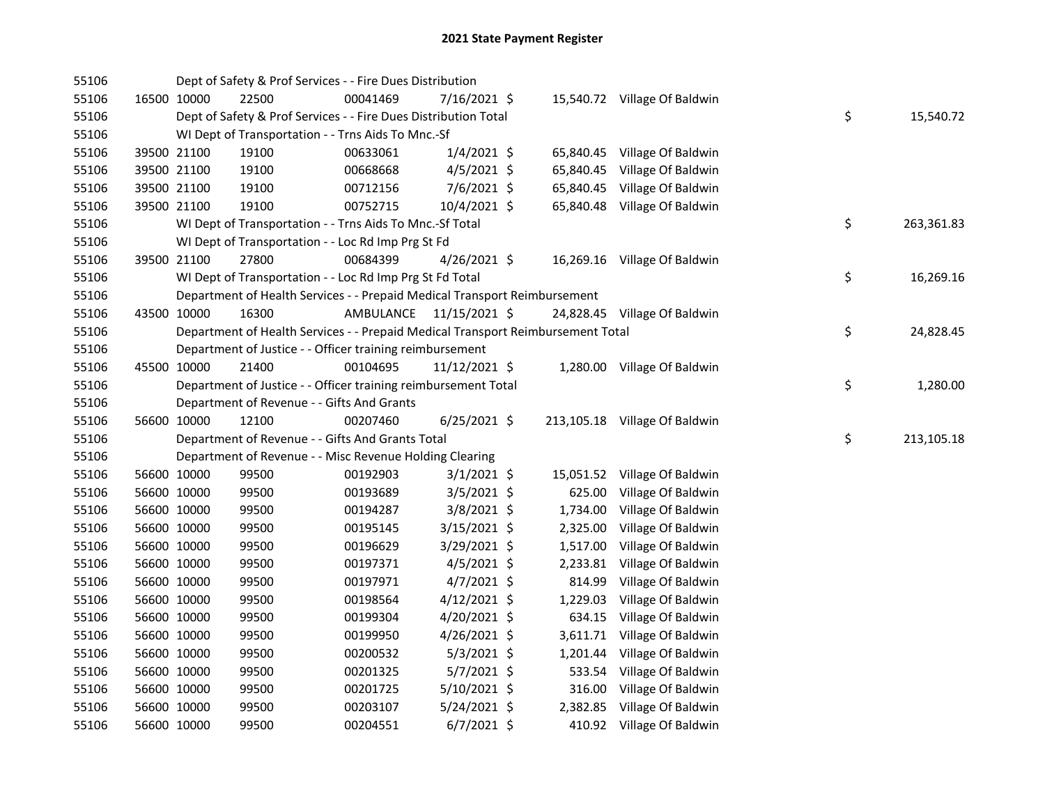# 2021 State Payment Register

| | | | | | | | | | |
|---|---|---|---|---|---|---|---|---|---|
| 55106 | | | Dept of Safety & Prof Services - - Fire Dues Distribution | | | | | | |
| 55106 | 16500 | 10000 | 22500 | 00041469 | 7/16/2021 | $ 15,540.72 | Village Of Baldwin | | |
| 55106 | | | Dept of Safety & Prof Services - - Fire Dues Distribution Total | | | | | $ | 15,540.72 |
| 55106 | | | WI Dept of Transportation - - Trns Aids To Mnc.-Sf | | | | | | |
| 55106 | 39500 | 21100 | 19100 | 00633061 | 1/4/2021 | $ 65,840.45 | Village Of Baldwin | | |
| 55106 | 39500 | 21100 | 19100 | 00668668 | 4/5/2021 | $ 65,840.45 | Village Of Baldwin | | |
| 55106 | 39500 | 21100 | 19100 | 00712156 | 7/6/2021 | $ 65,840.45 | Village Of Baldwin | | |
| 55106 | 39500 | 21100 | 19100 | 00752715 | 10/4/2021 | $ 65,840.48 | Village Of Baldwin | | |
| 55106 | | | WI Dept of Transportation - - Trns Aids To Mnc.-Sf Total | | | | | $ | 263,361.83 |
| 55106 | | | WI Dept of Transportation - - Loc Rd Imp Prg St Fd | | | | | | |
| 55106 | 39500 | 21100 | 27800 | 00684399 | 4/26/2021 | $ 16,269.16 | Village Of Baldwin | | |
| 55106 | | | WI Dept of Transportation - - Loc Rd Imp Prg St Fd Total | | | | | $ | 16,269.16 |
| 55106 | | | Department of Health Services - - Prepaid Medical Transport Reimbursement | | | | | | |
| 55106 | 43500 | 10000 | 16300 | AMBULANCE | 11/15/2021 | $ 24,828.45 | Village Of Baldwin | | |
| 55106 | | | Department of Health Services - - Prepaid Medical Transport Reimbursement Total | | | | | $ | 24,828.45 |
| 55106 | | | Department of Justice - - Officer training reimbursement | | | | | | |
| 55106 | 45500 | 10000 | 21400 | 00104695 | 11/12/2021 | $ 1,280.00 | Village Of Baldwin | | |
| 55106 | | | Department of Justice - - Officer training reimbursement Total | | | | | $ | 1,280.00 |
| 55106 | | | Department of Revenue - - Gifts And Grants | | | | | | |
| 55106 | 56600 | 10000 | 12100 | 00207460 | 6/25/2021 | $ 213,105.18 | Village Of Baldwin | | |
| 55106 | | | Department of Revenue - - Gifts And Grants Total | | | | | $ | 213,105.18 |
| 55106 | | | Department of Revenue - - Misc Revenue Holding Clearing | | | | | | |
| 55106 | 56600 | 10000 | 99500 | 00192903 | 3/1/2021 | $ 15,051.52 | Village Of Baldwin | | |
| 55106 | 56600 | 10000 | 99500 | 00193689 | 3/5/2021 | $ 625.00 | Village Of Baldwin | | |
| 55106 | 56600 | 10000 | 99500 | 00194287 | 3/8/2021 | $ 1,734.00 | Village Of Baldwin | | |
| 55106 | 56600 | 10000 | 99500 | 00195145 | 3/15/2021 | $ 2,325.00 | Village Of Baldwin | | |
| 55106 | 56600 | 10000 | 99500 | 00196629 | 3/29/2021 | $ 1,517.00 | Village Of Baldwin | | |
| 55106 | 56600 | 10000 | 99500 | 00197371 | 4/5/2021 | $ 2,233.81 | Village Of Baldwin | | |
| 55106 | 56600 | 10000 | 99500 | 00197971 | 4/7/2021 | $ 814.99 | Village Of Baldwin | | |
| 55106 | 56600 | 10000 | 99500 | 00198564 | 4/12/2021 | $ 1,229.03 | Village Of Baldwin | | |
| 55106 | 56600 | 10000 | 99500 | 00199304 | 4/20/2021 | $ 634.15 | Village Of Baldwin | | |
| 55106 | 56600 | 10000 | 99500 | 00199950 | 4/26/2021 | $ 3,611.71 | Village Of Baldwin | | |
| 55106 | 56600 | 10000 | 99500 | 00200532 | 5/3/2021 | $ 1,201.44 | Village Of Baldwin | | |
| 55106 | 56600 | 10000 | 99500 | 00201325 | 5/7/2021 | $ 533.54 | Village Of Baldwin | | |
| 55106 | 56600 | 10000 | 99500 | 00201725 | 5/10/2021 | $ 316.00 | Village Of Baldwin | | |
| 55106 | 56600 | 10000 | 99500 | 00203107 | 5/24/2021 | $ 2,382.85 | Village Of Baldwin | | |
| 55106 | 56600 | 10000 | 99500 | 00204551 | 6/7/2021 | $ 410.92 | Village Of Baldwin | | |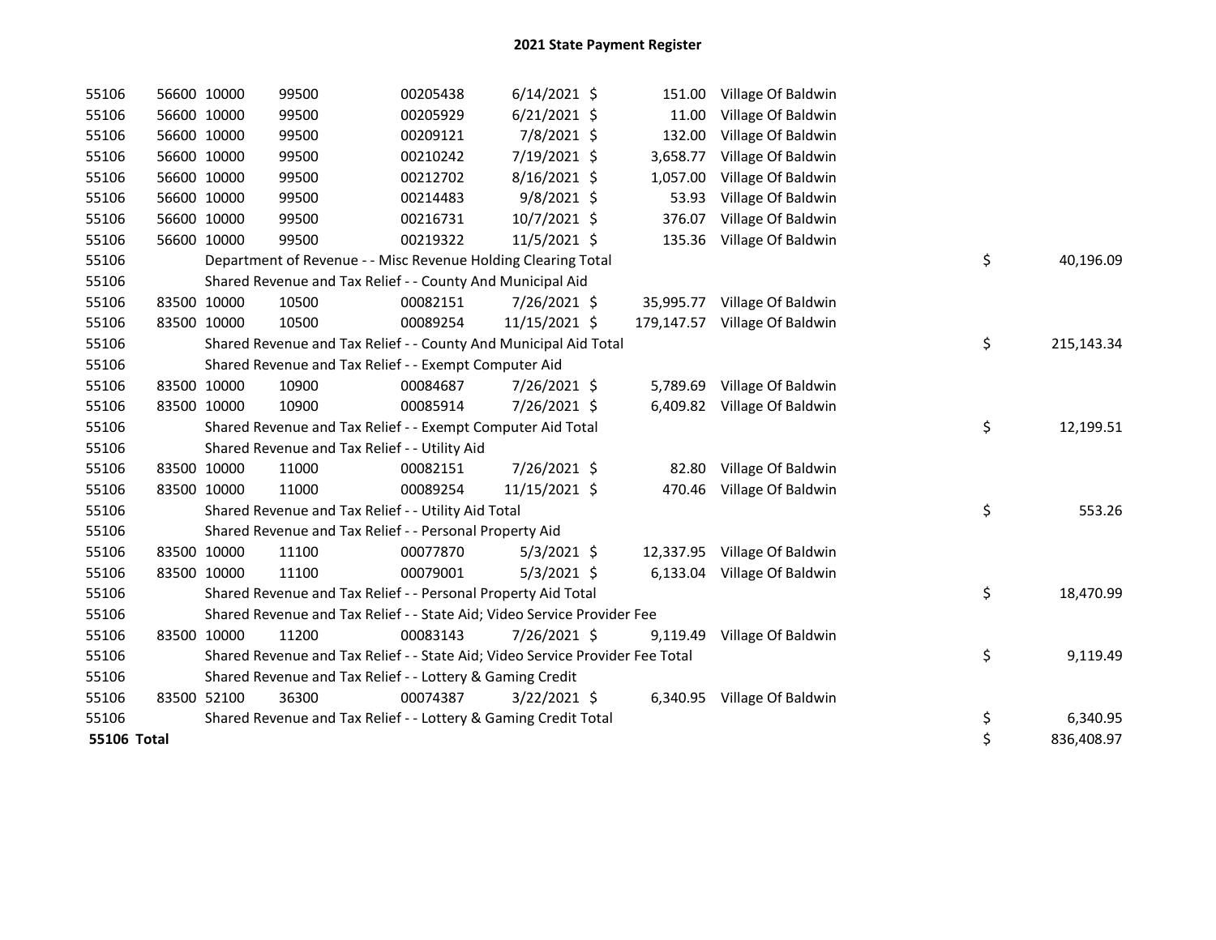# 2021 State Payment Register

| | | | | | | | | |
|---|---|---|---|---|---|---|---|---|
| 55106 | 56600 | 10000 | 99500 | 00205438 | 6/14/2021 | $ 151.00 | Village Of Baldwin | |
| 55106 | 56600 | 10000 | 99500 | 00205929 | 6/21/2021 | $ 11.00 | Village Of Baldwin | |
| 55106 | 56600 | 10000 | 99500 | 00209121 | 7/8/2021 | $ 132.00 | Village Of Baldwin | |
| 55106 | 56600 | 10000 | 99500 | 00210242 | 7/19/2021 | $ 3,658.77 | Village Of Baldwin | |
| 55106 | 56600 | 10000 | 99500 | 00212702 | 8/16/2021 | $ 1,057.00 | Village Of Baldwin | |
| 55106 | 56600 | 10000 | 99500 | 00214483 | 9/8/2021 | $ 53.93 | Village Of Baldwin | |
| 55106 | 56600 | 10000 | 99500 | 00216731 | 10/7/2021 | $ 376.07 | Village Of Baldwin | |
| 55106 | 56600 | 10000 | 99500 | 00219322 | 11/5/2021 | $ 135.36 | Village Of Baldwin | |
| 55106 | Department of Revenue - - Misc Revenue Holding Clearing Total | | | | | | | $ 40,196.09 |
| 55106 | Shared Revenue and Tax Relief - - County And Municipal Aid | | | | | | | |
| 55106 | 83500 | 10000 | 10500 | 00082151 | 7/26/2021 | $ 35,995.77 | Village Of Baldwin | |
| 55106 | 83500 | 10000 | 10500 | 00089254 | 11/15/2021 | $ 179,147.57 | Village Of Baldwin | |
| 55106 | Shared Revenue and Tax Relief - - County And Municipal Aid Total | | | | | | | $ 215,143.34 |
| 55106 | Shared Revenue and Tax Relief - - Exempt Computer Aid | | | | | | | |
| 55106 | 83500 | 10000 | 10900 | 00084687 | 7/26/2021 | $ 5,789.69 | Village Of Baldwin | |
| 55106 | 83500 | 10000 | 10900 | 00085914 | 7/26/2021 | $ 6,409.82 | Village Of Baldwin | |
| 55106 | Shared Revenue and Tax Relief - - Exempt Computer Aid Total | | | | | | | $ 12,199.51 |
| 55106 | Shared Revenue and Tax Relief - - Utility Aid | | | | | | | |
| 55106 | 83500 | 10000 | 11000 | 00082151 | 7/26/2021 | $ 82.80 | Village Of Baldwin | |
| 55106 | 83500 | 10000 | 11000 | 00089254 | 11/15/2021 | $ 470.46 | Village Of Baldwin | |
| 55106 | Shared Revenue and Tax Relief - - Utility Aid Total | | | | | | | $ 553.26 |
| 55106 | Shared Revenue and Tax Relief - - Personal Property Aid | | | | | | | |
| 55106 | 83500 | 10000 | 11100 | 00077870 | 5/3/2021 | $ 12,337.95 | Village Of Baldwin | |
| 55106 | 83500 | 10000 | 11100 | 00079001 | 5/3/2021 | $ 6,133.04 | Village Of Baldwin | |
| 55106 | Shared Revenue and Tax Relief - - Personal Property Aid Total | | | | | | | $ 18,470.99 |
| 55106 | Shared Revenue and Tax Relief - - State Aid; Video Service Provider Fee | | | | | | | |
| 55106 | 83500 | 10000 | 11200 | 00083143 | 7/26/2021 | $ 9,119.49 | Village Of Baldwin | |
| 55106 | Shared Revenue and Tax Relief - - State Aid; Video Service Provider Fee Total | | | | | | | $ 9,119.49 |
| 55106 | Shared Revenue and Tax Relief - - Lottery & Gaming Credit | | | | | | | |
| 55106 | 83500 | 52100 | 36300 | 00074387 | 3/22/2021 | $ 6,340.95 | Village Of Baldwin | |
| 55106 | Shared Revenue and Tax Relief - - Lottery & Gaming Credit Total | | | | | | | $ 6,340.95 |
| **55106 Total** | | | | | | | | $ 836,408.97 |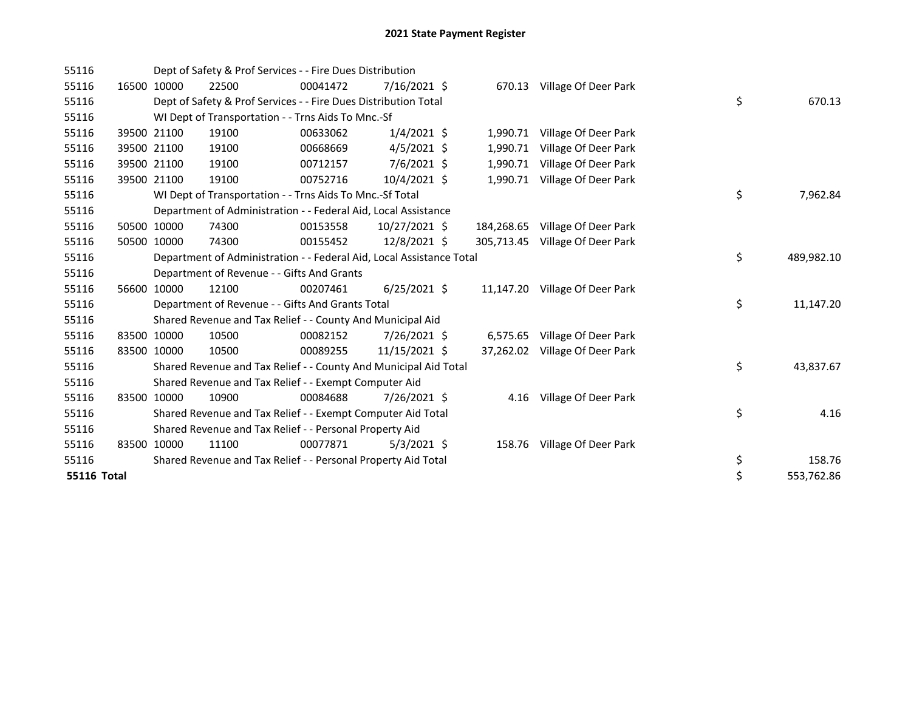# 2021 State Payment Register

| | | | | | | | | | |
|---|---|---|---|---|---|---|---|---|---|
| 55116 | | Dept of Safety & Prof Services - - Fire Dues Distribution | | | | | | | |
| 55116 | 16500 | 10000 | 22500 | 00041472 | 7/16/2021 | $ 670.13 | Village Of Deer Park | | |
| 55116 | | Dept of Safety & Prof Services - - Fire Dues Distribution Total | | | | | | $ | 670.13 |
| 55116 | | WI Dept of Transportation - - Trns Aids To Mnc.-Sf | | | | | | | |
| 55116 | 39500 | 21100 | 19100 | 00633062 | 1/4/2021 | $ 1,990.71 | Village Of Deer Park | | |
| 55116 | 39500 | 21100 | 19100 | 00668669 | 4/5/2021 | $ 1,990.71 | Village Of Deer Park | | |
| 55116 | 39500 | 21100 | 19100 | 00712157 | 7/6/2021 | $ 1,990.71 | Village Of Deer Park | | |
| 55116 | 39500 | 21100 | 19100 | 00752716 | 10/4/2021 | $ 1,990.71 | Village Of Deer Park | | |
| 55116 | | WI Dept of Transportation - - Trns Aids To Mnc.-Sf Total | | | | | | $ | 7,962.84 |
| 55116 | | Department of Administration - - Federal Aid, Local Assistance | | | | | | | |
| 55116 | 50500 | 10000 | 74300 | 00153558 | 10/27/2021 | $ 184,268.65 | Village Of Deer Park | | |
| 55116 | 50500 | 10000 | 74300 | 00155452 | 12/8/2021 | $ 305,713.45 | Village Of Deer Park | | |
| 55116 | | Department of Administration - - Federal Aid, Local Assistance Total | | | | | | $ | 489,982.10 |
| 55116 | | Department of Revenue - - Gifts And Grants | | | | | | | |
| 55116 | 56600 | 10000 | 12100 | 00207461 | 6/25/2021 | $ 11,147.20 | Village Of Deer Park | | |
| 55116 | | Department of Revenue - - Gifts And Grants Total | | | | | | $ | 11,147.20 |
| 55116 | | Shared Revenue and Tax Relief - - County And Municipal Aid | | | | | | | |
| 55116 | 83500 | 10000 | 10500 | 00082152 | 7/26/2021 | $ 6,575.65 | Village Of Deer Park | | |
| 55116 | 83500 | 10000 | 10500 | 00089255 | 11/15/2021 | $ 37,262.02 | Village Of Deer Park | | |
| 55116 | | Shared Revenue and Tax Relief - - County And Municipal Aid Total | | | | | | $ | 43,837.67 |
| 55116 | | Shared Revenue and Tax Relief - - Exempt Computer Aid | | | | | | | |
| 55116 | 83500 | 10000 | 10900 | 00084688 | 7/26/2021 | $ 4.16 | Village Of Deer Park | | |
| 55116 | | Shared Revenue and Tax Relief - - Exempt Computer Aid Total | | | | | | $ | 4.16 |
| 55116 | | Shared Revenue and Tax Relief - - Personal Property Aid | | | | | | | |
| 55116 | 83500 | 10000 | 11100 | 00077871 | 5/3/2021 | $ 158.76 | Village Of Deer Park | | |
| 55116 | | Shared Revenue and Tax Relief - - Personal Property Aid Total | | | | | | $ | 158.76 |
| **55116 Total** | | | | | | | | $ | 553,762.86 |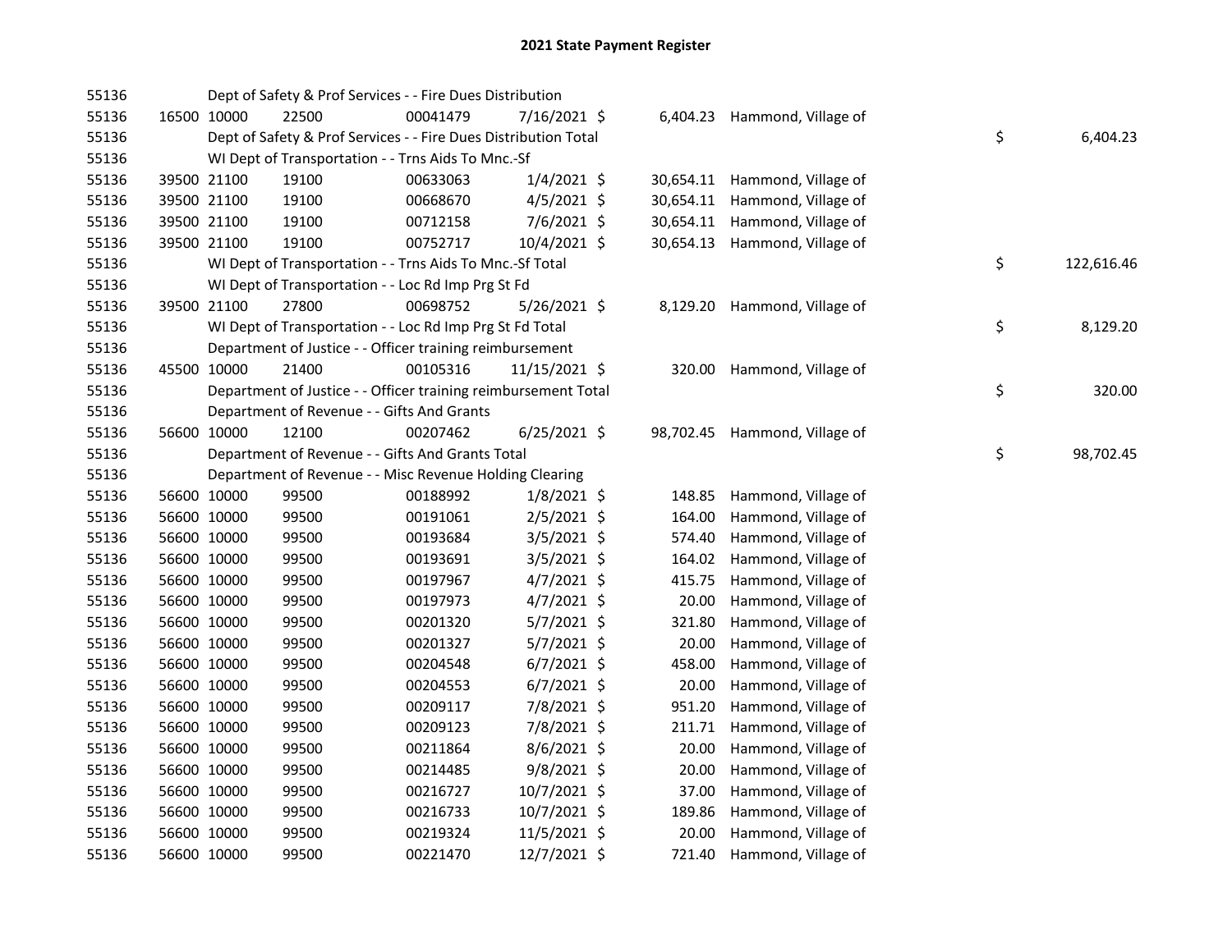# 2021 State Payment Register

| | | | | | | | | | |
|---|---|---|---|---|---|---|---|---|---|
| 55136 | | | Dept of Safety & Prof Services - - Fire Dues Distribution | | | | | | |
| 55136 | 16500 | 10000 | 22500 | 00041479 | 7/16/2021 | $ 6,404.23 | Hammond, Village of | | |
| 55136 | | | Dept of Safety & Prof Services - - Fire Dues Distribution Total | | | | | $ | 6,404.23 |
| 55136 | | | WI Dept of Transportation - - Trns Aids To Mnc.-Sf | | | | | | |
| 55136 | 39500 | 21100 | 19100 | 00633063 | 1/4/2021 | $ 30,654.11 | Hammond, Village of | | |
| 55136 | 39500 | 21100 | 19100 | 00668670 | 4/5/2021 | $ 30,654.11 | Hammond, Village of | | |
| 55136 | 39500 | 21100 | 19100 | 00712158 | 7/6/2021 | $ 30,654.11 | Hammond, Village of | | |
| 55136 | 39500 | 21100 | 19100 | 00752717 | 10/4/2021 | $ 30,654.13 | Hammond, Village of | | |
| 55136 | | | WI Dept of Transportation - - Trns Aids To Mnc.-Sf Total | | | | | $ | 122,616.46 |
| 55136 | | | WI Dept of Transportation - - Loc Rd Imp Prg St Fd | | | | | | |
| 55136 | 39500 | 21100 | 27800 | 00698752 | 5/26/2021 | $ 8,129.20 | Hammond, Village of | | |
| 55136 | | | WI Dept of Transportation - - Loc Rd Imp Prg St Fd Total | | | | | $ | 8,129.20 |
| 55136 | | | Department of Justice - - Officer training reimbursement | | | | | | |
| 55136 | 45500 | 10000 | 21400 | 00105316 | 11/15/2021 | $ 320.00 | Hammond, Village of | | |
| 55136 | | | Department of Justice - - Officer training reimbursement Total | | | | | $ | 320.00 |
| 55136 | | | Department of Revenue - - Gifts And Grants | | | | | | |
| 55136 | 56600 | 10000 | 12100 | 00207462 | 6/25/2021 | $ 98,702.45 | Hammond, Village of | | |
| 55136 | | | Department of Revenue - - Gifts And Grants Total | | | | | $ | 98,702.45 |
| 55136 | | | Department of Revenue - - Misc Revenue Holding Clearing | | | | | | |
| 55136 | 56600 | 10000 | 99500 | 00188992 | 1/8/2021 | $ 148.85 | Hammond, Village of | | |
| 55136 | 56600 | 10000 | 99500 | 00191061 | 2/5/2021 | $ 164.00 | Hammond, Village of | | |
| 55136 | 56600 | 10000 | 99500 | 00193684 | 3/5/2021 | $ 574.40 | Hammond, Village of | | |
| 55136 | 56600 | 10000 | 99500 | 00193691 | 3/5/2021 | $ 164.02 | Hammond, Village of | | |
| 55136 | 56600 | 10000 | 99500 | 00197967 | 4/7/2021 | $ 415.75 | Hammond, Village of | | |
| 55136 | 56600 | 10000 | 99500 | 00197973 | 4/7/2021 | $ 20.00 | Hammond, Village of | | |
| 55136 | 56600 | 10000 | 99500 | 00201320 | 5/7/2021 | $ 321.80 | Hammond, Village of | | |
| 55136 | 56600 | 10000 | 99500 | 00201327 | 5/7/2021 | $ 20.00 | Hammond, Village of | | |
| 55136 | 56600 | 10000 | 99500 | 00204548 | 6/7/2021 | $ 458.00 | Hammond, Village of | | |
| 55136 | 56600 | 10000 | 99500 | 00204553 | 6/7/2021 | $ 20.00 | Hammond, Village of | | |
| 55136 | 56600 | 10000 | 99500 | 00209117 | 7/8/2021 | $ 951.20 | Hammond, Village of | | |
| 55136 | 56600 | 10000 | 99500 | 00209123 | 7/8/2021 | $ 211.71 | Hammond, Village of | | |
| 55136 | 56600 | 10000 | 99500 | 00211864 | 8/6/2021 | $ 20.00 | Hammond, Village of | | |
| 55136 | 56600 | 10000 | 99500 | 00214485 | 9/8/2021 | $ 20.00 | Hammond, Village of | | |
| 55136 | 56600 | 10000 | 99500 | 00216727 | 10/7/2021 | $ 37.00 | Hammond, Village of | | |
| 55136 | 56600 | 10000 | 99500 | 00216733 | 10/7/2021 | $ 189.86 | Hammond, Village of | | |
| 55136 | 56600 | 10000 | 99500 | 00219324 | 11/5/2021 | $ 20.00 | Hammond, Village of | | |
| 55136 | 56600 | 10000 | 99500 | 00221470 | 12/7/2021 | $ 721.40 | Hammond, Village of | | |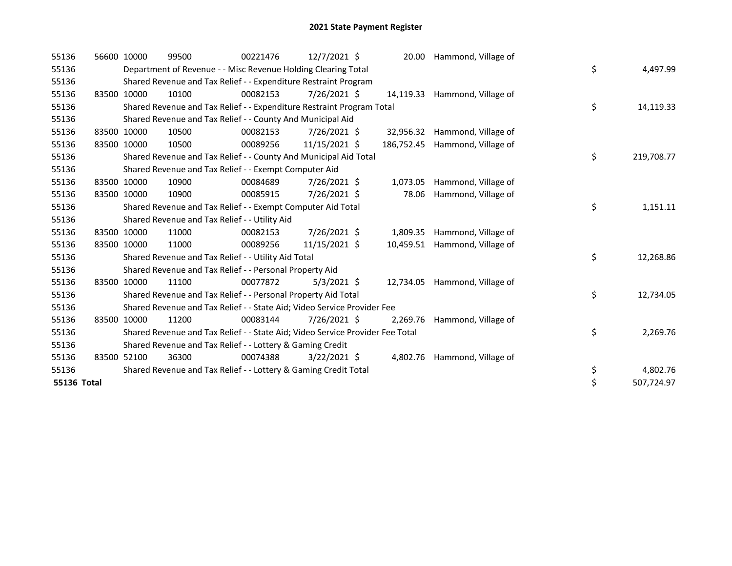## 2021 State Payment Register

| | | | | | | | | | |
|---|---|---|---|---|---|---|---|---|---|
| 55136 | 56600 | 10000 | 99500 | 00221476 | 12/7/2021 | $ 20.00 | Hammond, Village of | | |
| 55136 | | Department of Revenue - - Misc Revenue Holding Clearing Total | | | | | | $ | 4,497.99 |
| 55136 | | Shared Revenue and Tax Relief - - Expenditure Restraint Program | | | | | | | |
| 55136 | 83500 | 10000 | 10100 | 00082153 | 7/26/2021 | $ 14,119.33 | Hammond, Village of | | |
| 55136 | | Shared Revenue and Tax Relief - - Expenditure Restraint Program Total | | | | | | $ | 14,119.33 |
| 55136 | | Shared Revenue and Tax Relief - - County And Municipal Aid | | | | | | | |
| 55136 | 83500 | 10000 | 10500 | 00082153 | 7/26/2021 | $ 32,956.32 | Hammond, Village of | | |
| 55136 | 83500 | 10000 | 10500 | 00089256 | 11/15/2021 | $ 186,752.45 | Hammond, Village of | | |
| 55136 | | Shared Revenue and Tax Relief - - County And Municipal Aid Total | | | | | | $ | 219,708.77 |
| 55136 | | Shared Revenue and Tax Relief - - Exempt Computer Aid | | | | | | | |
| 55136 | 83500 | 10000 | 10900 | 00084689 | 7/26/2021 | $ 1,073.05 | Hammond, Village of | | |
| 55136 | 83500 | 10000 | 10900 | 00085915 | 7/26/2021 | $ 78.06 | Hammond, Village of | | |
| 55136 | | Shared Revenue and Tax Relief - - Exempt Computer Aid Total | | | | | | $ | 1,151.11 |
| 55136 | | Shared Revenue and Tax Relief - - Utility Aid | | | | | | | |
| 55136 | 83500 | 10000 | 11000 | 00082153 | 7/26/2021 | $ 1,809.35 | Hammond, Village of | | |
| 55136 | 83500 | 10000 | 11000 | 00089256 | 11/15/2021 | $ 10,459.51 | Hammond, Village of | | |
| 55136 | | Shared Revenue and Tax Relief - - Utility Aid Total | | | | | | $ | 12,268.86 |
| 55136 | | Shared Revenue and Tax Relief - - Personal Property Aid | | | | | | | |
| 55136 | 83500 | 10000 | 11100 | 00077872 | 5/3/2021 | $ 12,734.05 | Hammond, Village of | | |
| 55136 | | Shared Revenue and Tax Relief - - Personal Property Aid Total | | | | | | $ | 12,734.05 |
| 55136 | | Shared Revenue and Tax Relief - - State Aid; Video Service Provider Fee | | | | | | | |
| 55136 | 83500 | 10000 | 11200 | 00083144 | 7/26/2021 | $ 2,269.76 | Hammond, Village of | | |
| 55136 | | Shared Revenue and Tax Relief - - State Aid; Video Service Provider Fee Total | | | | | | $ | 2,269.76 |
| 55136 | | Shared Revenue and Tax Relief - - Lottery & Gaming Credit | | | | | | | |
| 55136 | 83500 | 52100 | 36300 | 00074388 | 3/22/2021 | $ 4,802.76 | Hammond, Village of | | |
| 55136 | | Shared Revenue and Tax Relief - - Lottery & Gaming Credit Total | | | | | | $ | 4,802.76 |
| **55136 Total** | | | | | | | | $ | 507,724.97 |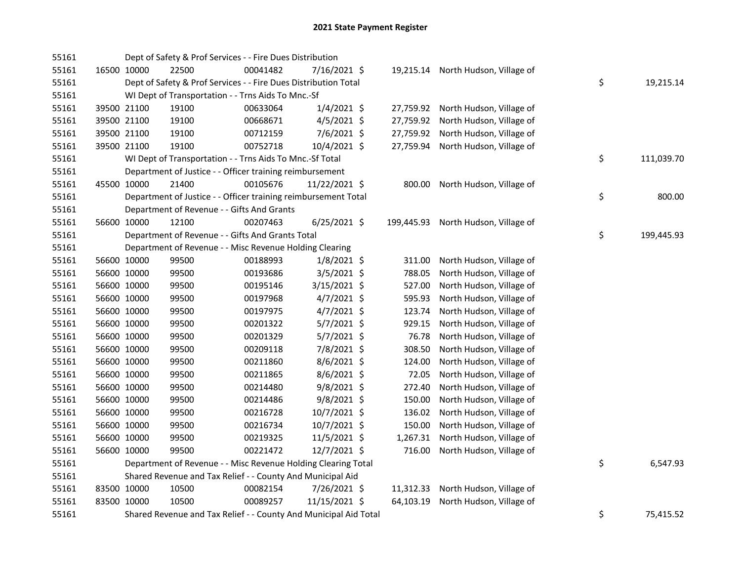# 2021 State Payment Register

| | | | | | | | | |
|---|---|---|---|---|---|---|---|---|
| 55161 | | | Dept of Safety & Prof Services - - Fire Dues Distribution | | | | | |
| 55161 | 16500 | 10000 | 22500 | 00041482 | 7/16/2021 | $ 19,215.14 | North Hudson, Village of | |
| 55161 | | | Dept of Safety & Prof Services - - Fire Dues Distribution Total | | | | | $ 19,215.14 |
| 55161 | | | WI Dept of Transportation - - Trns Aids To Mnc.-Sf | | | | | |
| 55161 | 39500 | 21100 | 19100 | 00633064 | 1/4/2021 | $ 27,759.92 | North Hudson, Village of | |
| 55161 | 39500 | 21100 | 19100 | 00668671 | 4/5/2021 | $ 27,759.92 | North Hudson, Village of | |
| 55161 | 39500 | 21100 | 19100 | 00712159 | 7/6/2021 | $ 27,759.92 | North Hudson, Village of | |
| 55161 | 39500 | 21100 | 19100 | 00752718 | 10/4/2021 | $ 27,759.94 | North Hudson, Village of | |
| 55161 | | | WI Dept of Transportation - - Trns Aids To Mnc.-Sf Total | | | | | $ 111,039.70 |
| 55161 | | | Department of Justice - - Officer training reimbursement | | | | | |
| 55161 | 45500 | 10000 | 21400 | 00105676 | 11/22/2021 | $ 800.00 | North Hudson, Village of | |
| 55161 | | | Department of Justice - - Officer training reimbursement Total | | | | | $ 800.00 |
| 55161 | | | Department of Revenue - - Gifts And Grants | | | | | |
| 55161 | 56600 | 10000 | 12100 | 00207463 | 6/25/2021 | $ 199,445.93 | North Hudson, Village of | |
| 55161 | | | Department of Revenue - - Gifts And Grants Total | | | | | $ 199,445.93 |
| 55161 | | | Department of Revenue - - Misc Revenue Holding Clearing | | | | | |
| 55161 | 56600 | 10000 | 99500 | 00188993 | 1/8/2021 | $ 311.00 | North Hudson, Village of | |
| 55161 | 56600 | 10000 | 99500 | 00193686 | 3/5/2021 | $ 788.05 | North Hudson, Village of | |
| 55161 | 56600 | 10000 | 99500 | 00195146 | 3/15/2021 | $ 527.00 | North Hudson, Village of | |
| 55161 | 56600 | 10000 | 99500 | 00197968 | 4/7/2021 | $ 595.93 | North Hudson, Village of | |
| 55161 | 56600 | 10000 | 99500 | 00197975 | 4/7/2021 | $ 123.74 | North Hudson, Village of | |
| 55161 | 56600 | 10000 | 99500 | 00201322 | 5/7/2021 | $ 929.15 | North Hudson, Village of | |
| 55161 | 56600 | 10000 | 99500 | 00201329 | 5/7/2021 | $ 76.78 | North Hudson, Village of | |
| 55161 | 56600 | 10000 | 99500 | 00209118 | 7/8/2021 | $ 308.50 | North Hudson, Village of | |
| 55161 | 56600 | 10000 | 99500 | 00211860 | 8/6/2021 | $ 124.00 | North Hudson, Village of | |
| 55161 | 56600 | 10000 | 99500 | 00211865 | 8/6/2021 | $ 72.05 | North Hudson, Village of | |
| 55161 | 56600 | 10000 | 99500 | 00214480 | 9/8/2021 | $ 272.40 | North Hudson, Village of | |
| 55161 | 56600 | 10000 | 99500 | 00214486 | 9/8/2021 | $ 150.00 | North Hudson, Village of | |
| 55161 | 56600 | 10000 | 99500 | 00216728 | 10/7/2021 | $ 136.02 | North Hudson, Village of | |
| 55161 | 56600 | 10000 | 99500 | 00216734 | 10/7/2021 | $ 150.00 | North Hudson, Village of | |
| 55161 | 56600 | 10000 | 99500 | 00219325 | 11/5/2021 | $ 1,267.31 | North Hudson, Village of | |
| 55161 | 56600 | 10000 | 99500 | 00221472 | 12/7/2021 | $ 716.00 | North Hudson, Village of | |
| 55161 | | | Department of Revenue - - Misc Revenue Holding Clearing Total | | | | | $ 6,547.93 |
| 55161 | | | Shared Revenue and Tax Relief - - County And Municipal Aid | | | | | |
| 55161 | 83500 | 10000 | 10500 | 00082154 | 7/26/2021 | $ 11,312.33 | North Hudson, Village of | |
| 55161 | 83500 | 10000 | 10500 | 00089257 | 11/15/2021 | $ 64,103.19 | North Hudson, Village of | |
| 55161 | | | Shared Revenue and Tax Relief - - County And Municipal Aid Total | | | | | $ 75,415.52 |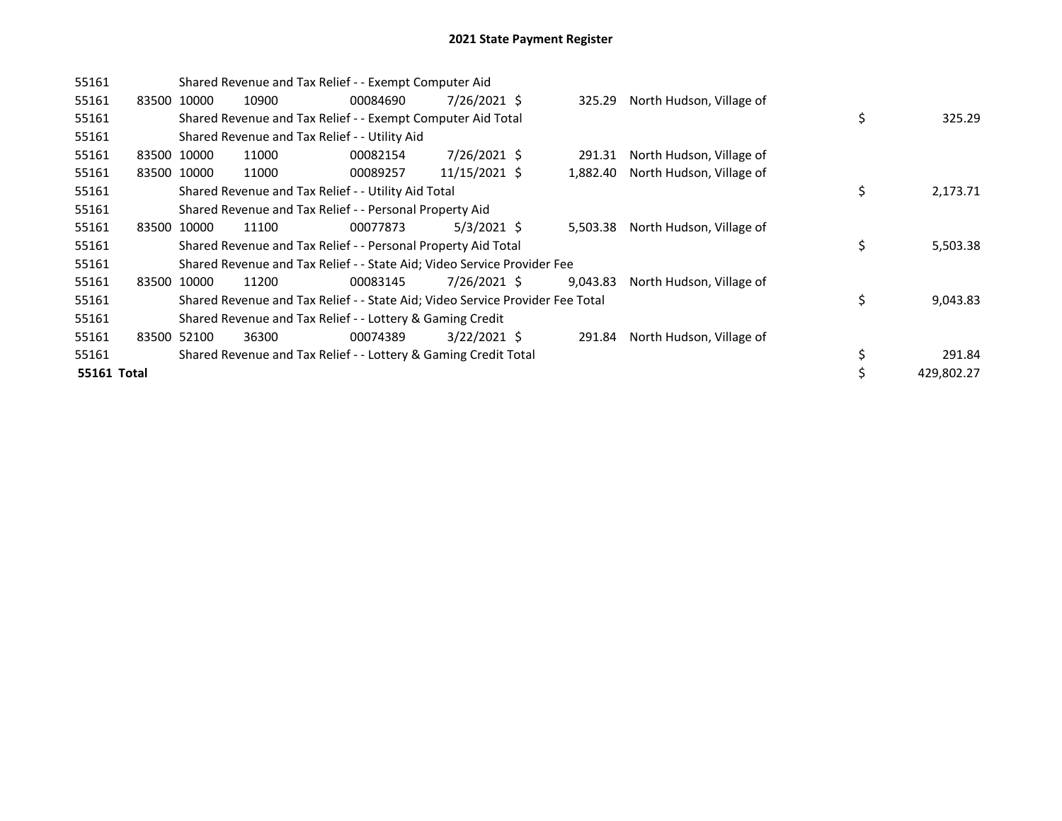# 2021 State Payment Register

| | | | | | | | | | |
|---|---|---|---|---|---|---|---|---|---|
| 55161 | | | Shared Revenue and Tax Relief - - Exempt Computer Aid | | | | | | |
| 55161 | 83500 | 10000 | 10900 | 00084690 | 7/26/2021 | $ 325.29 | North Hudson, Village of | | |
| 55161 | | | Shared Revenue and Tax Relief - - Exempt Computer Aid Total | | | | | $ | 325.29 |
| 55161 | | | Shared Revenue and Tax Relief - - Utility Aid | | | | | | |
| 55161 | 83500 | 10000 | 11000 | 00082154 | 7/26/2021 | $ 291.31 | North Hudson, Village of | | |
| 55161 | 83500 | 10000 | 11000 | 00089257 | 11/15/2021 | $ 1,882.40 | North Hudson, Village of | | |
| 55161 | | | Shared Revenue and Tax Relief - - Utility Aid Total | | | | | $ | 2,173.71 |
| 55161 | | | Shared Revenue and Tax Relief - - Personal Property Aid | | | | | | |
| 55161 | 83500 | 10000 | 11100 | 00077873 | 5/3/2021 | $ 5,503.38 | North Hudson, Village of | | |
| 55161 | | | Shared Revenue and Tax Relief - - Personal Property Aid Total | | | | | $ | 5,503.38 |
| 55161 | | | Shared Revenue and Tax Relief - - State Aid; Video Service Provider Fee | | | | | | |
| 55161 | 83500 | 10000 | 11200 | 00083145 | 7/26/2021 | $ 9,043.83 | North Hudson, Village of | | |
| 55161 | | | Shared Revenue and Tax Relief - - State Aid; Video Service Provider Fee Total | | | | | $ | 9,043.83 |
| 55161 | | | Shared Revenue and Tax Relief - - Lottery & Gaming Credit | | | | | | |
| 55161 | 83500 | 52100 | 36300 | 00074389 | 3/22/2021 | $ 291.84 | North Hudson, Village of | | |
| 55161 | | | Shared Revenue and Tax Relief - - Lottery & Gaming Credit Total | | | | | $ | 291.84 |
| **55161 Total** | | | | | | | | $ | 429,802.27 |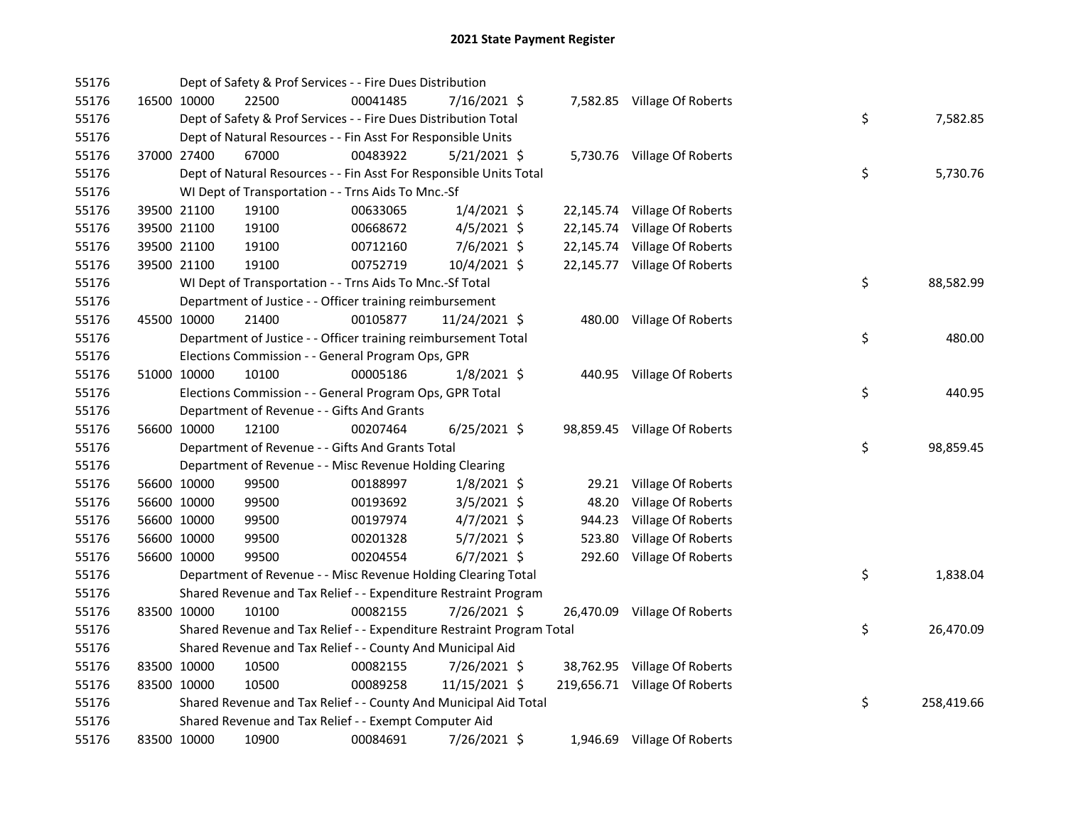# 2021 State Payment Register

| | | | | | | | | | |
|---|---|---|---|---|---|---|---|---|---|
| 55176 | | | Dept of Safety & Prof Services - - Fire Dues Distribution | | | | | | |
| 55176 | 16500 | 10000 | 22500 | 00041485 | 7/16/2021 | $ 7,582.85 | Village Of Roberts | | |
| 55176 | | | Dept of Safety & Prof Services - - Fire Dues Distribution Total | | | | | $ | 7,582.85 |
| 55176 | | | Dept of Natural Resources - - Fin Asst For Responsible Units | | | | | | |
| 55176 | 37000 | 27400 | 67000 | 00483922 | 5/21/2021 | $ 5,730.76 | Village Of Roberts | | |
| 55176 | | | Dept of Natural Resources - - Fin Asst For Responsible Units Total | | | | | $ | 5,730.76 |
| 55176 | | | WI Dept of Transportation - - Trns Aids To Mnc.-Sf | | | | | | |
| 55176 | 39500 | 21100 | 19100 | 00633065 | 1/4/2021 | $ 22,145.74 | Village Of Roberts | | |
| 55176 | 39500 | 21100 | 19100 | 00668672 | 4/5/2021 | $ 22,145.74 | Village Of Roberts | | |
| 55176 | 39500 | 21100 | 19100 | 00712160 | 7/6/2021 | $ 22,145.74 | Village Of Roberts | | |
| 55176 | 39500 | 21100 | 19100 | 00752719 | 10/4/2021 | $ 22,145.77 | Village Of Roberts | | |
| 55176 | | | WI Dept of Transportation - - Trns Aids To Mnc.-Sf Total | | | | | $ | 88,582.99 |
| 55176 | | | Department of Justice - - Officer training reimbursement | | | | | | |
| 55176 | 45500 | 10000 | 21400 | 00105877 | 11/24/2021 | $ 480.00 | Village Of Roberts | | |
| 55176 | | | Department of Justice - - Officer training reimbursement Total | | | | | $ | 480.00 |
| 55176 | | | Elections Commission - - General Program Ops, GPR | | | | | | |
| 55176 | 51000 | 10000 | 10100 | 00005186 | 1/8/2021 | $ 440.95 | Village Of Roberts | | |
| 55176 | | | Elections Commission - - General Program Ops, GPR Total | | | | | $ | 440.95 |
| 55176 | | | Department of Revenue - - Gifts And Grants | | | | | | |
| 55176 | 56600 | 10000 | 12100 | 00207464 | 6/25/2021 | $ 98,859.45 | Village Of Roberts | | |
| 55176 | | | Department of Revenue - - Gifts And Grants Total | | | | | $ | 98,859.45 |
| 55176 | | | Department of Revenue - - Misc Revenue Holding Clearing | | | | | | |
| 55176 | 56600 | 10000 | 99500 | 00188997 | 1/8/2021 | $ 29.21 | Village Of Roberts | | |
| 55176 | 56600 | 10000 | 99500 | 00193692 | 3/5/2021 | $ 48.20 | Village Of Roberts | | |
| 55176 | 56600 | 10000 | 99500 | 00197974 | 4/7/2021 | $ 944.23 | Village Of Roberts | | |
| 55176 | 56600 | 10000 | 99500 | 00201328 | 5/7/2021 | $ 523.80 | Village Of Roberts | | |
| 55176 | 56600 | 10000 | 99500 | 00204554 | 6/7/2021 | $ 292.60 | Village Of Roberts | | |
| 55176 | | | Department of Revenue - - Misc Revenue Holding Clearing Total | | | | | $ | 1,838.04 |
| 55176 | | | Shared Revenue and Tax Relief - - Expenditure Restraint Program | | | | | | |
| 55176 | 83500 | 10000 | 10100 | 00082155 | 7/26/2021 | $ 26,470.09 | Village Of Roberts | | |
| 55176 | | | Shared Revenue and Tax Relief - - Expenditure Restraint Program Total | | | | | $ | 26,470.09 |
| 55176 | | | Shared Revenue and Tax Relief - - County And Municipal Aid | | | | | | |
| 55176 | 83500 | 10000 | 10500 | 00082155 | 7/26/2021 | $ 38,762.95 | Village Of Roberts | | |
| 55176 | 83500 | 10000 | 10500 | 00089258 | 11/15/2021 | $ 219,656.71 | Village Of Roberts | | |
| 55176 | | | Shared Revenue and Tax Relief - - County And Municipal Aid Total | | | | | $ | 258,419.66 |
| 55176 | | | Shared Revenue and Tax Relief - - Exempt Computer Aid | | | | | | |
| 55176 | 83500 | 10000 | 10900 | 00084691 | 7/26/2021 | $ 1,946.69 | Village Of Roberts | | |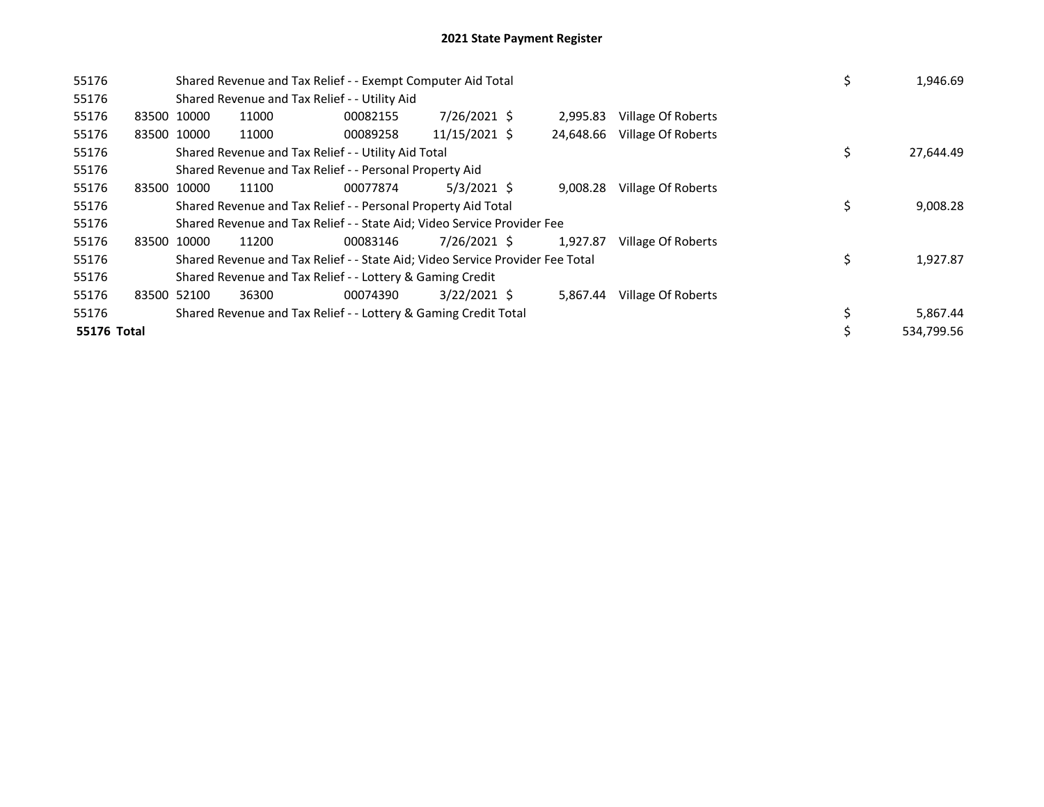# 2021 State Payment Register

| | | | | | | | | | |
|---|---|---|---|---|---|---|---|---|---|
| 55176 | | Shared Revenue and Tax Relief - - Exempt Computer Aid Total | | | | | | $ | 1,946.69 |
| 55176 | | Shared Revenue and Tax Relief - - Utility Aid | | | | | | | |
| 55176 | 83500 | 10000 | 11000 | 00082155 | 7/26/2021 | $ 2,995.83 | Village Of Roberts | | |
| 55176 | 83500 | 10000 | 11000 | 00089258 | 11/15/2021 | $ 24,648.66 | Village Of Roberts | | |
| 55176 | | Shared Revenue and Tax Relief - - Utility Aid Total | | | | | | $ | 27,644.49 |
| 55176 | | Shared Revenue and Tax Relief - - Personal Property Aid | | | | | | | |
| 55176 | 83500 | 10000 | 11100 | 00077874 | 5/3/2021 | $ 9,008.28 | Village Of Roberts | | |
| 55176 | | Shared Revenue and Tax Relief - - Personal Property Aid Total | | | | | | $ | 9,008.28 |
| 55176 | | Shared Revenue and Tax Relief - - State Aid; Video Service Provider Fee | | | | | | | |
| 55176 | 83500 | 10000 | 11200 | 00083146 | 7/26/2021 | $ 1,927.87 | Village Of Roberts | | |
| 55176 | | Shared Revenue and Tax Relief - - State Aid; Video Service Provider Fee Total | | | | | | $ | 1,927.87 |
| 55176 | | Shared Revenue and Tax Relief - - Lottery & Gaming Credit | | | | | | | |
| 55176 | 83500 | 52100 | 36300 | 00074390 | 3/22/2021 | $ 5,867.44 | Village Of Roberts | | |
| 55176 | | Shared Revenue and Tax Relief - - Lottery & Gaming Credit Total | | | | | | $ | 5,867.44 |
| **55176 Total** | | | | | | | | $ | 534,799.56 |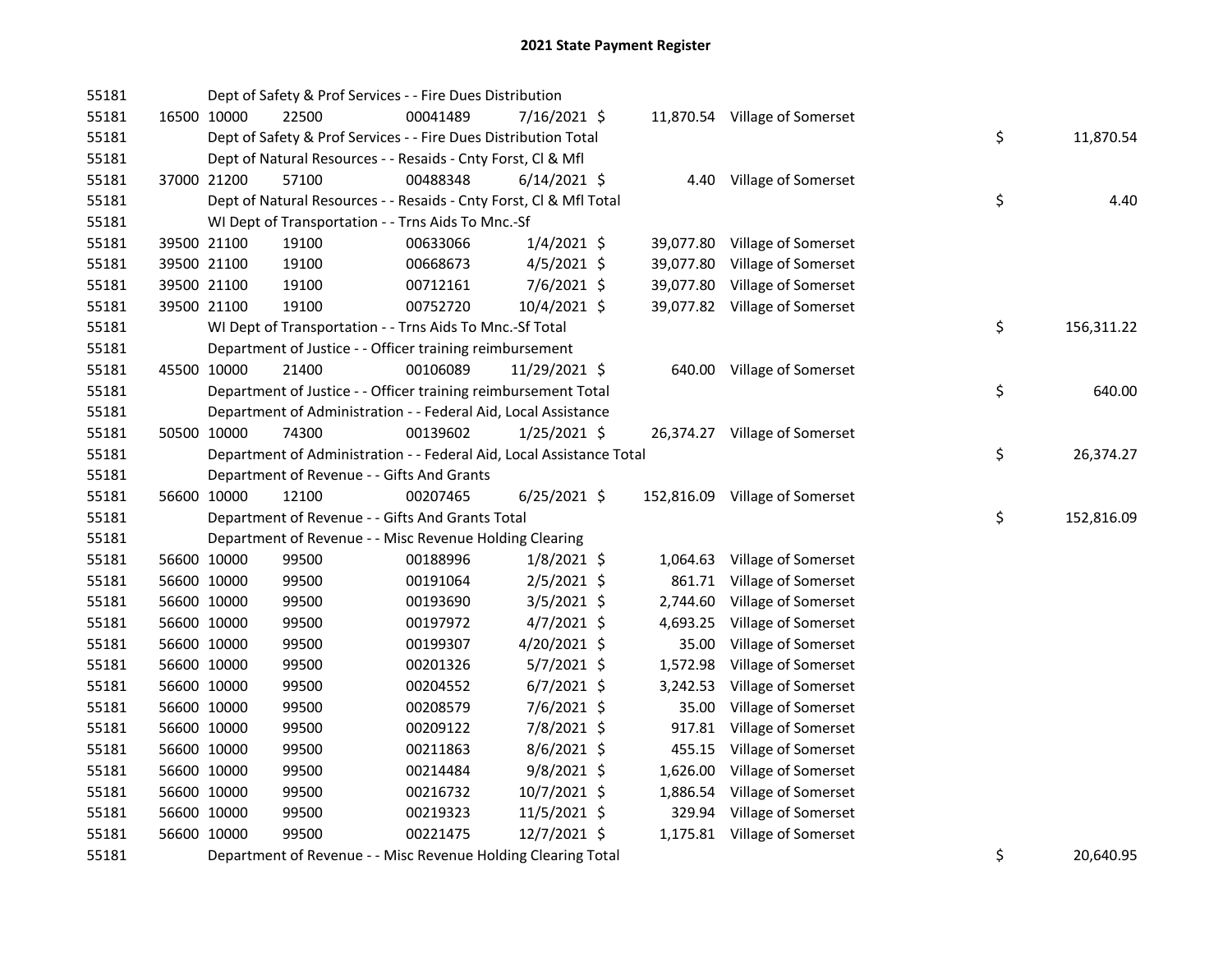# 2021 State Payment Register

| | | | | | | | | | |
|---|---|---|---|---|---|---|---|---|---|
| 55181 | | Dept of Safety & Prof Services - - Fire Dues Distribution | | | | | | | |
| 55181 | 16500 | 10000 | 22500 | 00041489 | 7/16/2021 | $ 11,870.54 | Village of Somerset | | |
| 55181 | | Dept of Safety & Prof Services - - Fire Dues Distribution Total | | | | | | $ | 11,870.54 |
| 55181 | | Dept of Natural Resources - - Resaids - Cnty Forst, Cl & Mfl | | | | | | | |
| 55181 | 37000 | 21200 | 57100 | 00488348 | 6/14/2021 | $ 4.40 | Village of Somerset | | |
| 55181 | | Dept of Natural Resources - - Resaids - Cnty Forst, Cl & Mfl Total | | | | | | $ | 4.40 |
| 55181 | | WI Dept of Transportation - - Trns Aids To Mnc.-Sf | | | | | | | |
| 55181 | 39500 | 21100 | 19100 | 00633066 | 1/4/2021 | $ 39,077.80 | Village of Somerset | | |
| 55181 | 39500 | 21100 | 19100 | 00668673 | 4/5/2021 | $ 39,077.80 | Village of Somerset | | |
| 55181 | 39500 | 21100 | 19100 | 00712161 | 7/6/2021 | $ 39,077.80 | Village of Somerset | | |
| 55181 | 39500 | 21100 | 19100 | 00752720 | 10/4/2021 | $ 39,077.82 | Village of Somerset | | |
| 55181 | | WI Dept of Transportation - - Trns Aids To Mnc.-Sf Total | | | | | | $ | 156,311.22 |
| 55181 | | Department of Justice - - Officer training reimbursement | | | | | | | |
| 55181 | 45500 | 10000 | 21400 | 00106089 | 11/29/2021 | $ 640.00 | Village of Somerset | | |
| 55181 | | Department of Justice - - Officer training reimbursement Total | | | | | | $ | 640.00 |
| 55181 | | Department of Administration - - Federal Aid, Local Assistance | | | | | | | |
| 55181 | 50500 | 10000 | 74300 | 00139602 | 1/25/2021 | $ 26,374.27 | Village of Somerset | | |
| 55181 | | Department of Administration - - Federal Aid, Local Assistance Total | | | | | | $ | 26,374.27 |
| 55181 | | Department of Revenue - - Gifts And Grants | | | | | | | |
| 55181 | 56600 | 10000 | 12100 | 00207465 | 6/25/2021 | $ 152,816.09 | Village of Somerset | | |
| 55181 | | Department of Revenue - - Gifts And Grants Total | | | | | | $ | 152,816.09 |
| 55181 | | Department of Revenue - - Misc Revenue Holding Clearing | | | | | | | |
| 55181 | 56600 | 10000 | 99500 | 00188996 | 1/8/2021 | $ 1,064.63 | Village of Somerset | | |
| 55181 | 56600 | 10000 | 99500 | 00191064 | 2/5/2021 | $ 861.71 | Village of Somerset | | |
| 55181 | 56600 | 10000 | 99500 | 00193690 | 3/5/2021 | $ 2,744.60 | Village of Somerset | | |
| 55181 | 56600 | 10000 | 99500 | 00197972 | 4/7/2021 | $ 4,693.25 | Village of Somerset | | |
| 55181 | 56600 | 10000 | 99500 | 00199307 | 4/20/2021 | $ 35.00 | Village of Somerset | | |
| 55181 | 56600 | 10000 | 99500 | 00201326 | 5/7/2021 | $ 1,572.98 | Village of Somerset | | |
| 55181 | 56600 | 10000 | 99500 | 00204552 | 6/7/2021 | $ 3,242.53 | Village of Somerset | | |
| 55181 | 56600 | 10000 | 99500 | 00208579 | 7/6/2021 | $ 35.00 | Village of Somerset | | |
| 55181 | 56600 | 10000 | 99500 | 00209122 | 7/8/2021 | $ 917.81 | Village of Somerset | | |
| 55181 | 56600 | 10000 | 99500 | 00211863 | 8/6/2021 | $ 455.15 | Village of Somerset | | |
| 55181 | 56600 | 10000 | 99500 | 00214484 | 9/8/2021 | $ 1,626.00 | Village of Somerset | | |
| 55181 | 56600 | 10000 | 99500 | 00216732 | 10/7/2021 | $ 1,886.54 | Village of Somerset | | |
| 55181 | 56600 | 10000 | 99500 | 00219323 | 11/5/2021 | $ 329.94 | Village of Somerset | | |
| 55181 | 56600 | 10000 | 99500 | 00221475 | 12/7/2021 | $ 1,175.81 | Village of Somerset | | |
| 55181 | | Department of Revenue - - Misc Revenue Holding Clearing Total | | | | | | $ | 20,640.95 |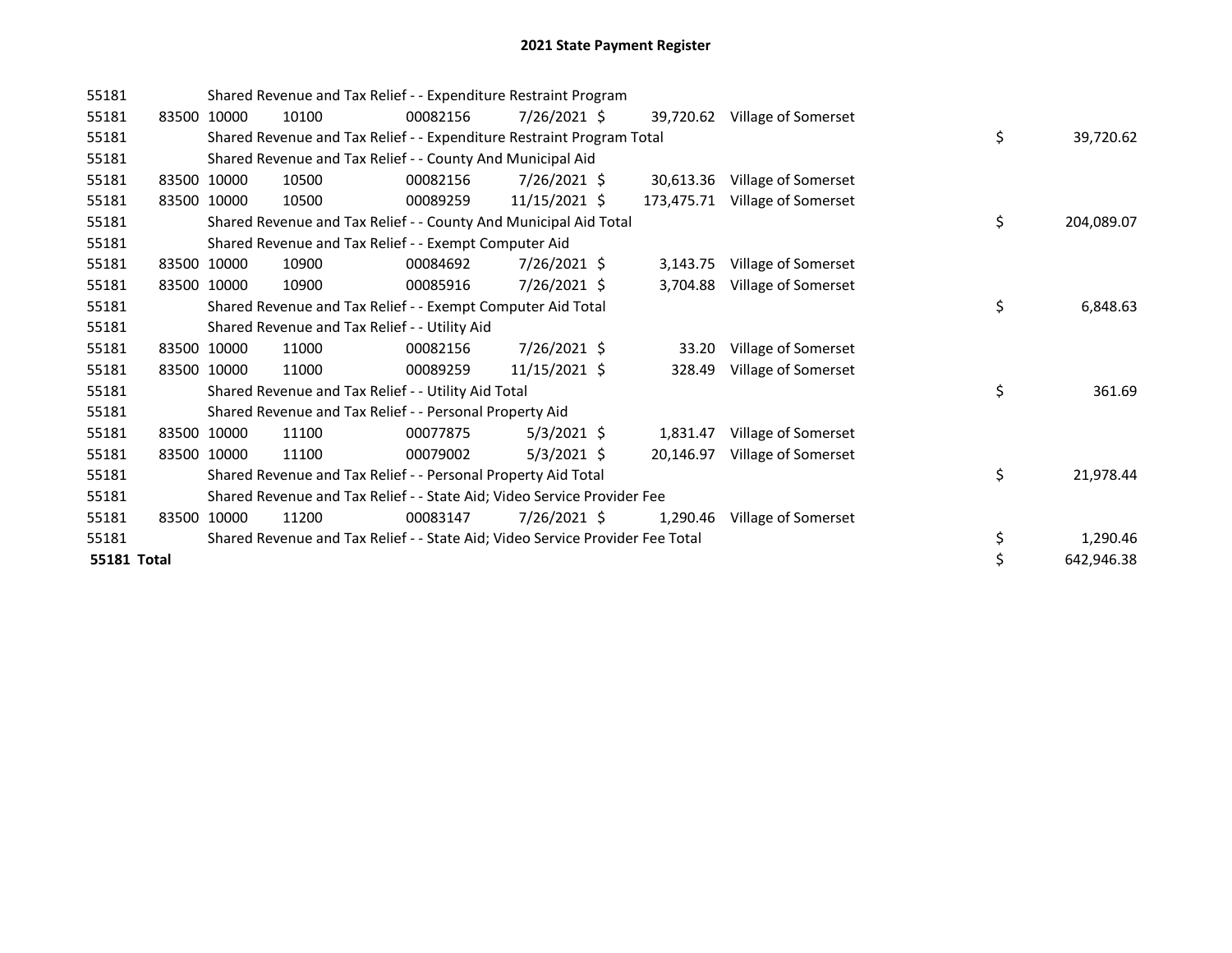# 2021 State Payment Register

| | | | | | | | | |
|---|---|---|---|---|---|---|---|---|
| 55181 | | Shared Revenue and Tax Relief - - Expenditure Restraint Program | | | | | | |
| 55181 | 83500 | 10000 | 10100 | 00082156 | 7/26/2021 | $ 39,720.62 | Village of Somerset | |
| 55181 | | Shared Revenue and Tax Relief - - Expenditure Restraint Program Total | | | | | | $ 39,720.62 |
| 55181 | | Shared Revenue and Tax Relief - - County And Municipal Aid | | | | | | |
| 55181 | 83500 | 10000 | 10500 | 00082156 | 7/26/2021 | $ 30,613.36 | Village of Somerset | |
| 55181 | 83500 | 10000 | 10500 | 00089259 | 11/15/2021 | $ 173,475.71 | Village of Somerset | |
| 55181 | | Shared Revenue and Tax Relief - - County And Municipal Aid Total | | | | | | $ 204,089.07 |
| 55181 | | Shared Revenue and Tax Relief - - Exempt Computer Aid | | | | | | |
| 55181 | 83500 | 10000 | 10900 | 00084692 | 7/26/2021 | $ 3,143.75 | Village of Somerset | |
| 55181 | 83500 | 10000 | 10900 | 00085916 | 7/26/2021 | $ 3,704.88 | Village of Somerset | |
| 55181 | | Shared Revenue and Tax Relief - - Exempt Computer Aid Total | | | | | | $ 6,848.63 |
| 55181 | | Shared Revenue and Tax Relief - - Utility Aid | | | | | | |
| 55181 | 83500 | 10000 | 11000 | 00082156 | 7/26/2021 | $ 33.20 | Village of Somerset | |
| 55181 | 83500 | 10000 | 11000 | 00089259 | 11/15/2021 | $ 328.49 | Village of Somerset | |
| 55181 | | Shared Revenue and Tax Relief - - Utility Aid Total | | | | | | $ 361.69 |
| 55181 | | Shared Revenue and Tax Relief - - Personal Property Aid | | | | | | |
| 55181 | 83500 | 10000 | 11100 | 00077875 | 5/3/2021 | $ 1,831.47 | Village of Somerset | |
| 55181 | 83500 | 10000 | 11100 | 00079002 | 5/3/2021 | $ 20,146.97 | Village of Somerset | |
| 55181 | | Shared Revenue and Tax Relief - - Personal Property Aid Total | | | | | | $ 21,978.44 |
| 55181 | | Shared Revenue and Tax Relief - - State Aid; Video Service Provider Fee | | | | | | |
| 55181 | 83500 | 10000 | 11200 | 00083147 | 7/26/2021 | $ 1,290.46 | Village of Somerset | |
| 55181 | | Shared Revenue and Tax Relief - - State Aid; Video Service Provider Fee Total | | | | | | $ 1,290.46 |
| **55181 Total** | | | | | | | | $ 642,946.38 |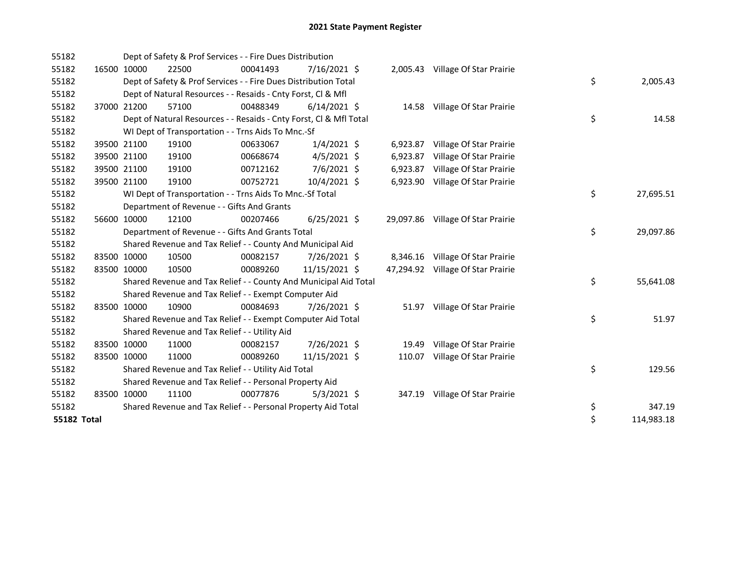# 2021 State Payment Register

| | | | | | | | | | |
|---|---|---|---|---|---|---|---|---|---|
| 55182 | | Dept of Safety & Prof Services - - Fire Dues Distribution | | | | | | | |
| 55182 | 16500 | 10000 | 22500 | 00041493 | 7/16/2021 | $ 2,005.43 | Village Of Star Prairie | | |
| 55182 | | Dept of Safety & Prof Services - - Fire Dues Distribution Total | | | | | | $ | 2,005.43 |
| 55182 | | Dept of Natural Resources - - Resaids - Cnty Forst, Cl & Mfl | | | | | | | |
| 55182 | 37000 | 21200 | 57100 | 00488349 | 6/14/2021 | $ 14.58 | Village Of Star Prairie | | |
| 55182 | | Dept of Natural Resources - - Resaids - Cnty Forst, Cl & Mfl Total | | | | | | $ | 14.58 |
| 55182 | | WI Dept of Transportation - - Trns Aids To Mnc.-Sf | | | | | | | |
| 55182 | 39500 | 21100 | 19100 | 00633067 | 1/4/2021 | $ 6,923.87 | Village Of Star Prairie | | |
| 55182 | 39500 | 21100 | 19100 | 00668674 | 4/5/2021 | $ 6,923.87 | Village Of Star Prairie | | |
| 55182 | 39500 | 21100 | 19100 | 00712162 | 7/6/2021 | $ 6,923.87 | Village Of Star Prairie | | |
| 55182 | 39500 | 21100 | 19100 | 00752721 | 10/4/2021 | $ 6,923.90 | Village Of Star Prairie | | |
| 55182 | | WI Dept of Transportation - - Trns Aids To Mnc.-Sf Total | | | | | | $ | 27,695.51 |
| 55182 | | Department of Revenue - - Gifts And Grants | | | | | | | |
| 55182 | 56600 | 10000 | 12100 | 00207466 | 6/25/2021 | $ 29,097.86 | Village Of Star Prairie | | |
| 55182 | | Department of Revenue - - Gifts And Grants Total | | | | | | $ | 29,097.86 |
| 55182 | | Shared Revenue and Tax Relief - - County And Municipal Aid | | | | | | | |
| 55182 | 83500 | 10000 | 10500 | 00082157 | 7/26/2021 | $ 8,346.16 | Village Of Star Prairie | | |
| 55182 | 83500 | 10000 | 10500 | 00089260 | 11/15/2021 | $ 47,294.92 | Village Of Star Prairie | | |
| 55182 | | Shared Revenue and Tax Relief - - County And Municipal Aid Total | | | | | | $ | 55,641.08 |
| 55182 | | Shared Revenue and Tax Relief - - Exempt Computer Aid | | | | | | | |
| 55182 | 83500 | 10000 | 10900 | 00084693 | 7/26/2021 | $ 51.97 | Village Of Star Prairie | | |
| 55182 | | Shared Revenue and Tax Relief - - Exempt Computer Aid Total | | | | | | $ | 51.97 |
| 55182 | | Shared Revenue and Tax Relief - - Utility Aid | | | | | | | |
| 55182 | 83500 | 10000 | 11000 | 00082157 | 7/26/2021 | $ 19.49 | Village Of Star Prairie | | |
| 55182 | 83500 | 10000 | 11000 | 00089260 | 11/15/2021 | $ 110.07 | Village Of Star Prairie | | |
| 55182 | | Shared Revenue and Tax Relief - - Utility Aid Total | | | | | | $ | 129.56 |
| 55182 | | Shared Revenue and Tax Relief - - Personal Property Aid | | | | | | | |
| 55182 | 83500 | 10000 | 11100 | 00077876 | 5/3/2021 | $ 347.19 | Village Of Star Prairie | | |
| 55182 | | Shared Revenue and Tax Relief - - Personal Property Aid Total | | | | | | $ | 347.19 |
| **55182 Total** | | | | | | | | $ | 114,983.18 |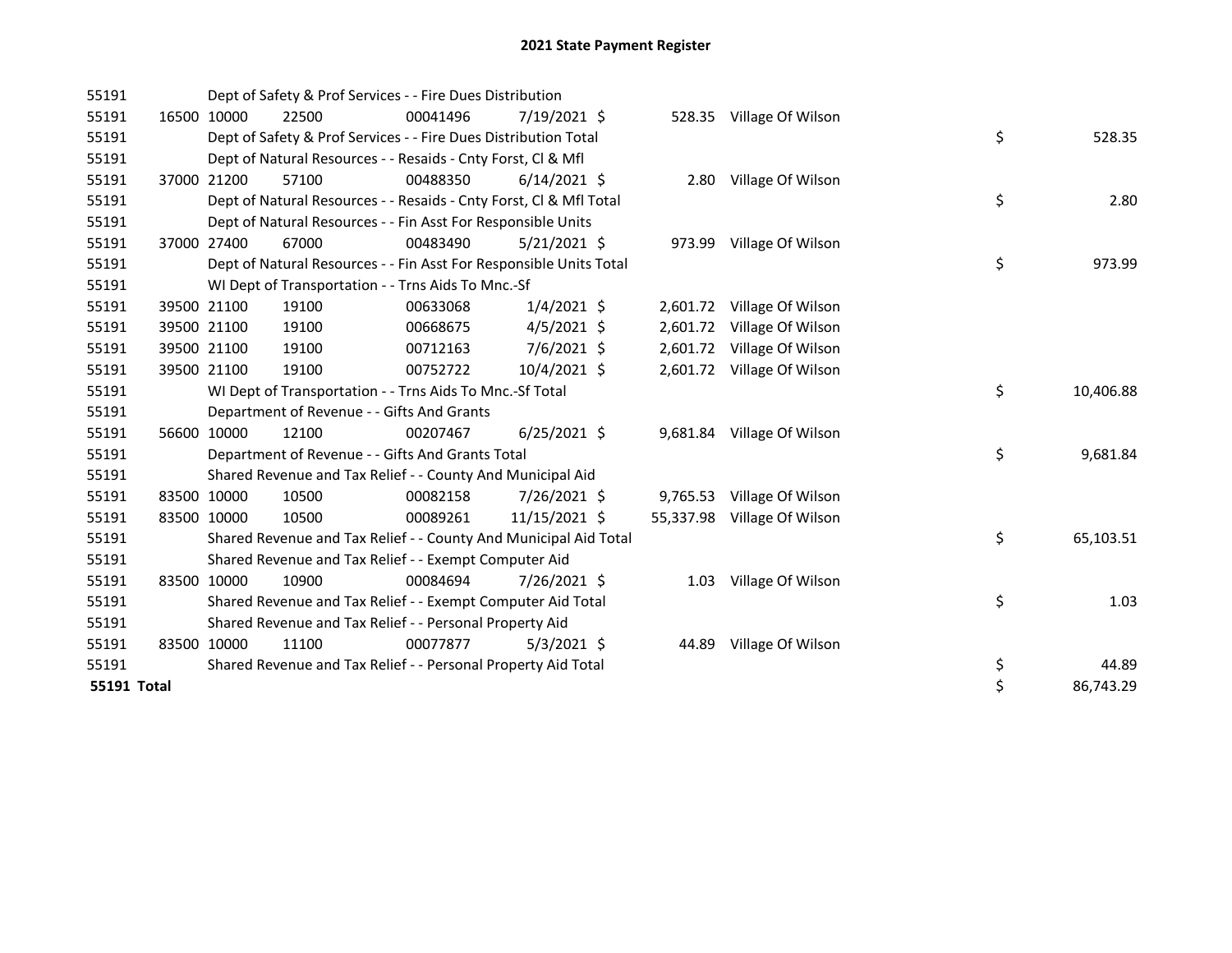# 2021 State Payment Register

| | | | | | | | | | |
|---|---|---|---|---|---|---|---|---|---|
| 55191 | | Dept of Safety & Prof Services - - Fire Dues Distribution | | | | | | | |
| 55191 | 16500 | 10000 | 22500 | 00041496 | 7/19/2021 | $ 528.35 | Village Of Wilson | | |
| 55191 | | Dept of Safety & Prof Services - - Fire Dues Distribution Total | | | | | | $ | 528.35 |
| 55191 | | Dept of Natural Resources - - Resaids - Cnty Forst, Cl & Mfl | | | | | | | |
| 55191 | 37000 | 21200 | 57100 | 00488350 | 6/14/2021 | $ 2.80 | Village Of Wilson | | |
| 55191 | | Dept of Natural Resources - - Resaids - Cnty Forst, Cl & Mfl Total | | | | | | $ | 2.80 |
| 55191 | | Dept of Natural Resources - - Fin Asst For Responsible Units | | | | | | | |
| 55191 | 37000 | 27400 | 67000 | 00483490 | 5/21/2021 | $ 973.99 | Village Of Wilson | | |
| 55191 | | Dept of Natural Resources - - Fin Asst For Responsible Units Total | | | | | | $ | 973.99 |
| 55191 | | WI Dept of Transportation - - Trns Aids To Mnc.-Sf | | | | | | | |
| 55191 | 39500 | 21100 | 19100 | 00633068 | 1/4/2021 | $ 2,601.72 | Village Of Wilson | | |
| 55191 | 39500 | 21100 | 19100 | 00668675 | 4/5/2021 | $ 2,601.72 | Village Of Wilson | | |
| 55191 | 39500 | 21100 | 19100 | 00712163 | 7/6/2021 | $ 2,601.72 | Village Of Wilson | | |
| 55191 | 39500 | 21100 | 19100 | 00752722 | 10/4/2021 | $ 2,601.72 | Village Of Wilson | | |
| 55191 | | WI Dept of Transportation - - Trns Aids To Mnc.-Sf Total | | | | | | $ | 10,406.88 |
| 55191 | | Department of Revenue - - Gifts And Grants | | | | | | | |
| 55191 | 56600 | 10000 | 12100 | 00207467 | 6/25/2021 | $ 9,681.84 | Village Of Wilson | | |
| 55191 | | Department of Revenue - - Gifts And Grants Total | | | | | | $ | 9,681.84 |
| 55191 | | Shared Revenue and Tax Relief - - County And Municipal Aid | | | | | | | |
| 55191 | 83500 | 10000 | 10500 | 00082158 | 7/26/2021 | $ 9,765.53 | Village Of Wilson | | |
| 55191 | 83500 | 10000 | 10500 | 00089261 | 11/15/2021 | $ 55,337.98 | Village Of Wilson | | |
| 55191 | | Shared Revenue and Tax Relief - - County And Municipal Aid Total | | | | | | $ | 65,103.51 |
| 55191 | | Shared Revenue and Tax Relief - - Exempt Computer Aid | | | | | | | |
| 55191 | 83500 | 10000 | 10900 | 00084694 | 7/26/2021 | $ 1.03 | Village Of Wilson | | |
| 55191 | | Shared Revenue and Tax Relief - - Exempt Computer Aid Total | | | | | | $ | 1.03 |
| 55191 | | Shared Revenue and Tax Relief - - Personal Property Aid | | | | | | | |
| 55191 | 83500 | 10000 | 11100 | 00077877 | 5/3/2021 | $ 44.89 | Village Of Wilson | | |
| 55191 | | Shared Revenue and Tax Relief - - Personal Property Aid Total | | | | | | $ | 44.89 |
| **55191 Total** | | | | | | | | $ | 86,743.29 |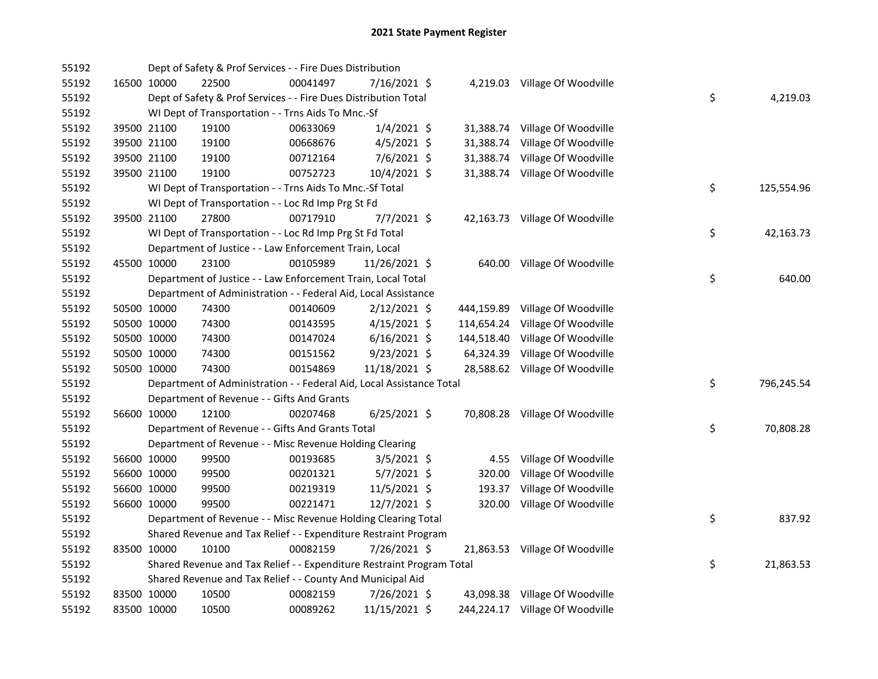# 2021 State Payment Register

| | | | | | | | | | |
|---|---|---|---|---|---|---|---|---|---|
| 55192 | | | Dept of Safety & Prof Services - - Fire Dues Distribution | | | | | | |
| 55192 | 16500 | 10000 | 22500 | 00041497 | 7/16/2021 | $ 4,219.03 | Village Of Woodville | | |
| 55192 | | | Dept of Safety & Prof Services - - Fire Dues Distribution Total | | | | | $ | 4,219.03 |
| 55192 | | | WI Dept of Transportation - - Trns Aids To Mnc.-Sf | | | | | | |
| 55192 | 39500 | 21100 | 19100 | 00633069 | 1/4/2021 | $ 31,388.74 | Village Of Woodville | | |
| 55192 | 39500 | 21100 | 19100 | 00668676 | 4/5/2021 | $ 31,388.74 | Village Of Woodville | | |
| 55192 | 39500 | 21100 | 19100 | 00712164 | 7/6/2021 | $ 31,388.74 | Village Of Woodville | | |
| 55192 | 39500 | 21100 | 19100 | 00752723 | 10/4/2021 | $ 31,388.74 | Village Of Woodville | | |
| 55192 | | | WI Dept of Transportation - - Trns Aids To Mnc.-Sf Total | | | | | $ | 125,554.96 |
| 55192 | | | WI Dept of Transportation - - Loc Rd Imp Prg St Fd | | | | | | |
| 55192 | 39500 | 21100 | 27800 | 00717910 | 7/7/2021 | $ 42,163.73 | Village Of Woodville | | |
| 55192 | | | WI Dept of Transportation - - Loc Rd Imp Prg St Fd Total | | | | | $ | 42,163.73 |
| 55192 | | | Department of Justice - - Law Enforcement Train, Local | | | | | | |
| 55192 | 45500 | 10000 | 23100 | 00105989 | 11/26/2021 | $ 640.00 | Village Of Woodville | | |
| 55192 | | | Department of Justice - - Law Enforcement Train, Local Total | | | | | $ | 640.00 |
| 55192 | | | Department of Administration - - Federal Aid, Local Assistance | | | | | | |
| 55192 | 50500 | 10000 | 74300 | 00140609 | 2/12/2021 | $ 444,159.89 | Village Of Woodville | | |
| 55192 | 50500 | 10000 | 74300 | 00143595 | 4/15/2021 | $ 114,654.24 | Village Of Woodville | | |
| 55192 | 50500 | 10000 | 74300 | 00147024 | 6/16/2021 | $ 144,518.40 | Village Of Woodville | | |
| 55192 | 50500 | 10000 | 74300 | 00151562 | 9/23/2021 | $ 64,324.39 | Village Of Woodville | | |
| 55192 | 50500 | 10000 | 74300 | 00154869 | 11/18/2021 | $ 28,588.62 | Village Of Woodville | | |
| 55192 | | | Department of Administration - - Federal Aid, Local Assistance Total | | | | | $ | 796,245.54 |
| 55192 | | | Department of Revenue - - Gifts And Grants | | | | | | |
| 55192 | 56600 | 10000 | 12100 | 00207468 | 6/25/2021 | $ 70,808.28 | Village Of Woodville | | |
| 55192 | | | Department of Revenue - - Gifts And Grants Total | | | | | $ | 70,808.28 |
| 55192 | | | Department of Revenue - - Misc Revenue Holding Clearing | | | | | | |
| 55192 | 56600 | 10000 | 99500 | 00193685 | 3/5/2021 | $ 4.55 | Village Of Woodville | | |
| 55192 | 56600 | 10000 | 99500 | 00201321 | 5/7/2021 | $ 320.00 | Village Of Woodville | | |
| 55192 | 56600 | 10000 | 99500 | 00219319 | 11/5/2021 | $ 193.37 | Village Of Woodville | | |
| 55192 | 56600 | 10000 | 99500 | 00221471 | 12/7/2021 | $ 320.00 | Village Of Woodville | | |
| 55192 | | | Department of Revenue - - Misc Revenue Holding Clearing Total | | | | | $ | 837.92 |
| 55192 | | | Shared Revenue and Tax Relief - - Expenditure Restraint Program | | | | | | |
| 55192 | 83500 | 10000 | 10100 | 00082159 | 7/26/2021 | $ 21,863.53 | Village Of Woodville | | |
| 55192 | | | Shared Revenue and Tax Relief - - Expenditure Restraint Program Total | | | | | $ | 21,863.53 |
| 55192 | | | Shared Revenue and Tax Relief - - County And Municipal Aid | | | | | | |
| 55192 | 83500 | 10000 | 10500 | 00082159 | 7/26/2021 | $ 43,098.38 | Village Of Woodville | | |
| 55192 | 83500 | 10000 | 10500 | 00089262 | 11/15/2021 | $ 244,224.17 | Village Of Woodville | | |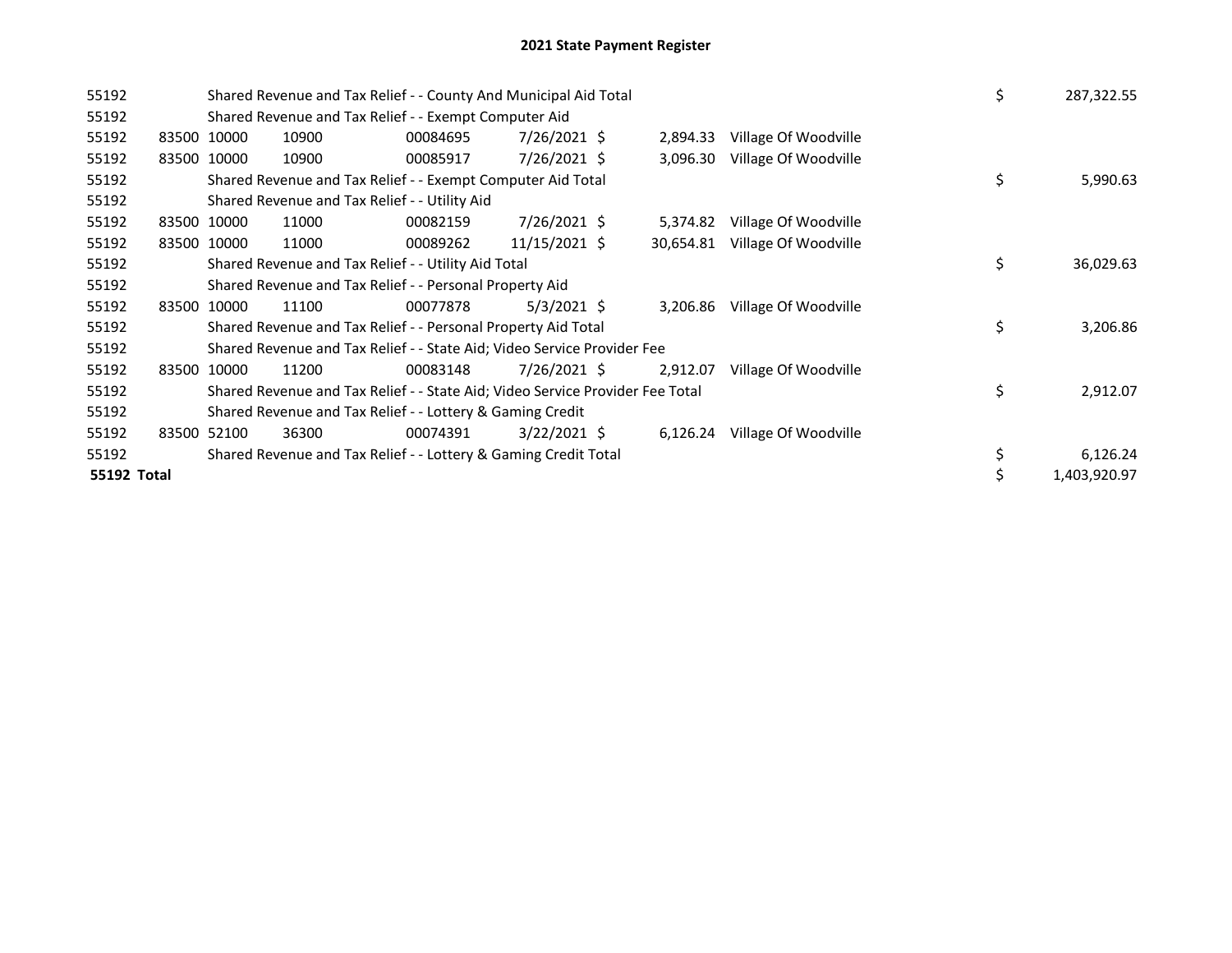# 2021 State Payment Register

| | | | | | | | | | |
|---|---|---|---|---|---|---|---|---|---|
| 55192 | | Shared Revenue and Tax Relief - - County And Municipal Aid Total | | | | | | $ | 287,322.55 |
| 55192 | | Shared Revenue and Tax Relief - - Exempt Computer Aid | | | | | | | |
| 55192 | 83500 | 10000 | 10900 | 00084695 | 7/26/2021 | $ 2,894.33 | Village Of Woodville | | |
| 55192 | 83500 | 10000 | 10900 | 00085917 | 7/26/2021 | $ 3,096.30 | Village Of Woodville | | |
| 55192 | | Shared Revenue and Tax Relief - - Exempt Computer Aid Total | | | | | | $ | 5,990.63 |
| 55192 | | Shared Revenue and Tax Relief - - Utility Aid | | | | | | | |
| 55192 | 83500 | 10000 | 11000 | 00082159 | 7/26/2021 | $ 5,374.82 | Village Of Woodville | | |
| 55192 | 83500 | 10000 | 11000 | 00089262 | 11/15/2021 | $ 30,654.81 | Village Of Woodville | | |
| 55192 | | Shared Revenue and Tax Relief - - Utility Aid Total | | | | | | $ | 36,029.63 |
| 55192 | | Shared Revenue and Tax Relief - - Personal Property Aid | | | | | | | |
| 55192 | 83500 | 10000 | 11100 | 00077878 | 5/3/2021 | $ 3,206.86 | Village Of Woodville | | |
| 55192 | | Shared Revenue and Tax Relief - - Personal Property Aid Total | | | | | | $ | 3,206.86 |
| 55192 | | Shared Revenue and Tax Relief - - State Aid; Video Service Provider Fee | | | | | | | |
| 55192 | 83500 | 10000 | 11200 | 00083148 | 7/26/2021 | $ 2,912.07 | Village Of Woodville | | |
| 55192 | | Shared Revenue and Tax Relief - - State Aid; Video Service Provider Fee Total | | | | | | $ | 2,912.07 |
| 55192 | | Shared Revenue and Tax Relief - - Lottery & Gaming Credit | | | | | | | |
| 55192 | 83500 | 52100 | 36300 | 00074391 | 3/22/2021 | $ 6,126.24 | Village Of Woodville | | |
| 55192 | | Shared Revenue and Tax Relief - - Lottery & Gaming Credit Total | | | | | | $ | 6,126.24 |
| **55192 Total** | | | | | | | | $ | 1,403,920.97 |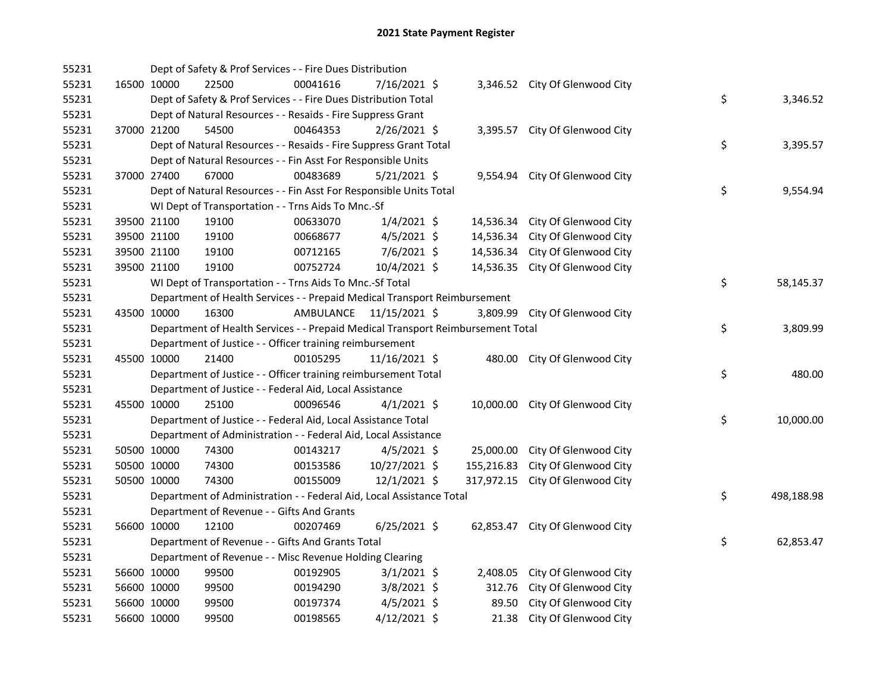# 2021 State Payment Register

| | | | | | | | | | |
|---|---|---|---|---|---|---|---|---|---|
| 55231 | | | Dept of Safety & Prof Services - - Fire Dues Distribution | | | | | | |
| 55231 | 16500 | 10000 | 22500 | 00041616 | 7/16/2021 | $ 3,346.52 | City Of Glenwood City | | |
| 55231 | | | Dept of Safety & Prof Services - - Fire Dues Distribution Total | | | | | $ | 3,346.52 |
| 55231 | | | Dept of Natural Resources - - Resaids - Fire Suppress Grant | | | | | | |
| 55231 | 37000 | 21200 | 54500 | 00464353 | 2/26/2021 | $ 3,395.57 | City Of Glenwood City | | |
| 55231 | | | Dept of Natural Resources - - Resaids - Fire Suppress Grant Total | | | | | $ | 3,395.57 |
| 55231 | | | Dept of Natural Resources - - Fin Asst For Responsible Units | | | | | | |
| 55231 | 37000 | 27400 | 67000 | 00483689 | 5/21/2021 | $ 9,554.94 | City Of Glenwood City | | |
| 55231 | | | Dept of Natural Resources - - Fin Asst For Responsible Units Total | | | | | $ | 9,554.94 |
| 55231 | | | WI Dept of Transportation - - Trns Aids To Mnc.-Sf | | | | | | |
| 55231 | 39500 | 21100 | 19100 | 00633070 | 1/4/2021 | $ 14,536.34 | City Of Glenwood City | | |
| 55231 | 39500 | 21100 | 19100 | 00668677 | 4/5/2021 | $ 14,536.34 | City Of Glenwood City | | |
| 55231 | 39500 | 21100 | 19100 | 00712165 | 7/6/2021 | $ 14,536.34 | City Of Glenwood City | | |
| 55231 | 39500 | 21100 | 19100 | 00752724 | 10/4/2021 | $ 14,536.35 | City Of Glenwood City | | |
| 55231 | | | WI Dept of Transportation - - Trns Aids To Mnc.-Sf Total | | | | | $ | 58,145.37 |
| 55231 | | | Department of Health Services - - Prepaid Medical Transport Reimbursement | | | | | | |
| 55231 | 43500 | 10000 | 16300 | AMBULANCE | 11/15/2021 | $ 3,809.99 | City Of Glenwood City | | |
| 55231 | | | Department of Health Services - - Prepaid Medical Transport Reimbursement Total | | | | | $ | 3,809.99 |
| 55231 | | | Department of Justice - - Officer training reimbursement | | | | | | |
| 55231 | 45500 | 10000 | 21400 | 00105295 | 11/16/2021 | $ 480.00 | City Of Glenwood City | | |
| 55231 | | | Department of Justice - - Officer training reimbursement Total | | | | | $ | 480.00 |
| 55231 | | | Department of Justice - - Federal Aid, Local Assistance | | | | | | |
| 55231 | 45500 | 10000 | 25100 | 00096546 | 4/1/2021 | $ 10,000.00 | City Of Glenwood City | | |
| 55231 | | | Department of Justice - - Federal Aid, Local Assistance Total | | | | | $ | 10,000.00 |
| 55231 | | | Department of Administration - - Federal Aid, Local Assistance | | | | | | |
| 55231 | 50500 | 10000 | 74300 | 00143217 | 4/5/2021 | $ 25,000.00 | City Of Glenwood City | | |
| 55231 | 50500 | 10000 | 74300 | 00153586 | 10/27/2021 | $ 155,216.83 | City Of Glenwood City | | |
| 55231 | 50500 | 10000 | 74300 | 00155009 | 12/1/2021 | $ 317,972.15 | City Of Glenwood City | | |
| 55231 | | | Department of Administration - - Federal Aid, Local Assistance Total | | | | | $ | 498,188.98 |
| 55231 | | | Department of Revenue - - Gifts And Grants | | | | | | |
| 55231 | 56600 | 10000 | 12100 | 00207469 | 6/25/2021 | $ 62,853.47 | City Of Glenwood City | | |
| 55231 | | | Department of Revenue - - Gifts And Grants Total | | | | | $ | 62,853.47 |
| 55231 | | | Department of Revenue - - Misc Revenue Holding Clearing | | | | | | |
| 55231 | 56600 | 10000 | 99500 | 00192905 | 3/1/2021 | $ 2,408.05 | City Of Glenwood City | | |
| 55231 | 56600 | 10000 | 99500 | 00194290 | 3/8/2021 | $ 312.76 | City Of Glenwood City | | |
| 55231 | 56600 | 10000 | 99500 | 00197374 | 4/5/2021 | $ 89.50 | City Of Glenwood City | | |
| 55231 | 56600 | 10000 | 99500 | 00198565 | 4/12/2021 | $ 21.38 | City Of Glenwood City | | |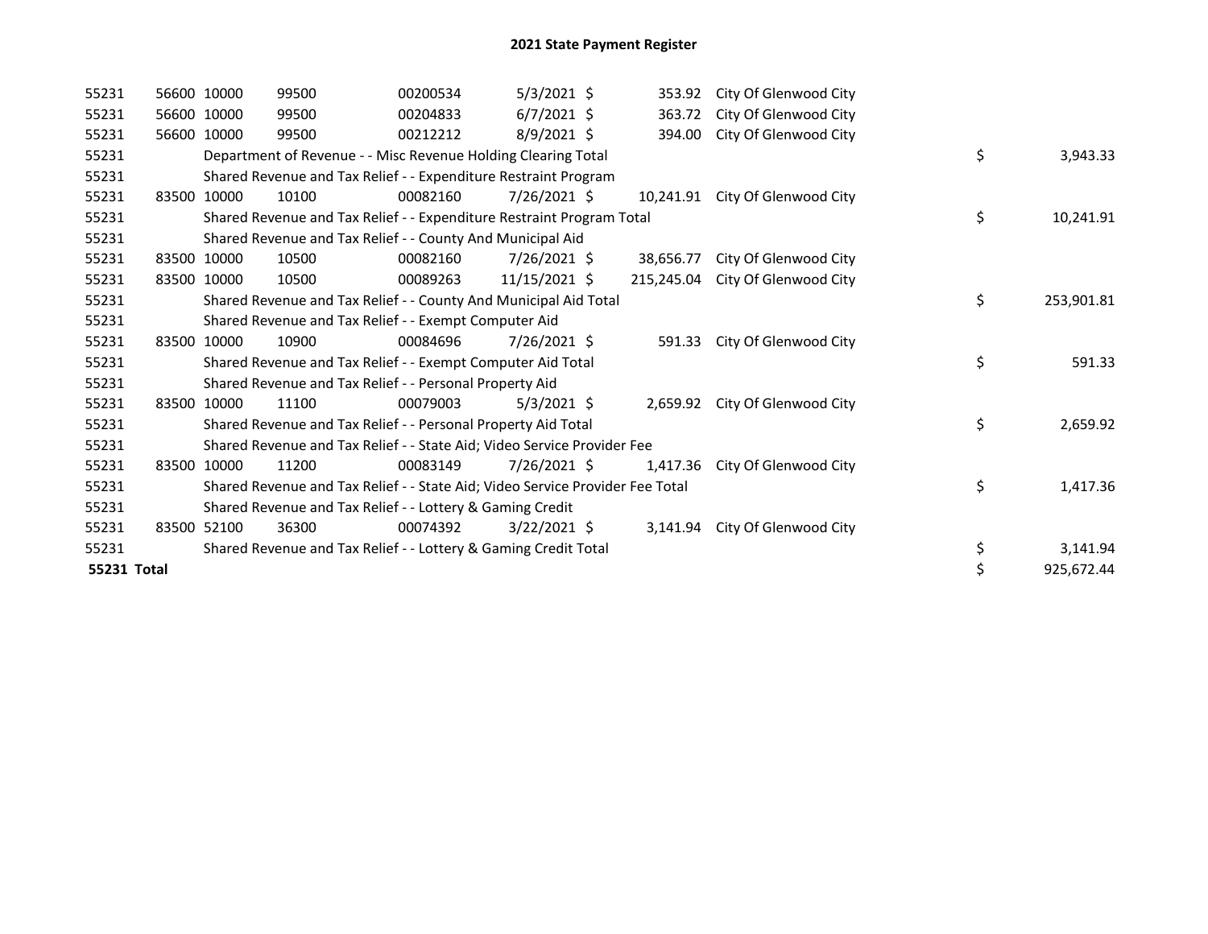# 2021 State Payment Register

| | | | | | | | | | |
|---|---|---|---|---|---|---|---|---|---|
| 55231 | 56600 | 10000 | 99500 | 00200534 | 5/3/2021 | $ 353.92 | City Of Glenwood City | | |
| 55231 | 56600 | 10000 | 99500 | 00204833 | 6/7/2021 | $ 363.72 | City Of Glenwood City | | |
| 55231 | 56600 | 10000 | 99500 | 00212212 | 8/9/2021 | $ 394.00 | City Of Glenwood City | | |
| 55231 | | Department of Revenue - - Misc Revenue Holding Clearing Total | | | | | | $ | 3,943.33 |
| 55231 | | Shared Revenue and Tax Relief - - Expenditure Restraint Program | | | | | | | |
| 55231 | 83500 | 10000 | 10100 | 00082160 | 7/26/2021 | $ 10,241.91 | City Of Glenwood City | | |
| 55231 | | Shared Revenue and Tax Relief - - Expenditure Restraint Program Total | | | | | | $ | 10,241.91 |
| 55231 | | Shared Revenue and Tax Relief - - County And Municipal Aid | | | | | | | |
| 55231 | 83500 | 10000 | 10500 | 00082160 | 7/26/2021 | $ 38,656.77 | City Of Glenwood City | | |
| 55231 | 83500 | 10000 | 10500 | 00089263 | 11/15/2021 | $ 215,245.04 | City Of Glenwood City | | |
| 55231 | | Shared Revenue and Tax Relief - - County And Municipal Aid Total | | | | | | $ | 253,901.81 |
| 55231 | | Shared Revenue and Tax Relief - - Exempt Computer Aid | | | | | | | |
| 55231 | 83500 | 10000 | 10900 | 00084696 | 7/26/2021 | $ 591.33 | City Of Glenwood City | | |
| 55231 | | Shared Revenue and Tax Relief - - Exempt Computer Aid Total | | | | | | $ | 591.33 |
| 55231 | | Shared Revenue and Tax Relief - - Personal Property Aid | | | | | | | |
| 55231 | 83500 | 10000 | 11100 | 00079003 | 5/3/2021 | $ 2,659.92 | City Of Glenwood City | | |
| 55231 | | Shared Revenue and Tax Relief - - Personal Property Aid Total | | | | | | $ | 2,659.92 |
| 55231 | | Shared Revenue and Tax Relief - - State Aid; Video Service Provider Fee | | | | | | | |
| 55231 | 83500 | 10000 | 11200 | 00083149 | 7/26/2021 | $ 1,417.36 | City Of Glenwood City | | |
| 55231 | | Shared Revenue and Tax Relief - - State Aid; Video Service Provider Fee Total | | | | | | $ | 1,417.36 |
| 55231 | | Shared Revenue and Tax Relief - - Lottery & Gaming Credit | | | | | | | |
| 55231 | 83500 | 52100 | 36300 | 00074392 | 3/22/2021 | $ 3,141.94 | City Of Glenwood City | | |
| 55231 | | Shared Revenue and Tax Relief - - Lottery & Gaming Credit Total | | | | | | $ | 3,141.94 |
| **55231 Total** | | | | | | | | $ | 925,672.44 |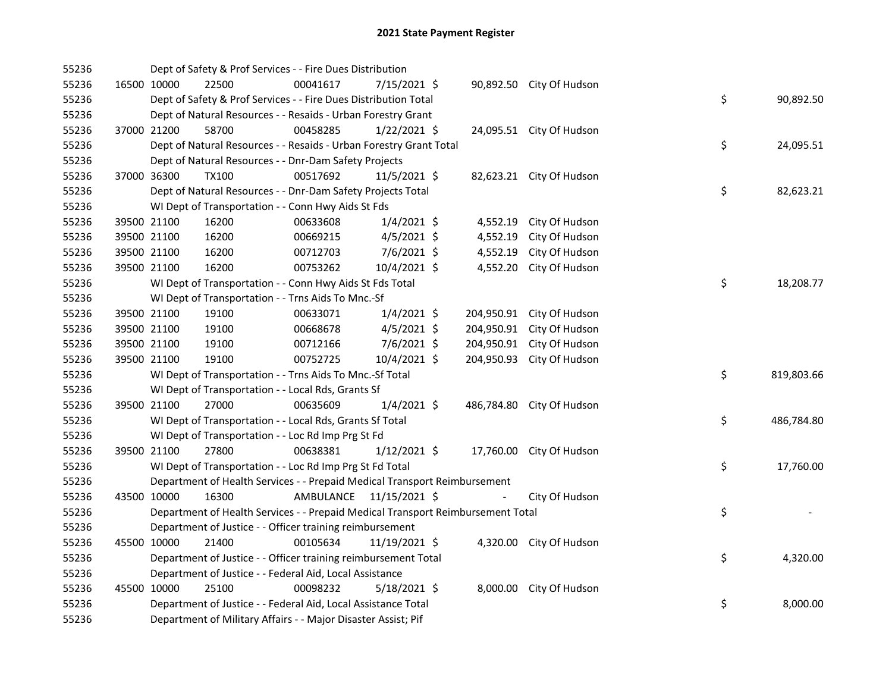# 2021 State Payment Register

| | | | | | | | | |
|---|---|---|---|---|---|---|---|---|
| 55236 | | Dept of Safety & Prof Services - - Fire Dues Distribution | | | | | | |
| 55236 | 16500 10000 | 22500 | 00041617 | 7/15/2021 | $ | 90,892.50 | City Of Hudson | |
| 55236 | | Dept of Safety & Prof Services - - Fire Dues Distribution Total | | | | | | $ 90,892.50 |
| 55236 | | Dept of Natural Resources - - Resaids - Urban Forestry Grant | | | | | | |
| 55236 | 37000 21200 | 58700 | 00458285 | 1/22/2021 | $ | 24,095.51 | City Of Hudson | |
| 55236 | | Dept of Natural Resources - - Resaids - Urban Forestry Grant Total | | | | | | $ 24,095.51 |
| 55236 | | Dept of Natural Resources - - Dnr-Dam Safety Projects | | | | | | |
| 55236 | 37000 36300 | TX100 | 00517692 | 11/5/2021 | $ | 82,623.21 | City Of Hudson | |
| 55236 | | Dept of Natural Resources - - Dnr-Dam Safety Projects Total | | | | | | $ 82,623.21 |
| 55236 | | WI Dept of Transportation - - Conn Hwy Aids St Fds | | | | | | |
| 55236 | 39500 21100 | 16200 | 00633608 | 1/4/2021 | $ | 4,552.19 | City Of Hudson | |
| 55236 | 39500 21100 | 16200 | 00669215 | 4/5/2021 | $ | 4,552.19 | City Of Hudson | |
| 55236 | 39500 21100 | 16200 | 00712703 | 7/6/2021 | $ | 4,552.19 | City Of Hudson | |
| 55236 | 39500 21100 | 16200 | 00753262 | 10/4/2021 | $ | 4,552.20 | City Of Hudson | |
| 55236 | | WI Dept of Transportation - - Conn Hwy Aids St Fds Total | | | | | | $ 18,208.77 |
| 55236 | | WI Dept of Transportation - - Trns Aids To Mnc.-Sf | | | | | | |
| 55236 | 39500 21100 | 19100 | 00633071 | 1/4/2021 | $ | 204,950.91 | City Of Hudson | |
| 55236 | 39500 21100 | 19100 | 00668678 | 4/5/2021 | $ | 204,950.91 | City Of Hudson | |
| 55236 | 39500 21100 | 19100 | 00712166 | 7/6/2021 | $ | 204,950.91 | City Of Hudson | |
| 55236 | 39500 21100 | 19100 | 00752725 | 10/4/2021 | $ | 204,950.93 | City Of Hudson | |
| 55236 | | WI Dept of Transportation - - Trns Aids To Mnc.-Sf Total | | | | | | $ 819,803.66 |
| 55236 | | WI Dept of Transportation - - Local Rds, Grants Sf | | | | | | |
| 55236 | 39500 21100 | 27000 | 00635609 | 1/4/2021 | $ | 486,784.80 | City Of Hudson | |
| 55236 | | WI Dept of Transportation - - Local Rds, Grants Sf Total | | | | | | $ 486,784.80 |
| 55236 | | WI Dept of Transportation - - Loc Rd Imp Prg St Fd | | | | | | |
| 55236 | 39500 21100 | 27800 | 00638381 | 1/12/2021 | $ | 17,760.00 | City Of Hudson | |
| 55236 | | WI Dept of Transportation - - Loc Rd Imp Prg St Fd Total | | | | | | $ 17,760.00 |
| 55236 | | Department of Health Services - - Prepaid Medical Transport Reimbursement | | | | | | |
| 55236 | 43500 10000 | 16300 | AMBULANCE | 11/15/2021 | $ | - | City Of Hudson | |
| 55236 | | Department of Health Services - - Prepaid Medical Transport Reimbursement Total | | | | | | $ - |
| 55236 | | Department of Justice - - Officer training reimbursement | | | | | | |
| 55236 | 45500 10000 | 21400 | 00105634 | 11/19/2021 | $ | 4,320.00 | City Of Hudson | |
| 55236 | | Department of Justice - - Officer training reimbursement Total | | | | | | $ 4,320.00 |
| 55236 | | Department of Justice - - Federal Aid, Local Assistance | | | | | | |
| 55236 | 45500 10000 | 25100 | 00098232 | 5/18/2021 | $ | 8,000.00 | City Of Hudson | |
| 55236 | | Department of Justice - - Federal Aid, Local Assistance Total | | | | | | $ 8,000.00 |
| 55236 | | Department of Military Affairs - - Major Disaster Assist; Pif | | | | | | |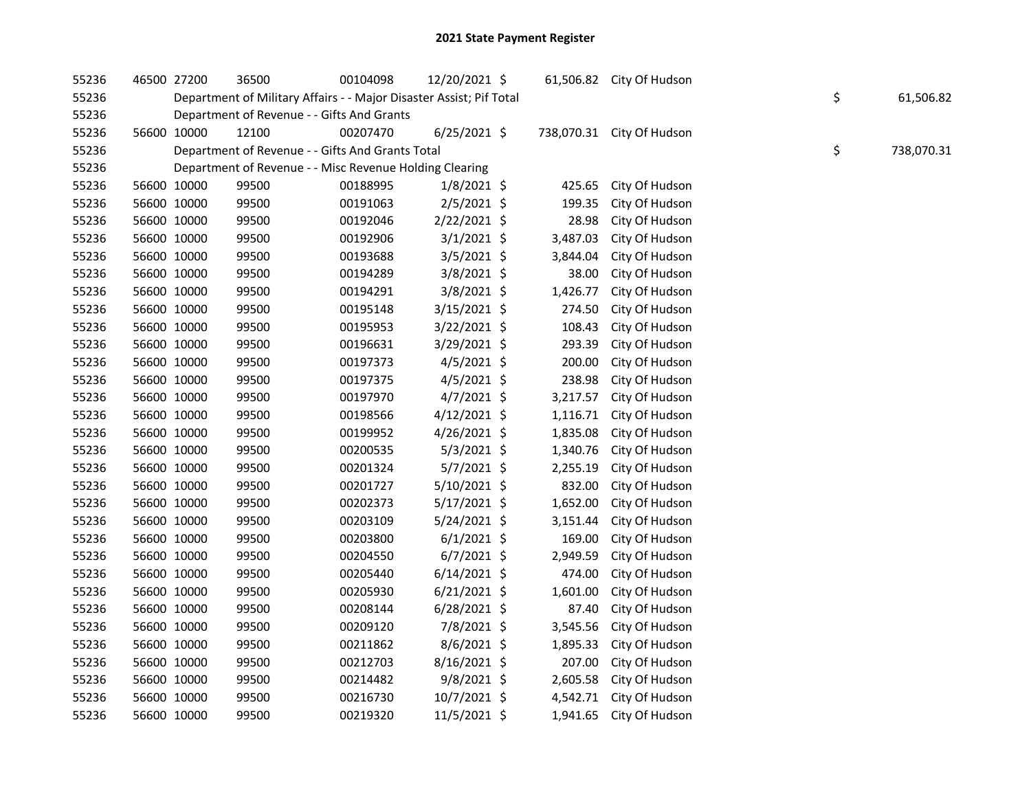# 2021 State Payment Register

| | | | | | | | | |
|---|---|---|---|---|---|---|---|---|
| 55236 | 46500 | 27200 | 36500 | 00104098 | 12/20/2021 | $ 61,506.82 | City Of Hudson | |
| 55236 | | Department of Military Affairs - - Major Disaster Assist; Pif Total | | | | | | $ 61,506.82 |
| 55236 | | Department of Revenue - - Gifts And Grants | | | | | | |
| 55236 | 56600 | 10000 | 12100 | 00207470 | 6/25/2021 | $ 738,070.31 | City Of Hudson | |
| 55236 | | Department of Revenue - - Gifts And Grants Total | | | | | | $ 738,070.31 |
| 55236 | | Department of Revenue - - Misc Revenue Holding Clearing | | | | | | |
| 55236 | 56600 | 10000 | 99500 | 00188995 | 1/8/2021 | $ 425.65 | City Of Hudson | |
| 55236 | 56600 | 10000 | 99500 | 00191063 | 2/5/2021 | $ 199.35 | City Of Hudson | |
| 55236 | 56600 | 10000 | 99500 | 00192046 | 2/22/2021 | $ 28.98 | City Of Hudson | |
| 55236 | 56600 | 10000 | 99500 | 00192906 | 3/1/2021 | $ 3,487.03 | City Of Hudson | |
| 55236 | 56600 | 10000 | 99500 | 00193688 | 3/5/2021 | $ 3,844.04 | City Of Hudson | |
| 55236 | 56600 | 10000 | 99500 | 00194289 | 3/8/2021 | $ 38.00 | City Of Hudson | |
| 55236 | 56600 | 10000 | 99500 | 00194291 | 3/8/2021 | $ 1,426.77 | City Of Hudson | |
| 55236 | 56600 | 10000 | 99500 | 00195148 | 3/15/2021 | $ 274.50 | City Of Hudson | |
| 55236 | 56600 | 10000 | 99500 | 00195953 | 3/22/2021 | $ 108.43 | City Of Hudson | |
| 55236 | 56600 | 10000 | 99500 | 00196631 | 3/29/2021 | $ 293.39 | City Of Hudson | |
| 55236 | 56600 | 10000 | 99500 | 00197373 | 4/5/2021 | $ 200.00 | City Of Hudson | |
| 55236 | 56600 | 10000 | 99500 | 00197375 | 4/5/2021 | $ 238.98 | City Of Hudson | |
| 55236 | 56600 | 10000 | 99500 | 00197970 | 4/7/2021 | $ 3,217.57 | City Of Hudson | |
| 55236 | 56600 | 10000 | 99500 | 00198566 | 4/12/2021 | $ 1,116.71 | City Of Hudson | |
| 55236 | 56600 | 10000 | 99500 | 00199952 | 4/26/2021 | $ 1,835.08 | City Of Hudson | |
| 55236 | 56600 | 10000 | 99500 | 00200535 | 5/3/2021 | $ 1,340.76 | City Of Hudson | |
| 55236 | 56600 | 10000 | 99500 | 00201324 | 5/7/2021 | $ 2,255.19 | City Of Hudson | |
| 55236 | 56600 | 10000 | 99500 | 00201727 | 5/10/2021 | $ 832.00 | City Of Hudson | |
| 55236 | 56600 | 10000 | 99500 | 00202373 | 5/17/2021 | $ 1,652.00 | City Of Hudson | |
| 55236 | 56600 | 10000 | 99500 | 00203109 | 5/24/2021 | $ 3,151.44 | City Of Hudson | |
| 55236 | 56600 | 10000 | 99500 | 00203800 | 6/1/2021 | $ 169.00 | City Of Hudson | |
| 55236 | 56600 | 10000 | 99500 | 00204550 | 6/7/2021 | $ 2,949.59 | City Of Hudson | |
| 55236 | 56600 | 10000 | 99500 | 00205440 | 6/14/2021 | $ 474.00 | City Of Hudson | |
| 55236 | 56600 | 10000 | 99500 | 00205930 | 6/21/2021 | $ 1,601.00 | City Of Hudson | |
| 55236 | 56600 | 10000 | 99500 | 00208144 | 6/28/2021 | $ 87.40 | City Of Hudson | |
| 55236 | 56600 | 10000 | 99500 | 00209120 | 7/8/2021 | $ 3,545.56 | City Of Hudson | |
| 55236 | 56600 | 10000 | 99500 | 00211862 | 8/6/2021 | $ 1,895.33 | City Of Hudson | |
| 55236 | 56600 | 10000 | 99500 | 00212703 | 8/16/2021 | $ 207.00 | City Of Hudson | |
| 55236 | 56600 | 10000 | 99500 | 00214482 | 9/8/2021 | $ 2,605.58 | City Of Hudson | |
| 55236 | 56600 | 10000 | 99500 | 00216730 | 10/7/2021 | $ 4,542.71 | City Of Hudson | |
| 55236 | 56600 | 10000 | 99500 | 00219320 | 11/5/2021 | $ 1,941.65 | City Of Hudson | |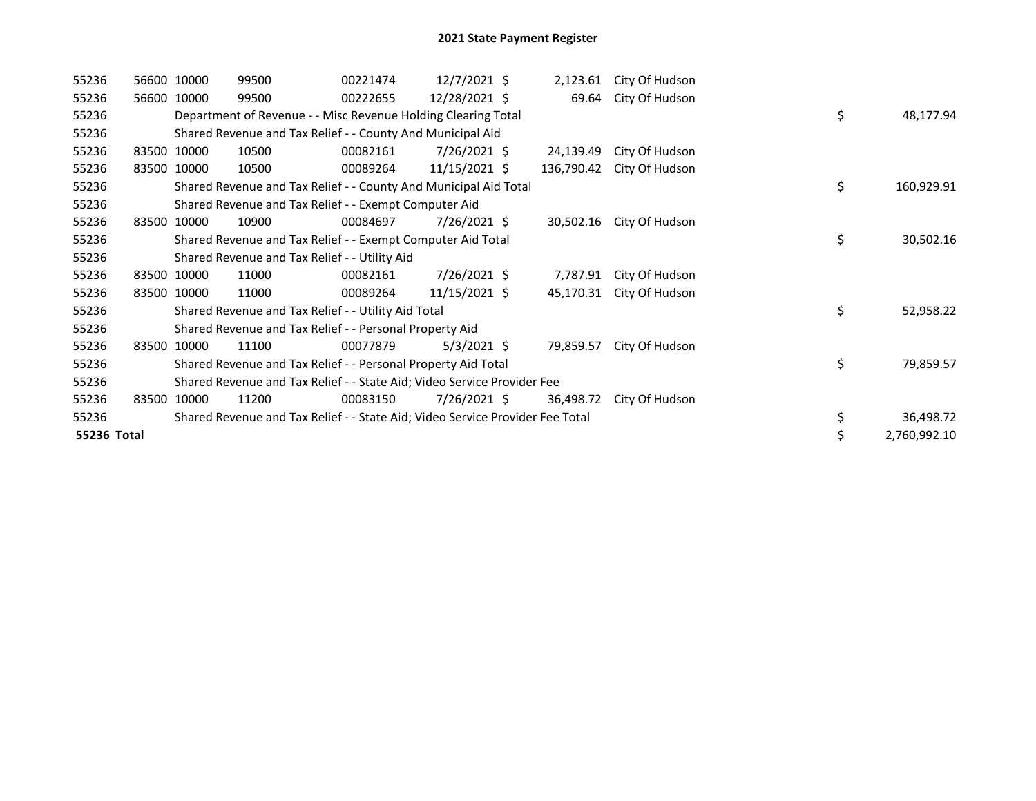# 2021 State Payment Register

| | | | | | | | | | |
|---|---|---|---|---|---|---|---|---|---|
| 55236 | 56600 | 10000 | 99500 | 00221474 | 12/7/2021 | $ 2,123.61 | City Of Hudson | | |
| 55236 | 56600 | 10000 | 99500 | 00222655 | 12/28/2021 | $ 69.64 | City Of Hudson | | |
| 55236 | | Department of Revenue - - Misc Revenue Holding Clearing Total | | | | | | $ | 48,177.94 |
| 55236 | | Shared Revenue and Tax Relief - - County And Municipal Aid | | | | | | | |
| 55236 | 83500 | 10000 | 10500 | 00082161 | 7/26/2021 | $ 24,139.49 | City Of Hudson | | |
| 55236 | 83500 | 10000 | 10500 | 00089264 | 11/15/2021 | $ 136,790.42 | City Of Hudson | | |
| 55236 | | Shared Revenue and Tax Relief - - County And Municipal Aid Total | | | | | | $ | 160,929.91 |
| 55236 | | Shared Revenue and Tax Relief - - Exempt Computer Aid | | | | | | | |
| 55236 | 83500 | 10000 | 10900 | 00084697 | 7/26/2021 | $ 30,502.16 | City Of Hudson | | |
| 55236 | | Shared Revenue and Tax Relief - - Exempt Computer Aid Total | | | | | | $ | 30,502.16 |
| 55236 | | Shared Revenue and Tax Relief - - Utility Aid | | | | | | | |
| 55236 | 83500 | 10000 | 11000 | 00082161 | 7/26/2021 | $ 7,787.91 | City Of Hudson | | |
| 55236 | 83500 | 10000 | 11000 | 00089264 | 11/15/2021 | $ 45,170.31 | City Of Hudson | | |
| 55236 | | Shared Revenue and Tax Relief - - Utility Aid Total | | | | | | $ | 52,958.22 |
| 55236 | | Shared Revenue and Tax Relief - - Personal Property Aid | | | | | | | |
| 55236 | 83500 | 10000 | 11100 | 00077879 | 5/3/2021 | $ 79,859.57 | City Of Hudson | | |
| 55236 | | Shared Revenue and Tax Relief - - Personal Property Aid Total | | | | | | $ | 79,859.57 |
| 55236 | | Shared Revenue and Tax Relief - - State Aid; Video Service Provider Fee | | | | | | | |
| 55236 | 83500 | 10000 | 11200 | 00083150 | 7/26/2021 | $ 36,498.72 | City Of Hudson | | |
| 55236 | | Shared Revenue and Tax Relief - - State Aid; Video Service Provider Fee Total | | | | | | $ | 36,498.72 |
| **55236 Total** | | | | | | | | $ | 2,760,992.10 |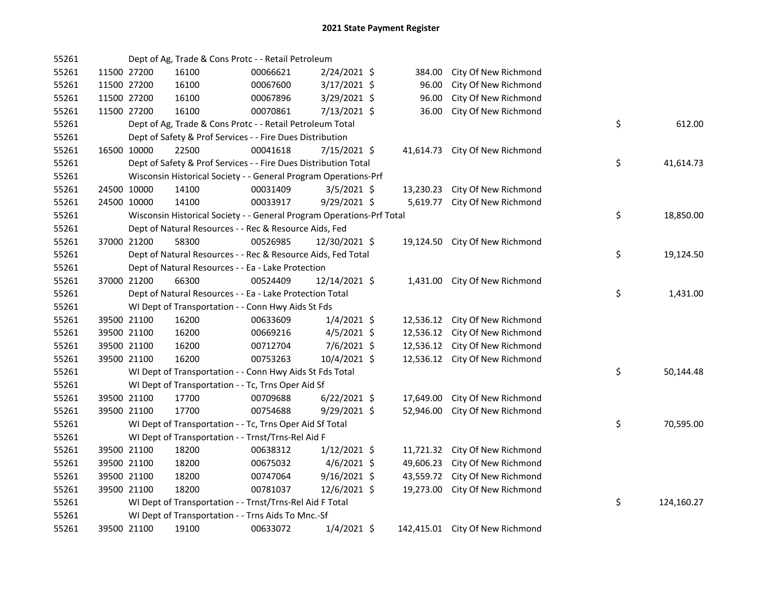# 2021 State Payment Register

| | | | | | | | | | |
|---|---|---|---|---|---|---|---|---|---|
| 55261 | | Dept of Ag, Trade & Cons Protc - - Retail Petroleum | | | | | | | |
| 55261 | 11500 | 27200 | 16100 | 00066621 | 2/24/2021 | $ 384.00 | City Of New Richmond | | |
| 55261 | 11500 | 27200 | 16100 | 00067600 | 3/17/2021 | $ 96.00 | City Of New Richmond | | |
| 55261 | 11500 | 27200 | 16100 | 00067896 | 3/29/2021 | $ 96.00 | City Of New Richmond | | |
| 55261 | 11500 | 27200 | 16100 | 00070861 | 7/13/2021 | $ 36.00 | City Of New Richmond | | |
| 55261 | | Dept of Ag, Trade & Cons Protc - - Retail Petroleum Total | | | | | | $ | 612.00 |
| 55261 | | Dept of Safety & Prof Services - - Fire Dues Distribution | | | | | | | |
| 55261 | 16500 | 10000 | 22500 | 00041618 | 7/15/2021 | $ 41,614.73 | City Of New Richmond | | |
| 55261 | | Dept of Safety & Prof Services - - Fire Dues Distribution Total | | | | | | $ | 41,614.73 |
| 55261 | | Wisconsin Historical Society - - General Program Operations-Prf | | | | | | | |
| 55261 | 24500 | 10000 | 14100 | 00031409 | 3/5/2021 | $ 13,230.23 | City Of New Richmond | | |
| 55261 | 24500 | 10000 | 14100 | 00033917 | 9/29/2021 | $ 5,619.77 | City Of New Richmond | | |
| 55261 | | Wisconsin Historical Society - - General Program Operations-Prf Total | | | | | | $ | 18,850.00 |
| 55261 | | Dept of Natural Resources - - Rec & Resource Aids, Fed | | | | | | | |
| 55261 | 37000 | 21200 | 58300 | 00526985 | 12/30/2021 | $ 19,124.50 | City Of New Richmond | | |
| 55261 | | Dept of Natural Resources - - Rec & Resource Aids, Fed Total | | | | | | $ | 19,124.50 |
| 55261 | | Dept of Natural Resources - - Ea - Lake Protection | | | | | | | |
| 55261 | 37000 | 21200 | 66300 | 00524409 | 12/14/2021 | $ 1,431.00 | City Of New Richmond | | |
| 55261 | | Dept of Natural Resources - - Ea - Lake Protection Total | | | | | | $ | 1,431.00 |
| 55261 | | WI Dept of Transportation - - Conn Hwy Aids St Fds | | | | | | | |
| 55261 | 39500 | 21100 | 16200 | 00633609 | 1/4/2021 | $ 12,536.12 | City Of New Richmond | | |
| 55261 | 39500 | 21100 | 16200 | 00669216 | 4/5/2021 | $ 12,536.12 | City Of New Richmond | | |
| 55261 | 39500 | 21100 | 16200 | 00712704 | 7/6/2021 | $ 12,536.12 | City Of New Richmond | | |
| 55261 | 39500 | 21100 | 16200 | 00753263 | 10/4/2021 | $ 12,536.12 | City Of New Richmond | | |
| 55261 | | WI Dept of Transportation - - Conn Hwy Aids St Fds Total | | | | | | $ | 50,144.48 |
| 55261 | | WI Dept of Transportation - - Tc, Trns Oper Aid Sf | | | | | | | |
| 55261 | 39500 | 21100 | 17700 | 00709688 | 6/22/2021 | $ 17,649.00 | City Of New Richmond | | |
| 55261 | 39500 | 21100 | 17700 | 00754688 | 9/29/2021 | $ 52,946.00 | City Of New Richmond | | |
| 55261 | | WI Dept of Transportation - - Tc, Trns Oper Aid Sf Total | | | | | | $ | 70,595.00 |
| 55261 | | WI Dept of Transportation - - Trnst/Trns-Rel Aid F | | | | | | | |
| 55261 | 39500 | 21100 | 18200 | 00638312 | 1/12/2021 | $ 11,721.32 | City Of New Richmond | | |
| 55261 | 39500 | 21100 | 18200 | 00675032 | 4/6/2021 | $ 49,606.23 | City Of New Richmond | | |
| 55261 | 39500 | 21100 | 18200 | 00747064 | 9/16/2021 | $ 43,559.72 | City Of New Richmond | | |
| 55261 | 39500 | 21100 | 18200 | 00781037 | 12/6/2021 | $ 19,273.00 | City Of New Richmond | | |
| 55261 | | WI Dept of Transportation - - Trnst/Trns-Rel Aid F Total | | | | | | $ | 124,160.27 |
| 55261 | | WI Dept of Transportation - - Trns Aids To Mnc.-Sf | | | | | | | |
| 55261 | 39500 | 21100 | 19100 | 00633072 | 1/4/2021 | $ 142,415.01 | City Of New Richmond | | |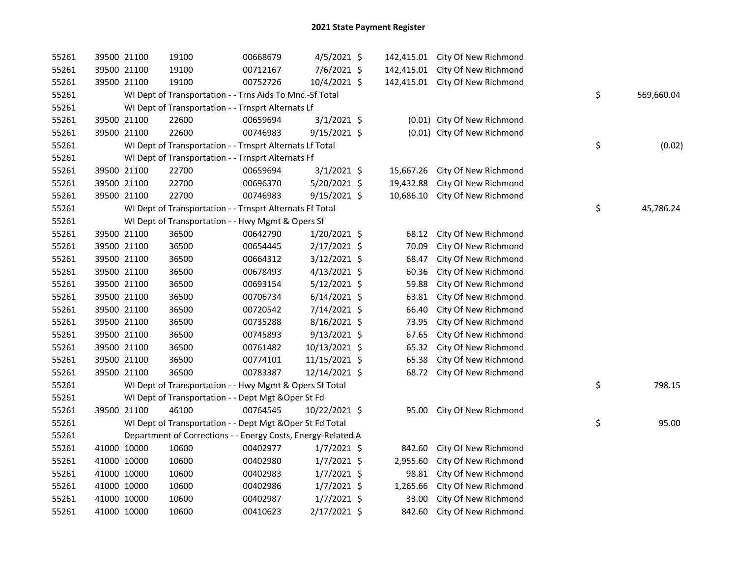# 2021 State Payment Register

| | | | | | | | | | |
|---|---|---|---|---|---|---|---|---|---|
| 55261 | 39500 | 21100 | 19100 | 00668679 | 4/5/2021 | $ | 142,415.01 | City Of New Richmond | |
| 55261 | 39500 | 21100 | 19100 | 00712167 | 7/6/2021 | $ | 142,415.01 | City Of New Richmond | |
| 55261 | 39500 | 21100 | 19100 | 00752726 | 10/4/2021 | $ | 142,415.01 | City Of New Richmond | |
| 55261 | | WI Dept of Transportation - - Trns Aids To Mnc.-Sf Total | | | | | | | $ 569,660.04 |
| 55261 | | WI Dept of Transportation - - Trnsprt Alternats Lf | | | | | | | |
| 55261 | 39500 | 21100 | 22600 | 00659694 | 3/1/2021 | $ | (0.01) | City Of New Richmond | |
| 55261 | 39500 | 21100 | 22600 | 00746983 | 9/15/2021 | $ | (0.01) | City Of New Richmond | |
| 55261 | | WI Dept of Transportation - - Trnsprt Alternats Lf Total | | | | | | | $ (0.02) |
| 55261 | | WI Dept of Transportation - - Trnsprt Alternats Ff | | | | | | | |
| 55261 | 39500 | 21100 | 22700 | 00659694 | 3/1/2021 | $ | 15,667.26 | City Of New Richmond | |
| 55261 | 39500 | 21100 | 22700 | 00696370 | 5/20/2021 | $ | 19,432.88 | City Of New Richmond | |
| 55261 | 39500 | 21100 | 22700 | 00746983 | 9/15/2021 | $ | 10,686.10 | City Of New Richmond | |
| 55261 | | WI Dept of Transportation - - Trnsprt Alternats Ff Total | | | | | | | $ 45,786.24 |
| 55261 | | WI Dept of Transportation - - Hwy Mgmt & Opers Sf | | | | | | | |
| 55261 | 39500 | 21100 | 36500 | 00642790 | 1/20/2021 | $ | 68.12 | City Of New Richmond | |
| 55261 | 39500 | 21100 | 36500 | 00654445 | 2/17/2021 | $ | 70.09 | City Of New Richmond | |
| 55261 | 39500 | 21100 | 36500 | 00664312 | 3/12/2021 | $ | 68.47 | City Of New Richmond | |
| 55261 | 39500 | 21100 | 36500 | 00678493 | 4/13/2021 | $ | 60.36 | City Of New Richmond | |
| 55261 | 39500 | 21100 | 36500 | 00693154 | 5/12/2021 | $ | 59.88 | City Of New Richmond | |
| 55261 | 39500 | 21100 | 36500 | 00706734 | 6/14/2021 | $ | 63.81 | City Of New Richmond | |
| 55261 | 39500 | 21100 | 36500 | 00720542 | 7/14/2021 | $ | 66.40 | City Of New Richmond | |
| 55261 | 39500 | 21100 | 36500 | 00735288 | 8/16/2021 | $ | 73.95 | City Of New Richmond | |
| 55261 | 39500 | 21100 | 36500 | 00745893 | 9/13/2021 | $ | 67.65 | City Of New Richmond | |
| 55261 | 39500 | 21100 | 36500 | 00761482 | 10/13/2021 | $ | 65.32 | City Of New Richmond | |
| 55261 | 39500 | 21100 | 36500 | 00774101 | 11/15/2021 | $ | 65.38 | City Of New Richmond | |
| 55261 | 39500 | 21100 | 36500 | 00783387 | 12/14/2021 | $ | 68.72 | City Of New Richmond | |
| 55261 | | WI Dept of Transportation - - Hwy Mgmt & Opers Sf Total | | | | | | | $ 798.15 |
| 55261 | | WI Dept of Transportation - - Dept Mgt &Oper St Fd | | | | | | | |
| 55261 | 39500 | 21100 | 46100 | 00764545 | 10/22/2021 | $ | 95.00 | City Of New Richmond | |
| 55261 | | WI Dept of Transportation - - Dept Mgt &Oper St Fd Total | | | | | | | $ 95.00 |
| 55261 | | Department of Corrections - - Energy Costs, Energy-Related A | | | | | | | |
| 55261 | 41000 | 10000 | 10600 | 00402977 | 1/7/2021 | $ | 842.60 | City Of New Richmond | |
| 55261 | 41000 | 10000 | 10600 | 00402980 | 1/7/2021 | $ | 2,955.60 | City Of New Richmond | |
| 55261 | 41000 | 10000 | 10600 | 00402983 | 1/7/2021 | $ | 98.81 | City Of New Richmond | |
| 55261 | 41000 | 10000 | 10600 | 00402986 | 1/7/2021 | $ | 1,265.66 | City Of New Richmond | |
| 55261 | 41000 | 10000 | 10600 | 00402987 | 1/7/2021 | $ | 33.00 | City Of New Richmond | |
| 55261 | 41000 | 10000 | 10600 | 00410623 | 2/17/2021 | $ | 842.60 | City Of New Richmond | |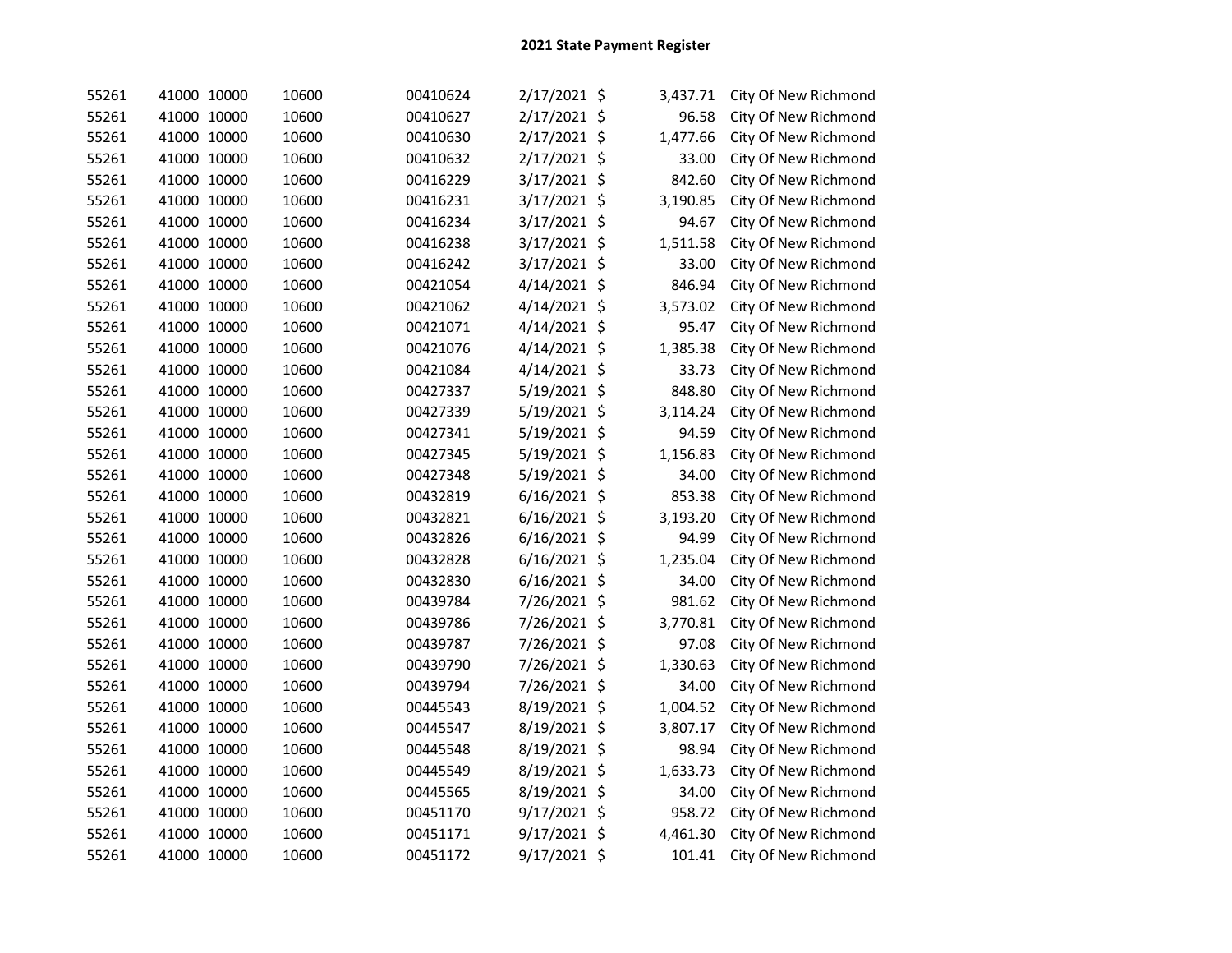# 2021 State Payment Register

| | | | | | | | | |
|---|---|---|---|---|---|---|---|---|
| 55261 | 41000 | 10000 | 10600 | 00410624 | 2/17/2021 | $ | 3,437.71 | City Of New Richmond |
| 55261 | 41000 | 10000 | 10600 | 00410627 | 2/17/2021 | $ | 96.58 | City Of New Richmond |
| 55261 | 41000 | 10000 | 10600 | 00410630 | 2/17/2021 | $ | 1,477.66 | City Of New Richmond |
| 55261 | 41000 | 10000 | 10600 | 00410632 | 2/17/2021 | $ | 33.00 | City Of New Richmond |
| 55261 | 41000 | 10000 | 10600 | 00416229 | 3/17/2021 | $ | 842.60 | City Of New Richmond |
| 55261 | 41000 | 10000 | 10600 | 00416231 | 3/17/2021 | $ | 3,190.85 | City Of New Richmond |
| 55261 | 41000 | 10000 | 10600 | 00416234 | 3/17/2021 | $ | 94.67 | City Of New Richmond |
| 55261 | 41000 | 10000 | 10600 | 00416238 | 3/17/2021 | $ | 1,511.58 | City Of New Richmond |
| 55261 | 41000 | 10000 | 10600 | 00416242 | 3/17/2021 | $ | 33.00 | City Of New Richmond |
| 55261 | 41000 | 10000 | 10600 | 00421054 | 4/14/2021 | $ | 846.94 | City Of New Richmond |
| 55261 | 41000 | 10000 | 10600 | 00421062 | 4/14/2021 | $ | 3,573.02 | City Of New Richmond |
| 55261 | 41000 | 10000 | 10600 | 00421071 | 4/14/2021 | $ | 95.47 | City Of New Richmond |
| 55261 | 41000 | 10000 | 10600 | 00421076 | 4/14/2021 | $ | 1,385.38 | City Of New Richmond |
| 55261 | 41000 | 10000 | 10600 | 00421084 | 4/14/2021 | $ | 33.73 | City Of New Richmond |
| 55261 | 41000 | 10000 | 10600 | 00427337 | 5/19/2021 | $ | 848.80 | City Of New Richmond |
| 55261 | 41000 | 10000 | 10600 | 00427339 | 5/19/2021 | $ | 3,114.24 | City Of New Richmond |
| 55261 | 41000 | 10000 | 10600 | 00427341 | 5/19/2021 | $ | 94.59 | City Of New Richmond |
| 55261 | 41000 | 10000 | 10600 | 00427345 | 5/19/2021 | $ | 1,156.83 | City Of New Richmond |
| 55261 | 41000 | 10000 | 10600 | 00427348 | 5/19/2021 | $ | 34.00 | City Of New Richmond |
| 55261 | 41000 | 10000 | 10600 | 00432819 | 6/16/2021 | $ | 853.38 | City Of New Richmond |
| 55261 | 41000 | 10000 | 10600 | 00432821 | 6/16/2021 | $ | 3,193.20 | City Of New Richmond |
| 55261 | 41000 | 10000 | 10600 | 00432826 | 6/16/2021 | $ | 94.99 | City Of New Richmond |
| 55261 | 41000 | 10000 | 10600 | 00432828 | 6/16/2021 | $ | 1,235.04 | City Of New Richmond |
| 55261 | 41000 | 10000 | 10600 | 00432830 | 6/16/2021 | $ | 34.00 | City Of New Richmond |
| 55261 | 41000 | 10000 | 10600 | 00439784 | 7/26/2021 | $ | 981.62 | City Of New Richmond |
| 55261 | 41000 | 10000 | 10600 | 00439786 | 7/26/2021 | $ | 3,770.81 | City Of New Richmond |
| 55261 | 41000 | 10000 | 10600 | 00439787 | 7/26/2021 | $ | 97.08 | City Of New Richmond |
| 55261 | 41000 | 10000 | 10600 | 00439790 | 7/26/2021 | $ | 1,330.63 | City Of New Richmond |
| 55261 | 41000 | 10000 | 10600 | 00439794 | 7/26/2021 | $ | 34.00 | City Of New Richmond |
| 55261 | 41000 | 10000 | 10600 | 00445543 | 8/19/2021 | $ | 1,004.52 | City Of New Richmond |
| 55261 | 41000 | 10000 | 10600 | 00445547 | 8/19/2021 | $ | 3,807.17 | City Of New Richmond |
| 55261 | 41000 | 10000 | 10600 | 00445548 | 8/19/2021 | $ | 98.94 | City Of New Richmond |
| 55261 | 41000 | 10000 | 10600 | 00445549 | 8/19/2021 | $ | 1,633.73 | City Of New Richmond |
| 55261 | 41000 | 10000 | 10600 | 00445565 | 8/19/2021 | $ | 34.00 | City Of New Richmond |
| 55261 | 41000 | 10000 | 10600 | 00451170 | 9/17/2021 | $ | 958.72 | City Of New Richmond |
| 55261 | 41000 | 10000 | 10600 | 00451171 | 9/17/2021 | $ | 4,461.30 | City Of New Richmond |
| 55261 | 41000 | 10000 | 10600 | 00451172 | 9/17/2021 | $ | 101.41 | City Of New Richmond |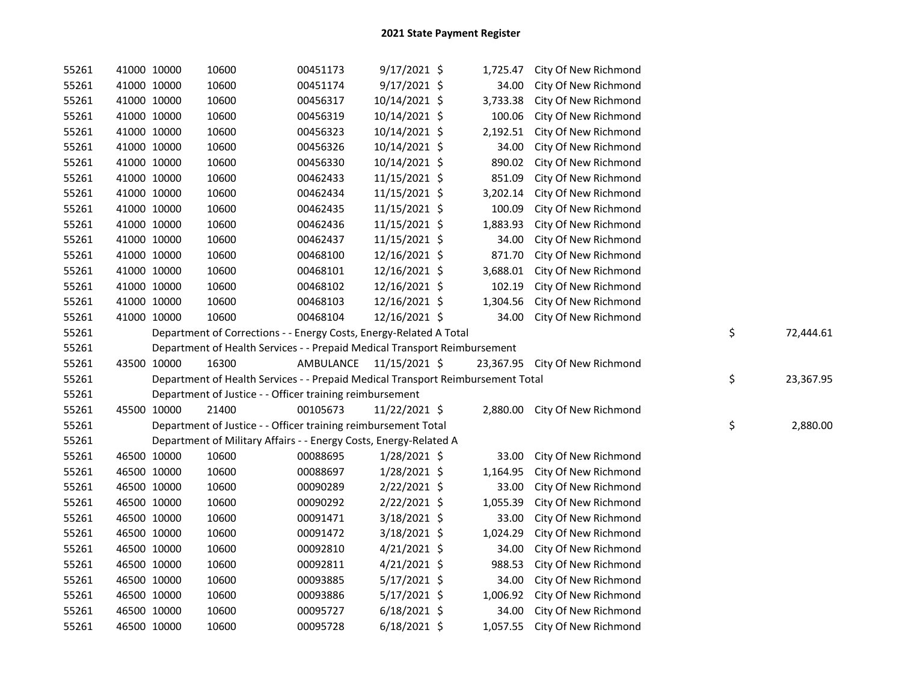# 2021 State Payment Register

| | | | | | | | | |
|---|---|---|---|---|---|---|---|---|
| 55261 | 41000 | 10000 | 10600 | 00451173 | 9/17/2021 | $ 1,725.47 | City Of New Richmond | |
| 55261 | 41000 | 10000 | 10600 | 00451174 | 9/17/2021 | $ 34.00 | City Of New Richmond | |
| 55261 | 41000 | 10000 | 10600 | 00456317 | 10/14/2021 | $ 3,733.38 | City Of New Richmond | |
| 55261 | 41000 | 10000 | 10600 | 00456319 | 10/14/2021 | $ 100.06 | City Of New Richmond | |
| 55261 | 41000 | 10000 | 10600 | 00456323 | 10/14/2021 | $ 2,192.51 | City Of New Richmond | |
| 55261 | 41000 | 10000 | 10600 | 00456326 | 10/14/2021 | $ 34.00 | City Of New Richmond | |
| 55261 | 41000 | 10000 | 10600 | 00456330 | 10/14/2021 | $ 890.02 | City Of New Richmond | |
| 55261 | 41000 | 10000 | 10600 | 00462433 | 11/15/2021 | $ 851.09 | City Of New Richmond | |
| 55261 | 41000 | 10000 | 10600 | 00462434 | 11/15/2021 | $ 3,202.14 | City Of New Richmond | |
| 55261 | 41000 | 10000 | 10600 | 00462435 | 11/15/2021 | $ 100.09 | City Of New Richmond | |
| 55261 | 41000 | 10000 | 10600 | 00462436 | 11/15/2021 | $ 1,883.93 | City Of New Richmond | |
| 55261 | 41000 | 10000 | 10600 | 00462437 | 11/15/2021 | $ 34.00 | City Of New Richmond | |
| 55261 | 41000 | 10000 | 10600 | 00468100 | 12/16/2021 | $ 871.70 | City Of New Richmond | |
| 55261 | 41000 | 10000 | 10600 | 00468101 | 12/16/2021 | $ 3,688.01 | City Of New Richmond | |
| 55261 | 41000 | 10000 | 10600 | 00468102 | 12/16/2021 | $ 102.19 | City Of New Richmond | |
| 55261 | 41000 | 10000 | 10600 | 00468103 | 12/16/2021 | $ 1,304.56 | City Of New Richmond | |
| 55261 | 41000 | 10000 | 10600 | 00468104 | 12/16/2021 | $ 34.00 | City Of New Richmond | |
| 55261 | Department of Corrections - - Energy Costs, Energy-Related A Total | | | | | | | $ 72,444.61 |
| 55261 | Department of Health Services - - Prepaid Medical Transport Reimbursement | | | | | | | |
| 55261 | 43500 | 10000 | 16300 | AMBULANCE | 11/15/2021 | $ 23,367.95 | City Of New Richmond | |
| 55261 | Department of Health Services - - Prepaid Medical Transport Reimbursement Total | | | | | | | $ 23,367.95 |
| 55261 | Department of Justice - - Officer training reimbursement | | | | | | | |
| 55261 | 45500 | 10000 | 21400 | 00105673 | 11/22/2021 | $ 2,880.00 | City Of New Richmond | |
| 55261 | Department of Justice - - Officer training reimbursement Total | | | | | | | $ 2,880.00 |
| 55261 | Department of Military Affairs - - Energy Costs, Energy-Related A | | | | | | | |
| 55261 | 46500 | 10000 | 10600 | 00088695 | 1/28/2021 | $ 33.00 | City Of New Richmond | |
| 55261 | 46500 | 10000 | 10600 | 00088697 | 1/28/2021 | $ 1,164.95 | City Of New Richmond | |
| 55261 | 46500 | 10000 | 10600 | 00090289 | 2/22/2021 | $ 33.00 | City Of New Richmond | |
| 55261 | 46500 | 10000 | 10600 | 00090292 | 2/22/2021 | $ 1,055.39 | City Of New Richmond | |
| 55261 | 46500 | 10000 | 10600 | 00091471 | 3/18/2021 | $ 33.00 | City Of New Richmond | |
| 55261 | 46500 | 10000 | 10600 | 00091472 | 3/18/2021 | $ 1,024.29 | City Of New Richmond | |
| 55261 | 46500 | 10000 | 10600 | 00092810 | 4/21/2021 | $ 34.00 | City Of New Richmond | |
| 55261 | 46500 | 10000 | 10600 | 00092811 | 4/21/2021 | $ 988.53 | City Of New Richmond | |
| 55261 | 46500 | 10000 | 10600 | 00093885 | 5/17/2021 | $ 34.00 | City Of New Richmond | |
| 55261 | 46500 | 10000 | 10600 | 00093886 | 5/17/2021 | $ 1,006.92 | City Of New Richmond | |
| 55261 | 46500 | 10000 | 10600 | 00095727 | 6/18/2021 | $ 34.00 | City Of New Richmond | |
| 55261 | 46500 | 10000 | 10600 | 00095728 | 6/18/2021 | $ 1,057.55 | City Of New Richmond | |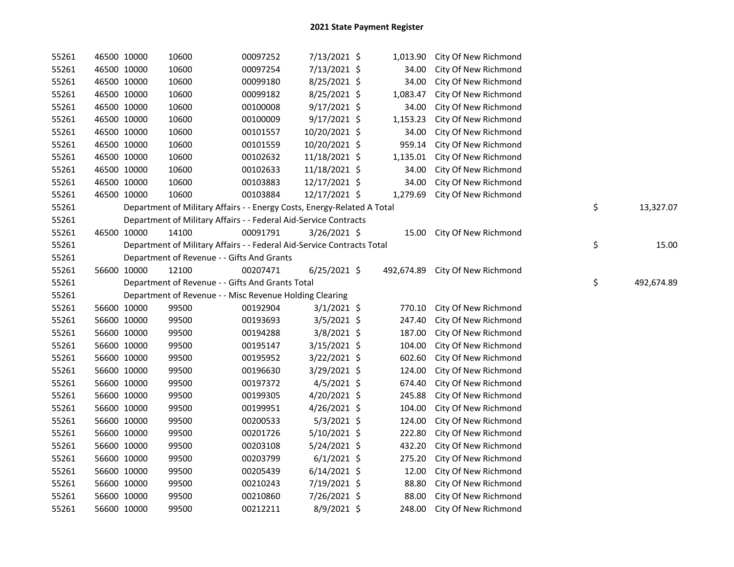# 2021 State Payment Register

| | | | | | | | | | |
|---|---|---|---|---|---|---|---|---|---|
| 55261 | 46500 | 10000 | 10600 | 00097252 | 7/13/2021 | $ | 1,013.90 | City Of New Richmond | |
| 55261 | 46500 | 10000 | 10600 | 00097254 | 7/13/2021 | $ | 34.00 | City Of New Richmond | |
| 55261 | 46500 | 10000 | 10600 | 00099180 | 8/25/2021 | $ | 34.00 | City Of New Richmond | |
| 55261 | 46500 | 10000 | 10600 | 00099182 | 8/25/2021 | $ | 1,083.47 | City Of New Richmond | |
| 55261 | 46500 | 10000 | 10600 | 00100008 | 9/17/2021 | $ | 34.00 | City Of New Richmond | |
| 55261 | 46500 | 10000 | 10600 | 00100009 | 9/17/2021 | $ | 1,153.23 | City Of New Richmond | |
| 55261 | 46500 | 10000 | 10600 | 00101557 | 10/20/2021 | $ | 34.00 | City Of New Richmond | |
| 55261 | 46500 | 10000 | 10600 | 00101559 | 10/20/2021 | $ | 959.14 | City Of New Richmond | |
| 55261 | 46500 | 10000 | 10600 | 00102632 | 11/18/2021 | $ | 1,135.01 | City Of New Richmond | |
| 55261 | 46500 | 10000 | 10600 | 00102633 | 11/18/2021 | $ | 34.00 | City Of New Richmond | |
| 55261 | 46500 | 10000 | 10600 | 00103883 | 12/17/2021 | $ | 34.00 | City Of New Richmond | |
| 55261 | 46500 | 10000 | 10600 | 00103884 | 12/17/2021 | $ | 1,279.69 | City Of New Richmond | |
| 55261 | | Department of Military Affairs - - Energy Costs, Energy-Related A Total | | | | | | | $ 13,327.07 |
| 55261 | | Department of Military Affairs - - Federal Aid-Service Contracts | | | | | | | |
| 55261 | 46500 | 10000 | 14100 | 00091791 | 3/26/2021 | $ | 15.00 | City Of New Richmond | |
| 55261 | | Department of Military Affairs - - Federal Aid-Service Contracts Total | | | | | | | $ 15.00 |
| 55261 | | Department of Revenue - - Gifts And Grants | | | | | | | |
| 55261 | 56600 | 10000 | 12100 | 00207471 | 6/25/2021 | $ | 492,674.89 | City Of New Richmond | |
| 55261 | | Department of Revenue - - Gifts And Grants Total | | | | | | | $ 492,674.89 |
| 55261 | | Department of Revenue - - Misc Revenue Holding Clearing | | | | | | | |
| 55261 | 56600 | 10000 | 99500 | 00192904 | 3/1/2021 | $ | 770.10 | City Of New Richmond | |
| 55261 | 56600 | 10000 | 99500 | 00193693 | 3/5/2021 | $ | 247.40 | City Of New Richmond | |
| 55261 | 56600 | 10000 | 99500 | 00194288 | 3/8/2021 | $ | 187.00 | City Of New Richmond | |
| 55261 | 56600 | 10000 | 99500 | 00195147 | 3/15/2021 | $ | 104.00 | City Of New Richmond | |
| 55261 | 56600 | 10000 | 99500 | 00195952 | 3/22/2021 | $ | 602.60 | City Of New Richmond | |
| 55261 | 56600 | 10000 | 99500 | 00196630 | 3/29/2021 | $ | 124.00 | City Of New Richmond | |
| 55261 | 56600 | 10000 | 99500 | 00197372 | 4/5/2021 | $ | 674.40 | City Of New Richmond | |
| 55261 | 56600 | 10000 | 99500 | 00199305 | 4/20/2021 | $ | 245.88 | City Of New Richmond | |
| 55261 | 56600 | 10000 | 99500 | 00199951 | 4/26/2021 | $ | 104.00 | City Of New Richmond | |
| 55261 | 56600 | 10000 | 99500 | 00200533 | 5/3/2021 | $ | 124.00 | City Of New Richmond | |
| 55261 | 56600 | 10000 | 99500 | 00201726 | 5/10/2021 | $ | 222.80 | City Of New Richmond | |
| 55261 | 56600 | 10000 | 99500 | 00203108 | 5/24/2021 | $ | 432.20 | City Of New Richmond | |
| 55261 | 56600 | 10000 | 99500 | 00203799 | 6/1/2021 | $ | 275.20 | City Of New Richmond | |
| 55261 | 56600 | 10000 | 99500 | 00205439 | 6/14/2021 | $ | 12.00 | City Of New Richmond | |
| 55261 | 56600 | 10000 | 99500 | 00210243 | 7/19/2021 | $ | 88.80 | City Of New Richmond | |
| 55261 | 56600 | 10000 | 99500 | 00210860 | 7/26/2021 | $ | 88.00 | City Of New Richmond | |
| 55261 | 56600 | 10000 | 99500 | 00212211 | 8/9/2021 | $ | 248.00 | City Of New Richmond | |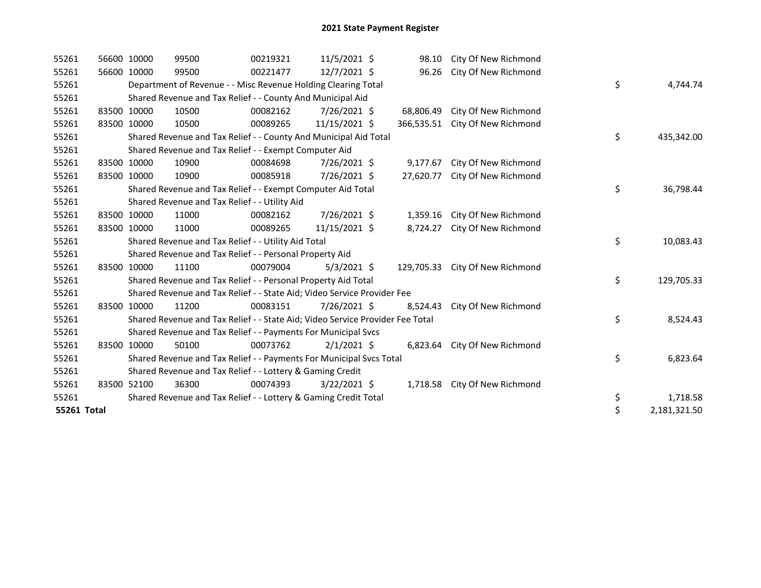# 2021 State Payment Register

| | | | | | | | | | |
|---|---|---|---|---|---|---|---|---|---|
| 55261 | 56600 | 10000 | 99500 | 00219321 | 11/5/2021 | $ 98.10 | City Of New Richmond | | |
| 55261 | 56600 | 10000 | 99500 | 00221477 | 12/7/2021 | $ 96.26 | City Of New Richmond | | |
| 55261 | | Department of Revenue - - Misc Revenue Holding Clearing Total | | | | | | $ | 4,744.74 |
| 55261 | | Shared Revenue and Tax Relief - - County And Municipal Aid | | | | | | | |
| 55261 | 83500 | 10000 | 10500 | 00082162 | 7/26/2021 | $ 68,806.49 | City Of New Richmond | | |
| 55261 | 83500 | 10000 | 10500 | 00089265 | 11/15/2021 | $ 366,535.51 | City Of New Richmond | | |
| 55261 | | Shared Revenue and Tax Relief - - County And Municipal Aid Total | | | | | | $ | 435,342.00 |
| 55261 | | Shared Revenue and Tax Relief - - Exempt Computer Aid | | | | | | | |
| 55261 | 83500 | 10000 | 10900 | 00084698 | 7/26/2021 | $ 9,177.67 | City Of New Richmond | | |
| 55261 | 83500 | 10000 | 10900 | 00085918 | 7/26/2021 | $ 27,620.77 | City Of New Richmond | | |
| 55261 | | Shared Revenue and Tax Relief - - Exempt Computer Aid Total | | | | | | $ | 36,798.44 |
| 55261 | | Shared Revenue and Tax Relief - - Utility Aid | | | | | | | |
| 55261 | 83500 | 10000 | 11000 | 00082162 | 7/26/2021 | $ 1,359.16 | City Of New Richmond | | |
| 55261 | 83500 | 10000 | 11000 | 00089265 | 11/15/2021 | $ 8,724.27 | City Of New Richmond | | |
| 55261 | | Shared Revenue and Tax Relief - - Utility Aid Total | | | | | | $ | 10,083.43 |
| 55261 | | Shared Revenue and Tax Relief - - Personal Property Aid | | | | | | | |
| 55261 | 83500 | 10000 | 11100 | 00079004 | 5/3/2021 | $ 129,705.33 | City Of New Richmond | | |
| 55261 | | Shared Revenue and Tax Relief - - Personal Property Aid Total | | | | | | $ | 129,705.33 |
| 55261 | | Shared Revenue and Tax Relief - - State Aid; Video Service Provider Fee | | | | | | | |
| 55261 | 83500 | 10000 | 11200 | 00083151 | 7/26/2021 | $ 8,524.43 | City Of New Richmond | | |
| 55261 | | Shared Revenue and Tax Relief - - State Aid; Video Service Provider Fee Total | | | | | | $ | 8,524.43 |
| 55261 | | Shared Revenue and Tax Relief - - Payments For Municipal Svcs | | | | | | | |
| 55261 | 83500 | 10000 | 50100 | 00073762 | 2/1/2021 | $ 6,823.64 | City Of New Richmond | | |
| 55261 | | Shared Revenue and Tax Relief - - Payments For Municipal Svcs Total | | | | | | $ | 6,823.64 |
| 55261 | | Shared Revenue and Tax Relief - - Lottery & Gaming Credit | | | | | | | |
| 55261 | 83500 | 52100 | 36300 | 00074393 | 3/22/2021 | $ 1,718.58 | City Of New Richmond | | |
| 55261 | | Shared Revenue and Tax Relief - - Lottery & Gaming Credit Total | | | | | | $ | 1,718.58 |
| **55261 Total** | | | | | | | | $ | 2,181,321.50 |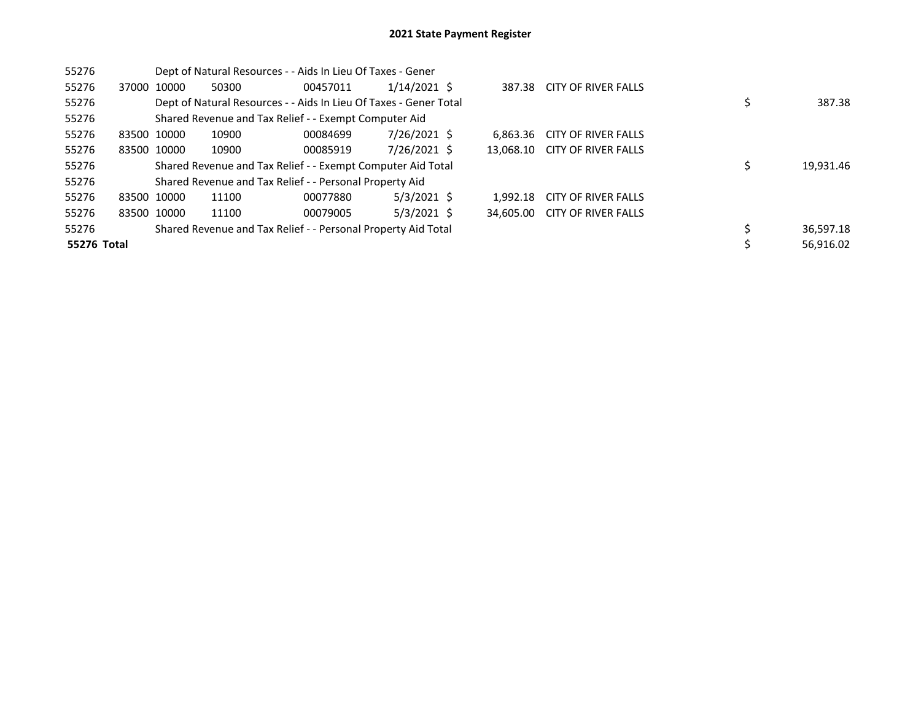## 2021 State Payment Register

| | | | | | | | | | |
|---|---|---|---|---|---|---|---|---|---|
| 55276 | | Dept of Natural Resources - - Aids In Lieu Of Taxes - Gener | | | | | | | |
| 55276 | 37000 | 10000 | 50300 | 00457011 | 1/14/2021 | $ 387.38 | CITY OF RIVER FALLS | | |
| 55276 | | Dept of Natural Resources - - Aids In Lieu Of Taxes - Gener Total | | | | | | $ | 387.38 |
| 55276 | | Shared Revenue and Tax Relief - - Exempt Computer Aid | | | | | | | |
| 55276 | 83500 | 10000 | 10900 | 00084699 | 7/26/2021 | $ 6,863.36 | CITY OF RIVER FALLS | | |
| 55276 | 83500 | 10000 | 10900 | 00085919 | 7/26/2021 | $ 13,068.10 | CITY OF RIVER FALLS | | |
| 55276 | | Shared Revenue and Tax Relief - - Exempt Computer Aid Total | | | | | | $ | 19,931.46 |
| 55276 | | Shared Revenue and Tax Relief - - Personal Property Aid | | | | | | | |
| 55276 | 83500 | 10000 | 11100 | 00077880 | 5/3/2021 | $ 1,992.18 | CITY OF RIVER FALLS | | |
| 55276 | 83500 | 10000 | 11100 | 00079005 | 5/3/2021 | $ 34,605.00 | CITY OF RIVER FALLS | | |
| 55276 | | Shared Revenue and Tax Relief - - Personal Property Aid Total | | | | | | $ | 36,597.18 |
| **55276 Total** | | | | | | | | $ | 56,916.02 |